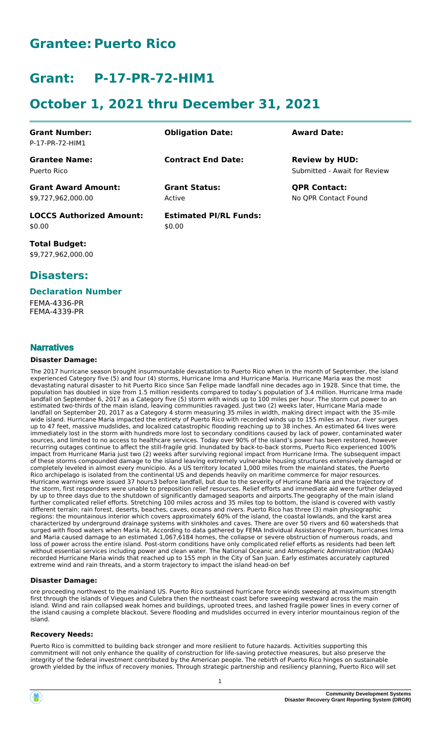# Grantee: Puerto Rico

# Grant: P-17-PR-72-HIM1

# October 1, 2021 thru December 31, 2021

| **Grant Number:** | **Obligation Date:** | **Award Date:** |
|---|---|---|
| P-17-PR-72-HIM1 | | |
| **Grantee Name:** | **Contract End Date:** | **Review by HUD:** |
| Puerto Rico | | Submitted - Await for Review |
| **Grant Award Amount:** | **Grant Status:** | **QPR Contact:** |
| $9,727,962,000.00 | Active | No QPR Contact Found |
| **LOCCS Authorized Amount:** | **Estimated PI/RL Funds:** | |
| $0.00 | $0.00 | |

**Total Budget:**
$9,727,962,000.00

## Disasters:

### Declaration Number

FEMA-4336-PR
FEMA-4339-PR

## Narratives

#### Disaster Damage:

The 2017 hurricane season brought insurmountable devastation to Puerto Rico when in the month of September, the island experienced Category five (5) and four (4) storms, Hurricane Irma and Hurricane Maria. Hurricane Maria was the most devastating natural disaster to hit Puerto Rico since San Felipe made landfall nine decades ago in 1928. Since that time, the population has doubled in size from 1.5 million residents compared to today's population of 3.4 million. Hurricane Irma made landfall on September 6, 2017 as a Category five (5) storm with winds up to 100 miles per hour. The storm cut power to an estimated two-thirds of the main island, leaving communities ravaged. Just two (2) weeks later, Hurricane Maria made landfall on September 20, 2017 as a Category 4 storm measuring 35 miles in width, making direct impact with the 35-mile wide island. Hurricane Maria impacted the entirety of Puerto Rico with recorded winds up to 155 miles an hour, river surges up to 47 feet, massive mudslides, and localized catastrophic flooding reaching up to 38 inches. An estimated 64 lives were immediately lost in the storm with hundreds more lost to secondary conditions caused by lack of power, contaminated water sources, and limited to no access to healthcare services. Today over 90% of the island's power has been restored, however recurring outages continue to affect the still-fragile grid. Inundated by back-to-back storms, Puerto Rico experienced 100% impact from Hurricane Maria just two (2) weeks after surviving regional impact from Hurricane Irma. The subsequent impact of these storms compounded damage to the island leaving extremely vulnerable housing structures extensively damaged or completely leveled in almost every municipio. As a US territory located 1,000 miles from the mainland states, the Puerto Rico archipelago is isolated from the continental US and depends heavily on maritime commerce for major resources. Hurricane warnings were issued 37 hours3 before landfall, but due to the severity of Hurricane Maria and the trajectory of the storm, first responders were unable to preposition relief resources. Relief efforts and immediate aid were further delayed by up to three days due to the shutdown of significantly damaged seaports and airports.The geography of the main island further complicated relief efforts. Stretching 100 miles across and 35 miles top to bottom, the island is covered with vastly different terrain: rain forest, deserts, beaches, caves, oceans and rivers. Puerto Rico has three (3) main physiographic regions: the mountainous interior which covers approximately 60% of the island, the coastal lowlands, and the karst area characterized by underground drainage systems with sinkholes and caves. There are over 50 rivers and 60 watersheds that surged with flood waters when Maria hit. According to data gathered by FEMA Individual Assistance Program, hurricanes Irma and Maria caused damage to an estimated 1,067,6184 homes, the collapse or severe obstruction of numerous roads, and loss of power across the entire island. Post-storm conditions have only complicated relief efforts as residents had been left without essential services including power and clean water. The National Oceanic and Atmospheric Administration (NOAA) recorded Hurricane Maria winds that reached up to 155 mph in the City of San Juan. Early estimates accurately captured extreme wind and rain threats, and a storm trajectory to impact the island head-on bef

#### Disaster Damage:

ore proceeding northwest to the mainland US. Puerto Rico sustained hurricane force winds sweeping at maximum strength first through the islands of Vieques and Culebra then the northeast coast before sweeping westward across the main island. Wind and rain collapsed weak homes and buildings, uprooted trees, and lashed fragile power lines in every corner of the island causing a complete blackout. Severe flooding and mudslides occurred in every interior mountainous region of the island.

#### Recovery Needs:

Puerto Rico is committed to building back stronger and more resilient to future hazards. Activities supporting this commitment will not only enhance the quality of construction for life-saving protective measures, but also preserve the integrity of the federal investment contributed by the American people. The rebirth of Puerto Rico hinges on sustainable growth yielded by the influx of recovery monies. Through strategic partnership and resiliency planning, Puerto Rico will set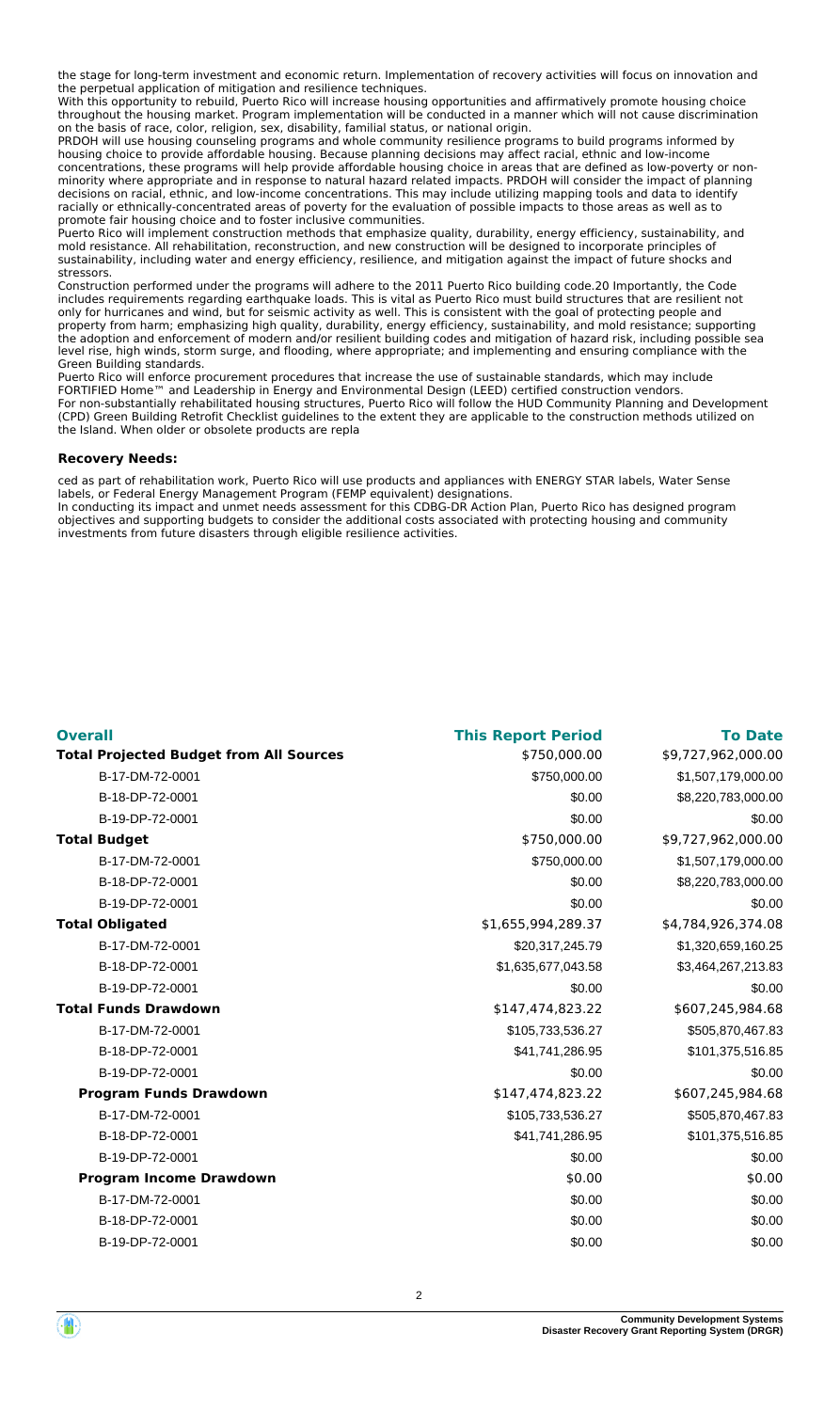the stage for long-term investment and economic return. Implementation of recovery activities will focus on innovation and the perpetual application of mitigation and resilience techniques.

With this opportunity to rebuild, Puerto Rico will increase housing opportunities and affirmatively promote housing choice throughout the housing market. Program implementation will be conducted in a manner which will not cause discrimination on the basis of race, color, religion, sex, disability, familial status, or national origin.

PRDOH will use housing counseling programs and whole community resilience programs to build programs informed by housing choice to provide affordable housing. Because planning decisions may affect racial, ethnic and low-income concentrations, these programs will help provide affordable housing choice in areas that are defined as low-poverty or non-minority where appropriate and in response to natural hazard related impacts. PRDOH will consider the impact of planning decisions on racial, ethnic, and low-income concentrations. This may include utilizing mapping tools and data to identify racially or ethnically-concentrated areas of poverty for the evaluation of possible impacts to those areas as well as to promote fair housing choice and to foster inclusive communities.

Puerto Rico will implement construction methods that emphasize quality, durability, energy efficiency, sustainability, and mold resistance. All rehabilitation, reconstruction, and new construction will be designed to incorporate principles of sustainability, including water and energy efficiency, resilience, and mitigation against the impact of future shocks and stressors.

Construction performed under the programs will adhere to the 2011 Puerto Rico building code.20 Importantly, the Code includes requirements regarding earthquake loads. This is vital as Puerto Rico must build structures that are resilient not only for hurricanes and wind, but for seismic activity as well. This is consistent with the goal of protecting people and property from harm; emphasizing high quality, durability, energy efficiency, sustainability, and mold resistance; supporting the adoption and enforcement of modern and/or resilient building codes and mitigation of hazard risk, including possible sea level rise, high winds, storm surge, and flooding, where appropriate; and implementing and ensuring compliance with the Green Building standards.

Puerto Rico will enforce procurement procedures that increase the use of sustainable standards, which may include FORTIFIED Home™ and Leadership in Energy and Environmental Design (LEED) certified construction vendors.

For non-substantially rehabilitated housing structures, Puerto Rico will follow the HUD Community Planning and Development (CPD) Green Building Retrofit Checklist guidelines to the extent they are applicable to the construction methods utilized on the Island. When older or obsolete products are repla

**Recovery Needs:**

ced as part of rehabilitation work, Puerto Rico will use products and appliances with ENERGY STAR labels, Water Sense labels, or Federal Energy Management Program (FEMP equivalent) designations.

In conducting its impact and unmet needs assessment for this CDBG-DR Action Plan, Puerto Rico has designed program objectives and supporting budgets to consider the additional costs associated with protecting housing and community investments from future disasters through eligible resilience activities.

| Overall | This Report Period | To Date |
| --- | --- | --- |
| **Total Projected Budget from All Sources** | $750,000.00 | $9,727,962,000.00 |
| B-17-DM-72-0001 | $750,000.00 | $1,507,179,000.00 |
| B-18-DP-72-0001 | $0.00 | $8,220,783,000.00 |
| B-19-DP-72-0001 | $0.00 | $0.00 |
| **Total Budget** | $750,000.00 | $9,727,962,000.00 |
| B-17-DM-72-0001 | $750,000.00 | $1,507,179,000.00 |
| B-18-DP-72-0001 | $0.00 | $8,220,783,000.00 |
| B-19-DP-72-0001 | $0.00 | $0.00 |
| **Total Obligated** | $1,655,994,289.37 | $4,784,926,374.08 |
| B-17-DM-72-0001 | $20,317,245.79 | $1,320,659,160.25 |
| B-18-DP-72-0001 | $1,635,677,043.58 | $3,464,267,213.83 |
| B-19-DP-72-0001 | $0.00 | $0.00 |
| **Total Funds Drawdown** | $147,474,823.22 | $607,245,984.68 |
| B-17-DM-72-0001 | $105,733,536.27 | $505,870,467.83 |
| B-18-DP-72-0001 | $41,741,286.95 | $101,375,516.85 |
| B-19-DP-72-0001 | $0.00 | $0.00 |
| **Program Funds Drawdown** | $147,474,823.22 | $607,245,984.68 |
| B-17-DM-72-0001 | $105,733,536.27 | $505,870,467.83 |
| B-18-DP-72-0001 | $41,741,286.95 | $101,375,516.85 |
| B-19-DP-72-0001 | $0.00 | $0.00 |
| **Program Income Drawdown** | $0.00 | $0.00 |
| B-17-DM-72-0001 | $0.00 | $0.00 |
| B-18-DP-72-0001 | $0.00 | $0.00 |
| B-19-DP-72-0001 | $0.00 | $0.00 |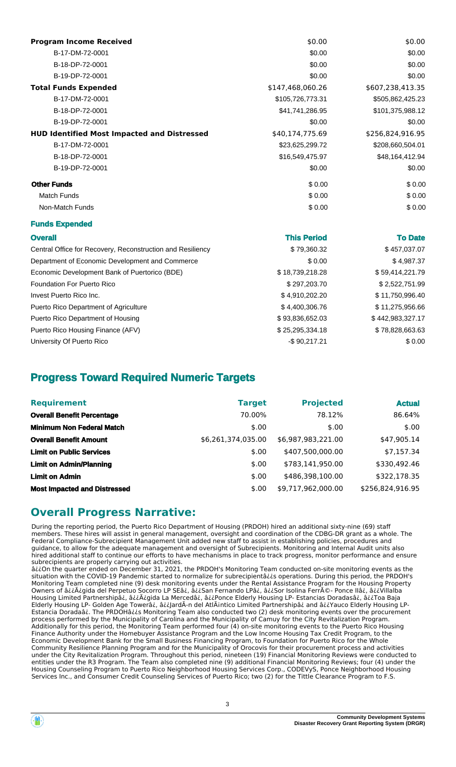| | | |
|---|---|---|
| **Program Income Received** | $0.00 | $0.00 |
| B-17-DM-72-0001 | $0.00 | $0.00 |
| B-18-DP-72-0001 | $0.00 | $0.00 |
| B-19-DP-72-0001 | $0.00 | $0.00 |
| **Total Funds Expended** | $147,468,060.26 | $607,238,413.35 |
| B-17-DM-72-0001 | $105,726,773.31 | $505,862,425.23 |
| B-18-DP-72-0001 | $41,741,286.95 | $101,375,988.12 |
| B-19-DP-72-0001 | $0.00 | $0.00 |
| **HUD Identified Most Impacted and Distressed** | $40,174,775.69 | $256,824,916.95 |
| B-17-DM-72-0001 | $23,625,299.72 | $208,660,504.01 |
| B-18-DP-72-0001 | $16,549,475.97 | $48,164,412.94 |
| B-19-DP-72-0001 | $0.00 | $0.00 |
| **Other Funds** | $ 0.00 | $ 0.00 |
| Match Funds | $ 0.00 | $ 0.00 |
| Non-Match Funds | $ 0.00 | $ 0.00 |

**Funds Expended**

| Overall | This Period | To Date |
|---|---|---|
| Central Office for Recovery, Reconstruction and Resiliency | $ 79,360.32 | $ 457,037.07 |
| Department of Economic Development and Commerce | $ 0.00 | $ 4,987.37 |
| Economic Development Bank of Puertorico (BDE) | $ 18,739,218.28 | $ 59,414,221.79 |
| Foundation For Puerto Rico | $ 297,203.70 | $ 2,522,751.99 |
| Invest Puerto Rico Inc. | $ 4,910,202.20 | $ 11,750,996.40 |
| Puerto Rico Department of Agriculture | $ 4,400,306.76 | $ 11,275,956.66 |
| Puerto Rico Department of Housing | $ 93,836,652.03 | $ 442,983,327.17 |
| Puerto Rico Housing Finance (AFV) | $ 25,295,334.18 | $ 78,828,663.63 |
| University Of Puerto Rico | -$ 90,217.21 | $ 0.00 |

# Progress Toward Required Numeric Targets

| Requirement | Target | Projected | Actual |
|---|---|---|---|
| **Overall Benefit Percentage** | 70.00% | 78.12% | 86.64% |
| **Minimum Non Federal Match** | $.00 | $.00 | $.00 |
| **Overall Benefit Amount** | $6,261,374,035.00 | $6,987,983,221.00 | $47,905.14 |
| **Limit on Public Services** | $.00 | $407,500,000.00 | $7,157.34 |
| **Limit on Admin/Planning** | $.00 | $783,141,950.00 | $330,492.46 |
| **Limit on Admin** | $.00 | $486,398,100.00 | $322,178.35 |
| **Most Impacted and Distressed** | $.00 | $9,717,962,000.00 | $256,824,916.95 |

# Overall Progress Narrative:

During the reporting period, the Puerto Rico Department of Housing (PRDOH) hired an additional sixty-nine (69) staff members. These hires will assist in general management, oversight and coordination of the CDBG-DR grant as a whole. The Federal Compliance-Subrecipient Management Unit added new staff to assist in establishing policies, procedures and guidance, to allow for the adequate management and oversight of Subrecipients. Monitoring and Internal Audit units also hired additional staff to continue our efforts to have mechanisms in place to track progress, monitor performance and ensure subrecipients are properly carrying out activities.

â¿¿On the quarter ended on December 31, 2021, the PRDOH's Monitoring Team conducted on-site monitoring events as the situation with the COVID-19 Pandemic started to normalize for subrecipientâ¿¿s operations. During this period, the PRDOH's Monitoring Team completed nine (9) desk monitoring events under the Rental Assistance Program for the Housing Property Owners of â¿¿Ã¿gida del Perpetuo Socorro LP SEâ¿, â¿¿San Fernando LPâ¿, â¿¿Sor Isolina FerrÃ©- Ponce IIâ¿, â¿¿Villalba Housing Limited Partnershipâ¿, â¿¿Ã¿gida La Mercedâ¿, â¿¿Ponce Elderly Housing LP- Estancias Doradasâ¿, â¿¿Toa Baja Elderly Housing LP- Golden Age Towerâ¿, â¿¿JardÃ-n del AtlÃ¡ntico Limited Partnershipâ¿ and â¿¿Yauco Elderly Housing LP- Estancia Doradaâ¿. The PRDOHâ¿¿s Monitoring Team also conducted two (2) desk monitoring events over the procurement process performed by the Municipality of Carolina and the Municipality of Camuy for the City Revitalization Program. Additionally for this period, the Monitoring Team performed four (4) on-site monitoring events to the Puerto Rico Housing Finance Authority under the Homebuyer Assistance Program and the Low Income Housing Tax Credit Program, to the Economic Development Bank for the Small Business Financing Program, to Foundation for Puerto Rico for the Whole Community Resilience Planning Program and for the Municipality of Orocovis for their procurement process and activities under the City Revitalization Program. Throughout this period, nineteen (19) Financial Monitoring Reviews were conducted to entities under the R3 Program. The Team also completed nine (9) additional Financial Monitoring Reviews; four (4) under the Housing Counseling Program to Puerto Rico Neighborhood Housing Services Corp., CODEVyS, Ponce Neighborhood Housing Services Inc., and Consumer Credit Counseling Services of Puerto Rico; two (2) for the Tittle Clearance Program to F.S.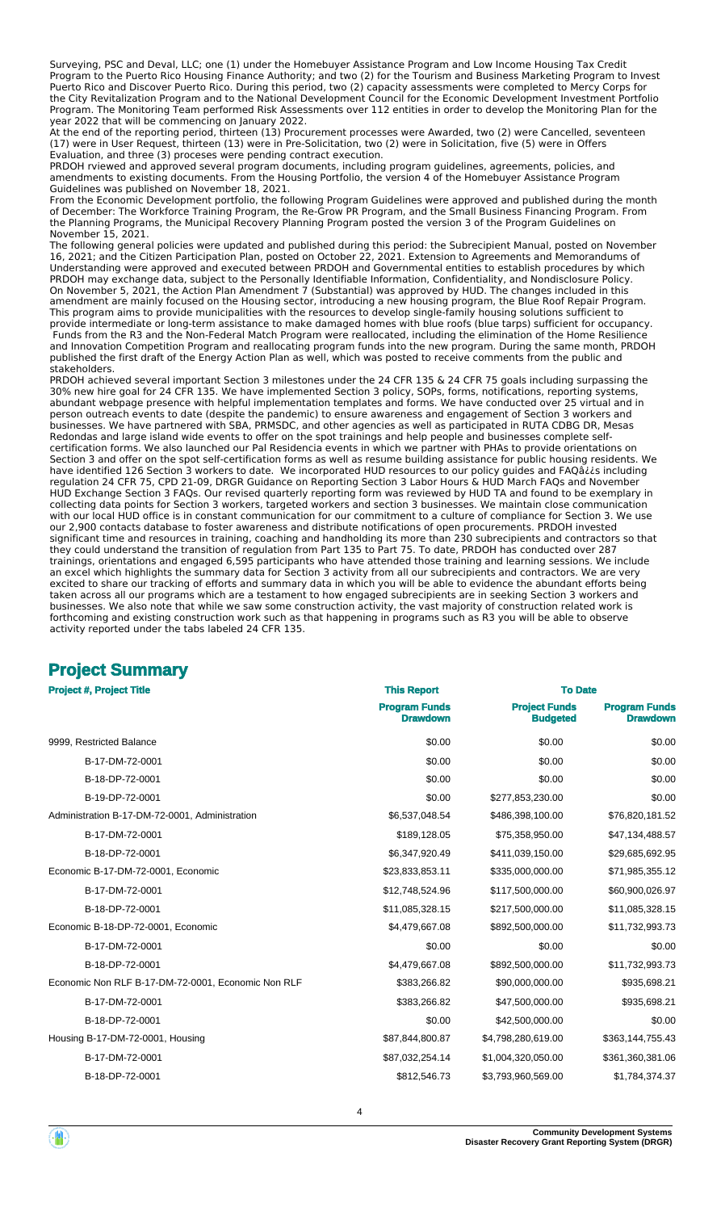Surveying, PSC and Deval, LLC; one (1) under the Homebuyer Assistance Program and Low Income Housing Tax Credit Program to the Puerto Rico Housing Finance Authority; and two (2) for the Tourism and Business Marketing Program to Invest Puerto Rico and Discover Puerto Rico. During this period, two (2) capacity assessments were completed to Mercy Corps for the City Revitalization Program and to the National Development Council for the Economic Development Investment Portfolio Program. The Monitoring Team performed Risk Assessments over 112 entities in order to develop the Monitoring Plan for the year 2022 that will be commencing on January 2022.

At the end of the reporting period, thirteen (13) Procurement processes were Awarded, two (2) were Cancelled, seventeen (17) were in User Request, thirteen (13) were in Pre-Solicitation, two (2) were in Solicitation, five (5) were in Offers Evaluation, and three (3) proceses were pending contract execution.

PRDOH rviewed and approved several program documents, including program guidelines, agreements, policies, and amendments to existing documents. From the Housing Portfolio, the version 4 of the Homebuyer Assistance Program Guidelines was published on November 18, 2021.

From the Economic Development portfolio, the following Program Guidelines were approved and published during the month of December: The Workforce Training Program, the Re-Grow PR Program, and the Small Business Financing Program. From the Planning Programs, the Municipal Recovery Planning Program posted the version 3 of the Program Guidelines on November 15, 2021.

The following general policies were updated and published during this period: the Subrecipient Manual, posted on November 16, 2021; and the Citizen Participation Plan, posted on October 22, 2021. Extension to Agreements and Memorandums of Understanding were approved and executed between PRDOH and Governmental entities to establish procedures by which PRDOH may exchange data, subject to the Personally Identifiable Information, Confidentiality, and Nondisclosure Policy.

On November 5, 2021, the Action Plan Amendment 7 (Substantial) was approved by HUD. The changes included in this amendment are mainly focused on the Housing sector, introducing a new housing program, the Blue Roof Repair Program. This program aims to provide municipalities with the resources to develop single-family housing solutions sufficient to provide intermediate or long-term assistance to make damaged homes with blue roofs (blue tarps) sufficient for occupancy. Funds from the R3 and the Non-Federal Match Program were reallocated, including the elimination of the Home Resilience and Innovation Competition Program and reallocating program funds into the new program. During the same month, PRDOH published the first draft of the Energy Action Plan as well, which was posted to receive comments from the public and stakeholders.

PRDOH achieved several important Section 3 milestones under the 24 CFR 135 & 24 CFR 75 goals including surpassing the 30% new hire goal for 24 CFR 135. We have implemented Section 3 policy, SOPs, forms, notifications, reporting systems, abundant webpage presence with helpful implementation templates and forms. We have conducted over 25 virtual and in person outreach events to date (despite the pandemic) to ensure awareness and engagement of Section 3 workers and businesses. We have partnered with SBA, PRMSDC, and other agencies as well as participated in RUTA CDBG DR, Mesas Redondas and large island wide events to offer on the spot trainings and help people and businesses complete self-certification forms. We also launched our Pal Residencia events in which we partner with PHAs to provide orientations on Section 3 and offer on the spot self-certification forms as well as resume building assistance for public housing residents. We have identified 126 Section 3 workers to date. We incorporated HUD resources to our policy guides and FAQâ¿¿s including regulation 24 CFR 75, CPD 21-09, DRGR Guidance on Reporting Section 3 Labor Hours & HUD March FAQs and November HUD Exchange Section 3 FAQs. Our revised quarterly reporting form was reviewed by HUD TA and found to be exemplary in collecting data points for Section 3 workers, targeted workers and section 3 businesses. We maintain close communication with our local HUD office is in constant communication for our commitment to a culture of compliance for Section 3. We use our 2,900 contacts database to foster awareness and distribute notifications of open procurements. PRDOH invested significant time and resources in training, coaching and handholding its more than 230 subrecipients and contractors so that they could understand the transition of regulation from Part 135 to Part 75. To date, PRDOH has conducted over 287 trainings, orientations and engaged 6,595 participants who have attended those training and learning sessions. We include an excel which highlights the summary data for Section 3 activity from all our subrecipients and contractors. We are very excited to share our tracking of efforts and summary data in which you will be able to evidence the abundant efforts being taken across all our programs which are a testament to how engaged subrecipients are in seeking Section 3 workers and businesses. We also note that while we saw some construction activity, the vast majority of construction related work is forthcoming and existing construction work such as that happening in programs such as R3 you will be able to observe activity reported under the tabs labeled 24 CFR 135.

## Project Summary

| Project #, Project Title | This Report | To Date | |
|---|---|---|---|
| | **Program Funds Drawdown** | **Project Funds Budgeted** | **Program Funds Drawdown** |
| 9999, Restricted Balance | $0.00 | $0.00 | $0.00 |
| B-17-DM-72-0001 | $0.00 | $0.00 | $0.00 |
| B-18-DP-72-0001 | $0.00 | $0.00 | $0.00 |
| B-19-DP-72-0001 | $0.00 | $277,853,230.00 | $0.00 |
| Administration B-17-DM-72-0001, Administration | $6,537,048.54 | $486,398,100.00 | $76,820,181.52 |
| B-17-DM-72-0001 | $189,128.05 | $75,358,950.00 | $47,134,488.57 |
| B-18-DP-72-0001 | $6,347,920.49 | $411,039,150.00 | $29,685,692.95 |
| Economic B-17-DM-72-0001, Economic | $23,833,853.11 | $335,000,000.00 | $71,985,355.12 |
| B-17-DM-72-0001 | $12,748,524.96 | $117,500,000.00 | $60,900,026.97 |
| B-18-DP-72-0001 | $11,085,328.15 | $217,500,000.00 | $11,085,328.15 |
| Economic B-18-DP-72-0001, Economic | $4,479,667.08 | $892,500,000.00 | $11,732,993.73 |
| B-17-DM-72-0001 | $0.00 | $0.00 | $0.00 |
| B-18-DP-72-0001 | $4,479,667.08 | $892,500,000.00 | $11,732,993.73 |
| Economic Non RLF B-17-DM-72-0001, Economic Non RLF | $383,266.82 | $90,000,000.00 | $935,698.21 |
| B-17-DM-72-0001 | $383,266.82 | $47,500,000.00 | $935,698.21 |
| B-18-DP-72-0001 | $0.00 | $42,500,000.00 | $0.00 |
| Housing B-17-DM-72-0001, Housing | $87,844,800.87 | $4,798,280,619.00 | $363,144,755.43 |
| B-17-DM-72-0001 | $87,032,254.14 | $1,004,320,050.00 | $361,360,381.06 |
| B-18-DP-72-0001 | $812,546.73 | $3,793,960,569.00 | $1,784,374.37 |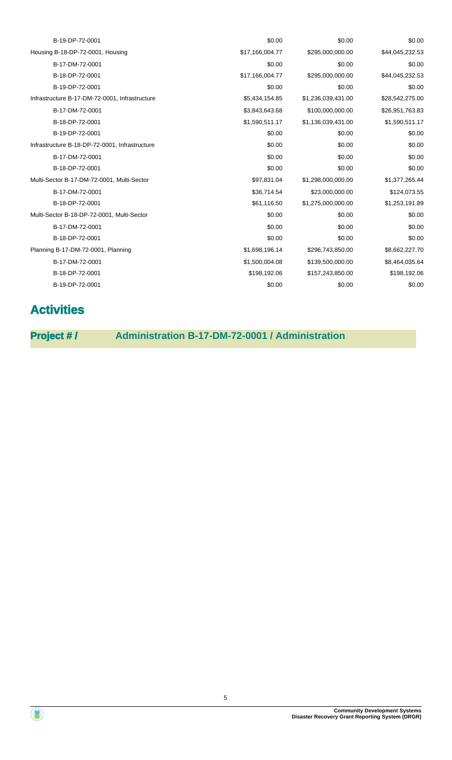| | | | |
|---|---|---|---|
| B-19-DP-72-0001 | $0.00 | $0.00 | $0.00 |
| Housing B-18-DP-72-0001, Housing | $17,166,004.77 | $295,000,000.00 | $44,045,232.53 |
| B-17-DM-72-0001 | $0.00 | $0.00 | $0.00 |
| B-18-DP-72-0001 | $17,166,004.77 | $295,000,000.00 | $44,045,232.53 |
| B-19-DP-72-0001 | $0.00 | $0.00 | $0.00 |
| Infrastructure B-17-DM-72-0001, Infrastructure | $5,434,154.85 | $1,236,039,431.00 | $28,542,275.00 |
| B-17-DM-72-0001 | $3,843,643.68 | $100,000,000.00 | $26,951,763.83 |
| B-18-DP-72-0001 | $1,590,511.17 | $1,136,039,431.00 | $1,590,511.17 |
| B-19-DP-72-0001 | $0.00 | $0.00 | $0.00 |
| Infrastructure B-18-DP-72-0001, Infrastructure | $0.00 | $0.00 | $0.00 |
| B-17-DM-72-0001 | $0.00 | $0.00 | $0.00 |
| B-18-DP-72-0001 | $0.00 | $0.00 | $0.00 |
| Multi-Sector B-17-DM-72-0001, Multi-Sector | $97,831.04 | $1,298,000,000.00 | $1,377,265.44 |
| B-17-DM-72-0001 | $36,714.54 | $23,000,000.00 | $124,073.55 |
| B-18-DP-72-0001 | $61,116.50 | $1,275,000,000.00 | $1,253,191.89 |
| Multi-Sector B-18-DP-72-0001, Multi-Sector | $0.00 | $0.00 | $0.00 |
| B-17-DM-72-0001 | $0.00 | $0.00 | $0.00 |
| B-18-DP-72-0001 | $0.00 | $0.00 | $0.00 |
| Planning B-17-DM-72-0001, Planning | $1,698,196.14 | $296,743,850.00 | $8,662,227.70 |
| B-17-DM-72-0001 | $1,500,004.08 | $139,500,000.00 | $8,464,035.64 |
| B-18-DP-72-0001 | $198,192.06 | $157,243,850.00 | $198,192.06 |
| B-19-DP-72-0001 | $0.00 | $0.00 | $0.00 |

# Activities

## Project # / Administration B-17-DM-72-0001 / Administration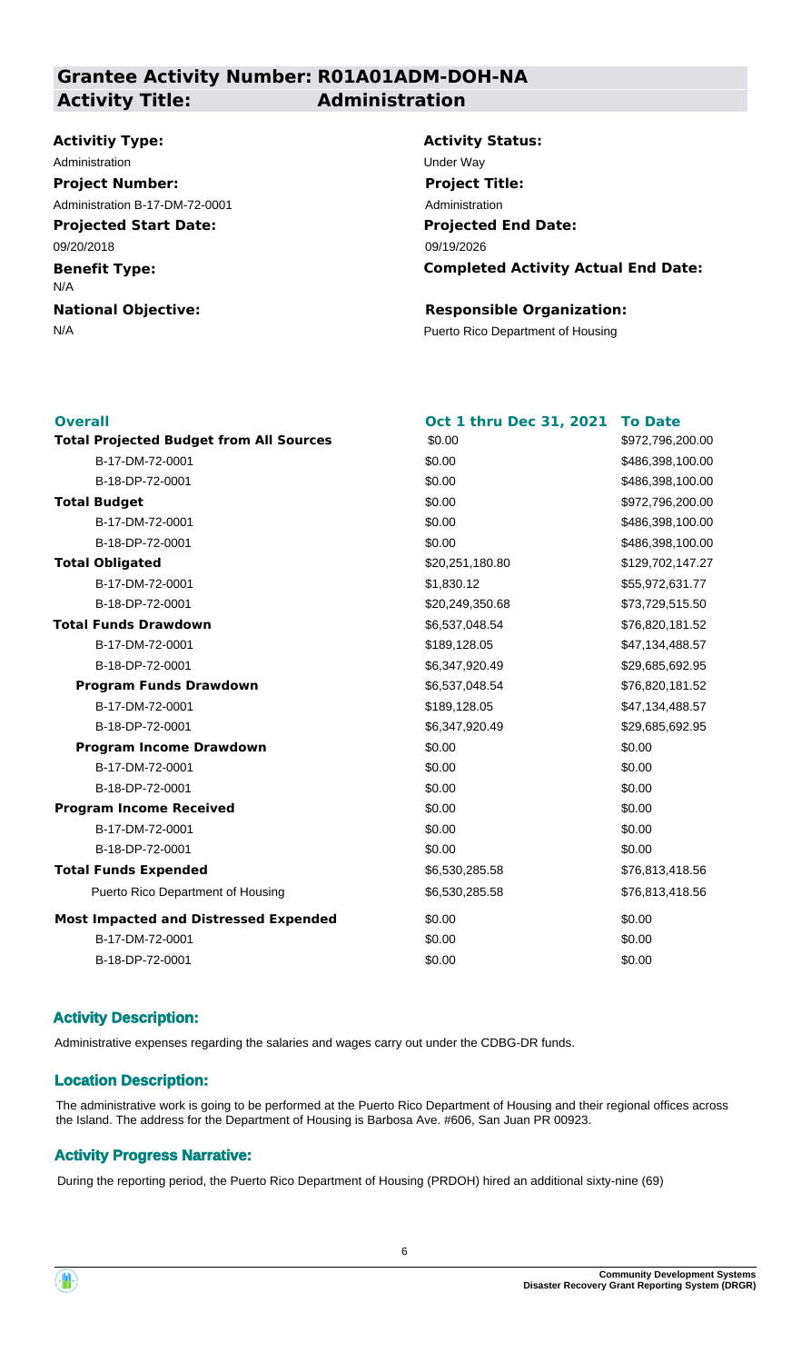## Grantee Activity Number: R01A01ADM-DOH-NA

## Activity Title: Administration

**Activitiy Type:**
Administration

**Activity Status:**
Under Way

**Project Number:**
Administration B-17-DM-72-0001

**Project Title:**
Administration

**Projected Start Date:**
09/20/2018

**Projected End Date:**
09/19/2026

**Benefit Type:**
N/A

**Completed Activity Actual End Date:**

**National Objective:**
N/A

**Responsible Organization:**
Puerto Rico Department of Housing

| Overall | Oct 1 thru Dec 31, 2021 | To Date |
|---|---|---|
| **Total Projected Budget from All Sources** | $0.00 | $972,796,200.00 |
| B-17-DM-72-0001 | $0.00 | $486,398,100.00 |
| B-18-DP-72-0001 | $0.00 | $486,398,100.00 |
| **Total Budget** | $0.00 | $972,796,200.00 |
| B-17-DM-72-0001 | $0.00 | $486,398,100.00 |
| B-18-DP-72-0001 | $0.00 | $486,398,100.00 |
| **Total Obligated** | $20,251,180.80 | $129,702,147.27 |
| B-17-DM-72-0001 | $1,830.12 | $55,972,631.77 |
| B-18-DP-72-0001 | $20,249,350.68 | $73,729,515.50 |
| **Total Funds Drawdown** | $6,537,048.54 | $76,820,181.52 |
| B-17-DM-72-0001 | $189,128.05 | $47,134,488.57 |
| B-18-DP-72-0001 | $6,347,920.49 | $29,685,692.95 |
| **Program Funds Drawdown** | $6,537,048.54 | $76,820,181.52 |
| B-17-DM-72-0001 | $189,128.05 | $47,134,488.57 |
| B-18-DP-72-0001 | $6,347,920.49 | $29,685,692.95 |
| **Program Income Drawdown** | $0.00 | $0.00 |
| B-17-DM-72-0001 | $0.00 | $0.00 |
| B-18-DP-72-0001 | $0.00 | $0.00 |
| **Program Income Received** | $0.00 | $0.00 |
| B-17-DM-72-0001 | $0.00 | $0.00 |
| B-18-DP-72-0001 | $0.00 | $0.00 |
| **Total Funds Expended** | $6,530,285.58 | $76,813,418.56 |
| Puerto Rico Department of Housing | $6,530,285.58 | $76,813,418.56 |
| **Most Impacted and Distressed Expended** | $0.00 | $0.00 |
| B-17-DM-72-0001 | $0.00 | $0.00 |
| B-18-DP-72-0001 | $0.00 | $0.00 |

### Activity Description:

Administrative expenses regarding the salaries and wages carry out under the CDBG-DR funds.

### Location Description:

The administrative work is going to be performed at the Puerto Rico Department of Housing and their regional offices across the Island. The address for the Department of Housing is Barbosa Ave. #606, San Juan PR 00923.

### Activity Progress Narrative:

During the reporting period, the Puerto Rico Department of Housing (PRDOH) hired an additional sixty-nine (69)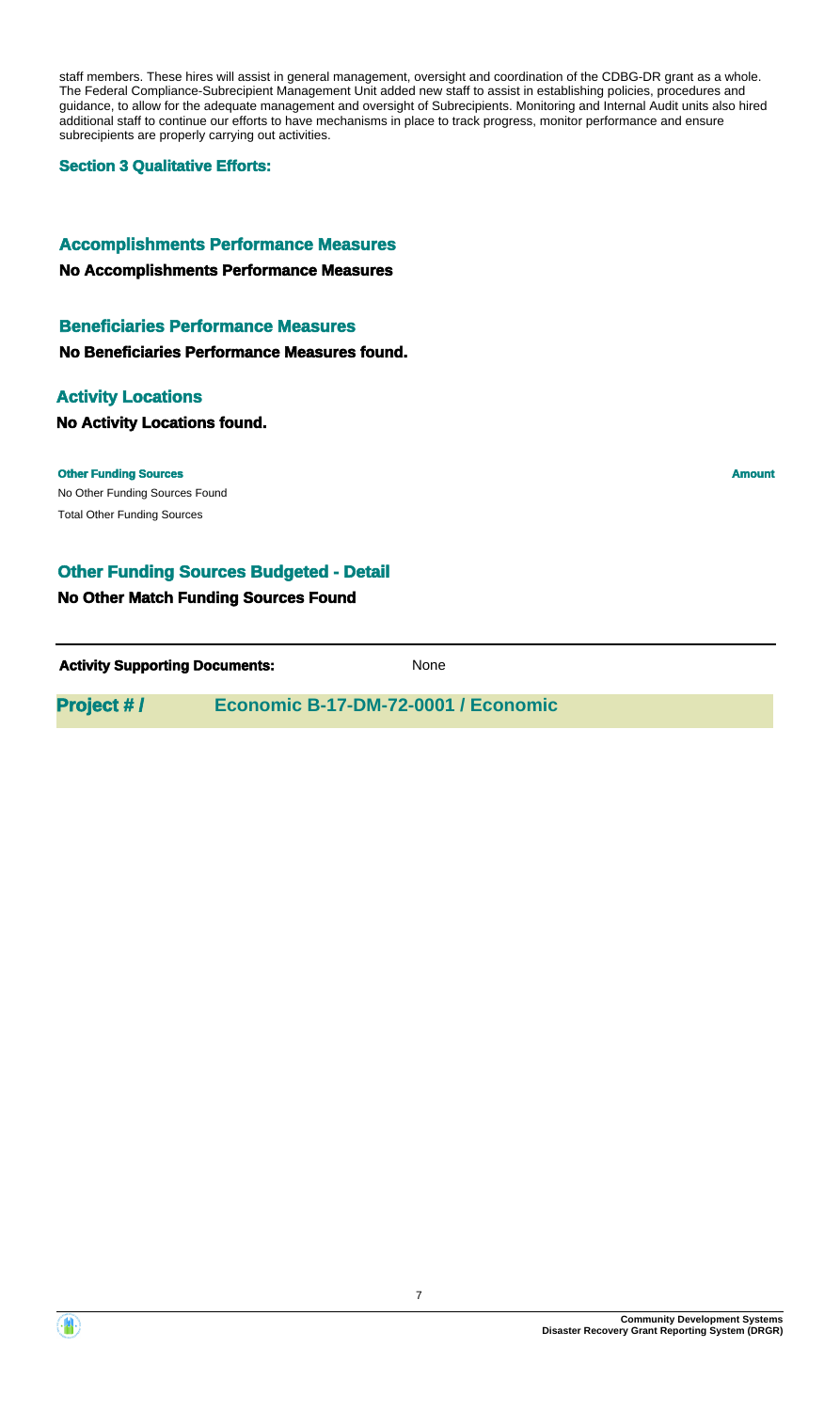staff members. These hires will assist in general management, oversight and coordination of the CDBG-DR grant as a whole. The Federal Compliance-Subrecipient Management Unit added new staff to assist in establishing policies, procedures and guidance, to allow for the adequate management and oversight of Subrecipients. Monitoring and Internal Audit units also hired additional staff to continue our efforts to have mechanisms in place to track progress, monitor performance and ensure subrecipients are properly carrying out activities.

**Section 3 Qualitative Efforts:**

### Accomplishments Performance Measures

**No Accomplishments Performance Measures**

### Beneficiaries Performance Measures

**No Beneficiaries Performance Measures found.**

### Activity Locations

**No Activity Locations found.**

| Other Funding Sources | Amount |
|---|---|
| No Other Funding Sources Found | |
| Total Other Funding Sources | |

### Other Funding Sources Budgeted - Detail

**No Other Match Funding Sources Found**

**Activity Supporting Documents:** None

## Project # / Economic B-17-DM-72-0001 / Economic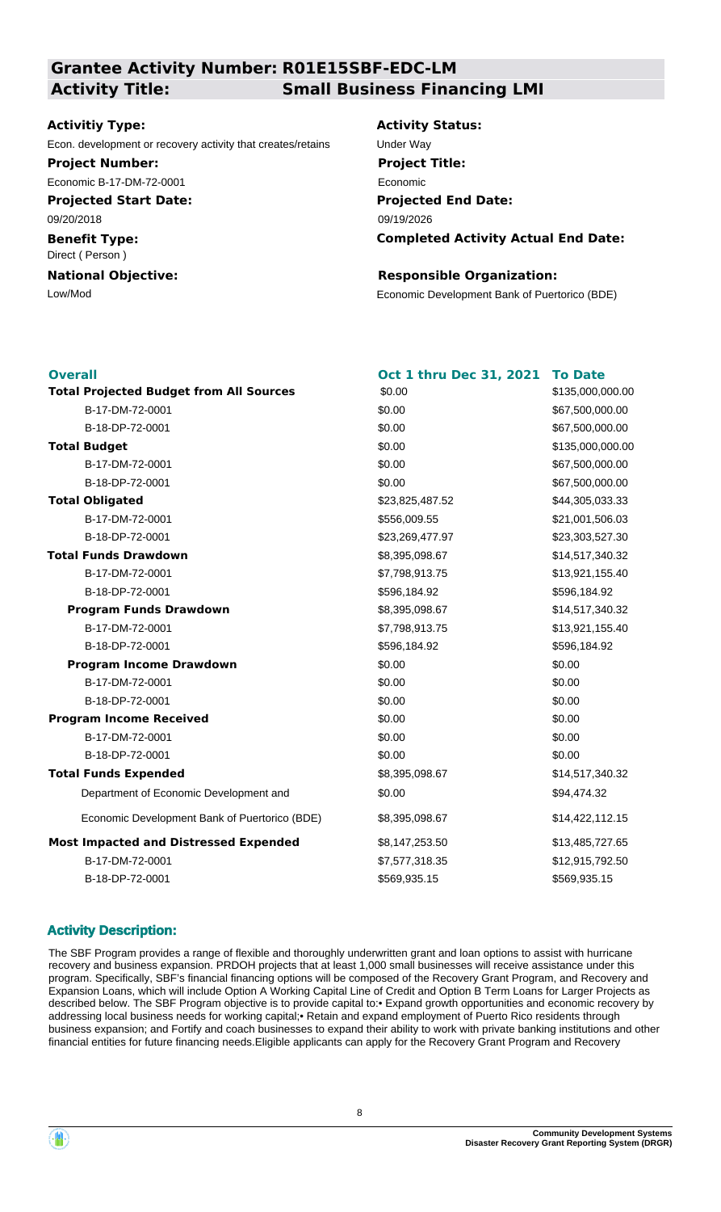## Grantee Activity Number: R01E15SBF-EDC-LM

## Activity Title: Small Business Financing LMI

**Activitiy Type:**
Econ. development or recovery activity that creates/retains

**Activity Status:**
Under Way

**Project Number:**
Economic B-17-DM-72-0001

**Project Title:**
Economic

**Projected Start Date:**
09/20/2018

**Projected End Date:**
09/19/2026

**Benefit Type:**
Direct ( Person )

**Completed Activity Actual End Date:**

**National Objective:**
Low/Mod

**Responsible Organization:**
Economic Development Bank of Puertorico (BDE)

| Overall | Oct 1 thru Dec 31, 2021 | To Date |
|---|---|---|
| **Total Projected Budget from All Sources** | $0.00 | $135,000,000.00 |
| B-17-DM-72-0001 | $0.00 | $67,500,000.00 |
| B-18-DP-72-0001 | $0.00 | $67,500,000.00 |
| **Total Budget** | $0.00 | $135,000,000.00 |
| B-17-DM-72-0001 | $0.00 | $67,500,000.00 |
| B-18-DP-72-0001 | $0.00 | $67,500,000.00 |
| **Total Obligated** | $23,825,487.52 | $44,305,033.33 |
| B-17-DM-72-0001 | $556,009.55 | $21,001,506.03 |
| B-18-DP-72-0001 | $23,269,477.97 | $23,303,527.30 |
| **Total Funds Drawdown** | $8,395,098.67 | $14,517,340.32 |
| B-17-DM-72-0001 | $7,798,913.75 | $13,921,155.40 |
| B-18-DP-72-0001 | $596,184.92 | $596,184.92 |
| **Program Funds Drawdown** | $8,395,098.67 | $14,517,340.32 |
| B-17-DM-72-0001 | $7,798,913.75 | $13,921,155.40 |
| B-18-DP-72-0001 | $596,184.92 | $596,184.92 |
| **Program Income Drawdown** | $0.00 | $0.00 |
| B-17-DM-72-0001 | $0.00 | $0.00 |
| B-18-DP-72-0001 | $0.00 | $0.00 |
| **Program Income Received** | $0.00 | $0.00 |
| B-17-DM-72-0001 | $0.00 | $0.00 |
| B-18-DP-72-0001 | $0.00 | $0.00 |
| **Total Funds Expended** | $8,395,098.67 | $14,517,340.32 |
| Department of Economic Development and | $0.00 | $94,474.32 |
| Economic Development Bank of Puertorico (BDE) | $8,395,098.67 | $14,422,112.15 |
| **Most Impacted and Distressed Expended** | $8,147,253.50 | $13,485,727.65 |
| B-17-DM-72-0001 | $7,577,318.35 | $12,915,792.50 |
| B-18-DP-72-0001 | $569,935.15 | $569,935.15 |

### Activity Description:

The SBF Program provides a range of flexible and thoroughly underwritten grant and loan options to assist with hurricane recovery and business expansion. PRDOH projects that at least 1,000 small businesses will receive assistance under this program. Specifically, SBF's financial financing options will be composed of the Recovery Grant Program, and Recovery and Expansion Loans, which will include Option A Working Capital Line of Credit and Option B Term Loans for Larger Projects as described below. The SBF Program objective is to provide capital to:• Expand growth opportunities and economic recovery by addressing local business needs for working capital;• Retain and expand employment of Puerto Rico residents through business expansion; and Fortify and coach businesses to expand their ability to work with private banking institutions and other financial entities for future financing needs.Eligible applicants can apply for the Recovery Grant Program and Recovery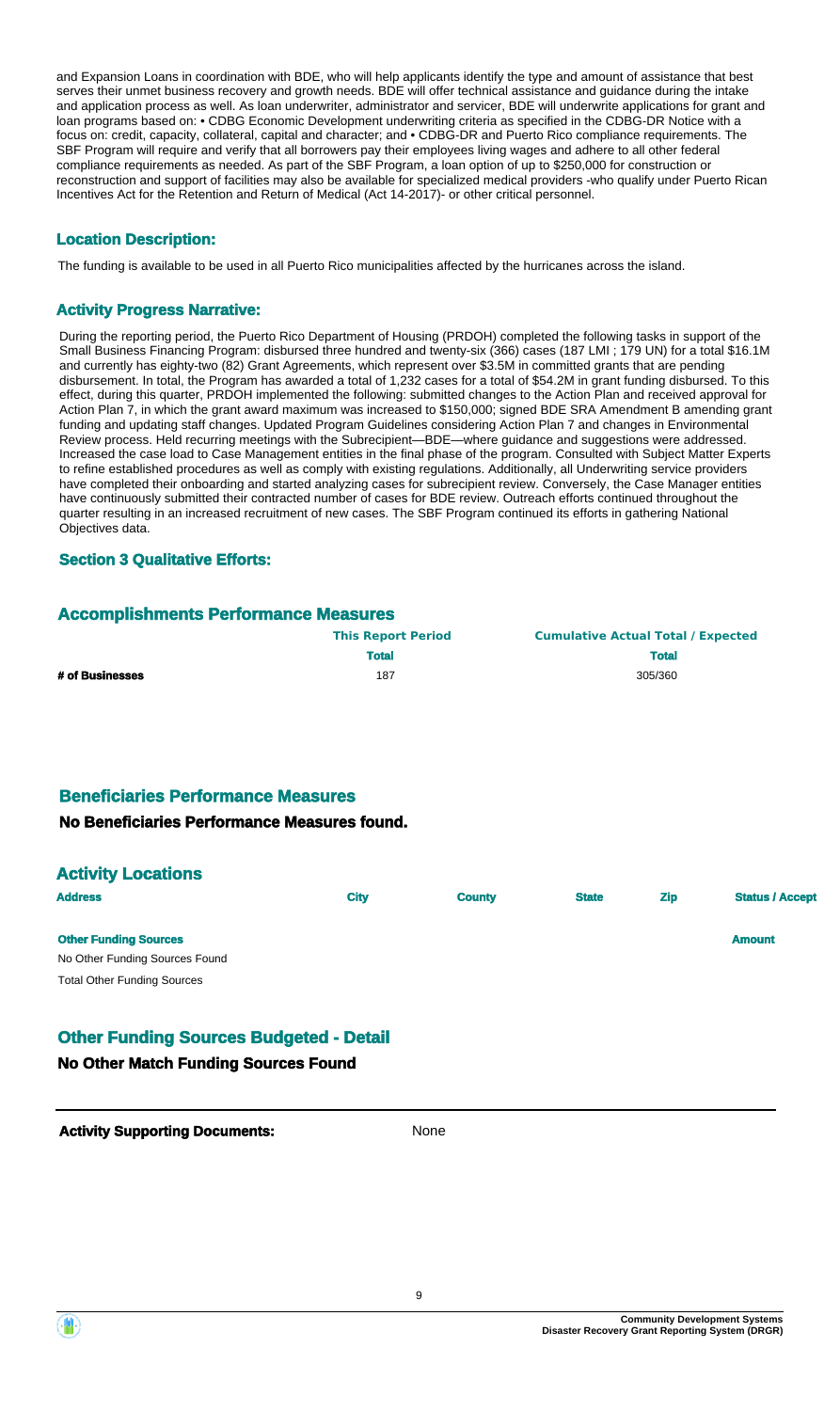and Expansion Loans in coordination with BDE, who will help applicants identify the type and amount of assistance that best serves their unmet business recovery and growth needs. BDE will offer technical assistance and guidance during the intake and application process as well. As loan underwriter, administrator and servicer, BDE will underwrite applications for grant and loan programs based on: • CDBG Economic Development underwriting criteria as specified in the CDBG-DR Notice with a focus on: credit, capacity, collateral, capital and character; and • CDBG-DR and Puerto Rico compliance requirements. The SBF Program will require and verify that all borrowers pay their employees living wages and adhere to all other federal compliance requirements as needed. As part of the SBF Program, a loan option of up to $250,000 for construction or reconstruction and support of facilities may also be available for specialized medical providers -who qualify under Puerto Rican Incentives Act for the Retention and Return of Medical (Act 14-2017)- or other critical personnel.

### Location Description:

The funding is available to be used in all Puerto Rico municipalities affected by the hurricanes across the island.

### Activity Progress Narrative:

During the reporting period, the Puerto Rico Department of Housing (PRDOH) completed the following tasks in support of the Small Business Financing Program: disbursed three hundred and twenty-six (366) cases (187 LMI ; 179 UN) for a total $16.1M and currently has eighty-two (82) Grant Agreements, which represent over $3.5M in committed grants that are pending disbursement. In total, the Program has awarded a total of 1,232 cases for a total of $54.2M in grant funding disbursed. To this effect, during this quarter, PRDOH implemented the following: submitted changes to the Action Plan and received approval for Action Plan 7, in which the grant award maximum was increased to $150,000; signed BDE SRA Amendment B amending grant funding and updating staff changes. Updated Program Guidelines considering Action Plan 7 and changes in Environmental Review process. Held recurring meetings with the Subrecipient—BDE—where guidance and suggestions were addressed. Increased the case load to Case Management entities in the final phase of the program. Consulted with Subject Matter Experts to refine established procedures as well as comply with existing regulations. Additionally, all Underwriting service providers have completed their onboarding and started analyzing cases for subrecipient review. Conversely, the Case Manager entities have continuously submitted their contracted number of cases for BDE review. Outreach efforts continued throughout the quarter resulting in an increased recruitment of new cases. The SBF Program continued its efforts in gathering National Objectives data.

### Section 3 Qualitative Efforts:

## Accomplishments Performance Measures

| | This Report Period | Cumulative Actual Total / Expected |
|---|---|---|
| | Total | Total |
| # of Businesses | 187 | 305/360 |

## Beneficiaries Performance Measures

### No Beneficiaries Performance Measures found.

## Activity Locations

| Address | City | County | State | Zip | Status / Accept |
|---|---|---|---|---|---|

| Other Funding Sources | Amount |
|---|---|
| No Other Funding Sources Found | |
| Total Other Funding Sources | |

## Other Funding Sources Budgeted - Detail

### No Other Match Funding Sources Found

**Activity Supporting Documents:** None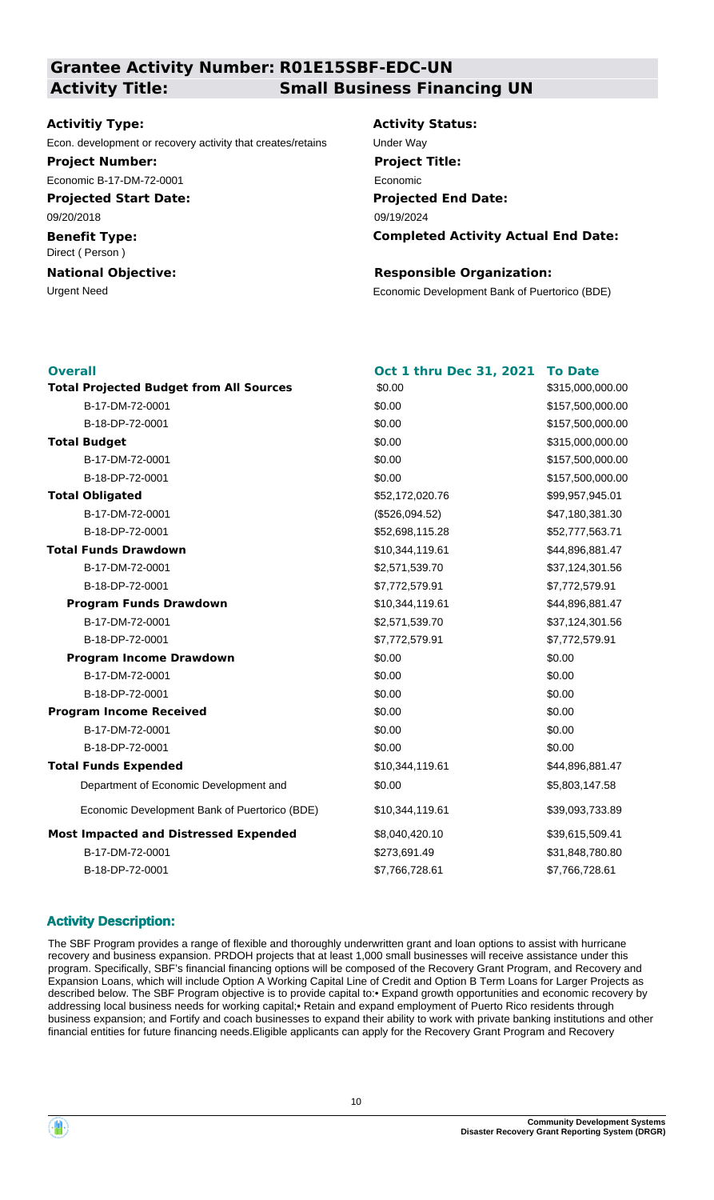## Grantee Activity Number: R01E15SBF-EDC-UN

## Activity Title: Small Business Financing UN

**Activitiy Type:**
Econ. development or recovery activity that creates/retains

**Activity Status:**
Under Way

**Project Number:**
Economic B-17-DM-72-0001

**Project Title:**
Economic

**Projected Start Date:**
09/20/2018

**Projected End Date:**
09/19/2024

**Benefit Type:**
Direct ( Person )

**Completed Activity Actual End Date:**

**National Objective:**
Urgent Need

**Responsible Organization:**
Economic Development Bank of Puertorico (BDE)

| Overall | Oct 1 thru Dec 31, 2021 | To Date |
|---|---|---|
| **Total Projected Budget from All Sources** | $0.00 | $315,000,000.00 |
| B-17-DM-72-0001 | $0.00 | $157,500,000.00 |
| B-18-DP-72-0001 | $0.00 | $157,500,000.00 |
| **Total Budget** | $0.00 | $315,000,000.00 |
| B-17-DM-72-0001 | $0.00 | $157,500,000.00 |
| B-18-DP-72-0001 | $0.00 | $157,500,000.00 |
| **Total Obligated** | $52,172,020.76 | $99,957,945.01 |
| B-17-DM-72-0001 | ($526,094.52) | $47,180,381.30 |
| B-18-DP-72-0001 | $52,698,115.28 | $52,777,563.71 |
| **Total Funds Drawdown** | $10,344,119.61 | $44,896,881.47 |
| B-17-DM-72-0001 | $2,571,539.70 | $37,124,301.56 |
| B-18-DP-72-0001 | $7,772,579.91 | $7,772,579.91 |
| **Program Funds Drawdown** | $10,344,119.61 | $44,896,881.47 |
| B-17-DM-72-0001 | $2,571,539.70 | $37,124,301.56 |
| B-18-DP-72-0001 | $7,772,579.91 | $7,772,579.91 |
| **Program Income Drawdown** | $0.00 | $0.00 |
| B-17-DM-72-0001 | $0.00 | $0.00 |
| B-18-DP-72-0001 | $0.00 | $0.00 |
| **Program Income Received** | $0.00 | $0.00 |
| B-17-DM-72-0001 | $0.00 | $0.00 |
| B-18-DP-72-0001 | $0.00 | $0.00 |
| **Total Funds Expended** | $10,344,119.61 | $44,896,881.47 |
| Department of Economic Development and | $0.00 | $5,803,147.58 |
| Economic Development Bank of Puertorico (BDE) | $10,344,119.61 | $39,093,733.89 |
| **Most Impacted and Distressed Expended** | $8,040,420.10 | $39,615,509.41 |
| B-17-DM-72-0001 | $273,691.49 | $31,848,780.80 |
| B-18-DP-72-0001 | $7,766,728.61 | $7,766,728.61 |

### Activity Description:

The SBF Program provides a range of flexible and thoroughly underwritten grant and loan options to assist with hurricane recovery and business expansion. PRDOH projects that at least 1,000 small businesses will receive assistance under this program. Specifically, SBF's financial financing options will be composed of the Recovery Grant Program, and Recovery and Expansion Loans, which will include Option A Working Capital Line of Credit and Option B Term Loans for Larger Projects as described below. The SBF Program objective is to provide capital to:• Expand growth opportunities and economic recovery by addressing local business needs for working capital;• Retain and expand employment of Puerto Rico residents through business expansion; and Fortify and coach businesses to expand their ability to work with private banking institutions and other financial entities for future financing needs.Eligible applicants can apply for the Recovery Grant Program and Recovery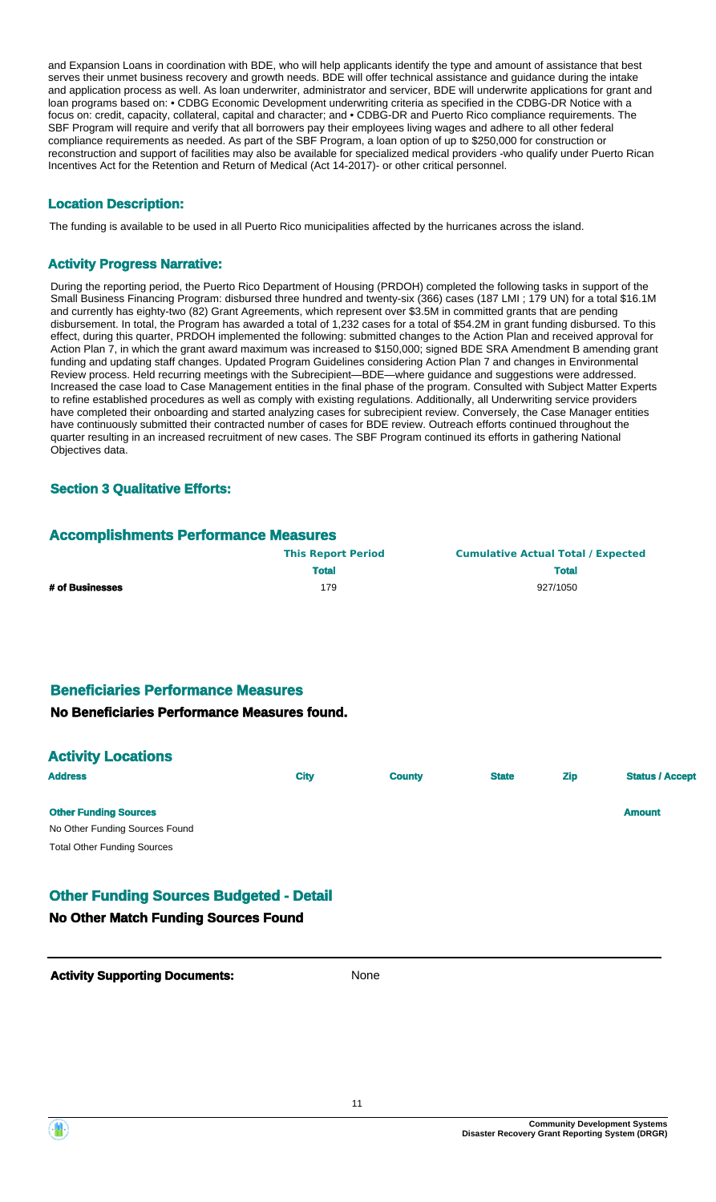and Expansion Loans in coordination with BDE, who will help applicants identify the type and amount of assistance that best serves their unmet business recovery and growth needs. BDE will offer technical assistance and guidance during the intake and application process as well. As loan underwriter, administrator and servicer, BDE will underwrite applications for grant and loan programs based on: • CDBG Economic Development underwriting criteria as specified in the CDBG-DR Notice with a focus on: credit, capacity, collateral, capital and character; and • CDBG-DR and Puerto Rico compliance requirements. The SBF Program will require and verify that all borrowers pay their employees living wages and adhere to all other federal compliance requirements as needed. As part of the SBF Program, a loan option of up to $250,000 for construction or reconstruction and support of facilities may also be available for specialized medical providers -who qualify under Puerto Rican Incentives Act for the Retention and Return of Medical (Act 14-2017)- or other critical personnel.

### Location Description:

The funding is available to be used in all Puerto Rico municipalities affected by the hurricanes across the island.

### Activity Progress Narrative:

During the reporting period, the Puerto Rico Department of Housing (PRDOH) completed the following tasks in support of the Small Business Financing Program: disbursed three hundred and twenty-six (366) cases (187 LMI ; 179 UN) for a total $16.1M and currently has eighty-two (82) Grant Agreements, which represent over $3.5M in committed grants that are pending disbursement. In total, the Program has awarded a total of 1,232 cases for a total of $54.2M in grant funding disbursed. To this effect, during this quarter, PRDOH implemented the following: submitted changes to the Action Plan and received approval for Action Plan 7, in which the grant award maximum was increased to $150,000; signed BDE SRA Amendment B amending grant funding and updating staff changes. Updated Program Guidelines considering Action Plan 7 and changes in Environmental Review process. Held recurring meetings with the Subrecipient—BDE—where guidance and suggestions were addressed. Increased the case load to Case Management entities in the final phase of the program. Consulted with Subject Matter Experts to refine established procedures as well as comply with existing regulations. Additionally, all Underwriting service providers have completed their onboarding and started analyzing cases for subrecipient review. Conversely, the Case Manager entities have continuously submitted their contracted number of cases for BDE review. Outreach efforts continued throughout the quarter resulting in an increased recruitment of new cases. The SBF Program continued its efforts in gathering National Objectives data.

### Section 3 Qualitative Efforts:

## Accomplishments Performance Measures

| | This Report Period | Cumulative Actual Total / Expected |
|---|---|---|
| | Total | Total |
| # of Businesses | 179 | 927/1050 |

## Beneficiaries Performance Measures

### No Beneficiaries Performance Measures found.

## Activity Locations

| Address | City | County | State | Zip | Status / Accept |
|---|---|---|---|---|---|

| Other Funding Sources | Amount |
|---|---|
| No Other Funding Sources Found | |
| Total Other Funding Sources | |

## Other Funding Sources Budgeted - Detail

### No Other Match Funding Sources Found

**Activity Supporting Documents:** None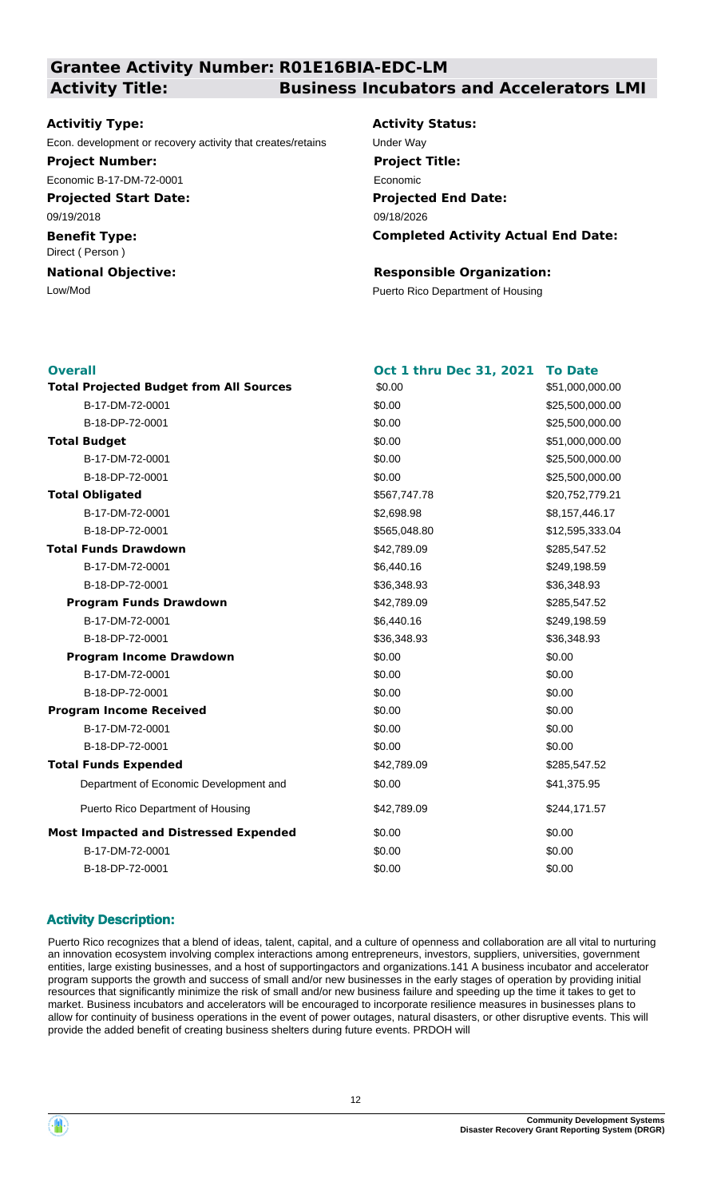## Grantee Activity Number: R01E16BIA-EDC-LM

## Activity Title: Business Incubators and Accelerators LMI

**Activitiy Type:**
Econ. development or recovery activity that creates/retains

**Activity Status:**
Under Way

**Project Number:**
Economic B-17-DM-72-0001

**Project Title:**
Economic

**Projected Start Date:**
09/19/2018

**Projected End Date:**
09/18/2026

**Benefit Type:**
Direct ( Person )

**Completed Activity Actual End Date:**

**National Objective:**
Low/Mod

**Responsible Organization:**
Puerto Rico Department of Housing

| Overall | Oct 1 thru Dec 31, 2021 | To Date |
|---|---|---|
| **Total Projected Budget from All Sources** | $0.00 | $51,000,000.00 |
| B-17-DM-72-0001 | $0.00 | $25,500,000.00 |
| B-18-DP-72-0001 | $0.00 | $25,500,000.00 |
| **Total Budget** | $0.00 | $51,000,000.00 |
| B-17-DM-72-0001 | $0.00 | $25,500,000.00 |
| B-18-DP-72-0001 | $0.00 | $25,500,000.00 |
| **Total Obligated** | $567,747.78 | $20,752,779.21 |
| B-17-DM-72-0001 | $2,698.98 | $8,157,446.17 |
| B-18-DP-72-0001 | $565,048.80 | $12,595,333.04 |
| **Total Funds Drawdown** | $42,789.09 | $285,547.52 |
| B-17-DM-72-0001 | $6,440.16 | $249,198.59 |
| B-18-DP-72-0001 | $36,348.93 | $36,348.93 |
| **Program Funds Drawdown** | $42,789.09 | $285,547.52 |
| B-17-DM-72-0001 | $6,440.16 | $249,198.59 |
| B-18-DP-72-0001 | $36,348.93 | $36,348.93 |
| **Program Income Drawdown** | $0.00 | $0.00 |
| B-17-DM-72-0001 | $0.00 | $0.00 |
| B-18-DP-72-0001 | $0.00 | $0.00 |
| **Program Income Received** | $0.00 | $0.00 |
| B-17-DM-72-0001 | $0.00 | $0.00 |
| B-18-DP-72-0001 | $0.00 | $0.00 |
| **Total Funds Expended** | $42,789.09 | $285,547.52 |
| Department of Economic Development and | $0.00 | $41,375.95 |
| Puerto Rico Department of Housing | $42,789.09 | $244,171.57 |
| **Most Impacted and Distressed Expended** | $0.00 | $0.00 |
| B-17-DM-72-0001 | $0.00 | $0.00 |
| B-18-DP-72-0001 | $0.00 | $0.00 |

### Activity Description:

Puerto Rico recognizes that a blend of ideas, talent, capital, and a culture of openness and collaboration are all vital to nurturing an innovation ecosystem involving complex interactions among entrepreneurs, investors, suppliers, universities, government entities, large existing businesses, and a host of supportingactors and organizations.141 A business incubator and accelerator program supports the growth and success of small and/or new businesses in the early stages of operation by providing initial resources that significantly minimize the risk of small and/or new business failure and speeding up the time it takes to get to market. Business incubators and accelerators will be encouraged to incorporate resilience measures in businesses plans to allow for continuity of business operations in the event of power outages, natural disasters, or other disruptive events. This will provide the added benefit of creating business shelters during future events. PRDOH will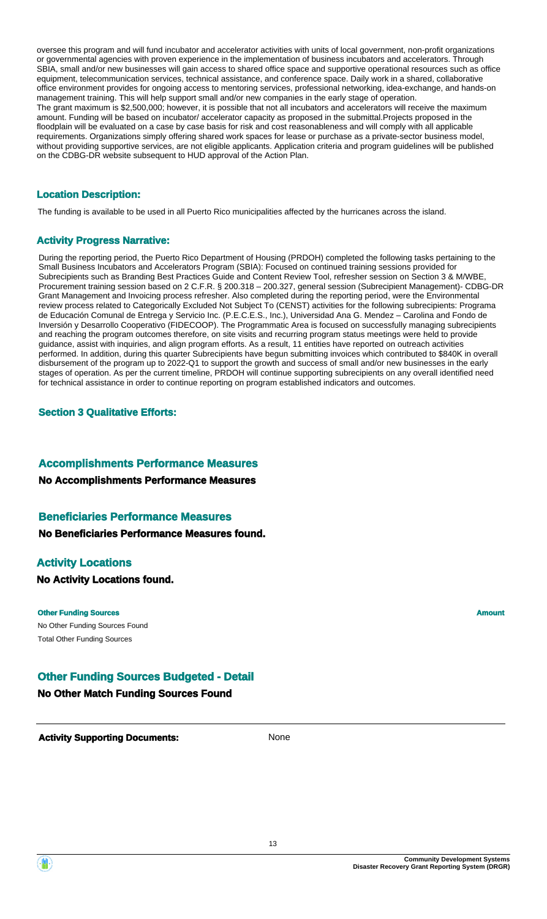oversee this program and will fund incubator and accelerator activities with units of local government, non-profit organizations or governmental agencies with proven experience in the implementation of business incubators and accelerators. Through SBIA, small and/or new businesses will gain access to shared office space and supportive operational resources such as office equipment, telecommunication services, technical assistance, and conference space. Daily work in a shared, collaborative office environment provides for ongoing access to mentoring services, professional networking, idea-exchange, and hands-on management training. This will help support small and/or new companies in the early stage of operation.
The grant maximum is $2,500,000; however, it is possible that not all incubators and accelerators will receive the maximum amount. Funding will be based on incubator/ accelerator capacity as proposed in the submittal.Projects proposed in the floodplain will be evaluated on a case by case basis for risk and cost reasonableness and will comply with all applicable requirements. Organizations simply offering shared work spaces for lease or purchase as a private-sector business model, without providing supportive services, are not eligible applicants. Application criteria and program guidelines will be published on the CDBG-DR website subsequent to HUD approval of the Action Plan.

### Location Description:

The funding is available to be used in all Puerto Rico municipalities affected by the hurricanes across the island.

### Activity Progress Narrative:

During the reporting period, the Puerto Rico Department of Housing (PRDOH) completed the following tasks pertaining to the Small Business Incubators and Accelerators Program (SBIA): Focused on continued training sessions provided for Subrecipients such as Branding Best Practices Guide and Content Review Tool, refresher session on Section 3 & M/WBE, Procurement training session based on 2 C.F.R. § 200.318 – 200.327, general session (Subrecipient Management)- CDBG-DR Grant Management and Invoicing process refresher. Also completed during the reporting period, were the Environmental review process related to Categorically Excluded Not Subject To (CENST) activities for the following subrecipients: Programa de Educación Comunal de Entrega y Servicio Inc. (P.E.C.E.S., Inc.), Universidad Ana G. Mendez – Carolina and Fondo de Inversión y Desarrollo Cooperativo (FIDECOOP). The Programmatic Area is focused on successfully managing subrecipients and reaching the program outcomes therefore, on site visits and recurring program status meetings were held to provide guidance, assist with inquiries, and align program efforts. As a result, 11 entities have reported on outreach activities performed. In addition, during this quarter Subrecipients have begun submitting invoices which contributed to $840K in overall disbursement of the program up to 2022-Q1 to support the growth and success of small and/or new businesses in the early stages of operation. As per the current timeline, PRDOH will continue supporting subrecipients on any overall identified need for technical assistance in order to continue reporting on program established indicators and outcomes.

### Section 3 Qualitative Efforts:

## Accomplishments Performance Measures

**No Accomplishments Performance Measures**

## Beneficiaries Performance Measures

**No Beneficiaries Performance Measures found.**

## Activity Locations

**No Activity Locations found.**

| Other Funding Sources | Amount |
|---|---|
| No Other Funding Sources Found | |
| Total Other Funding Sources | |

## Other Funding Sources Budgeted - Detail

**No Other Match Funding Sources Found**

**Activity Supporting Documents:** None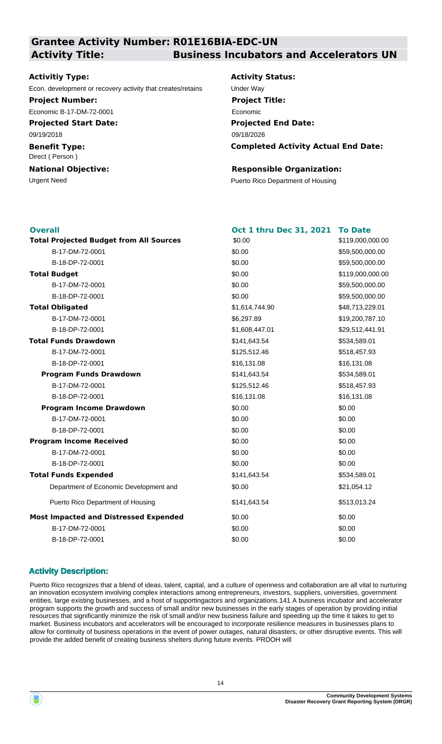## Grantee Activity Number: R01E16BIA-EDC-UN
## Activity Title: Business Incubators and Accelerators UN

**Activitiy Type:**
Econ. development or recovery activity that creates/retains

**Activity Status:**
Under Way

**Project Number:**
Economic B-17-DM-72-0001

**Project Title:**
Economic

**Projected Start Date:**
09/19/2018

**Projected End Date:**
09/18/2026

**Benefit Type:**
Direct ( Person )

**Completed Activity Actual End Date:**

**National Objective:**
Urgent Need

**Responsible Organization:**
Puerto Rico Department of Housing

| Overall | Oct 1 thru Dec 31, 2021 | To Date |
|---|---|---|
| **Total Projected Budget from All Sources** | $0.00 | $119,000,000.00 |
| B-17-DM-72-0001 | $0.00 | $59,500,000.00 |
| B-18-DP-72-0001 | $0.00 | $59,500,000.00 |
| **Total Budget** | $0.00 | $119,000,000.00 |
| B-17-DM-72-0001 | $0.00 | $59,500,000.00 |
| B-18-DP-72-0001 | $0.00 | $59,500,000.00 |
| **Total Obligated** | $1,614,744.90 | $48,713,229.01 |
| B-17-DM-72-0001 | $6,297.89 | $19,200,787.10 |
| B-18-DP-72-0001 | $1,608,447.01 | $29,512,441.91 |
| **Total Funds Drawdown** | $141,643.54 | $534,589.01 |
| B-17-DM-72-0001 | $125,512.46 | $518,457.93 |
| B-18-DP-72-0001 | $16,131.08 | $16,131.08 |
| **Program Funds Drawdown** | $141,643.54 | $534,589.01 |
| B-17-DM-72-0001 | $125,512.46 | $518,457.93 |
| B-18-DP-72-0001 | $16,131.08 | $16,131.08 |
| **Program Income Drawdown** | $0.00 | $0.00 |
| B-17-DM-72-0001 | $0.00 | $0.00 |
| B-18-DP-72-0001 | $0.00 | $0.00 |
| **Program Income Received** | $0.00 | $0.00 |
| B-17-DM-72-0001 | $0.00 | $0.00 |
| B-18-DP-72-0001 | $0.00 | $0.00 |
| **Total Funds Expended** | $141,643.54 | $534,589.01 |
| Department of Economic Development and | $0.00 | $21,054.12 |
| Puerto Rico Department of Housing | $141,643.54 | $513,013.24 |
| **Most Impacted and Distressed Expended** | $0.00 | $0.00 |
| B-17-DM-72-0001 | $0.00 | $0.00 |
| B-18-DP-72-0001 | $0.00 | $0.00 |

### Activity Description:

Puerto Rico recognizes that a blend of ideas, talent, capital, and a culture of openness and collaboration are all vital to nurturing an innovation ecosystem involving complex interactions among entrepreneurs, investors, suppliers, universities, government entities, large existing businesses, and a host of supportingactors and organizations.141 A business incubator and accelerator program supports the growth and success of small and/or new businesses in the early stages of operation by providing initial resources that significantly minimize the risk of small and/or new business failure and speeding up the time it takes to get to market. Business incubators and accelerators will be encouraged to incorporate resilience measures in businesses plans to allow for continuity of business operations in the event of power outages, natural disasters, or other disruptive events. This will provide the added benefit of creating business shelters during future events. PRDOH will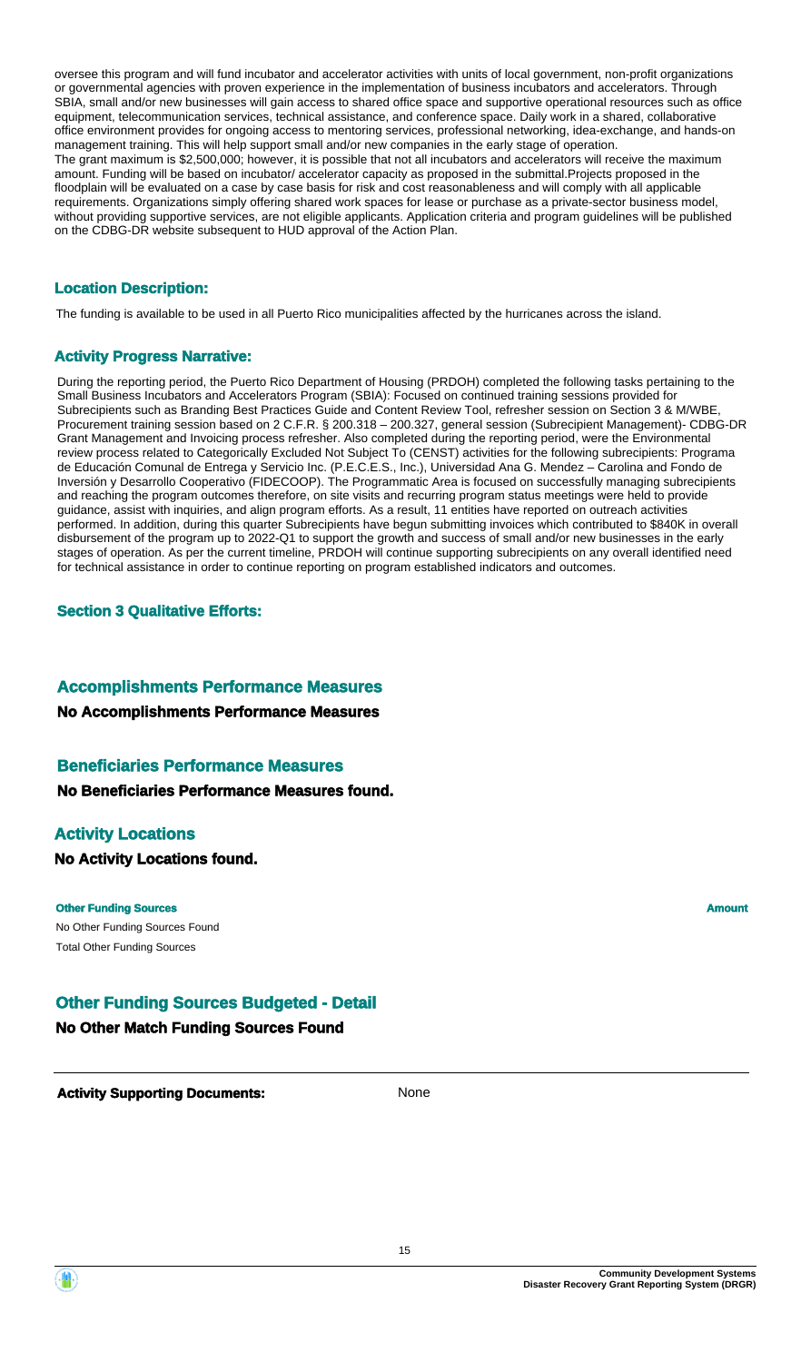oversee this program and will fund incubator and accelerator activities with units of local government, non-profit organizations or governmental agencies with proven experience in the implementation of business incubators and accelerators. Through SBIA, small and/or new businesses will gain access to shared office space and supportive operational resources such as office equipment, telecommunication services, technical assistance, and conference space. Daily work in a shared, collaborative office environment provides for ongoing access to mentoring services, professional networking, idea-exchange, and hands-on management training. This will help support small and/or new companies in the early stage of operation.
The grant maximum is $2,500,000; however, it is possible that not all incubators and accelerators will receive the maximum amount. Funding will be based on incubator/ accelerator capacity as proposed in the submittal.Projects proposed in the floodplain will be evaluated on a case by case basis for risk and cost reasonableness and will comply with all applicable requirements. Organizations simply offering shared work spaces for lease or purchase as a private-sector business model, without providing supportive services, are not eligible applicants. Application criteria and program guidelines will be published on the CDBG-DR website subsequent to HUD approval of the Action Plan.

### Location Description:

The funding is available to be used in all Puerto Rico municipalities affected by the hurricanes across the island.

### Activity Progress Narrative:

During the reporting period, the Puerto Rico Department of Housing (PRDOH) completed the following tasks pertaining to the Small Business Incubators and Accelerators Program (SBIA): Focused on continued training sessions provided for Subrecipients such as Branding Best Practices Guide and Content Review Tool, refresher session on Section 3 & M/WBE, Procurement training session based on 2 C.F.R. § 200.318 – 200.327, general session (Subrecipient Management)- CDBG-DR Grant Management and Invoicing process refresher. Also completed during the reporting period, were the Environmental review process related to Categorically Excluded Not Subject To (CENST) activities for the following subrecipients: Programa de Educación Comunal de Entrega y Servicio Inc. (P.E.C.E.S., Inc.), Universidad Ana G. Mendez – Carolina and Fondo de Inversión y Desarrollo Cooperativo (FIDECOOP). The Programmatic Area is focused on successfully managing subrecipients and reaching the program outcomes therefore, on site visits and recurring program status meetings were held to provide guidance, assist with inquiries, and align program efforts. As a result, 11 entities have reported on outreach activities performed. In addition, during this quarter Subrecipients have begun submitting invoices which contributed to $840K in overall disbursement of the program up to 2022-Q1 to support the growth and success of small and/or new businesses in the early stages of operation. As per the current timeline, PRDOH will continue supporting subrecipients on any overall identified need for technical assistance in order to continue reporting on program established indicators and outcomes.

### Section 3 Qualitative Efforts:

### Accomplishments Performance Measures

**No Accomplishments Performance Measures**

### Beneficiaries Performance Measures

**No Beneficiaries Performance Measures found.**

### Activity Locations

**No Activity Locations found.**

| Other Funding Sources | Amount |
|---|---|
| No Other Funding Sources Found | |
| Total Other Funding Sources | |

### Other Funding Sources Budgeted - Detail

**No Other Match Funding Sources Found**

**Activity Supporting Documents:** None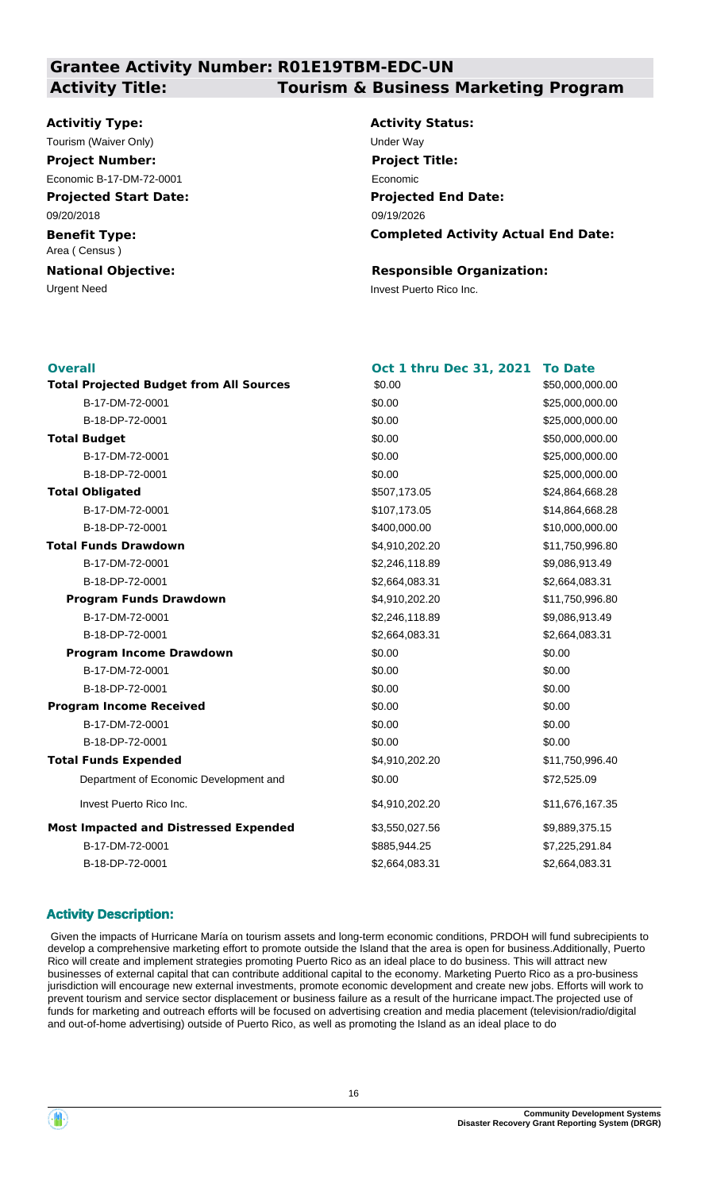## Grantee Activity Number: R01E19TBM-EDC-UN

## Activity Title: Tourism & Business Marketing Program

**Activitiy Type:**
Tourism (Waiver Only)

**Activity Status:**
Under Way

**Project Number:**
Economic B-17-DM-72-0001

**Project Title:**
Economic

**Projected Start Date:**
09/20/2018

**Projected End Date:**
09/19/2026

**Benefit Type:**
Area ( Census )

**Completed Activity Actual End Date:**

**National Objective:**
Urgent Need

**Responsible Organization:**
Invest Puerto Rico Inc.

| Overall | Oct 1 thru Dec 31, 2021 | To Date |
|---|---|---|
| **Total Projected Budget from All Sources** | $0.00 | $50,000,000.00 |
| B-17-DM-72-0001 | $0.00 | $25,000,000.00 |
| B-18-DP-72-0001 | $0.00 | $25,000,000.00 |
| **Total Budget** | $0.00 | $50,000,000.00 |
| B-17-DM-72-0001 | $0.00 | $25,000,000.00 |
| B-18-DP-72-0001 | $0.00 | $25,000,000.00 |
| **Total Obligated** | $507,173.05 | $24,864,668.28 |
| B-17-DM-72-0001 | $107,173.05 | $14,864,668.28 |
| B-18-DP-72-0001 | $400,000.00 | $10,000,000.00 |
| **Total Funds Drawdown** | $4,910,202.20 | $11,750,996.80 |
| B-17-DM-72-0001 | $2,246,118.89 | $9,086,913.49 |
| B-18-DP-72-0001 | $2,664,083.31 | $2,664,083.31 |
| **Program Funds Drawdown** | $4,910,202.20 | $11,750,996.80 |
| B-17-DM-72-0001 | $2,246,118.89 | $9,086,913.49 |
| B-18-DP-72-0001 | $2,664,083.31 | $2,664,083.31 |
| **Program Income Drawdown** | $0.00 | $0.00 |
| B-17-DM-72-0001 | $0.00 | $0.00 |
| B-18-DP-72-0001 | $0.00 | $0.00 |
| **Program Income Received** | $0.00 | $0.00 |
| B-17-DM-72-0001 | $0.00 | $0.00 |
| B-18-DP-72-0001 | $0.00 | $0.00 |
| **Total Funds Expended** | $4,910,202.20 | $11,750,996.40 |
| Department of Economic Development and | $0.00 | $72,525.09 |
| Invest Puerto Rico Inc. | $4,910,202.20 | $11,676,167.35 |
| **Most Impacted and Distressed Expended** | $3,550,027.56 | $9,889,375.15 |
| B-17-DM-72-0001 | $885,944.25 | $7,225,291.84 |
| B-18-DP-72-0001 | $2,664,083.31 | $2,664,083.31 |

### Activity Description:

Given the impacts of Hurricane María on tourism assets and long-term economic conditions, PRDOH will fund subrecipients to develop a comprehensive marketing effort to promote outside the Island that the area is open for business.Additionally, Puerto Rico will create and implement strategies promoting Puerto Rico as an ideal place to do business. This will attract new businesses of external capital that can contribute additional capital to the economy. Marketing Puerto Rico as a pro-business jurisdiction will encourage new external investments, promote economic development and create new jobs. Efforts will work to prevent tourism and service sector displacement or business failure as a result of the hurricane impact.The projected use of funds for marketing and outreach efforts will be focused on advertising creation and media placement (television/radio/digital and out-of-home advertising) outside of Puerto Rico, as well as promoting the Island as an ideal place to do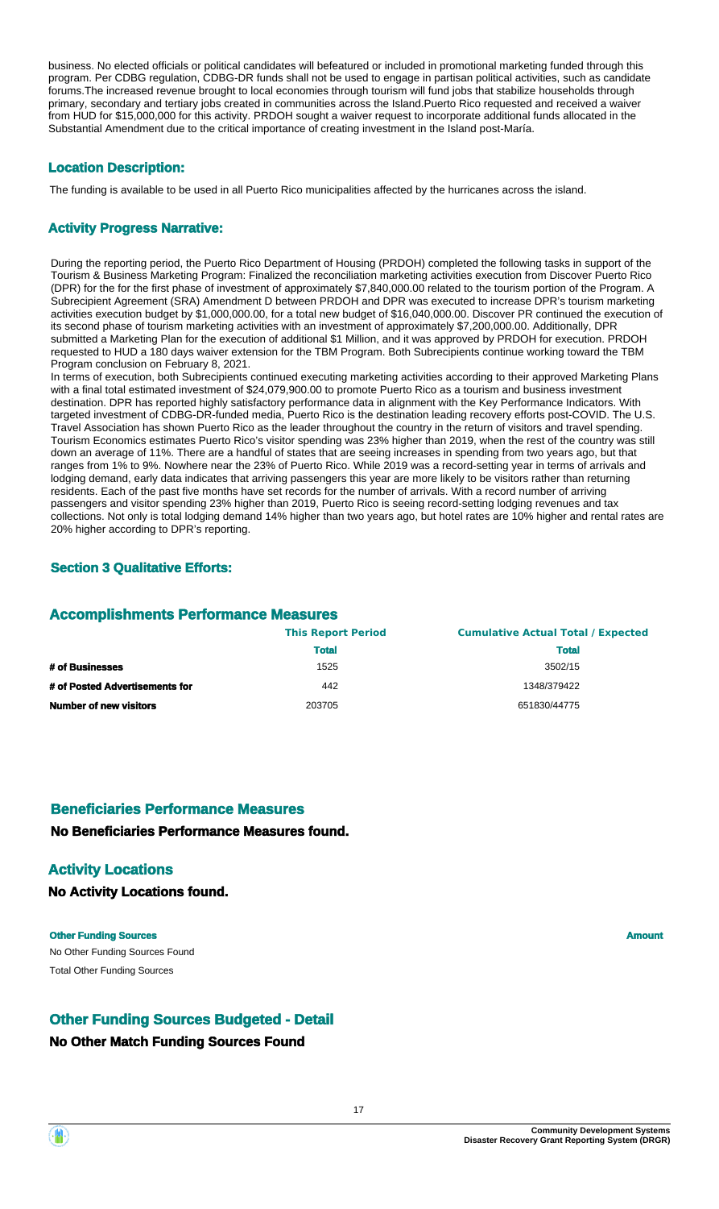business. No elected officials or political candidates will befeatured or included in promotional marketing funded through this program. Per CDBG regulation, CDBG-DR funds shall not be used to engage in partisan political activities, such as candidate forums.The increased revenue brought to local economies through tourism will fund jobs that stabilize households through primary, secondary and tertiary jobs created in communities across the Island.Puerto Rico requested and received a waiver from HUD for $15,000,000 for this activity. PRDOH sought a waiver request to incorporate additional funds allocated in the Substantial Amendment due to the critical importance of creating investment in the Island post-María.

### Location Description:

The funding is available to be used in all Puerto Rico municipalities affected by the hurricanes across the island.

### Activity Progress Narrative:

During the reporting period, the Puerto Rico Department of Housing (PRDOH) completed the following tasks in support of the Tourism & Business Marketing Program: Finalized the reconciliation marketing activities execution from Discover Puerto Rico (DPR) for the for the first phase of investment of approximately $7,840,000.00 related to the tourism portion of the Program. A Subrecipient Agreement (SRA) Amendment D between PRDOH and DPR was executed to increase DPR's tourism marketing activities execution budget by $1,000,000.00, for a total new budget of $16,040,000.00. Discover PR continued the execution of its second phase of tourism marketing activities with an investment of approximately $7,200,000.00. Additionally, DPR submitted a Marketing Plan for the execution of additional $1 Million, and it was approved by PRDOH for execution. PRDOH requested to HUD a 180 days waiver extension for the TBM Program. Both Subrecipients continue working toward the TBM Program conclusion on February 8, 2021.

In terms of execution, both Subrecipients continued executing marketing activities according to their approved Marketing Plans with a final total estimated investment of $24,079,900.00 to promote Puerto Rico as a tourism and business investment destination. DPR has reported highly satisfactory performance data in alignment with the Key Performance Indicators. With targeted investment of CDBG-DR-funded media, Puerto Rico is the destination leading recovery efforts post-COVID. The U.S. Travel Association has shown Puerto Rico as the leader throughout the country in the return of visitors and travel spending. Tourism Economics estimates Puerto Rico's visitor spending was 23% higher than 2019, when the rest of the country was still down an average of 11%. There are a handful of states that are seeing increases in spending from two years ago, but that ranges from 1% to 9%. Nowhere near the 23% of Puerto Rico. While 2019 was a record-setting year in terms of arrivals and lodging demand, early data indicates that arriving passengers this year are more likely to be visitors rather than returning residents. Each of the past five months have set records for the number of arrivals. With a record number of arriving passengers and visitor spending 23% higher than 2019, Puerto Rico is seeing record-setting lodging revenues and tax collections. Not only is total lodging demand 14% higher than two years ago, but hotel rates are 10% higher and rental rates are 20% higher according to DPR's reporting.

### Section 3 Qualitative Efforts:

## Accomplishments Performance Measures

| | This Report Period | Cumulative Actual Total / Expected |
|---|---|---|
| | **Total** | **Total** |
| **# of Businesses** | 1525 | 3502/15 |
| **# of Posted Advertisements for** | 442 | 1348/379422 |
| **Number of new visitors** | 203705 | 651830/44775 |

## Beneficiaries Performance Measures

**No Beneficiaries Performance Measures found.**

## Activity Locations

**No Activity Locations found.**

| Other Funding Sources | Amount |
|---|---|
| No Other Funding Sources Found | |
| Total Other Funding Sources | |

## Other Funding Sources Budgeted - Detail

**No Other Match Funding Sources Found**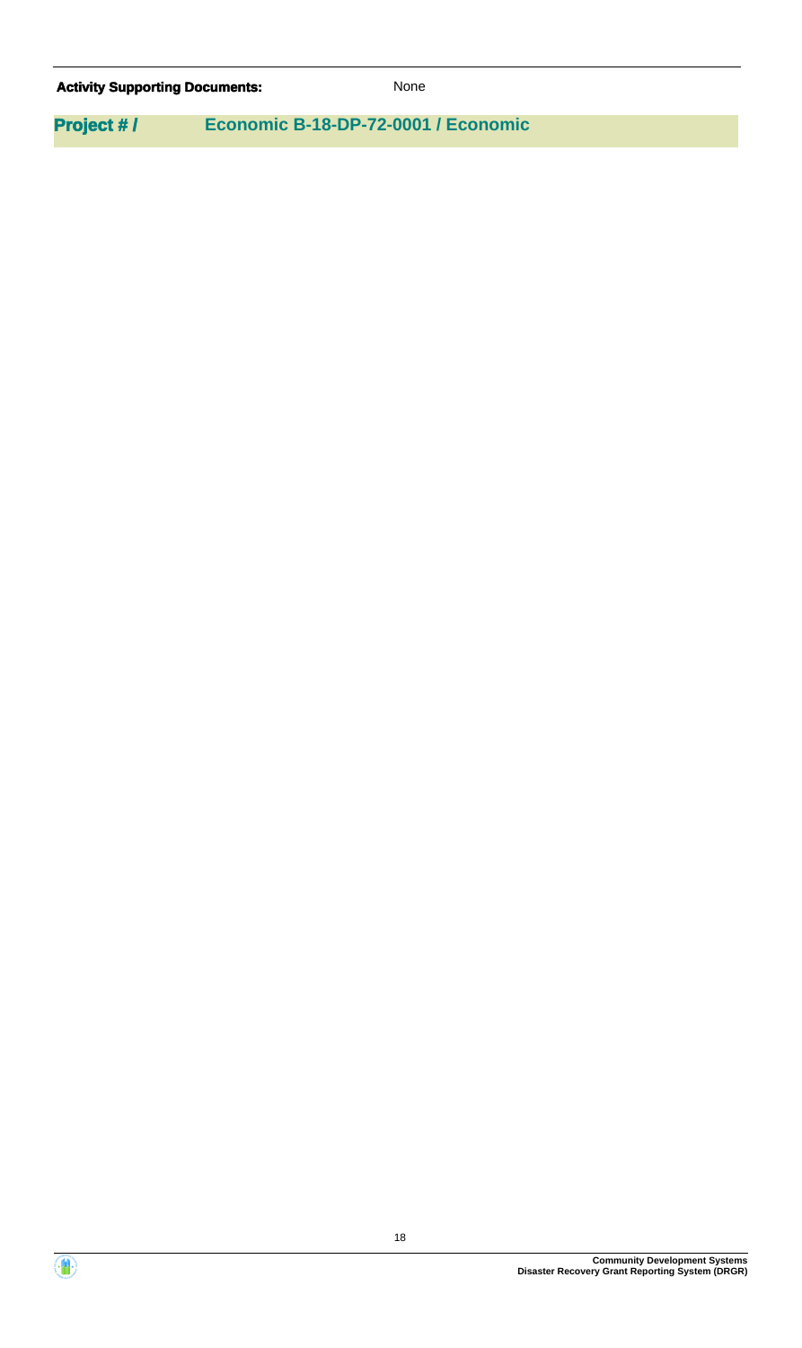**Activity Supporting Documents:** None

## Project # / Economic B-18-DP-72-0001 / Economic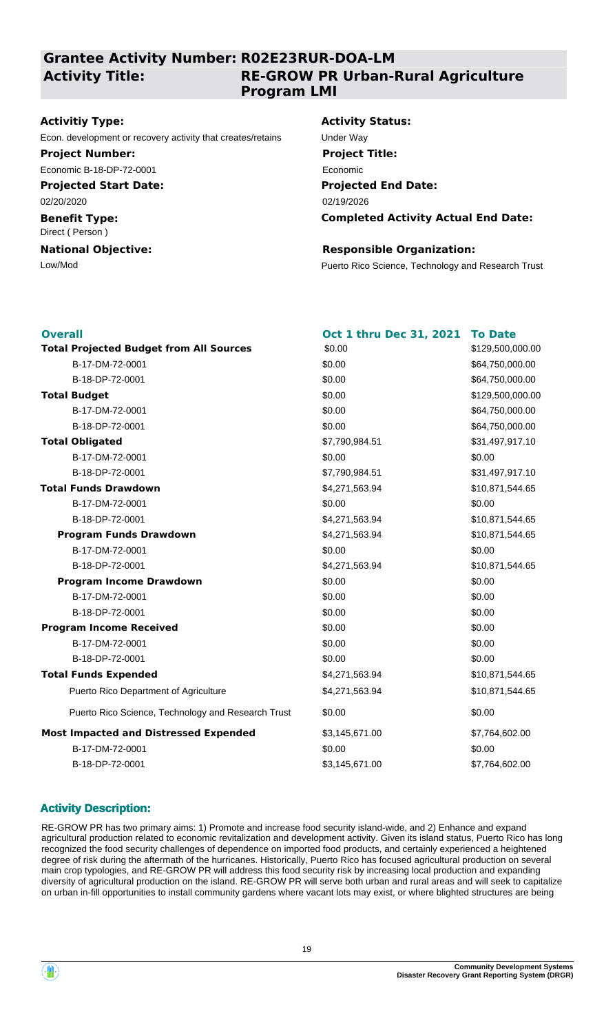## Grantee Activity Number: R02E23RUR-DOA-LM

**Activity Title:** RE-GROW PR Urban-Rural Agriculture Program LMI

**Activitiy Type:**
Econ. development or recovery activity that creates/retains

**Activity Status:**
Under Way

**Project Number:**
Economic B-18-DP-72-0001

**Project Title:**
Economic

**Projected Start Date:**
02/20/2020

**Projected End Date:**
02/19/2026

**Benefit Type:**
Direct ( Person )

**Completed Activity Actual End Date:**

**National Objective:**
Low/Mod

**Responsible Organization:**
Puerto Rico Science, Technology and Research Trust

| Overall | Oct 1 thru Dec 31, 2021 | To Date |
|---|---|---|
| **Total Projected Budget from All Sources** | $0.00 | $129,500,000.00 |
| B-17-DM-72-0001 | $0.00 | $64,750,000.00 |
| B-18-DP-72-0001 | $0.00 | $64,750,000.00 |
| **Total Budget** | $0.00 | $129,500,000.00 |
| B-17-DM-72-0001 | $0.00 | $64,750,000.00 |
| B-18-DP-72-0001 | $0.00 | $64,750,000.00 |
| **Total Obligated** | $7,790,984.51 | $31,497,917.10 |
| B-17-DM-72-0001 | $0.00 | $0.00 |
| B-18-DP-72-0001 | $7,790,984.51 | $31,497,917.10 |
| **Total Funds Drawdown** | $4,271,563.94 | $10,871,544.65 |
| B-17-DM-72-0001 | $0.00 | $0.00 |
| B-18-DP-72-0001 | $4,271,563.94 | $10,871,544.65 |
| **Program Funds Drawdown** | $4,271,563.94 | $10,871,544.65 |
| B-17-DM-72-0001 | $0.00 | $0.00 |
| B-18-DP-72-0001 | $4,271,563.94 | $10,871,544.65 |
| **Program Income Drawdown** | $0.00 | $0.00 |
| B-17-DM-72-0001 | $0.00 | $0.00 |
| B-18-DP-72-0001 | $0.00 | $0.00 |
| **Program Income Received** | $0.00 | $0.00 |
| B-17-DM-72-0001 | $0.00 | $0.00 |
| B-18-DP-72-0001 | $0.00 | $0.00 |
| **Total Funds Expended** | $4,271,563.94 | $10,871,544.65 |
| Puerto Rico Department of Agriculture | $4,271,563.94 | $10,871,544.65 |
| Puerto Rico Science, Technology and Research Trust | $0.00 | $0.00 |
| **Most Impacted and Distressed Expended** | $3,145,671.00 | $7,764,602.00 |
| B-17-DM-72-0001 | $0.00 | $0.00 |
| B-18-DP-72-0001 | $3,145,671.00 | $7,764,602.00 |

### Activity Description:

RE-GROW PR has two primary aims: 1) Promote and increase food security island-wide, and 2) Enhance and expand agricultural production related to economic revitalization and development activity. Given its island status, Puerto Rico has long recognized the food security challenges of dependence on imported food products, and certainly experienced a heightened degree of risk during the aftermath of the hurricanes. Historically, Puerto Rico has focused agricultural production on several main crop typologies, and RE-GROW PR will address this food security risk by increasing local production and expanding diversity of agricultural production on the island. RE-GROW PR will serve both urban and rural areas and will seek to capitalize on urban in-fill opportunities to install community gardens where vacant lots may exist, or where blighted structures are being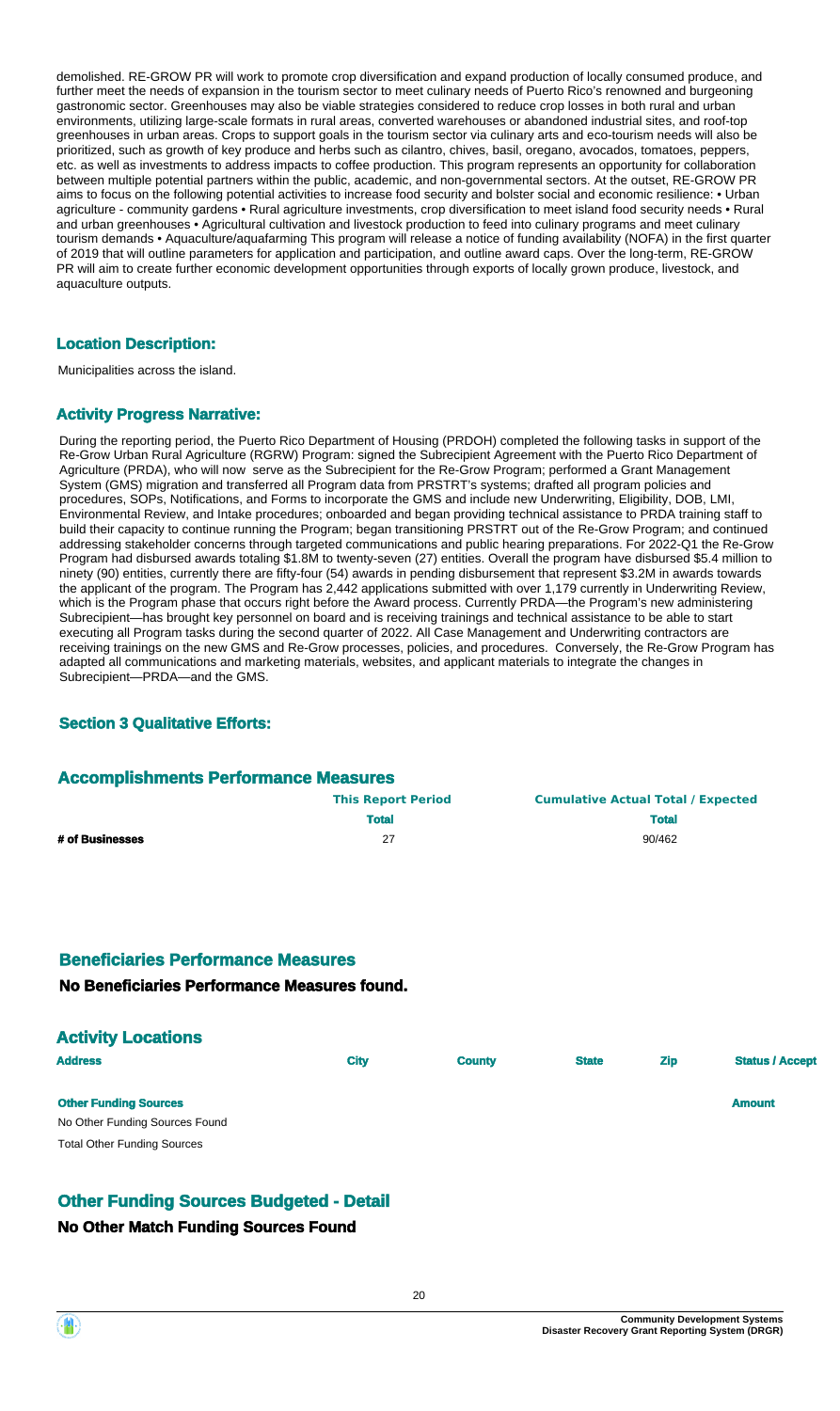demolished. RE-GROW PR will work to promote crop diversification and expand production of locally consumed produce, and further meet the needs of expansion in the tourism sector to meet culinary needs of Puerto Rico's renowned and burgeoning gastronomic sector. Greenhouses may also be viable strategies considered to reduce crop losses in both rural and urban environments, utilizing large-scale formats in rural areas, converted warehouses or abandoned industrial sites, and roof-top greenhouses in urban areas. Crops to support goals in the tourism sector via culinary arts and eco-tourism needs will also be prioritized, such as growth of key produce and herbs such as cilantro, chives, basil, oregano, avocados, tomatoes, peppers, etc. as well as investments to address impacts to coffee production. This program represents an opportunity for collaboration between multiple potential partners within the public, academic, and non-governmental sectors. At the outset, RE-GROW PR aims to focus on the following potential activities to increase food security and bolster social and economic resilience: • Urban agriculture - community gardens • Rural agriculture investments, crop diversification to meet island food security needs • Rural and urban greenhouses • Agricultural cultivation and livestock production to feed into culinary programs and meet culinary tourism demands • Aquaculture/aquafarming This program will release a notice of funding availability (NOFA) in the first quarter of 2019 that will outline parameters for application and participation, and outline award caps. Over the long-term, RE-GROW PR will aim to create further economic development opportunities through exports of locally grown produce, livestock, and aquaculture outputs.

### Location Description:

Municipalities across the island.

### Activity Progress Narrative:

During the reporting period, the Puerto Rico Department of Housing (PRDOH) completed the following tasks in support of the Re-Grow Urban Rural Agriculture (RGRW) Program: signed the Subrecipient Agreement with the Puerto Rico Department of Agriculture (PRDA), who will now serve as the Subrecipient for the Re-Grow Program; performed a Grant Management System (GMS) migration and transferred all Program data from PRSTRT's systems; drafted all program policies and procedures, SOPs, Notifications, and Forms to incorporate the GMS and include new Underwriting, Eligibility, DOB, LMI, Environmental Review, and Intake procedures; onboarded and began providing technical assistance to PRDA training staff to build their capacity to continue running the Program; began transitioning PRSTRT out of the Re-Grow Program; and continued addressing stakeholder concerns through targeted communications and public hearing preparations. For 2022-Q1 the Re-Grow Program had disbursed awards totaling $1.8M to twenty-seven (27) entities. Overall the program have disbursed $5.4 million to ninety (90) entities, currently there are fifty-four (54) awards in pending disbursement that represent $3.2M in awards towards the applicant of the program. The Program has 2,442 applications submitted with over 1,179 currently in Underwriting Review, which is the Program phase that occurs right before the Award process. Currently PRDA—the Program's new administering Subrecipient—has brought key personnel on board and is receiving trainings and technical assistance to be able to start executing all Program tasks during the second quarter of 2022. All Case Management and Underwriting contractors are receiving trainings on the new GMS and Re-Grow processes, policies, and procedures. Conversely, the Re-Grow Program has adapted all communications and marketing materials, websites, and applicant materials to integrate the changes in Subrecipient—PRDA—and the GMS.

### Section 3 Qualitative Efforts:

## Accomplishments Performance Measures

| | This Report Period | Cumulative Actual Total / Expected |
|---|---|---|
| | Total | Total |
| # of Businesses | 27 | 90/462 |

## Beneficiaries Performance Measures

**No Beneficiaries Performance Measures found.**

## Activity Locations

| Address | City | County | State | Zip | Status / Accept |
|---|---|---|---|---|---|

| Other Funding Sources | Amount |
|---|---|
| No Other Funding Sources Found | |
| Total Other Funding Sources | |

## Other Funding Sources Budgeted - Detail

**No Other Match Funding Sources Found**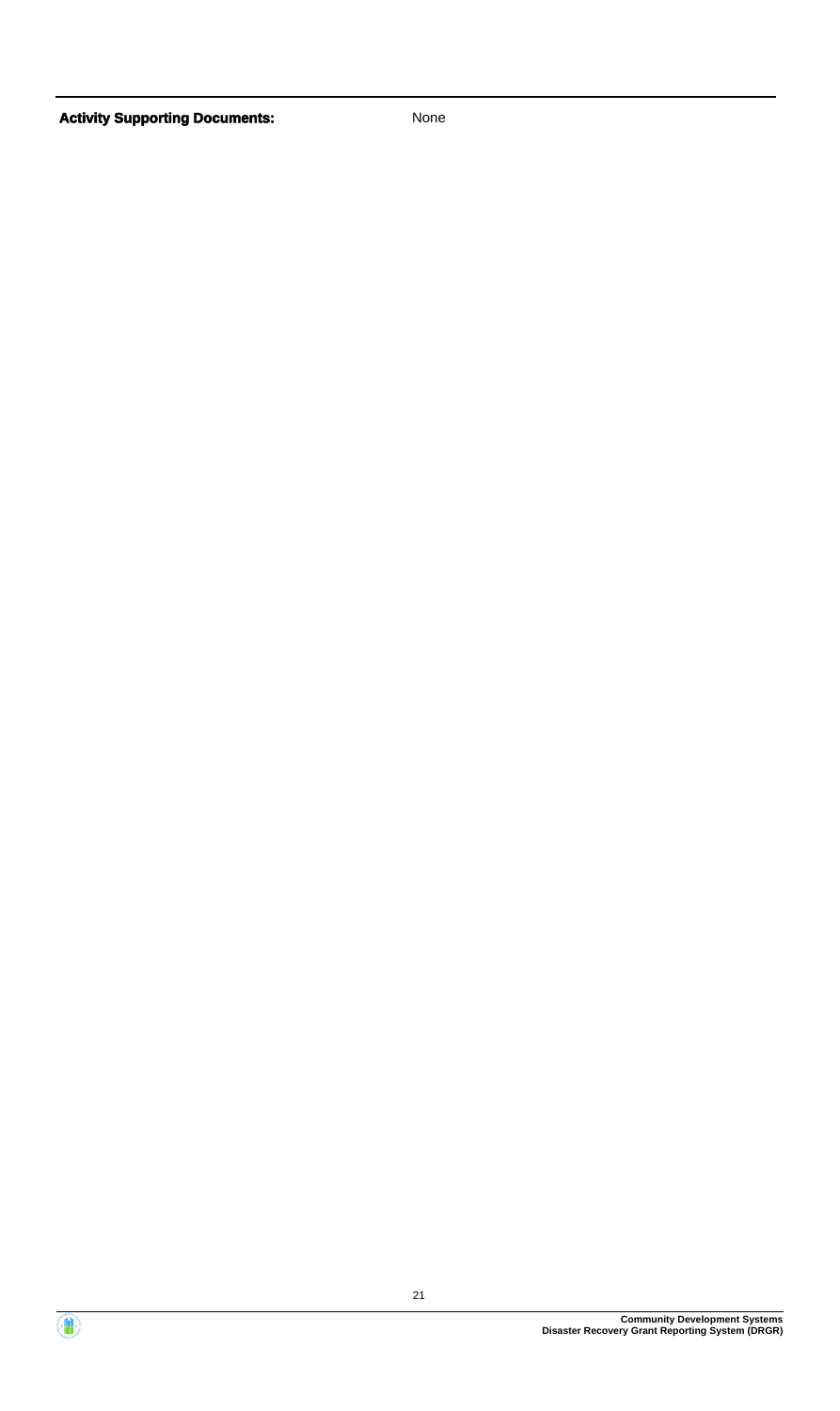**Activity Supporting Documents:** None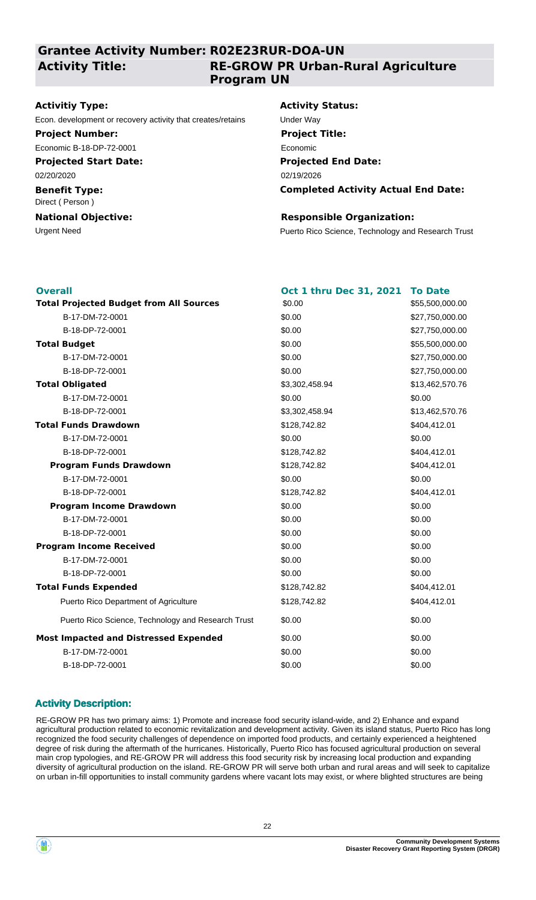## Grantee Activity Number: R02E23RUR-DOA-UN

## Activity Title: RE-GROW PR Urban-Rural Agriculture Program UN

**Activitiy Type:**
Econ. development or recovery activity that creates/retains

**Activity Status:**
Under Way

**Project Number:**
Economic B-18-DP-72-0001

**Project Title:**
Economic

**Projected Start Date:**
02/20/2020

**Projected End Date:**
02/19/2026

**Benefit Type:**
Direct ( Person )

**Completed Activity Actual End Date:**

**National Objective:**
Urgent Need

**Responsible Organization:**
Puerto Rico Science, Technology and Research Trust

| Overall | Oct 1 thru Dec 31, 2021 | To Date |
| --- | --- | --- |
| **Total Projected Budget from All Sources** | $0.00 | $55,500,000.00 |
| B-17-DM-72-0001 | $0.00 | $27,750,000.00 |
| B-18-DP-72-0001 | $0.00 | $27,750,000.00 |
| **Total Budget** | $0.00 | $55,500,000.00 |
| B-17-DM-72-0001 | $0.00 | $27,750,000.00 |
| B-18-DP-72-0001 | $0.00 | $27,750,000.00 |
| **Total Obligated** | $3,302,458.94 | $13,462,570.76 |
| B-17-DM-72-0001 | $0.00 | $0.00 |
| B-18-DP-72-0001 | $3,302,458.94 | $13,462,570.76 |
| **Total Funds Drawdown** | $128,742.82 | $404,412.01 |
| B-17-DM-72-0001 | $0.00 | $0.00 |
| B-18-DP-72-0001 | $128,742.82 | $404,412.01 |
| **Program Funds Drawdown** | $128,742.82 | $404,412.01 |
| B-17-DM-72-0001 | $0.00 | $0.00 |
| B-18-DP-72-0001 | $128,742.82 | $404,412.01 |
| **Program Income Drawdown** | $0.00 | $0.00 |
| B-17-DM-72-0001 | $0.00 | $0.00 |
| B-18-DP-72-0001 | $0.00 | $0.00 |
| **Program Income Received** | $0.00 | $0.00 |
| B-17-DM-72-0001 | $0.00 | $0.00 |
| B-18-DP-72-0001 | $0.00 | $0.00 |
| **Total Funds Expended** | $128,742.82 | $404,412.01 |
| Puerto Rico Department of Agriculture | $128,742.82 | $404,412.01 |
| Puerto Rico Science, Technology and Research Trust | $0.00 | $0.00 |
| **Most Impacted and Distressed Expended** | $0.00 | $0.00 |
| B-17-DM-72-0001 | $0.00 | $0.00 |
| B-18-DP-72-0001 | $0.00 | $0.00 |

### Activity Description:

RE-GROW PR has two primary aims: 1) Promote and increase food security island-wide, and 2) Enhance and expand agricultural production related to economic revitalization and development activity. Given its island status, Puerto Rico has long recognized the food security challenges of dependence on imported food products, and certainly experienced a heightened degree of risk during the aftermath of the hurricanes. Historically, Puerto Rico has focused agricultural production on several main crop typologies, and RE-GROW PR will address this food security risk by increasing local production and expanding diversity of agricultural production on the island. RE-GROW PR will serve both urban and rural areas and will seek to capitalize on urban in-fill opportunities to install community gardens where vacant lots may exist, or where blighted structures are being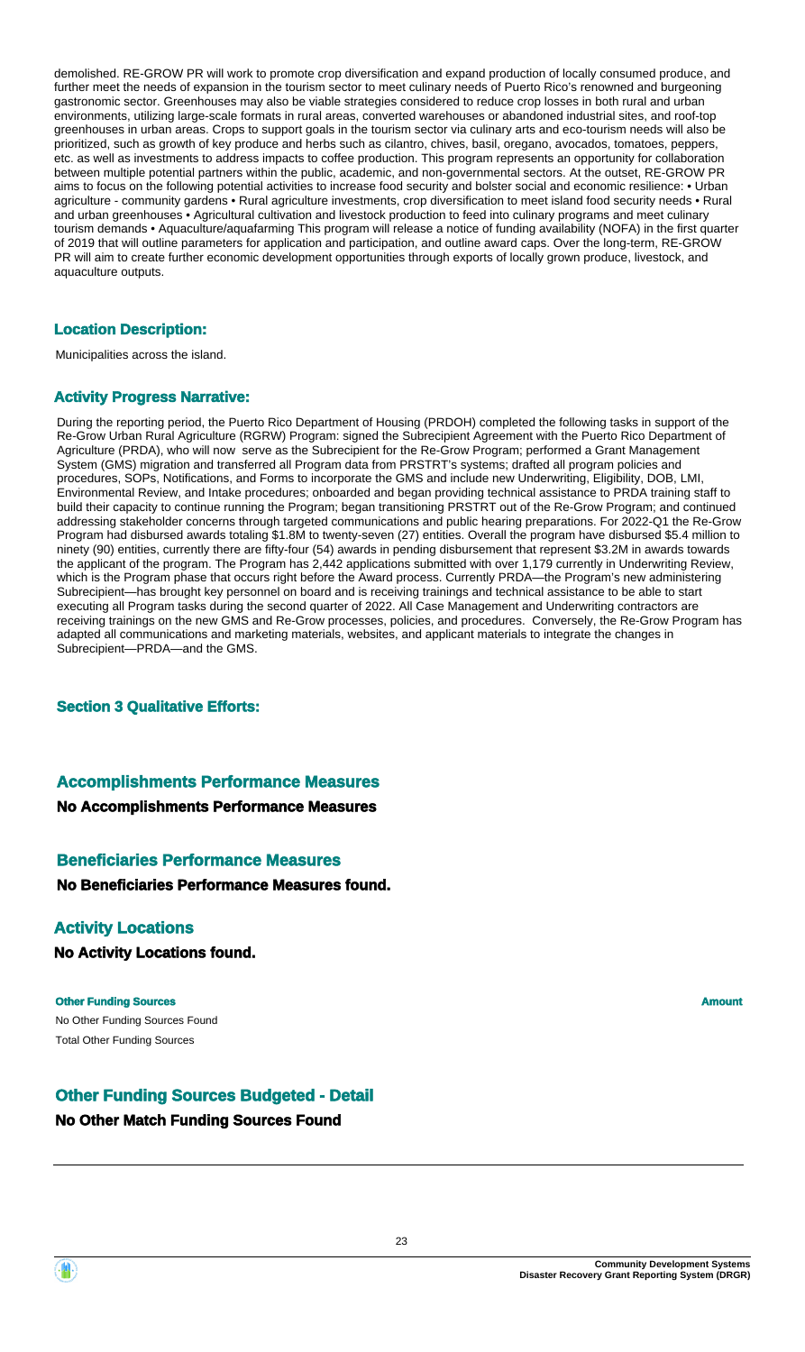demolished. RE-GROW PR will work to promote crop diversification and expand production of locally consumed produce, and further meet the needs of expansion in the tourism sector to meet culinary needs of Puerto Rico's renowned and burgeoning gastronomic sector. Greenhouses may also be viable strategies considered to reduce crop losses in both rural and urban environments, utilizing large-scale formats in rural areas, converted warehouses or abandoned industrial sites, and roof-top greenhouses in urban areas. Crops to support goals in the tourism sector via culinary arts and eco-tourism needs will also be prioritized, such as growth of key produce and herbs such as cilantro, chives, basil, oregano, avocados, tomatoes, peppers, etc. as well as investments to address impacts to coffee production. This program represents an opportunity for collaboration between multiple potential partners within the public, academic, and non-governmental sectors. At the outset, RE-GROW PR aims to focus on the following potential activities to increase food security and bolster social and economic resilience: • Urban agriculture - community gardens • Rural agriculture investments, crop diversification to meet island food security needs • Rural and urban greenhouses • Agricultural cultivation and livestock production to feed into culinary programs and meet culinary tourism demands • Aquaculture/aquafarming This program will release a notice of funding availability (NOFA) in the first quarter of 2019 that will outline parameters for application and participation, and outline award caps. Over the long-term, RE-GROW PR will aim to create further economic development opportunities through exports of locally grown produce, livestock, and aquaculture outputs.

### Location Description:

Municipalities across the island.

### Activity Progress Narrative:

During the reporting period, the Puerto Rico Department of Housing (PRDOH) completed the following tasks in support of the Re-Grow Urban Rural Agriculture (RGRW) Program: signed the Subrecipient Agreement with the Puerto Rico Department of Agriculture (PRDA), who will now serve as the Subrecipient for the Re-Grow Program; performed a Grant Management System (GMS) migration and transferred all Program data from PRSTRT's systems; drafted all program policies and procedures, SOPs, Notifications, and Forms to incorporate the GMS and include new Underwriting, Eligibility, DOB, LMI, Environmental Review, and Intake procedures; onboarded and began providing technical assistance to PRDA training staff to build their capacity to continue running the Program; began transitioning PRSTRT out of the Re-Grow Program; and continued addressing stakeholder concerns through targeted communications and public hearing preparations. For 2022-Q1 the Re-Grow Program had disbursed awards totaling $1.8M to twenty-seven (27) entities. Overall the program have disbursed $5.4 million to ninety (90) entities, currently there are fifty-four (54) awards in pending disbursement that represent $3.2M in awards towards the applicant of the program. The Program has 2,442 applications submitted with over 1,179 currently in Underwriting Review, which is the Program phase that occurs right before the Award process. Currently PRDA—the Program's new administering Subrecipient—has brought key personnel on board and is receiving trainings and technical assistance to be able to start executing all Program tasks during the second quarter of 2022. All Case Management and Underwriting contractors are receiving trainings on the new GMS and Re-Grow processes, policies, and procedures. Conversely, the Re-Grow Program has adapted all communications and marketing materials, websites, and applicant materials to integrate the changes in Subrecipient—PRDA—and the GMS.

### Section 3 Qualitative Efforts:

## Accomplishments Performance Measures

**No Accomplishments Performance Measures**

## Beneficiaries Performance Measures

**No Beneficiaries Performance Measures found.**

## Activity Locations

**No Activity Locations found.**

| Other Funding Sources | Amount |
|---|---|
| No Other Funding Sources Found | |
| Total Other Funding Sources | |

## Other Funding Sources Budgeted - Detail

**No Other Match Funding Sources Found**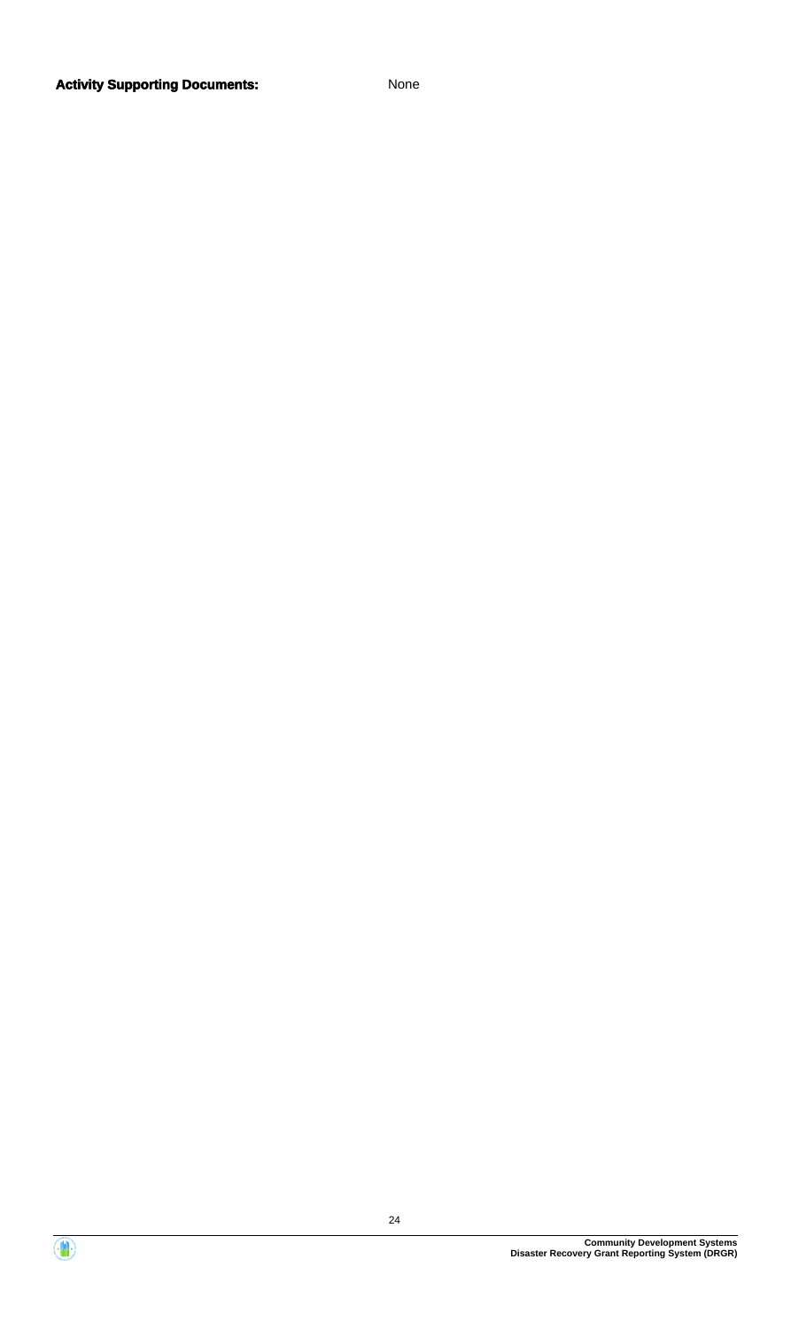**Activity Supporting Documents:** None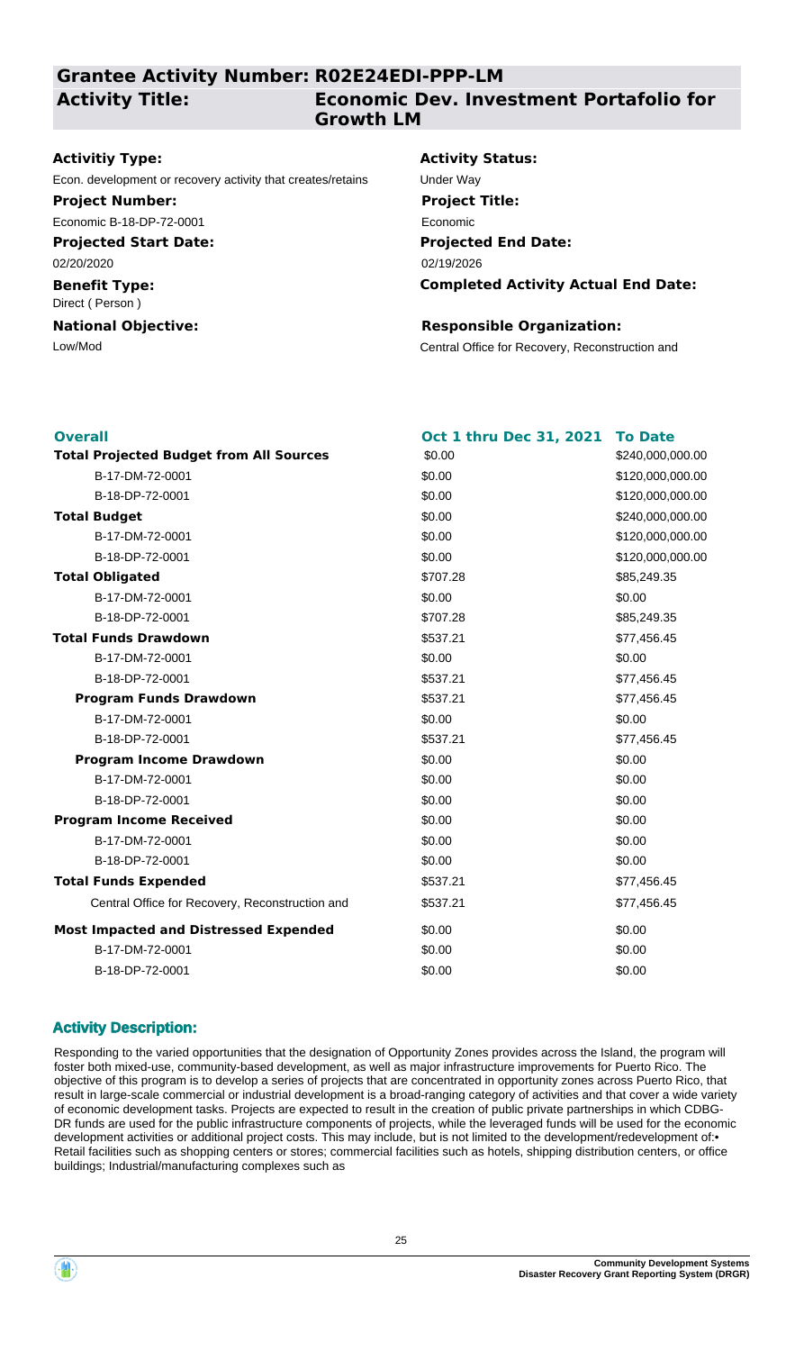## Grantee Activity Number: R02E24EDI-PPP-LM

**Activity Title:** Economic Dev. Investment Portafolio for Growth LM

**Activitiy Type:**
Econ. development or recovery activity that creates/retains

**Activity Status:**
Under Way

**Project Number:**
Economic B-18-DP-72-0001

**Project Title:**
Economic

**Projected Start Date:**
02/20/2020

**Projected End Date:**
02/19/2026

**Benefit Type:**
Direct ( Person )

**Completed Activity Actual End Date:**

**National Objective:**
Low/Mod

**Responsible Organization:**
Central Office for Recovery, Reconstruction and

| Overall | Oct 1 thru Dec 31, 2021 | To Date |
|---|---|---|
| **Total Projected Budget from All Sources** | $0.00 | $240,000,000.00 |
| B-17-DM-72-0001 | $0.00 | $120,000,000.00 |
| B-18-DP-72-0001 | $0.00 | $120,000,000.00 |
| **Total Budget** | $0.00 | $240,000,000.00 |
| B-17-DM-72-0001 | $0.00 | $120,000,000.00 |
| B-18-DP-72-0001 | $0.00 | $120,000,000.00 |
| **Total Obligated** | $707.28 | $85,249.35 |
| B-17-DM-72-0001 | $0.00 | $0.00 |
| B-18-DP-72-0001 | $707.28 | $85,249.35 |
| **Total Funds Drawdown** | $537.21 | $77,456.45 |
| B-17-DM-72-0001 | $0.00 | $0.00 |
| B-18-DP-72-0001 | $537.21 | $77,456.45 |
| **Program Funds Drawdown** | $537.21 | $77,456.45 |
| B-17-DM-72-0001 | $0.00 | $0.00 |
| B-18-DP-72-0001 | $537.21 | $77,456.45 |
| **Program Income Drawdown** | $0.00 | $0.00 |
| B-17-DM-72-0001 | $0.00 | $0.00 |
| B-18-DP-72-0001 | $0.00 | $0.00 |
| **Program Income Received** | $0.00 | $0.00 |
| B-17-DM-72-0001 | $0.00 | $0.00 |
| B-18-DP-72-0001 | $0.00 | $0.00 |
| **Total Funds Expended** | $537.21 | $77,456.45 |
| Central Office for Recovery, Reconstruction and | $537.21 | $77,456.45 |
| **Most Impacted and Distressed Expended** | $0.00 | $0.00 |
| B-17-DM-72-0001 | $0.00 | $0.00 |
| B-18-DP-72-0001 | $0.00 | $0.00 |

### Activity Description:

Responding to the varied opportunities that the designation of Opportunity Zones provides across the Island, the program will foster both mixed-use, community-based development, as well as major infrastructure improvements for Puerto Rico. The objective of this program is to develop a series of projects that are concentrated in opportunity zones across Puerto Rico, that result in large-scale commercial or industrial development is a broad-ranging category of activities and that cover a wide variety of economic development tasks. Projects are expected to result in the creation of public private partnerships in which CDBG-DR funds are used for the public infrastructure components of projects, while the leveraged funds will be used for the economic development activities or additional project costs. This may include, but is not limited to the development/redevelopment of:• Retail facilities such as shopping centers or stores; commercial facilities such as hotels, shipping distribution centers, or office buildings; Industrial/manufacturing complexes such as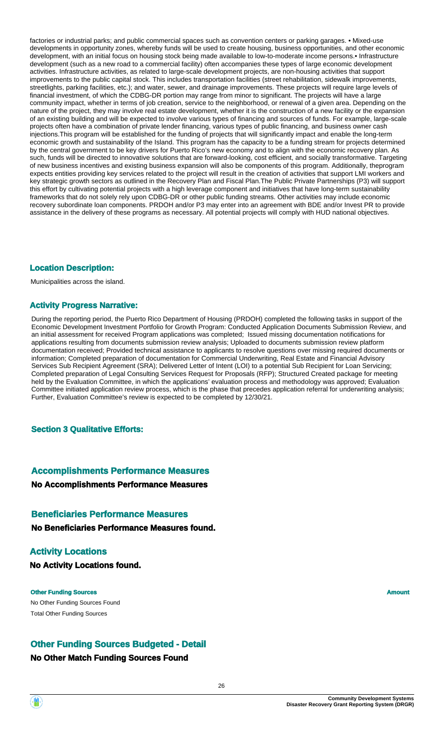factories or industrial parks; and public commercial spaces such as convention centers or parking garages. • Mixed-use developments in opportunity zones, whereby funds will be used to create housing, business opportunities, and other economic development, with an initial focus on housing stock being made available to low-to-moderate income persons.• Infrastructure development (such as a new road to a commercial facility) often accompanies these types of large economic development activities. Infrastructure activities, as related to large-scale development projects, are non-housing activities that support improvements to the public capital stock. This includes transportation facilities (street rehabilitation, sidewalk improvements, streetlights, parking facilities, etc.); and water, sewer, and drainage improvements. These projects will require large levels of financial investment, of which the CDBG-DR portion may range from minor to significant. The projects will have a large community impact, whether in terms of job creation, service to the neighborhood, or renewal of a given area. Depending on the nature of the project, they may involve real estate development, whether it is the construction of a new facility or the expansion of an existing building and will be expected to involve various types of financing and sources of funds. For example, large-scale projects often have a combination of private lender financing, various types of public financing, and business owner cash injections.This program will be established for the funding of projects that will significantly impact and enable the long-term economic growth and sustainability of the Island. This program has the capacity to be a funding stream for projects determined by the central government to be key drivers for Puerto Rico's new economy and to align with the economic recovery plan. As such, funds will be directed to innovative solutions that are forward-looking, cost efficient, and socially transformative. Targeting of new business incentives and existing business expansion will also be components of this program. Additionally, theprogram expects entities providing key services related to the project will result in the creation of activities that support LMI workers and key strategic growth sectors as outlined in the Recovery Plan and Fiscal Plan.The Public Private Partnerships (P3) will support this effort by cultivating potential projects with a high leverage component and initiatives that have long-term sustainability frameworks that do not solely rely upon CDBG-DR or other public funding streams. Other activities may include economic recovery subordinate loan components. PRDOH and/or P3 may enter into an agreement with BDE and/or Invest PR to provide assistance in the delivery of these programs as necessary. All potential projects will comply with HUD national objectives.

### Location Description:

Municipalities across the island.

### Activity Progress Narrative:

During the reporting period, the Puerto Rico Department of Housing (PRDOH) completed the following tasks in support of the Economic Development Investment Portfolio for Growth Program: Conducted Application Documents Submission Review, and an initial assessment for received Program applications was completed; Issued missing documentation notifications for applications resulting from documents submission review analysis; Uploaded to documents submission review platform documentation received; Provided technical assistance to applicants to resolve questions over missing required documents or information; Completed preparation of documentation for Commercial Underwriting, Real Estate and Financial Advisory Services Sub Recipient Agreement (SRA); Delivered Letter of Intent (LOI) to a potential Sub Recipient for Loan Servicing; Completed preparation of Legal Consulting Services Request for Proposals (RFP); Structured Created package for meeting held by the Evaluation Committee, in which the applications' evaluation process and methodology was approved; Evaluation Committee initiated application review process, which is the phase that precedes application referral for underwriting analysis; Further, Evaluation Committee's review is expected to be completed by 12/30/21.

### Section 3 Qualitative Efforts:

## Accomplishments Performance Measures

**No Accomplishments Performance Measures**

## Beneficiaries Performance Measures

**No Beneficiaries Performance Measures found.**

## Activity Locations

**No Activity Locations found.**

| Other Funding Sources | Amount |
|---|---|
| No Other Funding Sources Found | |
| Total Other Funding Sources | |

## Other Funding Sources Budgeted - Detail

**No Other Match Funding Sources Found**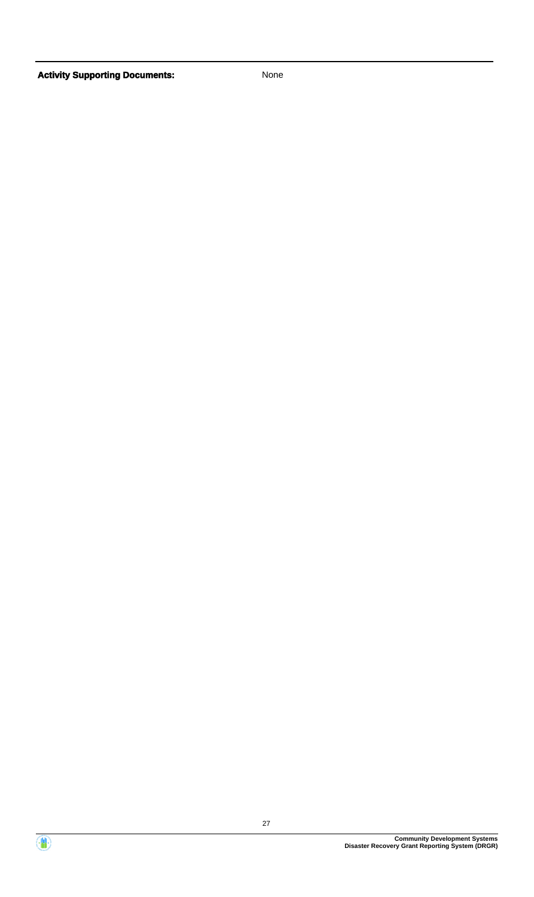**Activity Supporting Documents:** None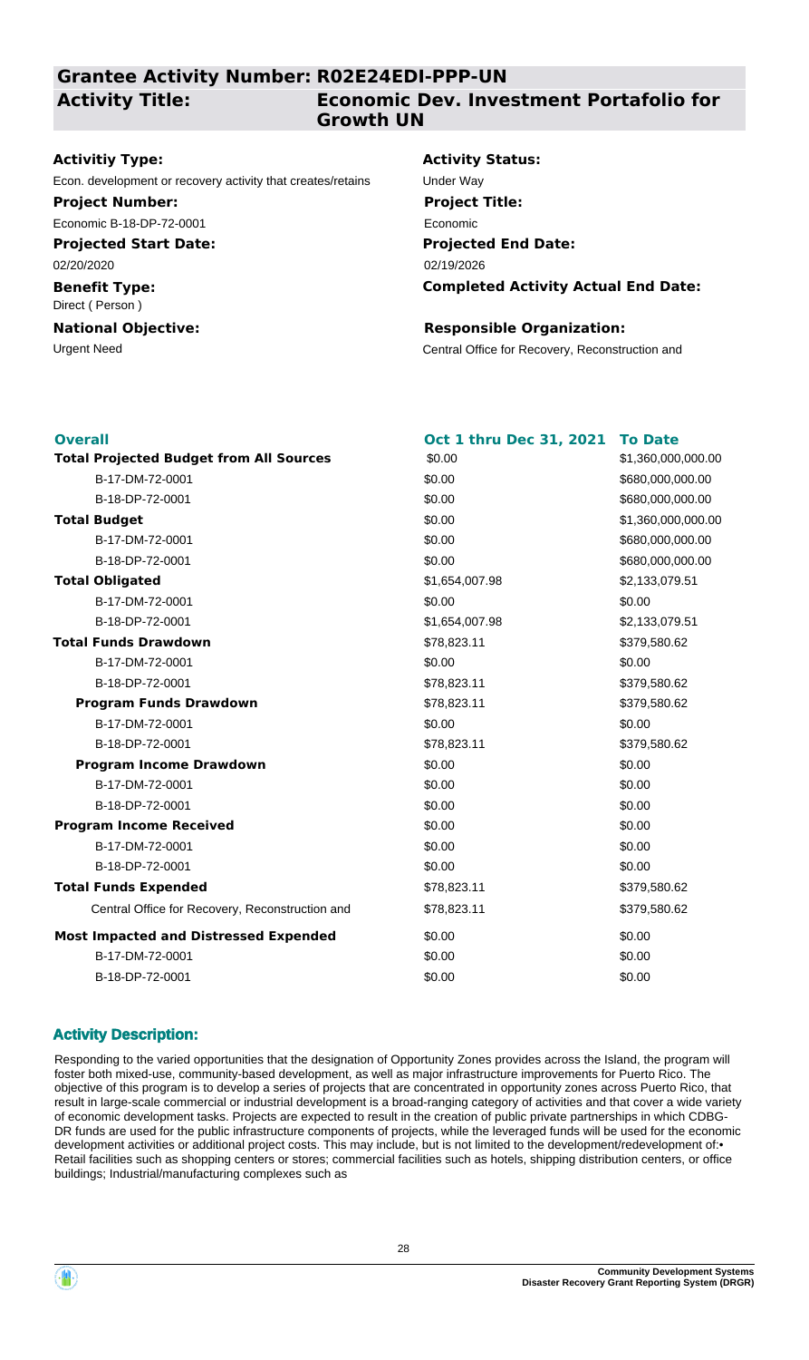## Grantee Activity Number: R02E24EDI-PPP-UN

**Activity Title:** Economic Dev. Investment Portafolio for Growth UN

**Activitiy Type:**
Econ. development or recovery activity that creates/retains

**Activity Status:**
Under Way

**Project Number:**
Economic B-18-DP-72-0001

**Project Title:**
Economic

**Projected Start Date:**
02/20/2020

**Projected End Date:**
02/19/2026

**Benefit Type:**
Direct ( Person )

**Completed Activity Actual End Date:**

**National Objective:**
Urgent Need

**Responsible Organization:**
Central Office for Recovery, Reconstruction and

| Overall | Oct 1 thru Dec 31, 2021 | To Date |
| --- | --- | --- |
| **Total Projected Budget from All Sources** | $0.00 | $1,360,000,000.00 |
| B-17-DM-72-0001 | $0.00 | $680,000,000.00 |
| B-18-DP-72-0001 | $0.00 | $680,000,000.00 |
| **Total Budget** | $0.00 | $1,360,000,000.00 |
| B-17-DM-72-0001 | $0.00 | $680,000,000.00 |
| B-18-DP-72-0001 | $0.00 | $680,000,000.00 |
| **Total Obligated** | $1,654,007.98 | $2,133,079.51 |
| B-17-DM-72-0001 | $0.00 | $0.00 |
| B-18-DP-72-0001 | $1,654,007.98 | $2,133,079.51 |
| **Total Funds Drawdown** | $78,823.11 | $379,580.62 |
| B-17-DM-72-0001 | $0.00 | $0.00 |
| B-18-DP-72-0001 | $78,823.11 | $379,580.62 |
| **Program Funds Drawdown** | $78,823.11 | $379,580.62 |
| B-17-DM-72-0001 | $0.00 | $0.00 |
| B-18-DP-72-0001 | $78,823.11 | $379,580.62 |
| **Program Income Drawdown** | $0.00 | $0.00 |
| B-17-DM-72-0001 | $0.00 | $0.00 |
| B-18-DP-72-0001 | $0.00 | $0.00 |
| **Program Income Received** | $0.00 | $0.00 |
| B-17-DM-72-0001 | $0.00 | $0.00 |
| B-18-DP-72-0001 | $0.00 | $0.00 |
| **Total Funds Expended** | $78,823.11 | $379,580.62 |
| Central Office for Recovery, Reconstruction and | $78,823.11 | $379,580.62 |
| **Most Impacted and Distressed Expended** | $0.00 | $0.00 |
| B-17-DM-72-0001 | $0.00 | $0.00 |
| B-18-DP-72-0001 | $0.00 | $0.00 |

### Activity Description:

Responding to the varied opportunities that the designation of Opportunity Zones provides across the Island, the program will foster both mixed-use, community-based development, as well as major infrastructure improvements for Puerto Rico. The objective of this program is to develop a series of projects that are concentrated in opportunity zones across Puerto Rico, that result in large-scale commercial or industrial development is a broad-ranging category of activities and that cover a wide variety of economic development tasks. Projects are expected to result in the creation of public private partnerships in which CDBG-DR funds are used for the public infrastructure components of projects, while the leveraged funds will be used for the economic development activities or additional project costs. This may include, but is not limited to the development/redevelopment of:• Retail facilities such as shopping centers or stores; commercial facilities such as hotels, shipping distribution centers, or office buildings; Industrial/manufacturing complexes such as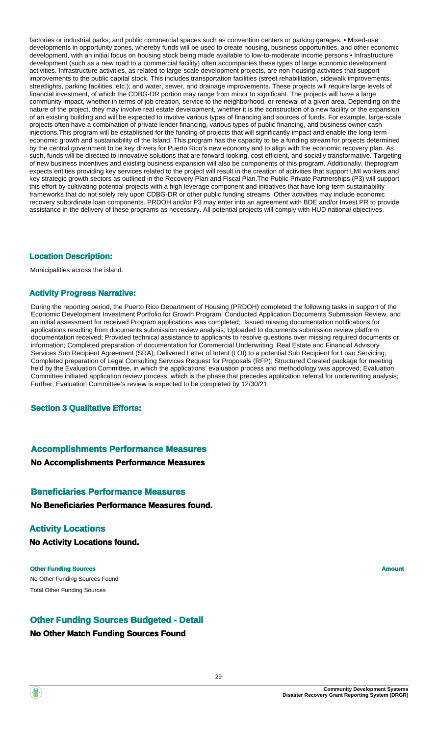factories or industrial parks; and public commercial spaces such as convention centers or parking garages. • Mixed-use developments in opportunity zones, whereby funds will be used to create housing, business opportunities, and other economic development, with an initial focus on housing stock being made available to low-to-moderate income persons.• Infrastructure development (such as a new road to a commercial facility) often accompanies these types of large economic development activities. Infrastructure activities, as related to large-scale development projects, are non-housing activities that support improvements to the public capital stock. This includes transportation facilities (street rehabilitation, sidewalk improvements, streetlights, parking facilities, etc.); and water, sewer, and drainage improvements. These projects will require large levels of financial investment, of which the CDBG-DR portion may range from minor to significant. The projects will have a large community impact, whether in terms of job creation, service to the neighborhood, or renewal of a given area. Depending on the nature of the project, they may involve real estate development, whether it is the construction of a new facility or the expansion of an existing building and will be expected to involve various types of financing and sources of funds. For example, large-scale projects often have a combination of private lender financing, various types of public financing, and business owner cash injections.This program will be established for the funding of projects that will significantly impact and enable the long-term economic growth and sustainability of the Island. This program has the capacity to be a funding stream for projects determined by the central government to be key drivers for Puerto Rico's new economy and to align with the economic recovery plan. As such, funds will be directed to innovative solutions that are forward-looking, cost efficient, and socially transformative. Targeting of new business incentives and existing business expansion will also be components of this program. Additionally, theprogram expects entities providing key services related to the project will result in the creation of activities that support LMI workers and key strategic growth sectors as outlined in the Recovery Plan and Fiscal Plan.The Public Private Partnerships (P3) will support this effort by cultivating potential projects with a high leverage component and initiatives that have long-term sustainability frameworks that do not solely rely upon CDBG-DR or other public funding streams. Other activities may include economic recovery subordinate loan components. PRDOH and/or P3 may enter into an agreement with BDE and/or Invest PR to provide assistance in the delivery of these programs as necessary. All potential projects will comply with HUD national objectives.

### Location Description:

Municipalities across the island.

### Activity Progress Narrative:

During the reporting period, the Puerto Rico Department of Housing (PRDOH) completed the following tasks in support of the Economic Development Investment Portfolio for Growth Program: Conducted Application Documents Submission Review, and an initial assessment for received Program applications was completed; Issued missing documentation notifications for applications resulting from documents submission review analysis; Uploaded to documents submission review platform documentation received; Provided technical assistance to applicants to resolve questions over missing required documents or information; Completed preparation of documentation for Commercial Underwriting, Real Estate and Financial Advisory Services Sub Recipient Agreement (SRA); Delivered Letter of Intent (LOI) to a potential Sub Recipient for Loan Servicing; Completed preparation of Legal Consulting Services Request for Proposals (RFP); Structured Created package for meeting held by the Evaluation Committee, in which the applications' evaluation process and methodology was approved; Evaluation Committee initiated application review process, which is the phase that precedes application referral for underwriting analysis; Further, Evaluation Committee's review is expected to be completed by 12/30/21.

### Section 3 Qualitative Efforts:

## Accomplishments Performance Measures

**No Accomplishments Performance Measures**

## Beneficiaries Performance Measures

**No Beneficiaries Performance Measures found.**

## Activity Locations

**No Activity Locations found.**

| Other Funding Sources | Amount |
|---|---|
| No Other Funding Sources Found | |
| Total Other Funding Sources | |

## Other Funding Sources Budgeted - Detail

**No Other Match Funding Sources Found**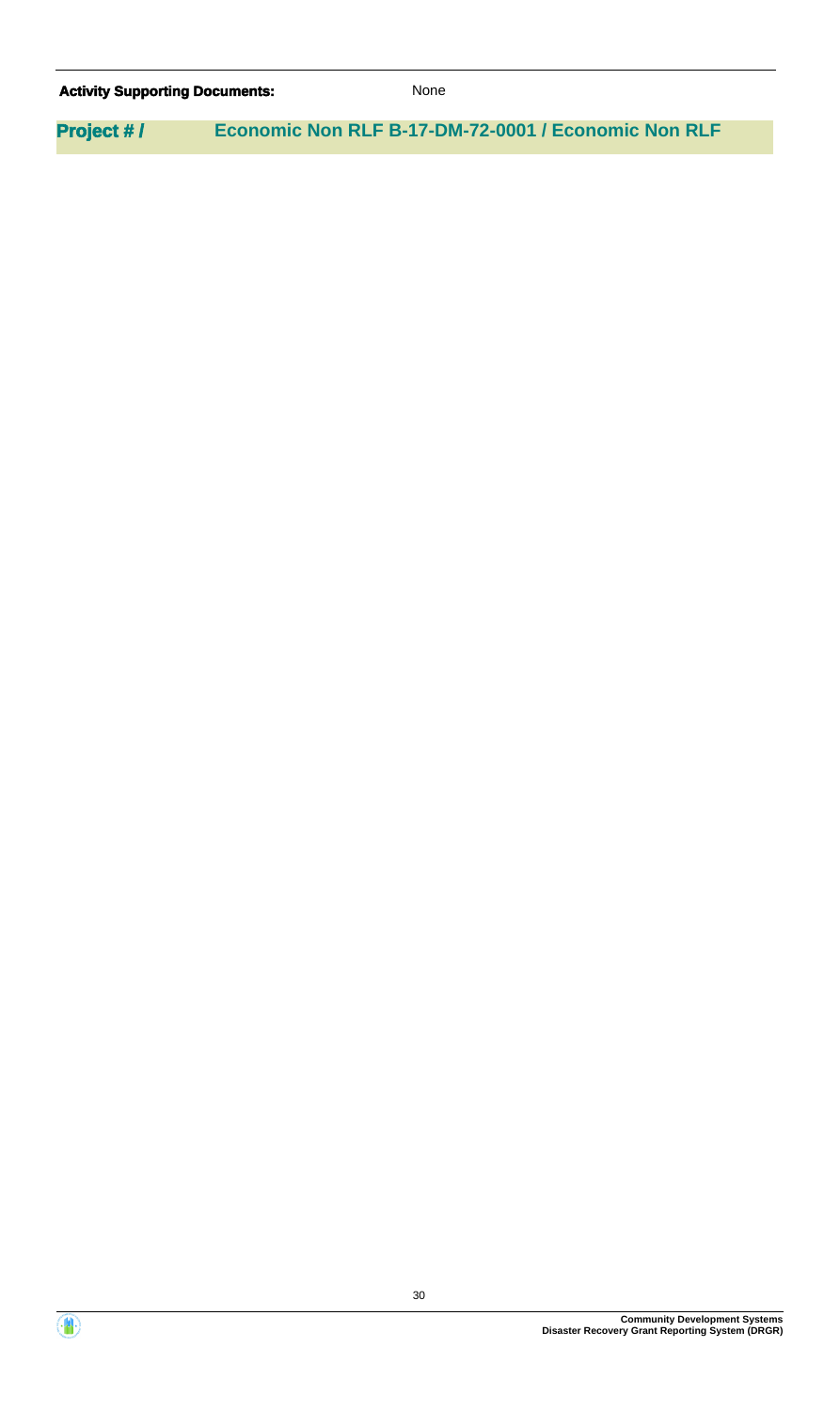**Activity Supporting Documents:** None

## Project # / Economic Non RLF B-17-DM-72-0001 / Economic Non RLF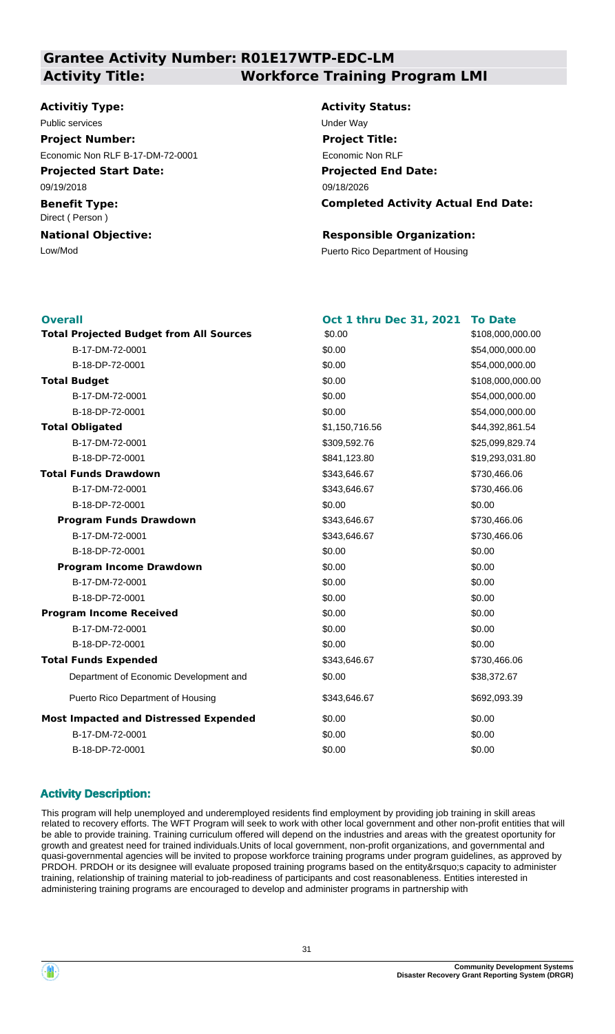## Grantee Activity Number: R01E17WTP-EDC-LM

## Activity Title: Workforce Training Program LMI

**Activitiy Type:**
Public services

**Activity Status:**
Under Way

**Project Number:**
Economic Non RLF B-17-DM-72-0001

**Project Title:**
Economic Non RLF

**Projected Start Date:**
09/19/2018

**Projected End Date:**
09/18/2026

**Benefit Type:**
Direct ( Person )

**Completed Activity Actual End Date:**

**National Objective:**
Low/Mod

**Responsible Organization:**
Puerto Rico Department of Housing

| Overall | Oct 1 thru Dec 31, 2021 | To Date |
|---|---|---|
| **Total Projected Budget from All Sources** | $0.00 | $108,000,000.00 |
| B-17-DM-72-0001 | $0.00 | $54,000,000.00 |
| B-18-DP-72-0001 | $0.00 | $54,000,000.00 |
| **Total Budget** | $0.00 | $108,000,000.00 |
| B-17-DM-72-0001 | $0.00 | $54,000,000.00 |
| B-18-DP-72-0001 | $0.00 | $54,000,000.00 |
| **Total Obligated** | $1,150,716.56 | $44,392,861.54 |
| B-17-DM-72-0001 | $309,592.76 | $25,099,829.74 |
| B-18-DP-72-0001 | $841,123.80 | $19,293,031.80 |
| **Total Funds Drawdown** | $343,646.67 | $730,466.06 |
| B-17-DM-72-0001 | $343,646.67 | $730,466.06 |
| B-18-DP-72-0001 | $0.00 | $0.00 |
| **Program Funds Drawdown** | $343,646.67 | $730,466.06 |
| B-17-DM-72-0001 | $343,646.67 | $730,466.06 |
| B-18-DP-72-0001 | $0.00 | $0.00 |
| **Program Income Drawdown** | $0.00 | $0.00 |
| B-17-DM-72-0001 | $0.00 | $0.00 |
| B-18-DP-72-0001 | $0.00 | $0.00 |
| **Program Income Received** | $0.00 | $0.00 |
| B-17-DM-72-0001 | $0.00 | $0.00 |
| B-18-DP-72-0001 | $0.00 | $0.00 |
| **Total Funds Expended** | $343,646.67 | $730,466.06 |
| Department of Economic Development and | $0.00 | $38,372.67 |
| Puerto Rico Department of Housing | $343,646.67 | $692,093.39 |
| **Most Impacted and Distressed Expended** | $0.00 | $0.00 |
| B-17-DM-72-0001 | $0.00 | $0.00 |
| B-18-DP-72-0001 | $0.00 | $0.00 |

### Activity Description:

This program will help unemployed and underemployed residents find employment by providing job training in skill areas related to recovery efforts. The WFT Program will seek to work with other local government and other non-profit entities that will be able to provide training. Training curriculum offered will depend on the industries and areas with the greatest oportunity for growth and greatest need for trained individuals.Units of local government, non-profit organizations, and governmental and quasi-governmental agencies will be invited to propose workforce training programs under program guidelines, as approved by PRDOH. PRDOH or its designee will evaluate proposed training programs based on the entity&rsquo;s capacity to administer training, relationship of training material to job-readiness of participants and cost reasonableness. Entities interested in administering training programs are encouraged to develop and administer programs in partnership with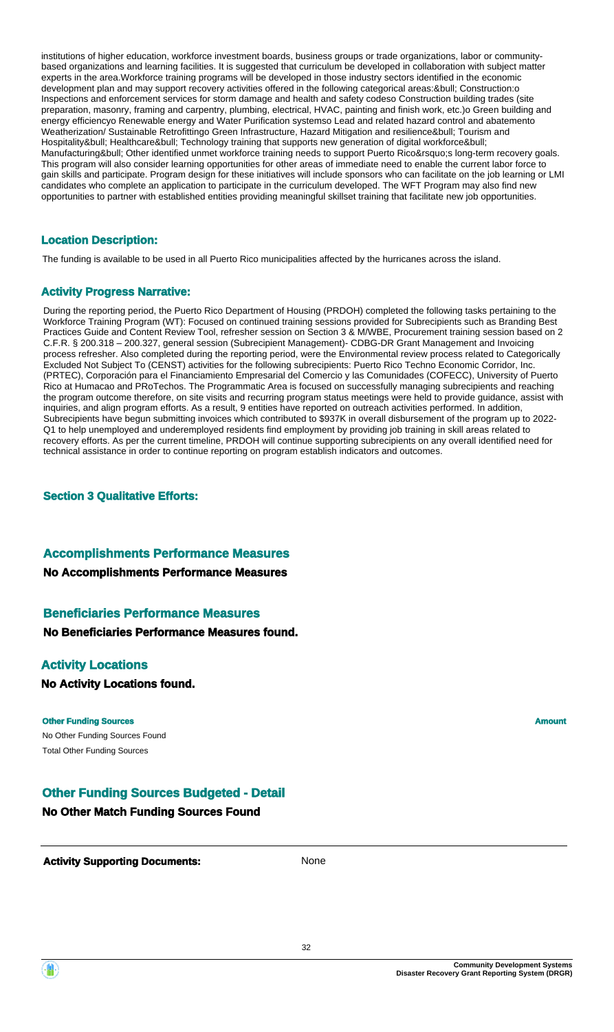institutions of higher education, workforce investment boards, business groups or trade organizations, labor or community-based organizations and learning facilities. It is suggested that curriculum be developed in collaboration with subject matter experts in the area.Workforce training programs will be developed in those industry sectors identified in the economic development plan and may support recovery activities offered in the following categorical areas:&bull; Construction:o Inspections and enforcement services for storm damage and health and safety codeso Construction building trades (site preparation, masonry, framing and carpentry, plumbing, electrical, HVAC, painting and finish work, etc.)o Green building and energy efficiencyo Renewable energy and Water Purification systemso Lead and related hazard control and abatemento Weatherization/ Sustainable Retrofittingo Green Infrastructure, Hazard Mitigation and resilience&bull; Tourism and Hospitality&bull; Healthcare&bull; Technology training that supports new generation of digital workforce&bull; Manufacturing&bull; Other identified unmet workforce training needs to support Puerto Rico&rsquo;s long-term recovery goals. This program will also consider learning opportunities for other areas of immediate need to enable the current labor force to gain skills and participate. Program design for these initiatives will include sponsors who can facilitate on the job learning or LMI candidates who complete an application to participate in the curriculum developed. The WFT Program may also find new opportunities to partner with established entities providing meaningful skillset training that facilitate new job opportunities.

### Location Description:

The funding is available to be used in all Puerto Rico municipalities affected by the hurricanes across the island.

### Activity Progress Narrative:

During the reporting period, the Puerto Rico Department of Housing (PRDOH) completed the following tasks pertaining to the Workforce Training Program (WT): Focused on continued training sessions provided for Subrecipients such as Branding Best Practices Guide and Content Review Tool, refresher session on Section 3 & M/WBE, Procurement training session based on 2 C.F.R. § 200.318 – 200.327, general session (Subrecipient Management)- CDBG-DR Grant Management and Invoicing process refresher. Also completed during the reporting period, were the Environmental review process related to Categorically Excluded Not Subject To (CENST) activities for the following subrecipients: Puerto Rico Techno Economic Corridor, Inc. (PRTEC), Corporación para el Financiamiento Empresarial del Comercio y las Comunidades (COFECC), University of Puerto Rico at Humacao and PRoTechos. The Programmatic Area is focused on successfully managing subrecipients and reaching the program outcome therefore, on site visits and recurring program status meetings were held to provide guidance, assist with inquiries, and align program efforts. As a result, 9 entities have reported on outreach activities performed. In addition, Subrecipients have begun submitting invoices which contributed to $937K in overall disbursement of the program up to 2022-Q1 to help unemployed and underemployed residents find employment by providing job training in skill areas related to recovery efforts. As per the current timeline, PRDOH will continue supporting subrecipients on any overall identified need for technical assistance in order to continue reporting on program establish indicators and outcomes.

### Section 3 Qualitative Efforts:

### Accomplishments Performance Measures

**No Accomplishments Performance Measures**

### Beneficiaries Performance Measures

**No Beneficiaries Performance Measures found.**

### Activity Locations

**No Activity Locations found.**

| Other Funding Sources | Amount |
|---|---|
| No Other Funding Sources Found | |
| Total Other Funding Sources | |

### Other Funding Sources Budgeted - Detail

**No Other Match Funding Sources Found**

**Activity Supporting Documents:** None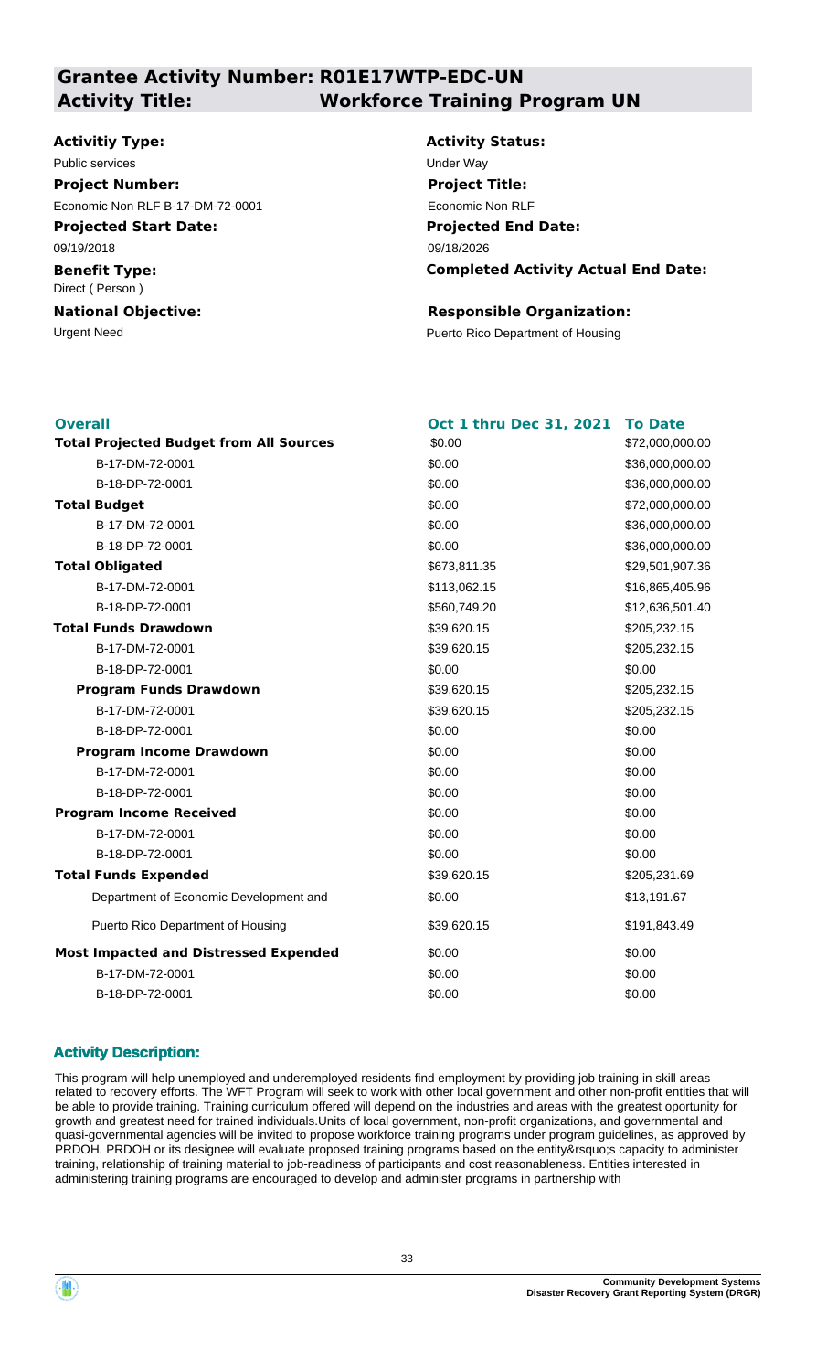## Grantee Activity Number: R01E17WTP-EDC-UN

## Activity Title: Workforce Training Program UN

**Activitiy Type:**
Public services

**Activity Status:**
Under Way

**Project Number:**
Economic Non RLF B-17-DM-72-0001

**Project Title:**
Economic Non RLF

**Projected Start Date:**
09/19/2018

**Projected End Date:**
09/18/2026

**Benefit Type:**
Direct ( Person )

**Completed Activity Actual End Date:**

**National Objective:**
Urgent Need

**Responsible Organization:**
Puerto Rico Department of Housing

| Overall | Oct 1 thru Dec 31, 2021 | To Date |
|---|---|---|
| **Total Projected Budget from All Sources** | $0.00 | $72,000,000.00 |
| B-17-DM-72-0001 | $0.00 | $36,000,000.00 |
| B-18-DP-72-0001 | $0.00 | $36,000,000.00 |
| **Total Budget** | $0.00 | $72,000,000.00 |
| B-17-DM-72-0001 | $0.00 | $36,000,000.00 |
| B-18-DP-72-0001 | $0.00 | $36,000,000.00 |
| **Total Obligated** | $673,811.35 | $29,501,907.36 |
| B-17-DM-72-0001 | $113,062.15 | $16,865,405.96 |
| B-18-DP-72-0001 | $560,749.20 | $12,636,501.40 |
| **Total Funds Drawdown** | $39,620.15 | $205,232.15 |
| B-17-DM-72-0001 | $39,620.15 | $205,232.15 |
| B-18-DP-72-0001 | $0.00 | $0.00 |
| **Program Funds Drawdown** | $39,620.15 | $205,232.15 |
| B-17-DM-72-0001 | $39,620.15 | $205,232.15 |
| B-18-DP-72-0001 | $0.00 | $0.00 |
| **Program Income Drawdown** | $0.00 | $0.00 |
| B-17-DM-72-0001 | $0.00 | $0.00 |
| B-18-DP-72-0001 | $0.00 | $0.00 |
| **Program Income Received** | $0.00 | $0.00 |
| B-17-DM-72-0001 | $0.00 | $0.00 |
| B-18-DP-72-0001 | $0.00 | $0.00 |
| **Total Funds Expended** | $39,620.15 | $205,231.69 |
| Department of Economic Development and | $0.00 | $13,191.67 |
| Puerto Rico Department of Housing | $39,620.15 | $191,843.49 |
| **Most Impacted and Distressed Expended** | $0.00 | $0.00 |
| B-17-DM-72-0001 | $0.00 | $0.00 |
| B-18-DP-72-0001 | $0.00 | $0.00 |

### Activity Description:

This program will help unemployed and underemployed residents find employment by providing job training in skill areas related to recovery efforts. The WFT Program will seek to work with other local government and other non-profit entities that will be able to provide training. Training curriculum offered will depend on the industries and areas with the greatest oportunity for growth and greatest need for trained individuals.Units of local government, non-profit organizations, and governmental and quasi-governmental agencies will be invited to propose workforce training programs under program guidelines, as approved by PRDOH. PRDOH or its designee will evaluate proposed training programs based on the entity&rsquo;s capacity to administer training, relationship of training material to job-readiness of participants and cost reasonableness. Entities interested in administering training programs are encouraged to develop and administer programs in partnership with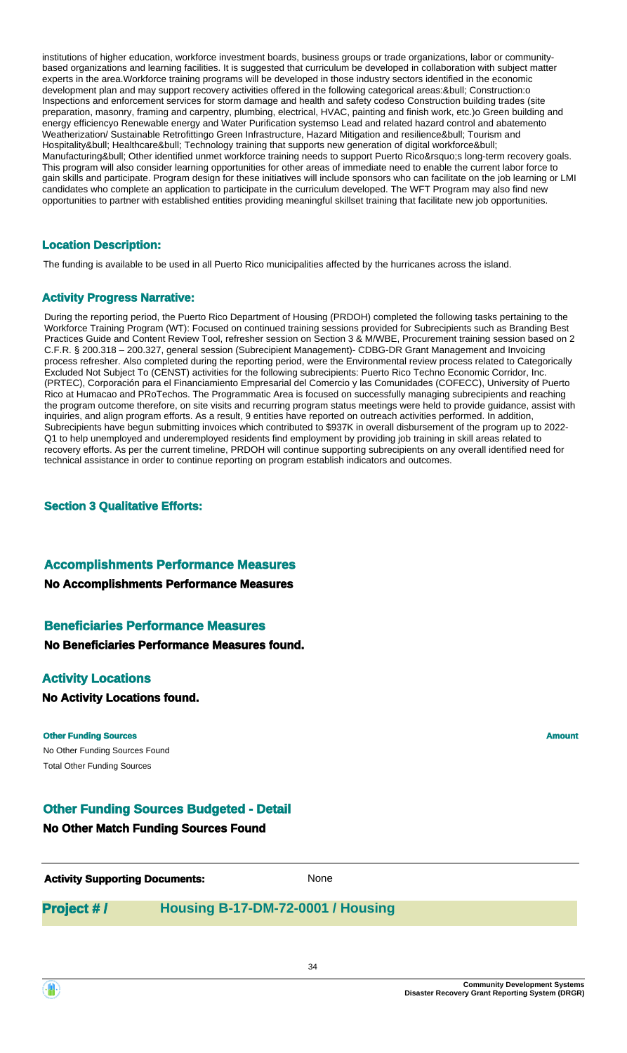institutions of higher education, workforce investment boards, business groups or trade organizations, labor or community-based organizations and learning facilities. It is suggested that curriculum be developed in collaboration with subject matter experts in the area.Workforce training programs will be developed in those industry sectors identified in the economic development plan and may support recovery activities offered in the following categorical areas:&bull; Construction:o Inspections and enforcement services for storm damage and health and safety codeso Construction building trades (site preparation, masonry, framing and carpentry, plumbing, electrical, HVAC, painting and finish work, etc.)o Green building and energy efficiencyo Renewable energy and Water Purification systemso Lead and related hazard control and abatemento Weatherization/ Sustainable Retrofittingo Green Infrastructure, Hazard Mitigation and resilience&bull; Tourism and Hospitality&bull; Healthcare&bull; Technology training that supports new generation of digital workforce&bull; Manufacturing&bull; Other identified unmet workforce training needs to support Puerto Rico&rsquo;s long-term recovery goals. This program will also consider learning opportunities for other areas of immediate need to enable the current labor force to gain skills and participate. Program design for these initiatives will include sponsors who can facilitate on the job learning or LMI candidates who complete an application to participate in the curriculum developed. The WFT Program may also find new opportunities to partner with established entities providing meaningful skillset training that facilitate new job opportunities.

### Location Description:

The funding is available to be used in all Puerto Rico municipalities affected by the hurricanes across the island.

### Activity Progress Narrative:

During the reporting period, the Puerto Rico Department of Housing (PRDOH) completed the following tasks pertaining to the Workforce Training Program (WT): Focused on continued training sessions provided for Subrecipients such as Branding Best Practices Guide and Content Review Tool, refresher session on Section 3 & M/WBE, Procurement training session based on 2 C.F.R. § 200.318 – 200.327, general session (Subrecipient Management)- CDBG-DR Grant Management and Invoicing process refresher. Also completed during the reporting period, were the Environmental review process related to Categorically Excluded Not Subject To (CENST) activities for the following subrecipients: Puerto Rico Techno Economic Corridor, Inc. (PRTEC), Corporación para el Financiamiento Empresarial del Comercio y las Comunidades (COFECC), University of Puerto Rico at Humacao and PRoTechos. The Programmatic Area is focused on successfully managing subrecipients and reaching the program outcome therefore, on site visits and recurring program status meetings were held to provide guidance, assist with inquiries, and align program efforts. As a result, 9 entities have reported on outreach activities performed. In addition, Subrecipients have begun submitting invoices which contributed to $937K in overall disbursement of the program up to 2022-Q1 to help unemployed and underemployed residents find employment by providing job training in skill areas related to recovery efforts. As per the current timeline, PRDOH will continue supporting subrecipients on any overall identified need for technical assistance in order to continue reporting on program establish indicators and outcomes.

### Section 3 Qualitative Efforts:

### Accomplishments Performance Measures

**No Accomplishments Performance Measures**

### Beneficiaries Performance Measures

**No Beneficiaries Performance Measures found.**

### Activity Locations

**No Activity Locations found.**

| Other Funding Sources | Amount |
|---|---|
| No Other Funding Sources Found | |
| Total Other Funding Sources | |

### Other Funding Sources Budgeted - Detail

**No Other Match Funding Sources Found**

**Activity Supporting Documents:** None

## Project # / Housing B-17-DM-72-0001 / Housing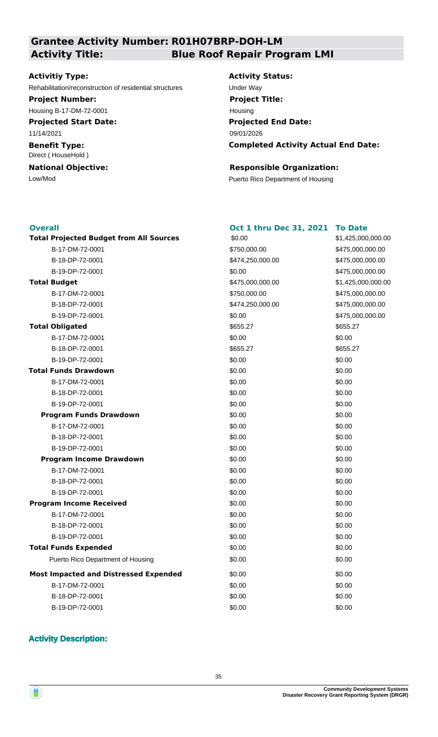## Grantee Activity Number: R01H07BRP-DOH-LM
## Activity Title: Blue Roof Repair Program LMI

**Activitiy Type:**
Rehabilitation/reconstruction of residential structures

**Activity Status:**
Under Way

**Project Number:**
Housing B-17-DM-72-0001

**Project Title:**
Housing

**Projected Start Date:**
11/14/2021

**Projected End Date:**
09/01/2026

**Benefit Type:**
Direct ( HouseHold )

**Completed Activity Actual End Date:**

**National Objective:**
Low/Mod

**Responsible Organization:**
Puerto Rico Department of Housing

| **Overall** | **Oct 1 thru Dec 31, 2021** | **To Date** |
|---|---|---|
| **Total Projected Budget from All Sources** | $0.00 | $1,425,000,000.00 |
| B-17-DM-72-0001 | $750,000.00 | $475,000,000.00 |
| B-18-DP-72-0001 | $474,250,000.00 | $475,000,000.00 |
| B-19-DP-72-0001 | $0.00 | $475,000,000.00 |
| **Total Budget** | $475,000,000.00 | $1,425,000,000.00 |
| B-17-DM-72-0001 | $750,000.00 | $475,000,000.00 |
| B-18-DP-72-0001 | $474,250,000.00 | $475,000,000.00 |
| B-19-DP-72-0001 | $0.00 | $475,000,000.00 |
| **Total Obligated** | $655.27 | $655.27 |
| B-17-DM-72-0001 | $0.00 | $0.00 |
| B-18-DP-72-0001 | $655.27 | $655.27 |
| B-19-DP-72-0001 | $0.00 | $0.00 |
| **Total Funds Drawdown** | $0.00 | $0.00 |
| B-17-DM-72-0001 | $0.00 | $0.00 |
| B-18-DP-72-0001 | $0.00 | $0.00 |
| B-19-DP-72-0001 | $0.00 | $0.00 |
| **Program Funds Drawdown** | $0.00 | $0.00 |
| B-17-DM-72-0001 | $0.00 | $0.00 |
| B-18-DP-72-0001 | $0.00 | $0.00 |
| B-19-DP-72-0001 | $0.00 | $0.00 |
| **Program Income Drawdown** | $0.00 | $0.00 |
| B-17-DM-72-0001 | $0.00 | $0.00 |
| B-18-DP-72-0001 | $0.00 | $0.00 |
| B-19-DP-72-0001 | $0.00 | $0.00 |
| **Program Income Received** | $0.00 | $0.00 |
| B-17-DM-72-0001 | $0.00 | $0.00 |
| B-18-DP-72-0001 | $0.00 | $0.00 |
| B-19-DP-72-0001 | $0.00 | $0.00 |
| **Total Funds Expended** | $0.00 | $0.00 |
| Puerto Rico Department of Housing | $0.00 | $0.00 |
| **Most Impacted and Distressed Expended** | $0.00 | $0.00 |
| B-17-DM-72-0001 | $0.00 | $0.00 |
| B-18-DP-72-0001 | $0.00 | $0.00 |
| B-19-DP-72-0001 | $0.00 | $0.00 |

### Activity Description: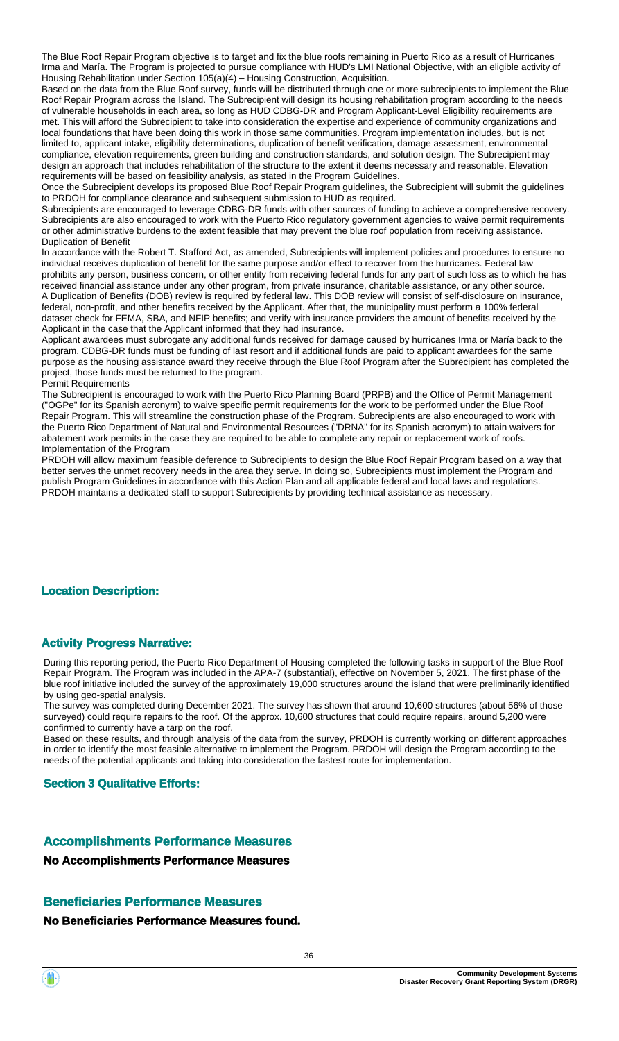The Blue Roof Repair Program objective is to target and fix the blue roofs remaining in Puerto Rico as a result of Hurricanes Irma and María. The Program is projected to pursue compliance with HUD's LMI National Objective, with an eligible activity of Housing Rehabilitation under Section 105(a)(4) – Housing Construction, Acquisition.

Based on the data from the Blue Roof survey, funds will be distributed through one or more subrecipients to implement the Blue Roof Repair Program across the Island. The Subrecipient will design its housing rehabilitation program according to the needs of vulnerable households in each area, so long as HUD CDBG-DR and Program Applicant-Level Eligibility requirements are met. This will afford the Subrecipient to take into consideration the expertise and experience of community organizations and local foundations that have been doing this work in those same communities. Program implementation includes, but is not limited to, applicant intake, eligibility determinations, duplication of benefit verification, damage assessment, environmental compliance, elevation requirements, green building and construction standards, and solution design. The Subrecipient may design an approach that includes rehabilitation of the structure to the extent it deems necessary and reasonable. Elevation requirements will be based on feasibility analysis, as stated in the Program Guidelines.

Once the Subrecipient develops its proposed Blue Roof Repair Program guidelines, the Subrecipient will submit the guidelines to PRDOH for compliance clearance and subsequent submission to HUD as required.

Subrecipients are encouraged to leverage CDBG-DR funds with other sources of funding to achieve a comprehensive recovery. Subrecipients are also encouraged to work with the Puerto Rico regulatory government agencies to waive permit requirements or other administrative burdens to the extent feasible that may prevent the blue roof population from receiving assistance.

Duplication of Benefit

In accordance with the Robert T. Stafford Act, as amended, Subrecipients will implement policies and procedures to ensure no individual receives duplication of benefit for the same purpose and/or effect to recover from the hurricanes. Federal law prohibits any person, business concern, or other entity from receiving federal funds for any part of such loss as to which he has received financial assistance under any other program, from private insurance, charitable assistance, or any other source.

A Duplication of Benefits (DOB) review is required by federal law. This DOB review will consist of self-disclosure on insurance, federal, non-profit, and other benefits received by the Applicant. After that, the municipality must perform a 100% federal dataset check for FEMA, SBA, and NFIP benefits; and verify with insurance providers the amount of benefits received by the Applicant in the case that the Applicant informed that they had insurance.

Applicant awardees must subrogate any additional funds received for damage caused by hurricanes Irma or María back to the program. CDBG-DR funds must be funding of last resort and if additional funds are paid to applicant awardees for the same purpose as the housing assistance award they receive through the Blue Roof Program after the Subrecipient has completed the project, those funds must be returned to the program.

Permit Requirements

The Subrecipient is encouraged to work with the Puerto Rico Planning Board (PRPB) and the Office of Permit Management ("OGPe" for its Spanish acronym) to waive specific permit requirements for the work to be performed under the Blue Roof Repair Program. This will streamline the construction phase of the Program. Subrecipients are also encouraged to work with the Puerto Rico Department of Natural and Environmental Resources ("DRNA" for its Spanish acronym) to attain waivers for abatement work permits in the case they are required to be able to complete any repair or replacement work of roofs.

Implementation of the Program

PRDOH will allow maximum feasible deference to Subrecipients to design the Blue Roof Repair Program based on a way that better serves the unmet recovery needs in the area they serve. In doing so, Subrecipients must implement the Program and publish Program Guidelines in accordance with this Action Plan and all applicable federal and local laws and regulations. PRDOH maintains a dedicated staff to support Subrecipients by providing technical assistance as necessary.

### Location Description:

### Activity Progress Narrative:

During this reporting period, the Puerto Rico Department of Housing completed the following tasks in support of the Blue Roof Repair Program. The Program was included in the APA-7 (substantial), effective on November 5, 2021. The first phase of the blue roof initiative included the survey of the approximately 19,000 structures around the island that were preliminarily identified by using geo-spatial analysis.

The survey was completed during December 2021. The survey has shown that around 10,600 structures (about 56% of those surveyed) could require repairs to the roof. Of the approx. 10,600 structures that could require repairs, around 5,200 were confirmed to currently have a tarp on the roof.

Based on these results, and through analysis of the data from the survey, PRDOH is currently working on different approaches in order to identify the most feasible alternative to implement the Program. PRDOH will design the Program according to the needs of the potential applicants and taking into consideration the fastest route for implementation.

### Section 3 Qualitative Efforts:

## Accomplishments Performance Measures

**No Accomplishments Performance Measures**

## Beneficiaries Performance Measures

**No Beneficiaries Performance Measures found.**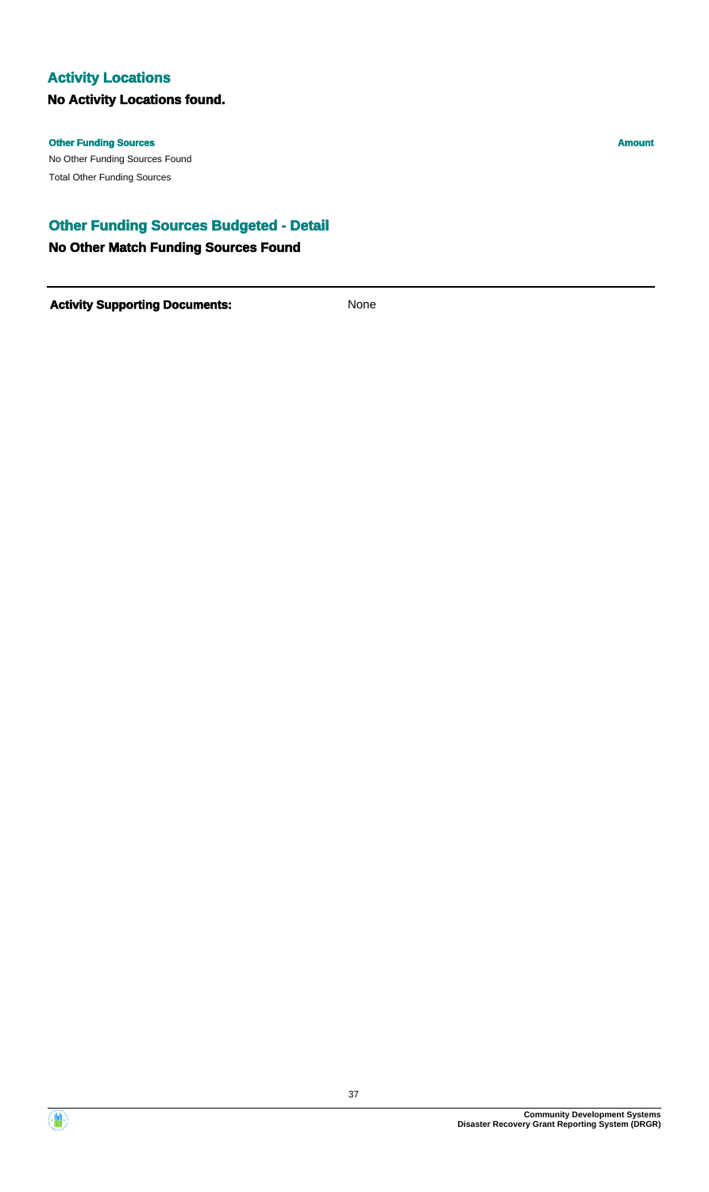## Activity Locations

**No Activity Locations found.**

| Other Funding Sources | Amount |
| --- | --- |
| No Other Funding Sources Found | |
| Total Other Funding Sources | |

## Other Funding Sources Budgeted - Detail

**No Other Match Funding Sources Found**

---

**Activity Supporting Documents:** None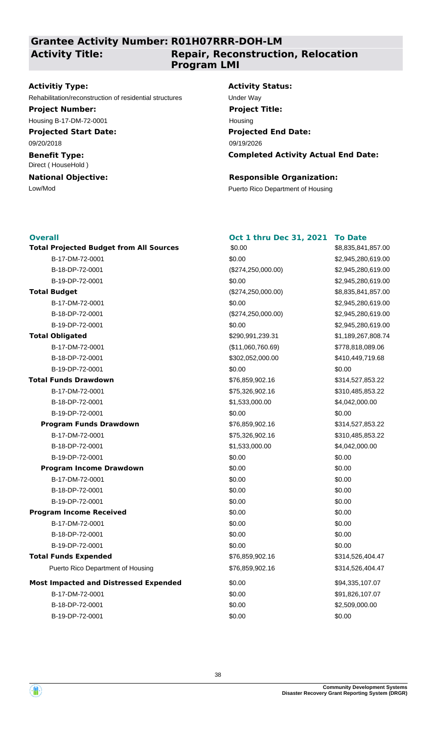## Grantee Activity Number: R01H07RRR-DOH-LM

## Activity Title: Repair, Reconstruction, Relocation Program LMI

**Activitiy Type:**
Rehabilitation/reconstruction of residential structures

**Activity Status:**
Under Way

**Project Number:**
Housing B-17-DM-72-0001

**Project Title:**
Housing

**Projected Start Date:**
09/20/2018

**Projected End Date:**
09/19/2026

**Benefit Type:**
Direct ( HouseHold )

**Completed Activity Actual End Date:**

**National Objective:**
Low/Mod

**Responsible Organization:**
Puerto Rico Department of Housing

| Overall | Oct 1 thru Dec 31, 2021 | To Date |
|---|---|---|
| **Total Projected Budget from All Sources** | $0.00 | $8,835,841,857.00 |
| B-17-DM-72-0001 | $0.00 | $2,945,280,619.00 |
| B-18-DP-72-0001 | ($274,250,000.00) | $2,945,280,619.00 |
| B-19-DP-72-0001 | $0.00 | $2,945,280,619.00 |
| **Total Budget** | ($274,250,000.00) | $8,835,841,857.00 |
| B-17-DM-72-0001 | $0.00 | $2,945,280,619.00 |
| B-18-DP-72-0001 | ($274,250,000.00) | $2,945,280,619.00 |
| B-19-DP-72-0001 | $0.00 | $2,945,280,619.00 |
| **Total Obligated** | $290,991,239.31 | $1,189,267,808.74 |
| B-17-DM-72-0001 | ($11,060,760.69) | $778,818,089.06 |
| B-18-DP-72-0001 | $302,052,000.00 | $410,449,719.68 |
| B-19-DP-72-0001 | $0.00 | $0.00 |
| **Total Funds Drawdown** | $76,859,902.16 | $314,527,853.22 |
| B-17-DM-72-0001 | $75,326,902.16 | $310,485,853.22 |
| B-18-DP-72-0001 | $1,533,000.00 | $4,042,000.00 |
| B-19-DP-72-0001 | $0.00 | $0.00 |
| **Program Funds Drawdown** | $76,859,902.16 | $314,527,853.22 |
| B-17-DM-72-0001 | $75,326,902.16 | $310,485,853.22 |
| B-18-DP-72-0001 | $1,533,000.00 | $4,042,000.00 |
| B-19-DP-72-0001 | $0.00 | $0.00 |
| **Program Income Drawdown** | $0.00 | $0.00 |
| B-17-DM-72-0001 | $0.00 | $0.00 |
| B-18-DP-72-0001 | $0.00 | $0.00 |
| B-19-DP-72-0001 | $0.00 | $0.00 |
| **Program Income Received** | $0.00 | $0.00 |
| B-17-DM-72-0001 | $0.00 | $0.00 |
| B-18-DP-72-0001 | $0.00 | $0.00 |
| B-19-DP-72-0001 | $0.00 | $0.00 |
| **Total Funds Expended** | $76,859,902.16 | $314,526,404.47 |
| Puerto Rico Department of Housing | $76,859,902.16 | $314,526,404.47 |
| **Most Impacted and Distressed Expended** | $0.00 | $94,335,107.07 |
| B-17-DM-72-0001 | $0.00 | $91,826,107.07 |
| B-18-DP-72-0001 | $0.00 | $2,509,000.00 |
| B-19-DP-72-0001 | $0.00 | $0.00 |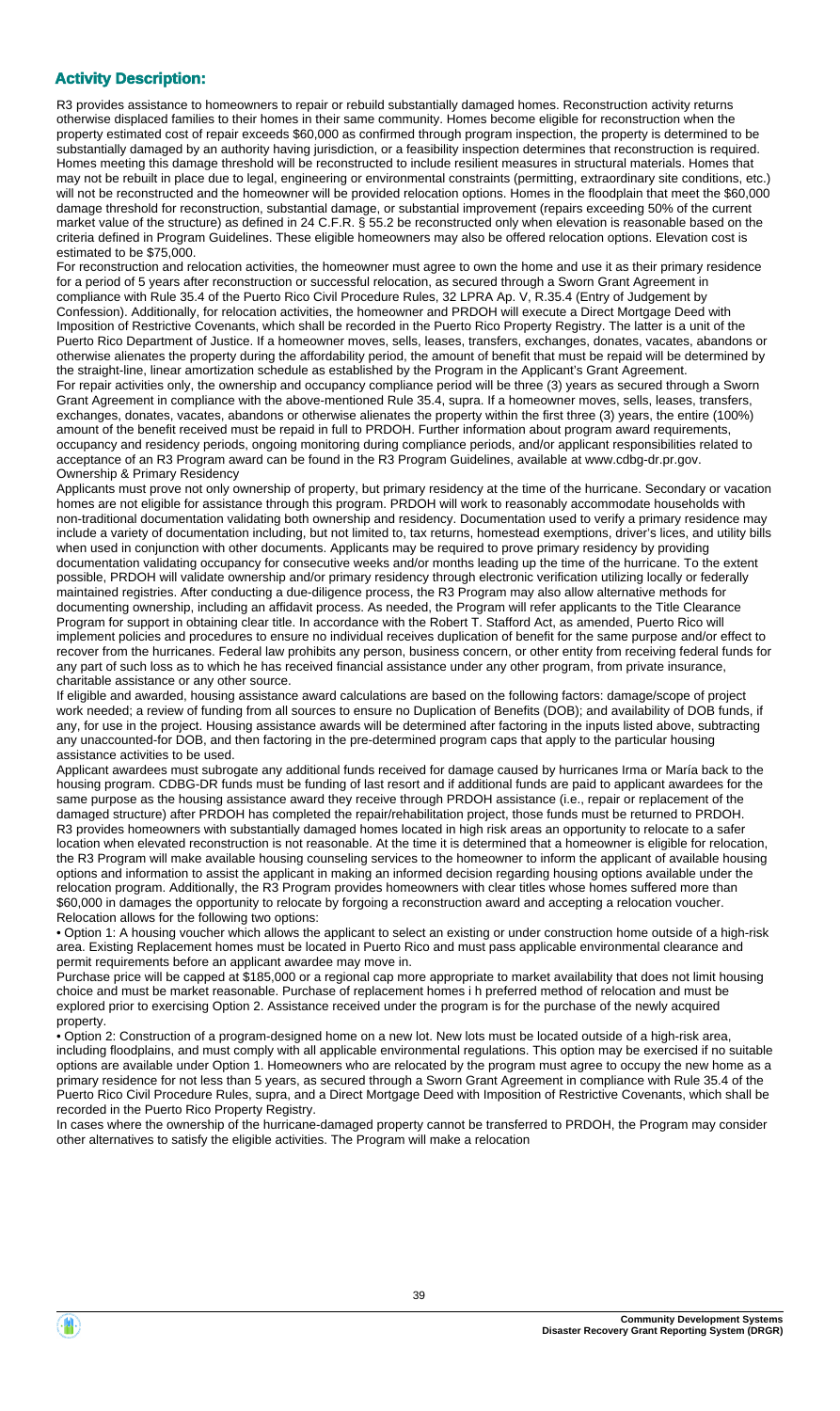## Activity Description:

R3 provides assistance to homeowners to repair or rebuild substantially damaged homes. Reconstruction activity returns otherwise displaced families to their homes in their same community. Homes become eligible for reconstruction when the property estimated cost of repair exceeds $60,000 as confirmed through program inspection, the property is determined to be substantially damaged by an authority having jurisdiction, or a feasibility inspection determines that reconstruction is required. Homes meeting this damage threshold will be reconstructed to include resilient measures in structural materials. Homes that may not be rebuilt in place due to legal, engineering or environmental constraints (permitting, extraordinary site conditions, etc.) will not be reconstructed and the homeowner will be provided relocation options. Homes in the floodplain that meet the $60,000 damage threshold for reconstruction, substantial damage, or substantial improvement (repairs exceeding 50% of the current market value of the structure) as defined in 24 C.F.R. § 55.2 be reconstructed only when elevation is reasonable based on the criteria defined in Program Guidelines. These eligible homeowners may also be offered relocation options. Elevation cost is estimated to be $75,000.

For reconstruction and relocation activities, the homeowner must agree to own the home and use it as their primary residence for a period of 5 years after reconstruction or successful relocation, as secured through a Sworn Grant Agreement in compliance with Rule 35.4 of the Puerto Rico Civil Procedure Rules, 32 LPRA Ap. V, R.35.4 (Entry of Judgement by Confession). Additionally, for relocation activities, the homeowner and PRDOH will execute a Direct Mortgage Deed with Imposition of Restrictive Covenants, which shall be recorded in the Puerto Rico Property Registry. The latter is a unit of the Puerto Rico Department of Justice. If a homeowner moves, sells, leases, transfers, exchanges, donates, vacates, abandons or otherwise alienates the property during the affordability period, the amount of benefit that must be repaid will be determined by the straight-line, linear amortization schedule as established by the Program in the Applicant's Grant Agreement.

For repair activities only, the ownership and occupancy compliance period will be three (3) years as secured through a Sworn Grant Agreement in compliance with the above-mentioned Rule 35.4, supra. If a homeowner moves, sells, leases, transfers, exchanges, donates, vacates, abandons or otherwise alienates the property within the first three (3) years, the entire (100%) amount of the benefit received must be repaid in full to PRDOH. Further information about program award requirements, occupancy and residency periods, ongoing monitoring during compliance periods, and/or applicant responsibilities related to acceptance of an R3 Program award can be found in the R3 Program Guidelines, available at www.cdbg-dr.pr.gov.

Ownership & Primary Residency

Applicants must prove not only ownership of property, but primary residency at the time of the hurricane. Secondary or vacation homes are not eligible for assistance through this program. PRDOH will work to reasonably accommodate households with non-traditional documentation validating both ownership and residency. Documentation used to verify a primary residence may include a variety of documentation including, but not limited to, tax returns, homestead exemptions, driver's lices, and utility bills when used in conjunction with other documents. Applicants may be required to prove primary residency by providing documentation validating occupancy for consecutive weeks and/or months leading up the time of the hurricane. To the extent possible, PRDOH will validate ownership and/or primary residency through electronic verification utilizing locally or federally maintained registries. After conducting a due-diligence process, the R3 Program may also allow alternative methods for documenting ownership, including an affidavit process. As needed, the Program will refer applicants to the Title Clearance Program for support in obtaining clear title. In accordance with the Robert T. Stafford Act, as amended, Puerto Rico will implement policies and procedures to ensure no individual receives duplication of benefit for the same purpose and/or effect to recover from the hurricanes. Federal law prohibits any person, business concern, or other entity from receiving federal funds for any part of such loss as to which he has received financial assistance under any other program, from private insurance, charitable assistance or any other source.

If eligible and awarded, housing assistance award calculations are based on the following factors: damage/scope of project work needed; a review of funding from all sources to ensure no Duplication of Benefits (DOB); and availability of DOB funds, if any, for use in the project. Housing assistance awards will be determined after factoring in the inputs listed above, subtracting any unaccounted-for DOB, and then factoring in the pre-determined program caps that apply to the particular housing assistance activities to be used.

Applicant awardees must subrogate any additional funds received for damage caused by hurricanes Irma or María back to the housing program. CDBG-DR funds must be funding of last resort and if additional funds are paid to applicant awardees for the same purpose as the housing assistance award they receive through PRDOH assistance (i.e., repair or replacement of the damaged structure) after PRDOH has completed the repair/rehabilitation project, those funds must be returned to PRDOH.

R3 provides homeowners with substantially damaged homes located in high risk areas an opportunity to relocate to a safer location when elevated reconstruction is not reasonable. At the time it is determined that a homeowner is eligible for relocation, the R3 Program will make available housing counseling services to the homeowner to inform the applicant of available housing options and information to assist the applicant in making an informed decision regarding housing options available under the relocation program. Additionally, the R3 Program provides homeowners with clear titles whose homes suffered more than $60,000 in damages the opportunity to relocate by forgoing a reconstruction award and accepting a relocation voucher.

Relocation allows for the following two options:

- Option 1: A housing voucher which allows the applicant to select an existing or under construction home outside of a high-risk area. Existing Replacement homes must be located in Puerto Rico and must pass applicable environmental clearance and permit requirements before an applicant awardee may move in.

Purchase price will be capped at $185,000 or a regional cap more appropriate to market availability that does not limit housing choice and must be market reasonable. Purchase of replacement homes i h preferred method of relocation and must be explored prior to exercising Option 2. Assistance received under the program is for the purchase of the newly acquired property.

- Option 2: Construction of a program-designed home on a new lot. New lots must be located outside of a high-risk area, including floodplains, and must comply with all applicable environmental regulations. This option may be exercised if no suitable options are available under Option 1. Homeowners who are relocated by the program must agree to occupy the new home as a primary residence for not less than 5 years, as secured through a Sworn Grant Agreement in compliance with Rule 35.4 of the Puerto Rico Civil Procedure Rules, supra, and a Direct Mortgage Deed with Imposition of Restrictive Covenants, which shall be recorded in the Puerto Rico Property Registry.

In cases where the ownership of the hurricane-damaged property cannot be transferred to PRDOH, the Program may consider other alternatives to satisfy the eligible activities. The Program will make a relocation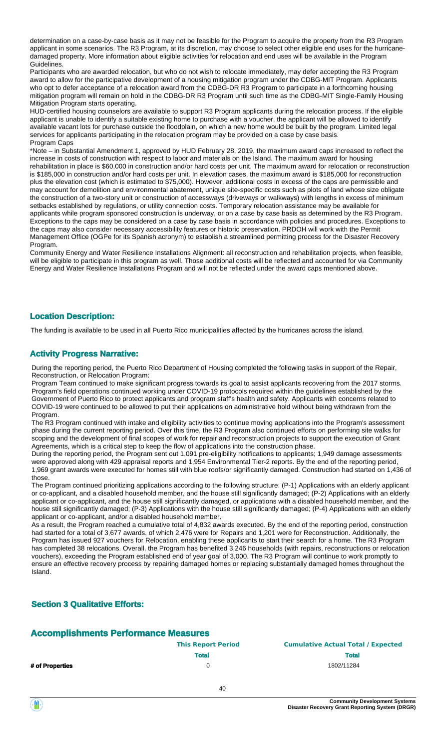determination on a case-by-case basis as it may not be feasible for the Program to acquire the property from the R3 Program applicant in some scenarios. The R3 Program, at its discretion, may choose to select other eligible end uses for the hurricane-damaged property. More information about eligible activities for relocation and end uses will be available in the Program Guidelines.

Participants who are awarded relocation, but who do not wish to relocate immediately, may defer accepting the R3 Program award to allow for the participative development of a housing mitigation program under the CDBG-MIT Program. Applicants who opt to defer acceptance of a relocation award from the CDBG-DR R3 Program to participate in a forthcoming housing mitigation program will remain on hold in the CDBG-DR R3 Program until such time as the CDBG-MIT Single-Family Housing Mitigation Program starts operating.

HUD-certified housing counselors are available to support R3 Program applicants during the relocation process. If the eligible applicant is unable to identify a suitable existing home to purchase with a voucher, the applicant will be allowed to identify available vacant lots for purchase outside the floodplain, on which a new home would be built by the program. Limited legal services for applicants participating in the relocation program may be provided on a case by case basis.

Program Caps

*Note – in Substantial Amendment 1, approved by HUD February 28, 2019, the maximum award caps increased to reflect the increase in costs of construction with respect to labor and materials on the Island. The maximum award for housing rehabilitation in place is $60,000 in construction and/or hard costs per unit. The maximum award for relocation or reconstruction is $185,000 in construction and/or hard costs per unit. In elevation cases, the maximum award is $185,000 for reconstruction plus the elevation cost (which is estimated to $75,000). However, additional costs in excess of the caps are permissible and may account for demolition and environmental abatement, unique site-specific costs such as plots of land whose size obligate the construction of a two-story unit or construction of accessways (driveways or walkways) with lengths in excess of minimum setbacks established by regulations, or utility connection costs. Temporary relocation assistance may be available for applicants while program sponsored construction is underway, or on a case by case basis, as determined by the R3 Program. Exceptions to the caps may be considered on a case by case basis in accordance with policies and procedures. Exceptions to the caps may also consider necessary accessibility features or historic preservation. PRDOH will work with the Permit Management Office (OGPe for its Spanish acronym) to establish a streamlined permitting process for the Disaster Recovery Program.

Community Energy and Water Resilience Installations Alignment: all reconstruction and rehabilitation projects, when feasible, will be eligible to participate in this program as well. Those additional costs will be reflected and accounted for via Community Energy and Water Resilience Installations Program and will not be reflected under the award caps mentioned above.

## Location Description:

The funding is available to be used in all Puerto Rico municipalities affected by the hurricanes across the island.

## Activity Progress Narrative:

During the reporting period, the Puerto Rico Department of Housing completed the following tasks in support of the Repair, Reconstruction, or Relocation Program:

Program Team continued to make significant progress towards its goal to assist applicants recovering from the 2017 storms. Program's field operations continued working under COVID-19 protocols required within the guidelines established by the Government of Puerto Rico to protect applicants and program staff's health and safety. Applicants with concerns related to COVID-19 were continued to be allowed to put their applications on administrative hold without being withdrawn from the Program.

The R3 Program continued with intake and eligibility activities to continue moving applications into the Program's assessment phase during the current reporting period. Over this time, the R3 Program also continued efforts on performing site walks for scoping and the development of final scopes of work for repair and reconstruction projects to support the execution of Grant Agreements, which is a critical step to keep the flow of applications into the construction phase.

During the reporting period, the Program sent out 1,091 pre-eligibility notifications to applicants; 1,949 damage assessments were approved along with 429 appraisal reports and 1,954 Environmental Tier-2 reports. By the end of the reporting period, 1,969 grant awards were executed for homes still with blue roofs/or significantly damaged. Construction had started on 1,436 of those.

The Program continued prioritizing applications according to the following structure: (P-1) Applications with an elderly applicant or co-applicant, and a disabled household member, and the house still significantly damaged; (P-2) Applications with an elderly applicant or co-applicant, and the house still significantly damaged, or applications with a disabled household member, and the house still significantly damaged; (P-3) Applications with the house still significantly damaged; (P-4) Applications with an elderly applicant or co-applicant, and/or a disabled household member.

As a result, the Program reached a cumulative total of 4,832 awards executed. By the end of the reporting period, construction had started for a total of 3,677 awards, of which 2,476 were for Repairs and 1,201 were for Reconstruction. Additionally, the Program has issued 927 vouchers for Relocation, enabling these applicants to start their search for a home. The R3 Program has completed 38 relocations. Overall, the Program has benefited 3,246 households (with repairs, reconstructions or relocation vouchers), exceeding the Program established end of year goal of 3,000. The R3 Program will continue to work promptly to ensure an effective recovery process by repairing damaged homes or replacing substantially damaged homes throughout the Island.

## Section 3 Qualitative Efforts:

## Accomplishments Performance Measures

| | This Report Period | Cumulative Actual Total / Expected |
|---|---|---|
| | Total | Total |
| # of Properties | 0 | 1802/11284 |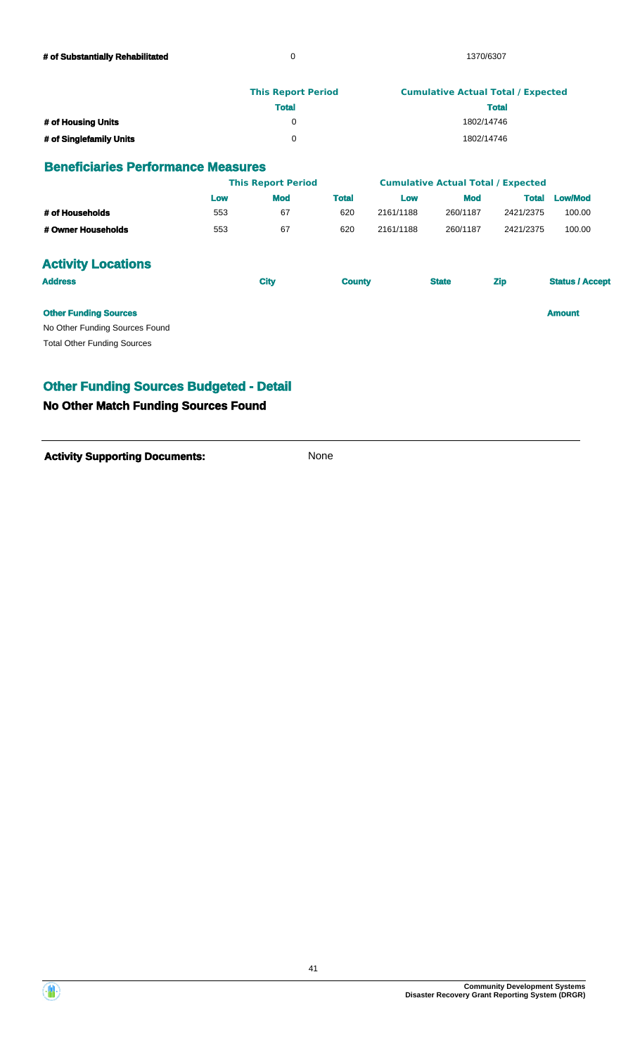| | This Report Period | Cumulative Actual Total / Expected |
|---|---|---|
| **# of Substantially Rehabilitated** | 0 | 1370/6307 |

| | This Report Period | Cumulative Actual Total / Expected |
|---|---|---|
| | **Total** | **Total** |
| **# of Housing Units** | 0 | 1802/14746 |
| **# of Singlefamily Units** | 0 | 1802/14746 |

## Beneficiaries Performance Measures

| | This Report Period | | | Cumulative Actual Total / Expected | | | |
|---|---|---|---|---|---|---|---|
| | **Low** | **Mod** | **Total** | **Low** | **Mod** | **Total** | **Low/Mod** |
| **# of Households** | 553 | 67 | 620 | 2161/1188 | 260/1187 | 2421/2375 | 100.00 |
| **# Owner Households** | 553 | 67 | 620 | 2161/1188 | 260/1187 | 2421/2375 | 100.00 |

## Activity Locations

| Address | City | County | State | Zip | Status / Accept |
|---|---|---|---|---|---|

| Other Funding Sources | Amount |
|---|---|
| No Other Funding Sources Found | |
| Total Other Funding Sources | |

## Other Funding Sources Budgeted - Detail

### No Other Match Funding Sources Found

**Activity Supporting Documents:** None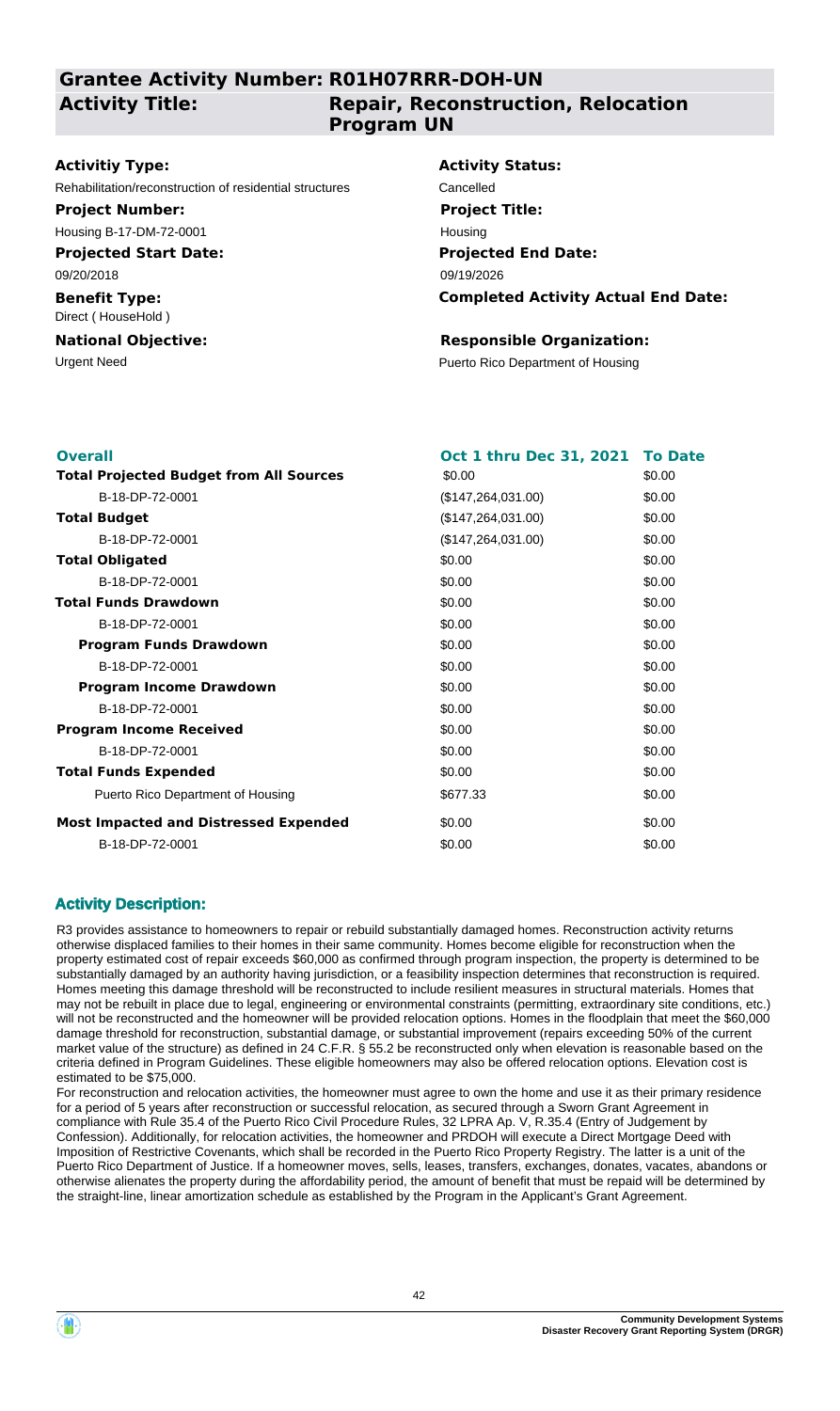## Grantee Activity Number: R01H07RRR-DOH-UN

**Activity Title:** Repair, Reconstruction, Relocation Program UN

| | |
|---|---|
| **Activitiy Type:** | **Activity Status:** |
| Rehabilitation/reconstruction of residential structures | Cancelled |
| **Project Number:** | **Project Title:** |
| Housing B-17-DM-72-0001 | Housing |
| **Projected Start Date:** | **Projected End Date:** |
| 09/20/2018 | 09/19/2026 |
| **Benefit Type:** | **Completed Activity Actual End Date:** |
| Direct ( HouseHold ) | |
| **National Objective:** | **Responsible Organization:** |
| Urgent Need | Puerto Rico Department of Housing |

| **Overall** | **Oct 1 thru Dec 31, 2021** | **To Date** |
|---|---|---|
| **Total Projected Budget from All Sources** | $0.00 | $0.00 |
| B-18-DP-72-0001 | ($147,264,031.00) | $0.00 |
| **Total Budget** | ($147,264,031.00) | $0.00 |
| B-18-DP-72-0001 | ($147,264,031.00) | $0.00 |
| **Total Obligated** | $0.00 | $0.00 |
| B-18-DP-72-0001 | $0.00 | $0.00 |
| **Total Funds Drawdown** | $0.00 | $0.00 |
| B-18-DP-72-0001 | $0.00 | $0.00 |
| **Program Funds Drawdown** | $0.00 | $0.00 |
| B-18-DP-72-0001 | $0.00 | $0.00 |
| **Program Income Drawdown** | $0.00 | $0.00 |
| B-18-DP-72-0001 | $0.00 | $0.00 |
| **Program Income Received** | $0.00 | $0.00 |
| B-18-DP-72-0001 | $0.00 | $0.00 |
| **Total Funds Expended** | $0.00 | $0.00 |
| Puerto Rico Department of Housing | $677.33 | $0.00 |
| **Most Impacted and Distressed Expended** | $0.00 | $0.00 |
| B-18-DP-72-0001 | $0.00 | $0.00 |

### Activity Description:

R3 provides assistance to homeowners to repair or rebuild substantially damaged homes. Reconstruction activity returns otherwise displaced families to their homes in their same community. Homes become eligible for reconstruction when the property estimated cost of repair exceeds $60,000 as confirmed through program inspection, the property is determined to be substantially damaged by an authority having jurisdiction, or a feasibility inspection determines that reconstruction is required. Homes meeting this damage threshold will be reconstructed to include resilient measures in structural materials. Homes that may not be rebuilt in place due to legal, engineering or environmental constraints (permitting, extraordinary site conditions, etc.) will not be reconstructed and the homeowner will be provided relocation options. Homes in the floodplain that meet the $60,000 damage threshold for reconstruction, substantial damage, or substantial improvement (repairs exceeding 50% of the current market value of the structure) as defined in 24 C.F.R. § 55.2 be reconstructed only when elevation is reasonable based on the criteria defined in Program Guidelines. These eligible homeowners may also be offered relocation options. Elevation cost is estimated to be $75,000.

For reconstruction and relocation activities, the homeowner must agree to own the home and use it as their primary residence for a period of 5 years after reconstruction or successful relocation, as secured through a Sworn Grant Agreement in compliance with Rule 35.4 of the Puerto Rico Civil Procedure Rules, 32 LPRA Ap. V, R.35.4 (Entry of Judgement by Confession). Additionally, for relocation activities, the homeowner and PRDOH will execute a Direct Mortgage Deed with Imposition of Restrictive Covenants, which shall be recorded in the Puerto Rico Property Registry. The latter is a unit of the Puerto Rico Department of Justice. If a homeowner moves, sells, leases, transfers, exchanges, donates, vacates, abandons or otherwise alienates the property during the affordability period, the amount of benefit that must be repaid will be determined by the straight-line, linear amortization schedule as established by the Program in the Applicant's Grant Agreement.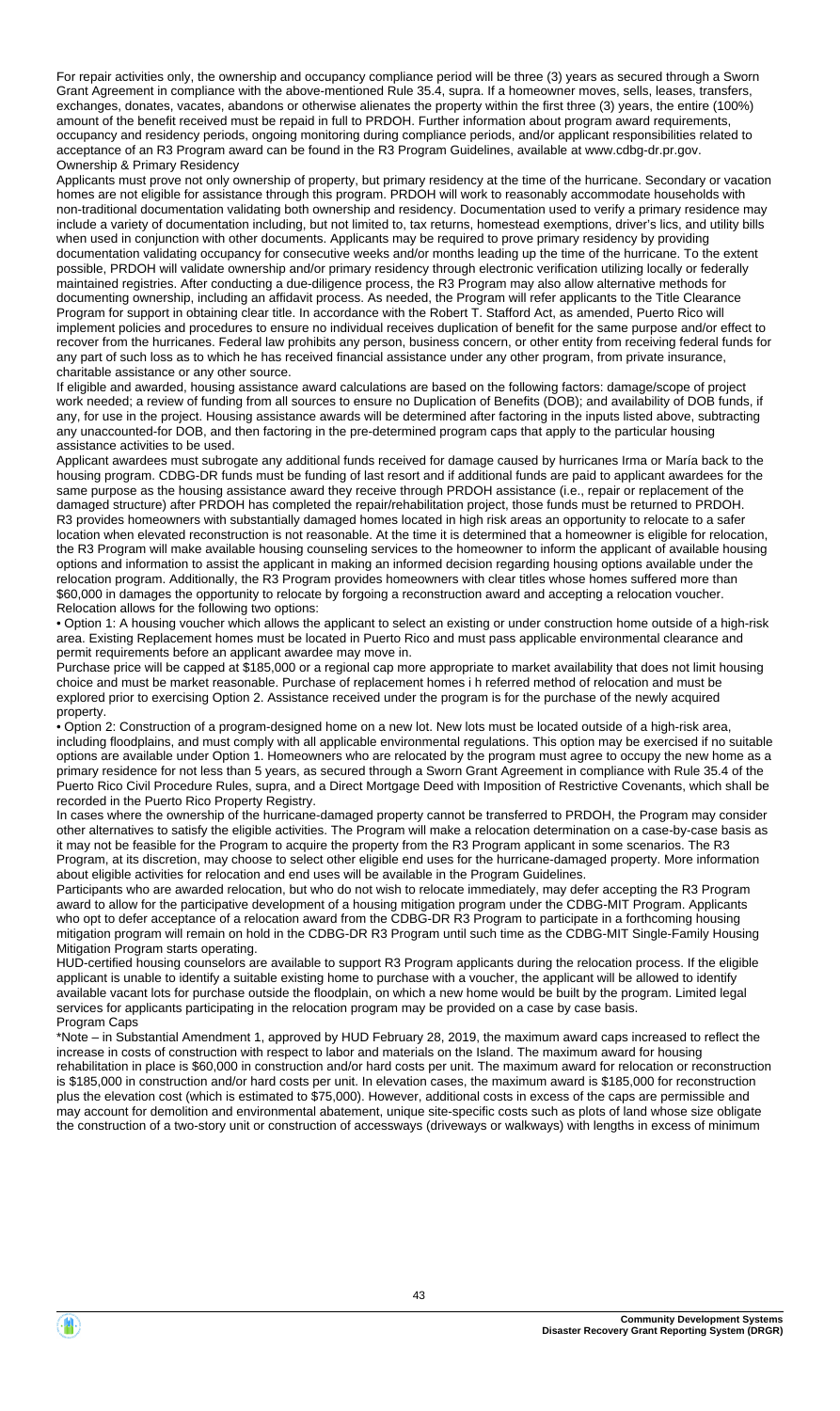For repair activities only, the ownership and occupancy compliance period will be three (3) years as secured through a Sworn Grant Agreement in compliance with the above-mentioned Rule 35.4, supra. If a homeowner moves, sells, leases, transfers, exchanges, donates, vacates, abandons or otherwise alienates the property within the first three (3) years, the entire (100%) amount of the benefit received must be repaid in full to PRDOH. Further information about program award requirements, occupancy and residency periods, ongoing monitoring during compliance periods, and/or applicant responsibilities related to acceptance of an R3 Program award can be found in the R3 Program Guidelines, available at www.cdbg-dr.pr.gov.

Ownership & Primary Residency

Applicants must prove not only ownership of property, but primary residency at the time of the hurricane. Secondary or vacation homes are not eligible for assistance through this program. PRDOH will work to reasonably accommodate households with non-traditional documentation validating both ownership and residency. Documentation used to verify a primary residence may include a variety of documentation including, but not limited to, tax returns, homestead exemptions, driver's lics, and utility bills when used in conjunction with other documents. Applicants may be required to prove primary residency by providing documentation validating occupancy for consecutive weeks and/or months leading up the time of the hurricane. To the extent possible, PRDOH will validate ownership and/or primary residency through electronic verification utilizing locally or federally maintained registries. After conducting a due-diligence process, the R3 Program may also allow alternative methods for documenting ownership, including an affidavit process. As needed, the Program will refer applicants to the Title Clearance Program for support in obtaining clear title. In accordance with the Robert T. Stafford Act, as amended, Puerto Rico will implement policies and procedures to ensure no individual receives duplication of benefit for the same purpose and/or effect to recover from the hurricanes. Federal law prohibits any person, business concern, or other entity from receiving federal funds for any part of such loss as to which he has received financial assistance under any other program, from private insurance, charitable assistance or any other source.

If eligible and awarded, housing assistance award calculations are based on the following factors: damage/scope of project work needed; a review of funding from all sources to ensure no Duplication of Benefits (DOB); and availability of DOB funds, if any, for use in the project. Housing assistance awards will be determined after factoring in the inputs listed above, subtracting any unaccounted-for DOB, and then factoring in the pre-determined program caps that apply to the particular housing assistance activities to be used.

Applicant awardees must subrogate any additional funds received for damage caused by hurricanes Irma or María back to the housing program. CDBG-DR funds must be funding of last resort and if additional funds are paid to applicant awardees for the same purpose as the housing assistance award they receive through PRDOH assistance (i.e., repair or replacement of the damaged structure) after PRDOH has completed the repair/rehabilitation project, those funds must be returned to PRDOH.

R3 provides homeowners with substantially damaged homes located in high risk areas an opportunity to relocate to a safer location when elevated reconstruction is not reasonable. At the time it is determined that a homeowner is eligible for relocation, the R3 Program will make available housing counseling services to the homeowner to inform the applicant of available housing options and information to assist the applicant in making an informed decision regarding housing options available under the relocation program. Additionally, the R3 Program provides homeowners with clear titles whose homes suffered more than $60,000 in damages the opportunity to relocate by forgoing a reconstruction award and accepting a relocation voucher.

Relocation allows for the following two options:

- Option 1: A housing voucher which allows the applicant to select an existing or under construction home outside of a high-risk area. Existing Replacement homes must be located in Puerto Rico and must pass applicable environmental clearance and permit requirements before an applicant awardee may move in.

Purchase price will be capped at $185,000 or a regional cap more appropriate to market availability that does not limit housing choice and must be market reasonable. Purchase of replacement homes i h referred method of relocation and must be explored prior to exercising Option 2. Assistance received under the program is for the purchase of the newly acquired property.

- Option 2: Construction of a program-designed home on a new lot. New lots must be located outside of a high-risk area, including floodplains, and must comply with all applicable environmental regulations. This option may be exercised if no suitable options are available under Option 1. Homeowners who are relocated by the program must agree to occupy the new home as a primary residence for not less than 5 years, as secured through a Sworn Grant Agreement in compliance with Rule 35.4 of the Puerto Rico Civil Procedure Rules, supra, and a Direct Mortgage Deed with Imposition of Restrictive Covenants, which shall be recorded in the Puerto Rico Property Registry.

In cases where the ownership of the hurricane-damaged property cannot be transferred to PRDOH, the Program may consider other alternatives to satisfy the eligible activities. The Program will make a relocation determination on a case-by-case basis as it may not be feasible for the Program to acquire the property from the R3 Program applicant in some scenarios. The R3 Program, at its discretion, may choose to select other eligible end uses for the hurricane-damaged property. More information about eligible activities for relocation and end uses will be available in the Program Guidelines.

Participants who are awarded relocation, but who do not wish to relocate immediately, may defer accepting the R3 Program award to allow for the participative development of a housing mitigation program under the CDBG-MIT Program. Applicants who opt to defer acceptance of a relocation award from the CDBG-DR R3 Program to participate in a forthcoming housing mitigation program will remain on hold in the CDBG-DR R3 Program until such time as the CDBG-MIT Single-Family Housing Mitigation Program starts operating.

HUD-certified housing counselors are available to support R3 Program applicants during the relocation process. If the eligible applicant is unable to identify a suitable existing home to purchase with a voucher, the applicant will be allowed to identify available vacant lots for purchase outside the floodplain, on which a new home would be built by the program. Limited legal services for applicants participating in the relocation program may be provided on a case by case basis.

Program Caps

*Note – in Substantial Amendment 1, approved by HUD February 28, 2019, the maximum award caps increased to reflect the increase in costs of construction with respect to labor and materials on the Island. The maximum award for housing rehabilitation in place is $60,000 in construction and/or hard costs per unit. The maximum award for relocation or reconstruction is $185,000 in construction and/or hard costs per unit. In elevation cases, the maximum award is $185,000 for reconstruction plus the elevation cost (which is estimated to $75,000). However, additional costs in excess of the caps are permissible and may account for demolition and environmental abatement, unique site-specific costs such as plots of land whose size obligate the construction of a two-story unit or construction of accessways (driveways or walkways) with lengths in excess of minimum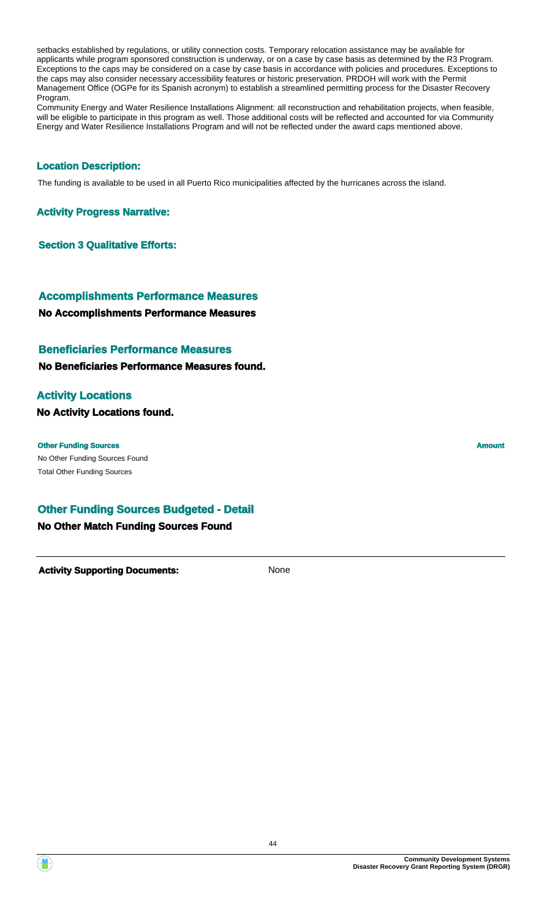setbacks established by regulations, or utility connection costs. Temporary relocation assistance may be available for applicants while program sponsored construction is underway, or on a case by case basis as determined by the R3 Program. Exceptions to the caps may be considered on a case by case basis in accordance with policies and procedures. Exceptions to the caps may also consider necessary accessibility features or historic preservation. PRDOH will work with the Permit Management Office (OGPe for its Spanish acronym) to establish a streamlined permitting process for the Disaster Recovery Program.

Community Energy and Water Resilience Installations Alignment: all reconstruction and rehabilitation projects, when feasible, will be eligible to participate in this program as well. Those additional costs will be reflected and accounted for via Community Energy and Water Resilience Installations Program and will not be reflected under the award caps mentioned above.

### Location Description:

The funding is available to be used in all Puerto Rico municipalities affected by the hurricanes across the island.

### Activity Progress Narrative:

### Section 3 Qualitative Efforts:

## Accomplishments Performance Measures

**No Accomplishments Performance Measures**

## Beneficiaries Performance Measures

**No Beneficiaries Performance Measures found.**

## Activity Locations

**No Activity Locations found.**

| Other Funding Sources | Amount |
| --- | --- |
| No Other Funding Sources Found | |
| Total Other Funding Sources | |

## Other Funding Sources Budgeted - Detail

**No Other Match Funding Sources Found**

**Activity Supporting Documents:** None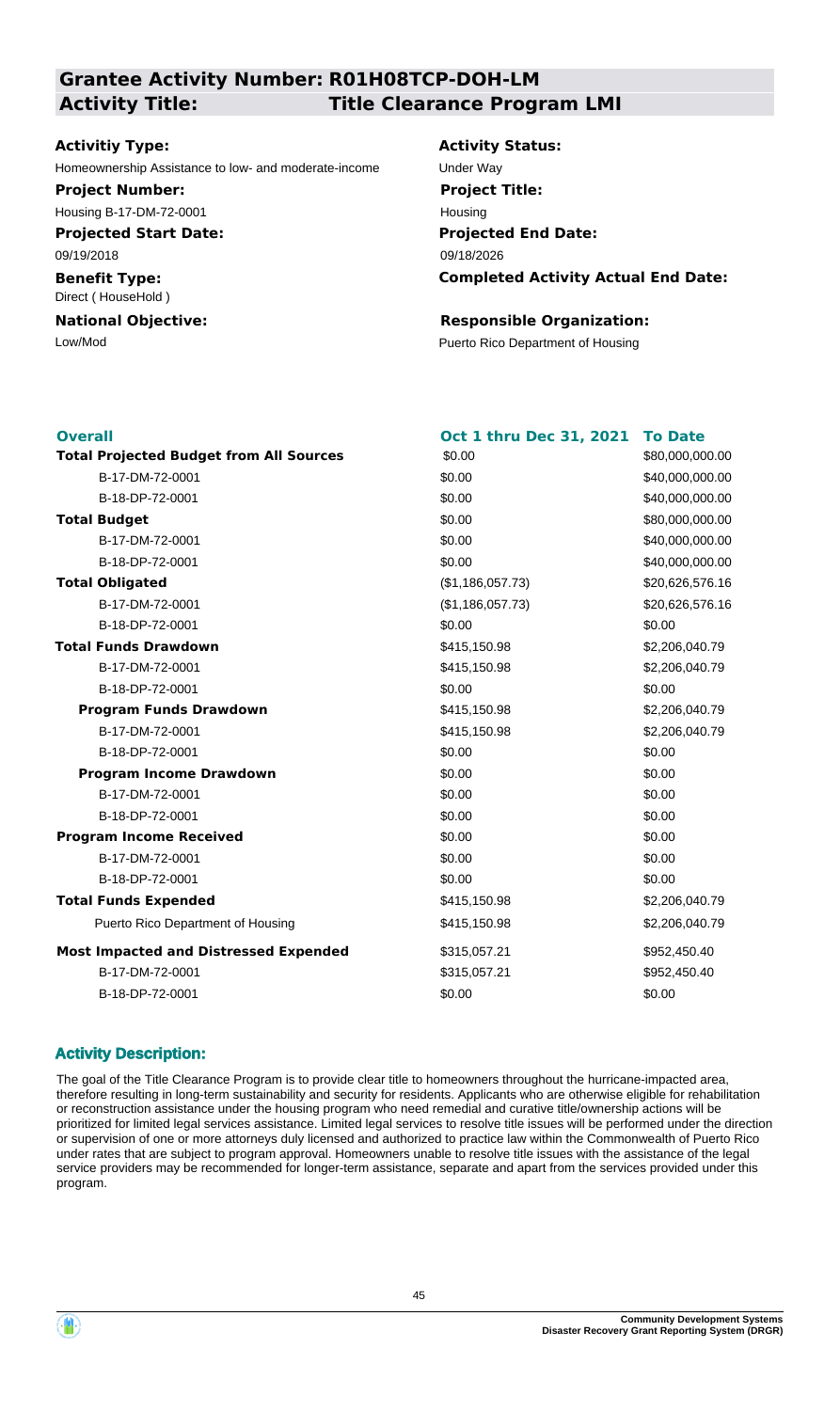## Grantee Activity Number: R01H08TCP-DOH-LM

## Activity Title: Title Clearance Program LMI

**Activitiy Type:**
Homeownership Assistance to low- and moderate-income

**Activity Status:**
Under Way

**Project Number:**
Housing B-17-DM-72-0001

**Project Title:**
Housing

**Projected Start Date:**
09/19/2018

**Projected End Date:**
09/18/2026

**Benefit Type:**
Direct ( HouseHold )

**Completed Activity Actual End Date:**

**National Objective:**
Low/Mod

**Responsible Organization:**
Puerto Rico Department of Housing

| Overall | Oct 1 thru Dec 31, 2021 | To Date |
|---|---|---|
| **Total Projected Budget from All Sources** | $0.00 | $80,000,000.00 |
| B-17-DM-72-0001 | $0.00 | $40,000,000.00 |
| B-18-DP-72-0001 | $0.00 | $40,000,000.00 |
| **Total Budget** | $0.00 | $80,000,000.00 |
| B-17-DM-72-0001 | $0.00 | $40,000,000.00 |
| B-18-DP-72-0001 | $0.00 | $40,000,000.00 |
| **Total Obligated** | ($1,186,057.73) | $20,626,576.16 |
| B-17-DM-72-0001 | ($1,186,057.73) | $20,626,576.16 |
| B-18-DP-72-0001 | $0.00 | $0.00 |
| **Total Funds Drawdown** | $415,150.98 | $2,206,040.79 |
| B-17-DM-72-0001 | $415,150.98 | $2,206,040.79 |
| B-18-DP-72-0001 | $0.00 | $0.00 |
| **Program Funds Drawdown** | $415,150.98 | $2,206,040.79 |
| B-17-DM-72-0001 | $415,150.98 | $2,206,040.79 |
| B-18-DP-72-0001 | $0.00 | $0.00 |
| **Program Income Drawdown** | $0.00 | $0.00 |
| B-17-DM-72-0001 | $0.00 | $0.00 |
| B-18-DP-72-0001 | $0.00 | $0.00 |
| **Program Income Received** | $0.00 | $0.00 |
| B-17-DM-72-0001 | $0.00 | $0.00 |
| B-18-DP-72-0001 | $0.00 | $0.00 |
| **Total Funds Expended** | $415,150.98 | $2,206,040.79 |
| Puerto Rico Department of Housing | $415,150.98 | $2,206,040.79 |
| **Most Impacted and Distressed Expended** | $315,057.21 | $952,450.40 |
| B-17-DM-72-0001 | $315,057.21 | $952,450.40 |
| B-18-DP-72-0001 | $0.00 | $0.00 |

### Activity Description:

The goal of the Title Clearance Program is to provide clear title to homeowners throughout the hurricane-impacted area, therefore resulting in long-term sustainability and security for residents. Applicants who are otherwise eligible for rehabilitation or reconstruction assistance under the housing program who need remedial and curative title/ownership actions will be prioritized for limited legal services assistance. Limited legal services to resolve title issues will be performed under the direction or supervision of one or more attorneys duly licensed and authorized to practice law within the Commonwealth of Puerto Rico under rates that are subject to program approval. Homeowners unable to resolve title issues with the assistance of the legal service providers may be recommended for longer-term assistance, separate and apart from the services provided under this program.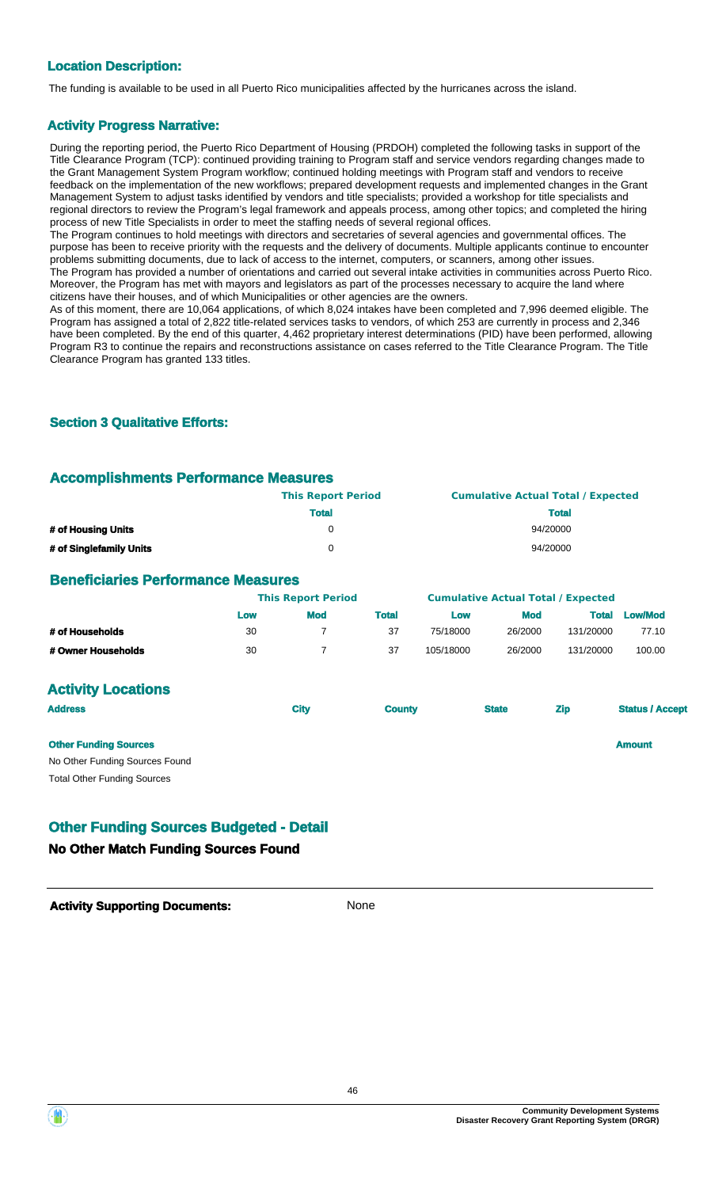### Location Description:

The funding is available to be used in all Puerto Rico municipalities affected by the hurricanes across the island.

### Activity Progress Narrative:

During the reporting period, the Puerto Rico Department of Housing (PRDOH) completed the following tasks in support of the Title Clearance Program (TCP): continued providing training to Program staff and service vendors regarding changes made to the Grant Management System Program workflow; continued holding meetings with Program staff and vendors to receive feedback on the implementation of the new workflows; prepared development requests and implemented changes in the Grant Management System to adjust tasks identified by vendors and title specialists; provided a workshop for title specialists and regional directors to review the Program's legal framework and appeals process, among other topics; and completed the hiring process of new Title Specialists in order to meet the staffing needs of several regional offices.

The Program continues to hold meetings with directors and secretaries of several agencies and governmental offices. The purpose has been to receive priority with the requests and the delivery of documents. Multiple applicants continue to encounter problems submitting documents, due to lack of access to the internet, computers, or scanners, among other issues.

The Program has provided a number of orientations and carried out several intake activities in communities across Puerto Rico. Moreover, the Program has met with mayors and legislators as part of the processes necessary to acquire the land where citizens have their houses, and of which Municipalities or other agencies are the owners.

As of this moment, there are 10,064 applications, of which 8,024 intakes have been completed and 7,996 deemed eligible. The Program has assigned a total of 2,822 title-related services tasks to vendors, of which 253 are currently in process and 2,346 have been completed. By the end of this quarter, 4,462 proprietary interest determinations (PID) have been performed, allowing Program R3 to continue the repairs and reconstructions assistance on cases referred to the Title Clearance Program. The Title Clearance Program has granted 133 titles.

### Section 3 Qualitative Efforts:

## Accomplishments Performance Measures

| | This Report Period | Cumulative Actual Total / Expected |
|---|---|---|
| | Total | Total |
| # of Housing Units | 0 | 94/20000 |
| # of Singlefamily Units | 0 | 94/20000 |

## Beneficiaries Performance Measures

| | This Report Period | | | Cumulative Actual Total / Expected | | | |
|---|---|---|---|---|---|---|---|
| | Low | Mod | Total | Low | Mod | Total | Low/Mod |
| # of Households | 30 | 7 | 37 | 75/18000 | 26/2000 | 131/20000 | 77.10 |
| # Owner Households | 30 | 7 | 37 | 105/18000 | 26/2000 | 131/20000 | 100.00 |

## Activity Locations

| Address | City | County | State | Zip | Status / Accept |
|---|---|---|---|---|---|

| Other Funding Sources | Amount |
|---|---|
| No Other Funding Sources Found | |
| Total Other Funding Sources | |

## Other Funding Sources Budgeted - Detail

### No Other Match Funding Sources Found

**Activity Supporting Documents:** None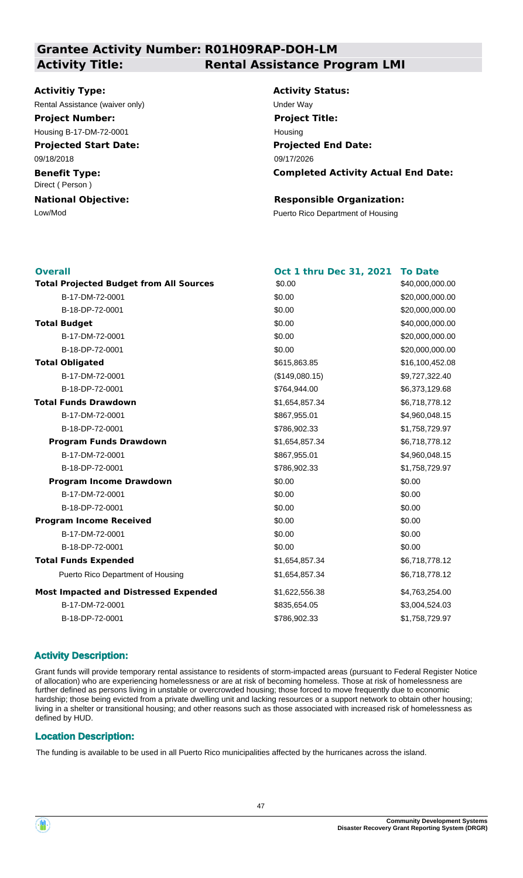## Grantee Activity Number: R01H09RAP-DOH-LM

## Activity Title: Rental Assistance Program LMI

**Activitiy Type:**
Rental Assistance (waiver only)

**Activity Status:**
Under Way

**Project Number:**
Housing B-17-DM-72-0001

**Project Title:**
Housing

**Projected Start Date:**
09/18/2018

**Projected End Date:**
09/17/2026

**Benefit Type:**
Direct ( Person )

**Completed Activity Actual End Date:**

**National Objective:**
Low/Mod

**Responsible Organization:**
Puerto Rico Department of Housing

| Overall | Oct 1 thru Dec 31, 2021 | To Date |
|---|---|---|
| **Total Projected Budget from All Sources** | $0.00 | $40,000,000.00 |
| B-17-DM-72-0001 | $0.00 | $20,000,000.00 |
| B-18-DP-72-0001 | $0.00 | $20,000,000.00 |
| **Total Budget** | $0.00 | $40,000,000.00 |
| B-17-DM-72-0001 | $0.00 | $20,000,000.00 |
| B-18-DP-72-0001 | $0.00 | $20,000,000.00 |
| **Total Obligated** | $615,863.85 | $16,100,452.08 |
| B-17-DM-72-0001 | ($149,080.15) | $9,727,322.40 |
| B-18-DP-72-0001 | $764,944.00 | $6,373,129.68 |
| **Total Funds Drawdown** | $1,654,857.34 | $6,718,778.12 |
| B-17-DM-72-0001 | $867,955.01 | $4,960,048.15 |
| B-18-DP-72-0001 | $786,902.33 | $1,758,729.97 |
| **Program Funds Drawdown** | $1,654,857.34 | $6,718,778.12 |
| B-17-DM-72-0001 | $867,955.01 | $4,960,048.15 |
| B-18-DP-72-0001 | $786,902.33 | $1,758,729.97 |
| **Program Income Drawdown** | $0.00 | $0.00 |
| B-17-DM-72-0001 | $0.00 | $0.00 |
| B-18-DP-72-0001 | $0.00 | $0.00 |
| **Program Income Received** | $0.00 | $0.00 |
| B-17-DM-72-0001 | $0.00 | $0.00 |
| B-18-DP-72-0001 | $0.00 | $0.00 |
| **Total Funds Expended** | $1,654,857.34 | $6,718,778.12 |
| Puerto Rico Department of Housing | $1,654,857.34 | $6,718,778.12 |
| **Most Impacted and Distressed Expended** | $1,622,556.38 | $4,763,254.00 |
| B-17-DM-72-0001 | $835,654.05 | $3,004,524.03 |
| B-18-DP-72-0001 | $786,902.33 | $1,758,729.97 |

### Activity Description:

Grant funds will provide temporary rental assistance to residents of storm-impacted areas (pursuant to Federal Register Notice of allocation) who are experiencing homelessness or are at risk of becoming homeless. Those at risk of homelessness are further defined as persons living in unstable or overcrowded housing; those forced to move frequently due to economic hardship; those being evicted from a private dwelling unit and lacking resources or a support network to obtain other housing; living in a shelter or transitional housing; and other reasons such as those associated with increased risk of homelessness as defined by HUD.

### Location Description:

The funding is available to be used in all Puerto Rico municipalities affected by the hurricanes across the island.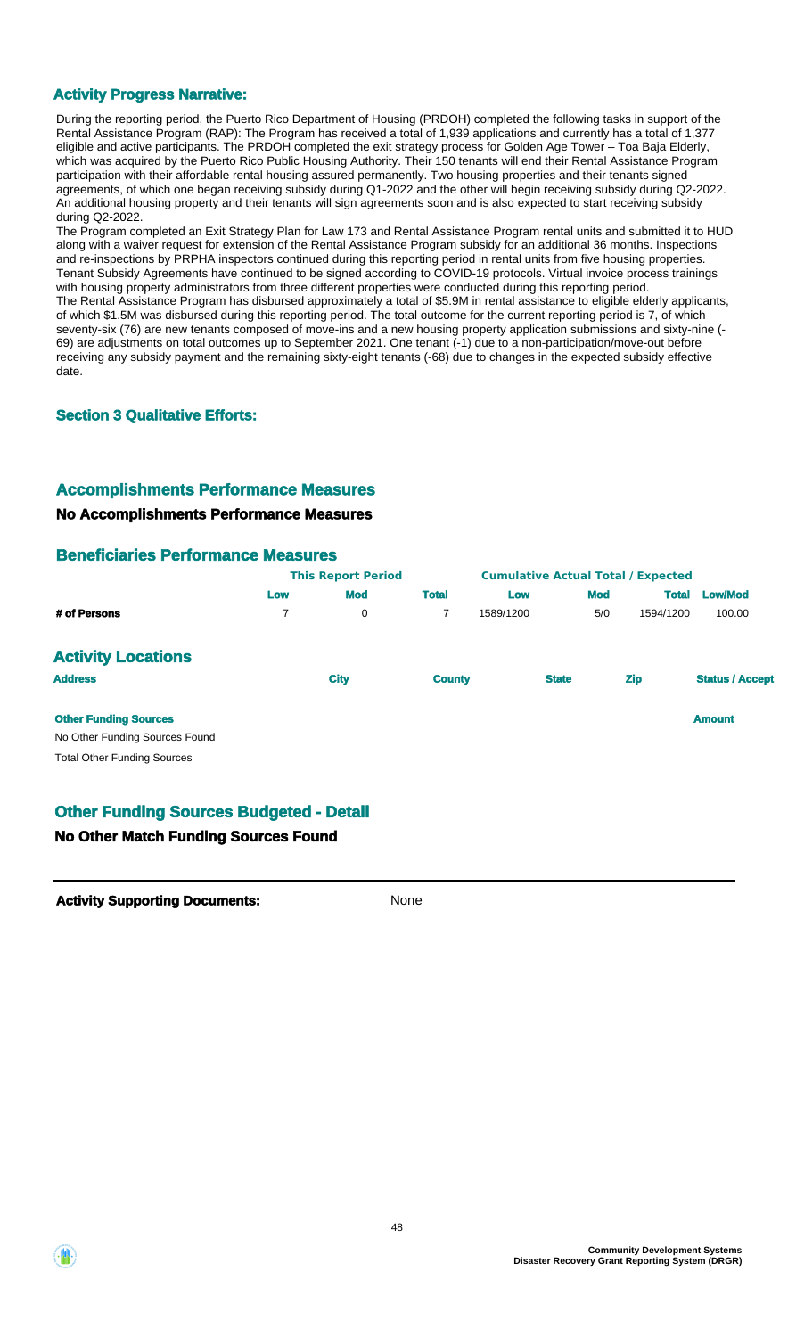### Activity Progress Narrative:

During the reporting period, the Puerto Rico Department of Housing (PRDOH) completed the following tasks in support of the Rental Assistance Program (RAP): The Program has received a total of 1,939 applications and currently has a total of 1,377 eligible and active participants. The PRDOH completed the exit strategy process for Golden Age Tower – Toa Baja Elderly, which was acquired by the Puerto Rico Public Housing Authority. Their 150 tenants will end their Rental Assistance Program participation with their affordable rental housing assured permanently. Two housing properties and their tenants signed agreements, of which one began receiving subsidy during Q1-2022 and the other will begin receiving subsidy during Q2-2022. An additional housing property and their tenants will sign agreements soon and is also expected to start receiving subsidy during Q2-2022.

The Program completed an Exit Strategy Plan for Law 173 and Rental Assistance Program rental units and submitted it to HUD along with a waiver request for extension of the Rental Assistance Program subsidy for an additional 36 months. Inspections and re-inspections by PRPHA inspectors continued during this reporting period in rental units from five housing properties. Tenant Subsidy Agreements have continued to be signed according to COVID-19 protocols. Virtual invoice process trainings with housing property administrators from three different properties were conducted during this reporting period.

The Rental Assistance Program has disbursed approximately a total of $5.9M in rental assistance to eligible elderly applicants, of which $1.5M was disbursed during this reporting period. The total outcome for the current reporting period is 7, of which seventy-six (76) are new tenants composed of move-ins and a new housing property application submissions and sixty-nine (-69) are adjustments on total outcomes up to September 2021. One tenant (-1) due to a non-participation/move-out before receiving any subsidy payment and the remaining sixty-eight tenants (-68) due to changes in the expected subsidy effective date.

### Section 3 Qualitative Efforts:

## Accomplishments Performance Measures

**No Accomplishments Performance Measures**

## Beneficiaries Performance Measures

| | This Report Period | | | Cumulative Actual Total / Expected | | | |
|---|---|---|---|---|---|---|---|
| | Low | Mod | Total | Low | Mod | Total | Low/Mod |
| # of Persons | 7 | 0 | 7 | 1589/1200 | 5/0 | 1594/1200 | 100.00 |

## Activity Locations

| Address | City | County | State | Zip | Status / Accept |
|---|---|---|---|---|---|

| Other Funding Sources | Amount |
|---|---|
| No Other Funding Sources Found | |
| Total Other Funding Sources | |

## Other Funding Sources Budgeted - Detail

**No Other Match Funding Sources Found**

**Activity Supporting Documents:** None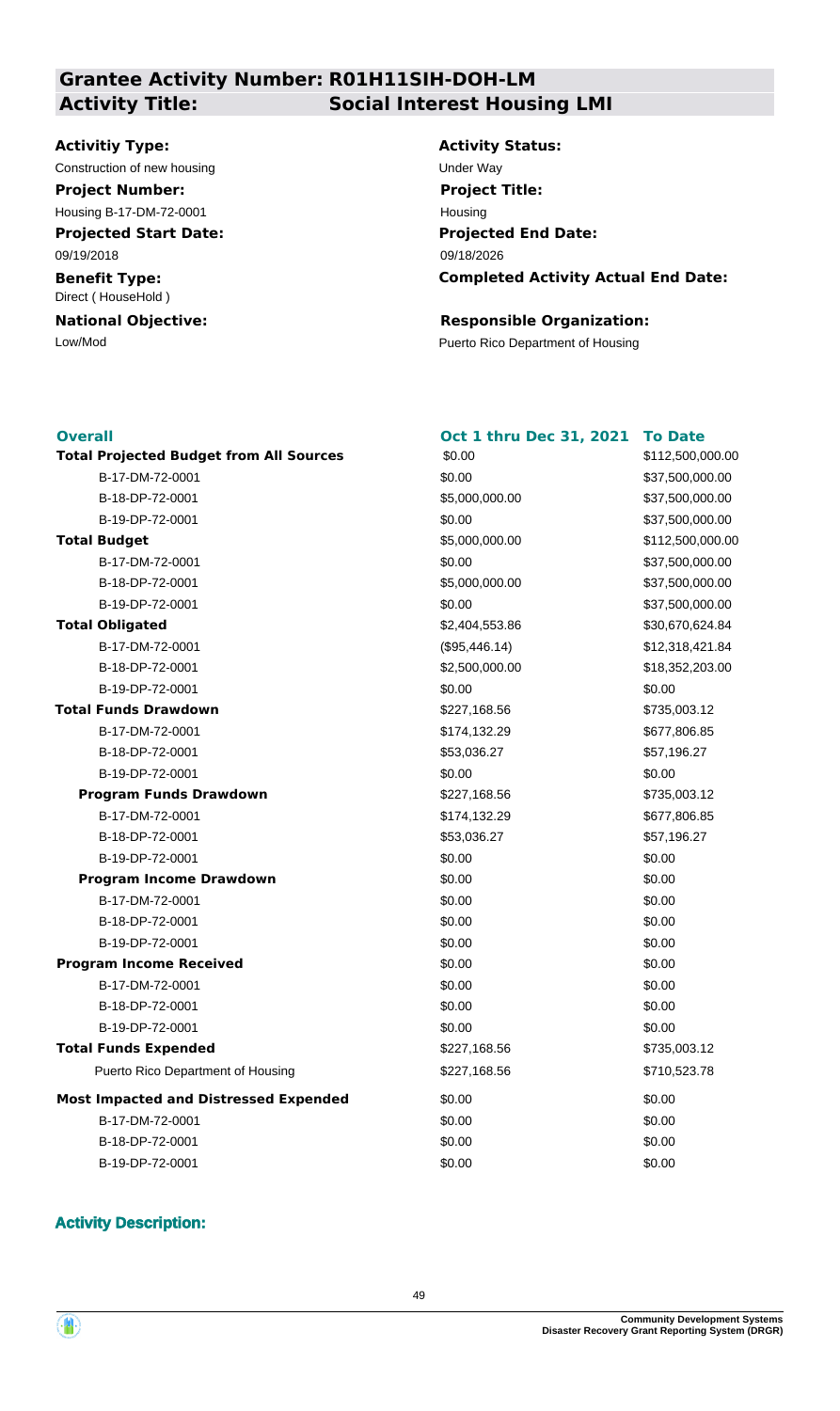## Grantee Activity Number: R01H11SIH-DOH-LM
## Activity Title: Social Interest Housing LMI

**Activitiy Type:**
Construction of new housing

**Activity Status:**
Under Way

**Project Number:**
Housing B-17-DM-72-0001

**Project Title:**
Housing

**Projected Start Date:**
09/19/2018

**Projected End Date:**
09/18/2026

**Benefit Type:**
Direct ( HouseHold )

**Completed Activity Actual End Date:**

**National Objective:**
Low/Mod

**Responsible Organization:**
Puerto Rico Department of Housing

| Overall | Oct 1 thru Dec 31, 2021 | To Date |
|---|---|---|
| **Total Projected Budget from All Sources** | $0.00 | $112,500,000.00 |
| B-17-DM-72-0001 | $0.00 | $37,500,000.00 |
| B-18-DP-72-0001 | $5,000,000.00 | $37,500,000.00 |
| B-19-DP-72-0001 | $0.00 | $37,500,000.00 |
| **Total Budget** | $5,000,000.00 | $112,500,000.00 |
| B-17-DM-72-0001 | $0.00 | $37,500,000.00 |
| B-18-DP-72-0001 | $5,000,000.00 | $37,500,000.00 |
| B-19-DP-72-0001 | $0.00 | $37,500,000.00 |
| **Total Obligated** | $2,404,553.86 | $30,670,624.84 |
| B-17-DM-72-0001 | ($95,446.14) | $12,318,421.84 |
| B-18-DP-72-0001 | $2,500,000.00 | $18,352,203.00 |
| B-19-DP-72-0001 | $0.00 | $0.00 |
| **Total Funds Drawdown** | $227,168.56 | $735,003.12 |
| B-17-DM-72-0001 | $174,132.29 | $677,806.85 |
| B-18-DP-72-0001 | $53,036.27 | $57,196.27 |
| B-19-DP-72-0001 | $0.00 | $0.00 |
| **Program Funds Drawdown** | $227,168.56 | $735,003.12 |
| B-17-DM-72-0001 | $174,132.29 | $677,806.85 |
| B-18-DP-72-0001 | $53,036.27 | $57,196.27 |
| B-19-DP-72-0001 | $0.00 | $0.00 |
| **Program Income Drawdown** | $0.00 | $0.00 |
| B-17-DM-72-0001 | $0.00 | $0.00 |
| B-18-DP-72-0001 | $0.00 | $0.00 |
| B-19-DP-72-0001 | $0.00 | $0.00 |
| **Program Income Received** | $0.00 | $0.00 |
| B-17-DM-72-0001 | $0.00 | $0.00 |
| B-18-DP-72-0001 | $0.00 | $0.00 |
| B-19-DP-72-0001 | $0.00 | $0.00 |
| **Total Funds Expended** | $227,168.56 | $735,003.12 |
| Puerto Rico Department of Housing | $227,168.56 | $710,523.78 |
| **Most Impacted and Distressed Expended** | $0.00 | $0.00 |
| B-17-DM-72-0001 | $0.00 | $0.00 |
| B-18-DP-72-0001 | $0.00 | $0.00 |
| B-19-DP-72-0001 | $0.00 | $0.00 |

### Activity Description: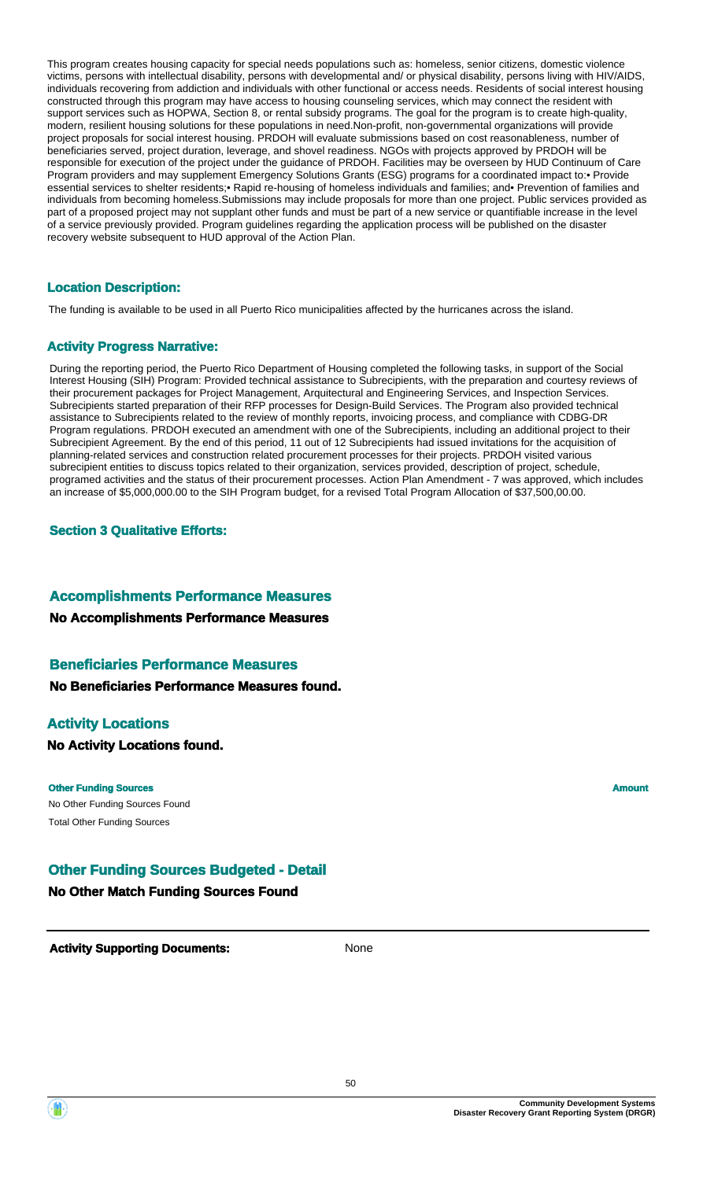This program creates housing capacity for special needs populations such as: homeless, senior citizens, domestic violence victims, persons with intellectual disability, persons with developmental and/ or physical disability, persons living with HIV/AIDS, individuals recovering from addiction and individuals with other functional or access needs. Residents of social interest housing constructed through this program may have access to housing counseling services, which may connect the resident with support services such as HOPWA, Section 8, or rental subsidy programs. The goal for the program is to create high-quality, modern, resilient housing solutions for these populations in need.Non-profit, non-governmental organizations will provide project proposals for social interest housing. PRDOH will evaluate submissions based on cost reasonableness, number of beneficiaries served, project duration, leverage, and shovel readiness. NGOs with projects approved by PRDOH will be responsible for execution of the project under the guidance of PRDOH. Facilities may be overseen by HUD Continuum of Care Program providers and may supplement Emergency Solutions Grants (ESG) programs for a coordinated impact to:• Provide essential services to shelter residents;• Rapid re-housing of homeless individuals and families; and• Prevention of families and individuals from becoming homeless.Submissions may include proposals for more than one project. Public services provided as part of a proposed project may not supplant other funds and must be part of a new service or quantifiable increase in the level of a service previously provided. Program guidelines regarding the application process will be published on the disaster recovery website subsequent to HUD approval of the Action Plan.

### Location Description:

The funding is available to be used in all Puerto Rico municipalities affected by the hurricanes across the island.

### Activity Progress Narrative:

During the reporting period, the Puerto Rico Department of Housing completed the following tasks, in support of the Social Interest Housing (SIH) Program: Provided technical assistance to Subrecipients, with the preparation and courtesy reviews of their procurement packages for Project Management, Arquitectural and Engineering Services, and Inspection Services. Subrecipients started preparation of their RFP processes for Design-Build Services. The Program also provided technical assistance to Subrecipients related to the review of monthly reports, invoicing process, and compliance with CDBG-DR Program regulations. PRDOH executed an amendment with one of the Subrecipients, including an additional project to their Subrecipient Agreement. By the end of this period, 11 out of 12 Subrecipients had issued invitations for the acquisition of planning-related services and construction related procurement processes for their projects. PRDOH visited various subrecipient entities to discuss topics related to their organization, services provided, description of project, schedule, programed activities and the status of their procurement processes. Action Plan Amendment - 7 was approved, which includes an increase of $5,000,000.00 to the SIH Program budget, for a revised Total Program Allocation of $37,500,00.00.

### Section 3 Qualitative Efforts:

## Accomplishments Performance Measures

**No Accomplishments Performance Measures**

## Beneficiaries Performance Measures

**No Beneficiaries Performance Measures found.**

## Activity Locations

**No Activity Locations found.**

| Other Funding Sources | Amount |
|---|---|
| No Other Funding Sources Found | |
| Total Other Funding Sources | |

## Other Funding Sources Budgeted - Detail

**No Other Match Funding Sources Found**

**Activity Supporting Documents:** None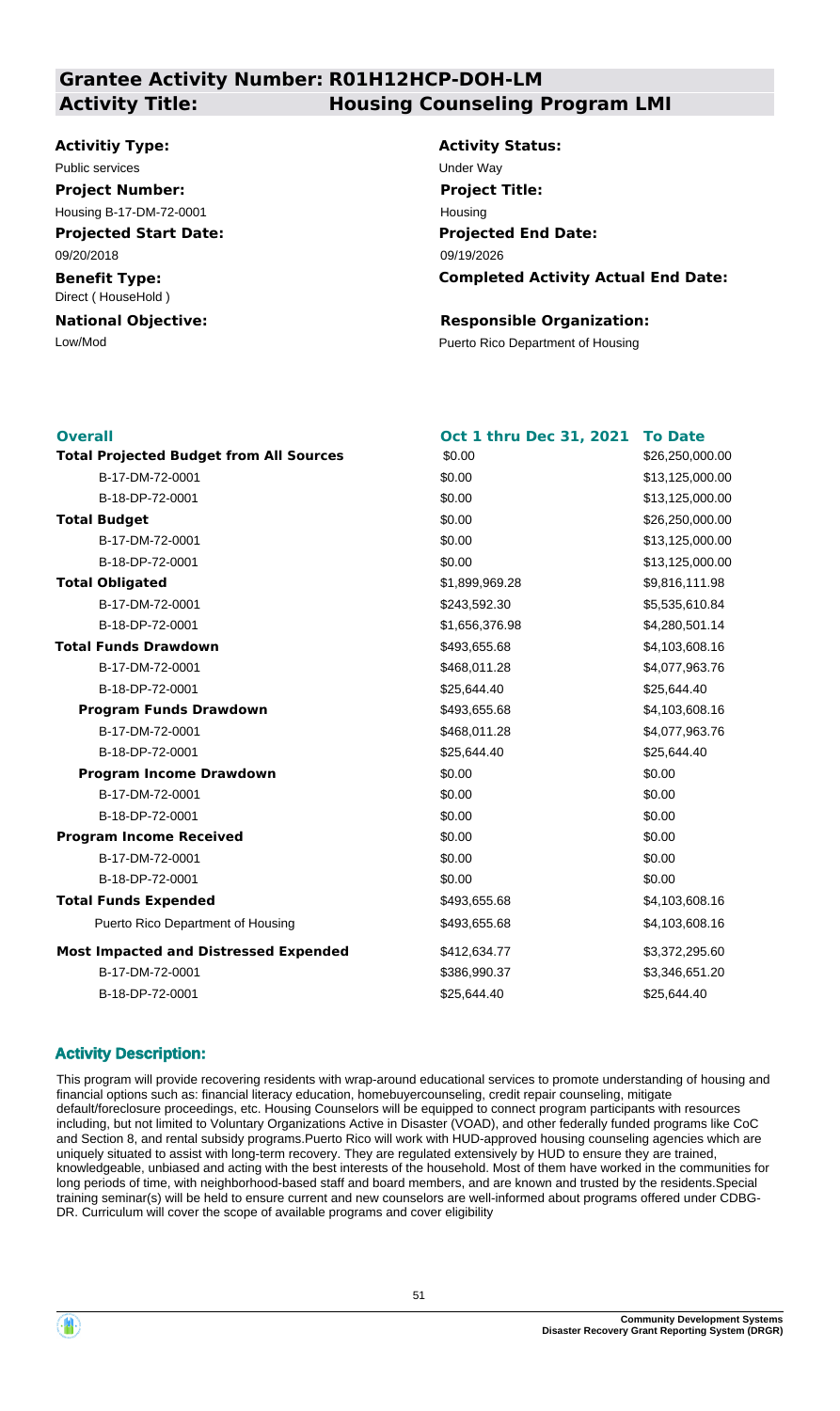## Grantee Activity Number: R01H12HCP-DOH-LM

## Activity Title: Housing Counseling Program LMI

**Activitiy Type:**
Public services

**Activity Status:**
Under Way

**Project Number:**
Housing B-17-DM-72-0001

**Project Title:**
Housing

**Projected Start Date:**
09/20/2018

**Projected End Date:**
09/19/2026

**Benefit Type:**
Direct ( HouseHold )

**Completed Activity Actual End Date:**

**National Objective:**
Low/Mod

**Responsible Organization:**
Puerto Rico Department of Housing

| Overall | Oct 1 thru Dec 31, 2021 | To Date |
|---|---|---|
| **Total Projected Budget from All Sources** | $0.00 | $26,250,000.00 |
| B-17-DM-72-0001 | $0.00 | $13,125,000.00 |
| B-18-DP-72-0001 | $0.00 | $13,125,000.00 |
| **Total Budget** | $0.00 | $26,250,000.00 |
| B-17-DM-72-0001 | $0.00 | $13,125,000.00 |
| B-18-DP-72-0001 | $0.00 | $13,125,000.00 |
| **Total Obligated** | $1,899,969.28 | $9,816,111.98 |
| B-17-DM-72-0001 | $243,592.30 | $5,535,610.84 |
| B-18-DP-72-0001 | $1,656,376.98 | $4,280,501.14 |
| **Total Funds Drawdown** | $493,655.68 | $4,103,608.16 |
| B-17-DM-72-0001 | $468,011.28 | $4,077,963.76 |
| B-18-DP-72-0001 | $25,644.40 | $25,644.40 |
| **Program Funds Drawdown** | $493,655.68 | $4,103,608.16 |
| B-17-DM-72-0001 | $468,011.28 | $4,077,963.76 |
| B-18-DP-72-0001 | $25,644.40 | $25,644.40 |
| **Program Income Drawdown** | $0.00 | $0.00 |
| B-17-DM-72-0001 | $0.00 | $0.00 |
| B-18-DP-72-0001 | $0.00 | $0.00 |
| **Program Income Received** | $0.00 | $0.00 |
| B-17-DM-72-0001 | $0.00 | $0.00 |
| B-18-DP-72-0001 | $0.00 | $0.00 |
| **Total Funds Expended** | $493,655.68 | $4,103,608.16 |
| Puerto Rico Department of Housing | $493,655.68 | $4,103,608.16 |
| **Most Impacted and Distressed Expended** | $412,634.77 | $3,372,295.60 |
| B-17-DM-72-0001 | $386,990.37 | $3,346,651.20 |
| B-18-DP-72-0001 | $25,644.40 | $25,644.40 |

### Activity Description:

This program will provide recovering residents with wrap-around educational services to promote understanding of housing and financial options such as: financial literacy education, homebuyercounseling, credit repair counseling, mitigate default/foreclosure proceedings, etc. Housing Counselors will be equipped to connect program participants with resources including, but not limited to Voluntary Organizations Active in Disaster (VOAD), and other federally funded programs like CoC and Section 8, and rental subsidy programs.Puerto Rico will work with HUD-approved housing counseling agencies which are uniquely situated to assist with long-term recovery. They are regulated extensively by HUD to ensure they are trained, knowledgeable, unbiased and acting with the best interests of the household. Most of them have worked in the communities for long periods of time, with neighborhood-based staff and board members, and are known and trusted by the residents.Special training seminar(s) will be held to ensure current and new counselors are well-informed about programs offered under CDBG-DR. Curriculum will cover the scope of available programs and cover eligibility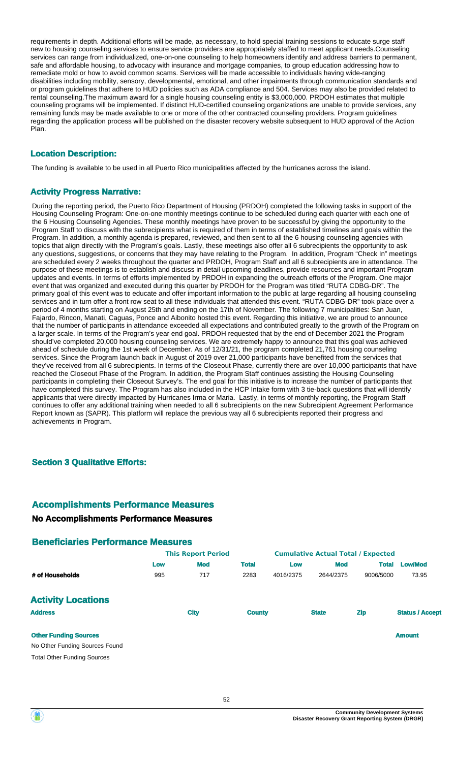requirements in depth. Additional efforts will be made, as necessary, to hold special training sessions to educate surge staff new to housing counseling services to ensure service providers are appropriately staffed to meet applicant needs.Counseling services can range from individualized, one-on-one counseling to help homeowners identify and address barriers to permanent, safe and affordable housing, to advocacy with insurance and mortgage companies, to group education addressing how to remediate mold or how to avoid common scams. Services will be made accessible to individuals having wide-ranging disabilities including mobility, sensory, developmental, emotional, and other impairments through communication standards and or program guidelines that adhere to HUD policies such as ADA compliance and 504. Services may also be provided related to rental counseling.The maximum award for a single housing counseling entity is $3,000,000. PRDOH estimates that multiple counseling programs will be implemented. If distinct HUD-certified counseling organizations are unable to provide services, any remaining funds may be made available to one or more of the other contracted counseling providers. Program guidelines regarding the application process will be published on the disaster recovery website subsequent to HUD approval of the Action Plan.

### Location Description:

The funding is available to be used in all Puerto Rico municipalities affected by the hurricanes across the island.

### Activity Progress Narrative:

During the reporting period, the Puerto Rico Department of Housing (PRDOH) completed the following tasks in support of the Housing Counseling Program: One-on-one monthly meetings continue to be scheduled during each quarter with each one of the 6 Housing Counseling Agencies. These monthly meetings have proven to be successful by giving the opportunity to the Program Staff to discuss with the subrecipients what is required of them in terms of established timelines and goals within the Program. In addition, a monthly agenda is prepared, reviewed, and then sent to all the 6 housing counseling agencies with topics that align directly with the Program's goals. Lastly, these meetings also offer all 6 subrecipients the opportunity to ask any questions, suggestions, or concerns that they may have relating to the Program. In addition, Program "Check In" meetings are scheduled every 2 weeks throughout the quarter and PRDOH, Program Staff and all 6 subrecipients are in attendance. The purpose of these meetings is to establish and discuss in detail upcoming deadlines, provide resources and important Program updates and events. In terms of efforts implemented by PRDOH in expanding the outreach efforts of the Program. One major event that was organized and executed during this quarter by PRDOH for the Program was titled "RUTA CDBG-DR". The primary goal of this event was to educate and offer important information to the public at large regarding all housing counseling services and in turn offer a front row seat to all these individuals that attended this event. "RUTA CDBG-DR" took place over a period of 4 months starting on August 25th and ending on the 17th of November. The following 7 municipalities: San Juan, Fajardo, Rincon, Manati, Caguas, Ponce and Aibonito hosted this event. Regarding this initiative, we are proud to announce that the number of participants in attendance exceeded all expectations and contributed greatly to the growth of the Program on a larger scale. In terms of the Program's year end goal. PRDOH requested that by the end of December 2021 the Program should've completed 20,000 housing counseling services. We are extremely happy to announce that this goal was achieved ahead of schedule during the 1st week of December. As of 12/31/21, the program completed 21,761 housing counseling services. Since the Program launch back in August of 2019 over 21,000 participants have benefited from the services that they've received from all 6 subrecipients. In terms of the Closeout Phase, currently there are over 10,000 participants that have reached the Closeout Phase of the Program. In addition, the Program Staff continues assisting the Housing Counseling participants in completing their Closeout Survey's. The end goal for this initiative is to increase the number of participants that have completed this survey. The Program has also included in the HCP Intake form with 3 tie-back questions that will identify applicants that were directly impacted by Hurricanes Irma or Maria. Lastly, in terms of monthly reporting, the Program Staff continues to offer any additional training when needed to all 6 subrecipients on the new Subrecipient Agreement Performance Report known as (SAPR). This platform will replace the previous way all 6 subrecipients reported their progress and achievements in Program.

### Section 3 Qualitative Efforts:

## Accomplishments Performance Measures

### No Accomplishments Performance Measures

## Beneficiaries Performance Measures

| | This Report Period | | | Cumulative Actual Total / Expected | | | |
|---|---|---|---|---|---|---|---|
| | Low | Mod | Total | Low | Mod | Total | Low/Mod |
| # of Households | 995 | 717 | 2283 | 4016/2375 | 2644/2375 | 9006/5000 | 73.95 |

## Activity Locations

| Address | City | County | State | Zip | Status / Accept |
|---|---|---|---|---|---|

| Other Funding Sources | Amount |
|---|---|
| No Other Funding Sources Found | |
| Total Other Funding Sources | |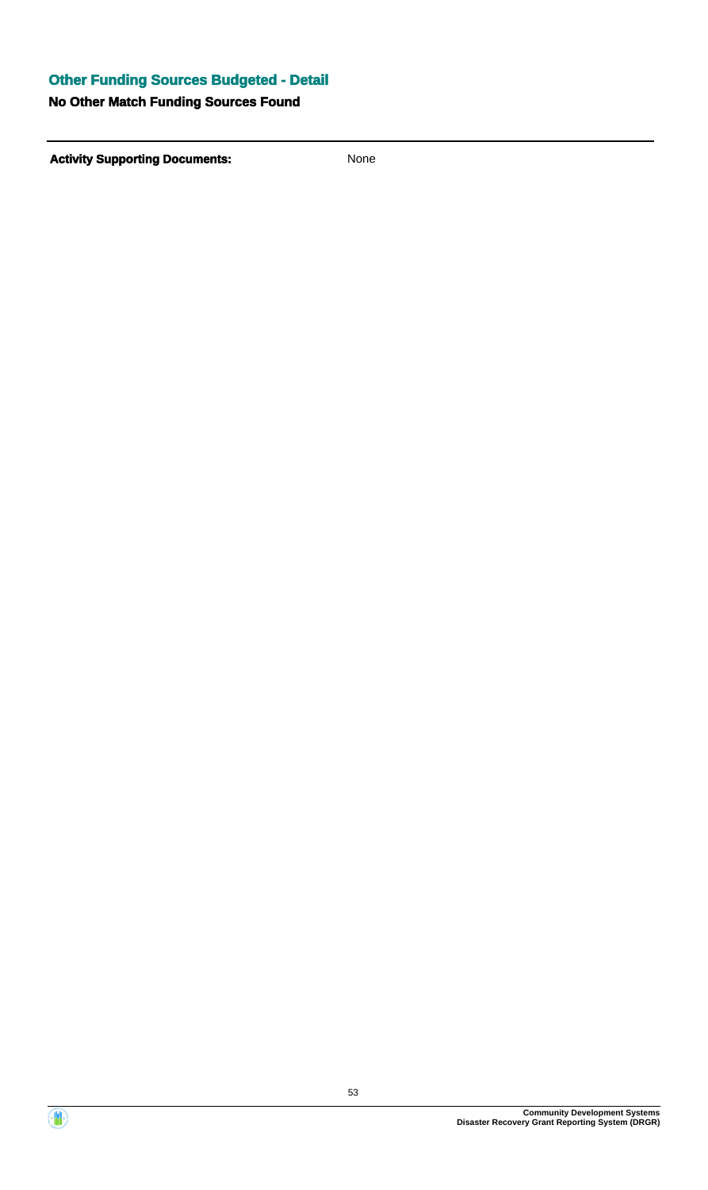### Other Funding Sources Budgeted - Detail

**No Other Match Funding Sources Found**

---

**Activity Supporting Documents:** None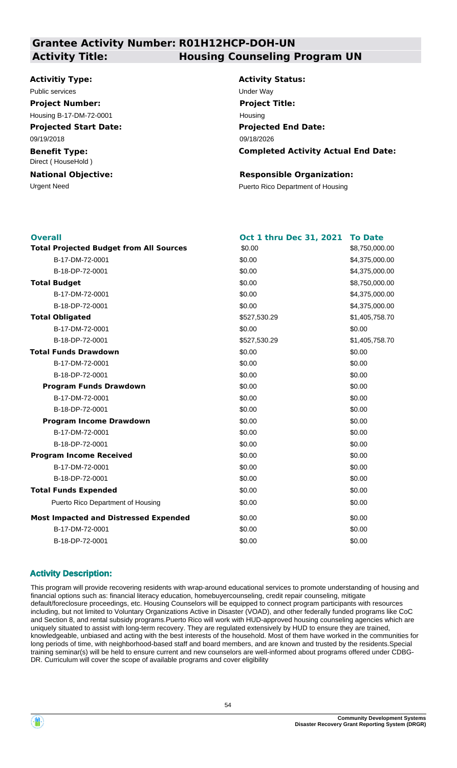## Grantee Activity Number: R01H12HCP-DOH-UN
## Activity Title: Housing Counseling Program UN

**Activitiy Type:**
Public services

**Activity Status:**
Under Way

**Project Number:**
Housing B-17-DM-72-0001

**Project Title:**
Housing

**Projected Start Date:**
09/19/2018

**Projected End Date:**
09/18/2026

**Benefit Type:**
Direct ( HouseHold )

**Completed Activity Actual End Date:**

**National Objective:**
Urgent Need

**Responsible Organization:**
Puerto Rico Department of Housing

| Overall | Oct 1 thru Dec 31, 2021 | To Date |
|---|---|---|
| **Total Projected Budget from All Sources** | $0.00 | $8,750,000.00 |
| B-17-DM-72-0001 | $0.00 | $4,375,000.00 |
| B-18-DP-72-0001 | $0.00 | $4,375,000.00 |
| **Total Budget** | $0.00 | $8,750,000.00 |
| B-17-DM-72-0001 | $0.00 | $4,375,000.00 |
| B-18-DP-72-0001 | $0.00 | $4,375,000.00 |
| **Total Obligated** | $527,530.29 | $1,405,758.70 |
| B-17-DM-72-0001 | $0.00 | $0.00 |
| B-18-DP-72-0001 | $527,530.29 | $1,405,758.70 |
| **Total Funds Drawdown** | $0.00 | $0.00 |
| B-17-DM-72-0001 | $0.00 | $0.00 |
| B-18-DP-72-0001 | $0.00 | $0.00 |
| **Program Funds Drawdown** | $0.00 | $0.00 |
| B-17-DM-72-0001 | $0.00 | $0.00 |
| B-18-DP-72-0001 | $0.00 | $0.00 |
| **Program Income Drawdown** | $0.00 | $0.00 |
| B-17-DM-72-0001 | $0.00 | $0.00 |
| B-18-DP-72-0001 | $0.00 | $0.00 |
| **Program Income Received** | $0.00 | $0.00 |
| B-17-DM-72-0001 | $0.00 | $0.00 |
| B-18-DP-72-0001 | $0.00 | $0.00 |
| **Total Funds Expended** | $0.00 | $0.00 |
| Puerto Rico Department of Housing | $0.00 | $0.00 |
| **Most Impacted and Distressed Expended** | $0.00 | $0.00 |
| B-17-DM-72-0001 | $0.00 | $0.00 |
| B-18-DP-72-0001 | $0.00 | $0.00 |

### Activity Description:

This program will provide recovering residents with wrap-around educational services to promote understanding of housing and financial options such as: financial literacy education, homebuyercounseling, credit repair counseling, mitigate default/foreclosure proceedings, etc. Housing Counselors will be equipped to connect program participants with resources including, but not limited to Voluntary Organizations Active in Disaster (VOAD), and other federally funded programs like CoC and Section 8, and rental subsidy programs.Puerto Rico will work with HUD-approved housing counseling agencies which are uniquely situated to assist with long-term recovery. They are regulated extensively by HUD to ensure they are trained, knowledgeable, unbiased and acting with the best interests of the household. Most of them have worked in the communities for long periods of time, with neighborhood-based staff and board members, and are known and trusted by the residents.Special training seminar(s) will be held to ensure current and new counselors are well-informed about programs offered under CDBG-DR. Curriculum will cover the scope of available programs and cover eligibility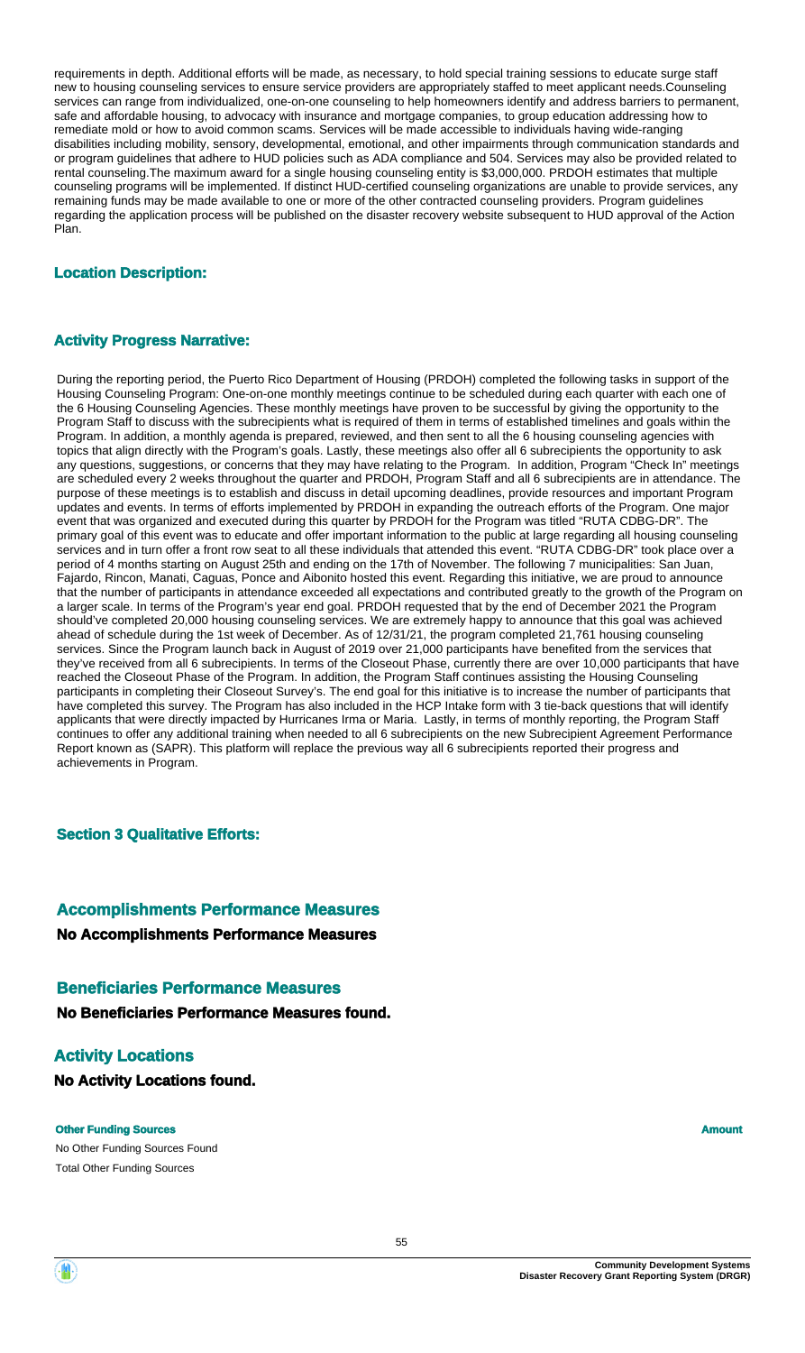requirements in depth. Additional efforts will be made, as necessary, to hold special training sessions to educate surge staff new to housing counseling services to ensure service providers are appropriately staffed to meet applicant needs.Counseling services can range from individualized, one-on-one counseling to help homeowners identify and address barriers to permanent, safe and affordable housing, to advocacy with insurance and mortgage companies, to group education addressing how to remediate mold or how to avoid common scams. Services will be made accessible to individuals having wide-ranging disabilities including mobility, sensory, developmental, emotional, and other impairments through communication standards and or program guidelines that adhere to HUD policies such as ADA compliance and 504. Services may also be provided related to rental counseling.The maximum award for a single housing counseling entity is $3,000,000. PRDOH estimates that multiple counseling programs will be implemented. If distinct HUD-certified counseling organizations are unable to provide services, any remaining funds may be made available to one or more of the other contracted counseling providers. Program guidelines regarding the application process will be published on the disaster recovery website subsequent to HUD approval of the Action Plan.

### Location Description:

### Activity Progress Narrative:

During the reporting period, the Puerto Rico Department of Housing (PRDOH) completed the following tasks in support of the Housing Counseling Program: One-on-one monthly meetings continue to be scheduled during each quarter with each one of the 6 Housing Counseling Agencies. These monthly meetings have proven to be successful by giving the opportunity to the Program Staff to discuss with the subrecipients what is required of them in terms of established timelines and goals within the Program. In addition, a monthly agenda is prepared, reviewed, and then sent to all the 6 housing counseling agencies with topics that align directly with the Program's goals. Lastly, these meetings also offer all 6 subrecipients the opportunity to ask any questions, suggestions, or concerns that they may have relating to the Program. In addition, Program "Check In" meetings are scheduled every 2 weeks throughout the quarter and PRDOH, Program Staff and all 6 subrecipients are in attendance. The purpose of these meetings is to establish and discuss in detail upcoming deadlines, provide resources and important Program updates and events. In terms of efforts implemented by PRDOH in expanding the outreach efforts of the Program. One major event that was organized and executed during this quarter by PRDOH for the Program was titled "RUTA CDBG-DR". The primary goal of this event was to educate and offer important information to the public at large regarding all housing counseling services and in turn offer a front row seat to all these individuals that attended this event. "RUTA CDBG-DR" took place over a period of 4 months starting on August 25th and ending on the 17th of November. The following 7 municipalities: San Juan, Fajardo, Rincon, Manati, Caguas, Ponce and Aibonito hosted this event. Regarding this initiative, we are proud to announce that the number of participants in attendance exceeded all expectations and contributed greatly to the growth of the Program on a larger scale. In terms of the Program's year end goal. PRDOH requested that by the end of December 2021 the Program should've completed 20,000 housing counseling services. We are extremely happy to announce that this goal was achieved ahead of schedule during the 1st week of December. As of 12/31/21, the program completed 21,761 housing counseling services. Since the Program launch back in August of 2019 over 21,000 participants have benefited from the services that they've received from all 6 subrecipients. In terms of the Closeout Phase, currently there are over 10,000 participants that have reached the Closeout Phase of the Program. In addition, the Program Staff continues assisting the Housing Counseling participants in completing their Closeout Survey's. The end goal for this initiative is to increase the number of participants that have completed this survey. The Program has also included in the HCP Intake form with 3 tie-back questions that will identify applicants that were directly impacted by Hurricanes Irma or Maria. Lastly, in terms of monthly reporting, the Program Staff continues to offer any additional training when needed to all 6 subrecipients on the new Subrecipient Agreement Performance Report known as (SAPR). This platform will replace the previous way all 6 subrecipients reported their progress and achievements in Program.

### Section 3 Qualitative Efforts:

## Accomplishments Performance Measures

**No Accomplishments Performance Measures**

## Beneficiaries Performance Measures

**No Beneficiaries Performance Measures found.**

## Activity Locations

**No Activity Locations found.**

| Other Funding Sources | Amount |
|---|---|
| No Other Funding Sources Found | |
| Total Other Funding Sources | |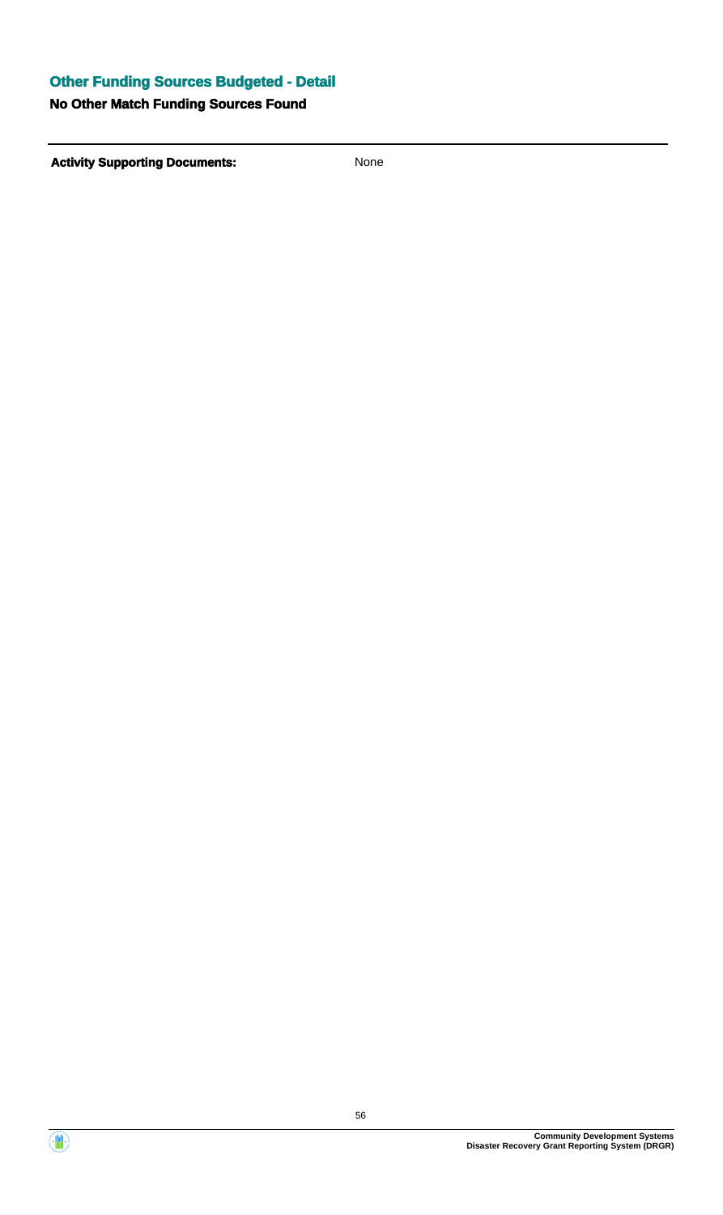### Other Funding Sources Budgeted - Detail

**No Other Match Funding Sources Found**

---

**Activity Supporting Documents:** None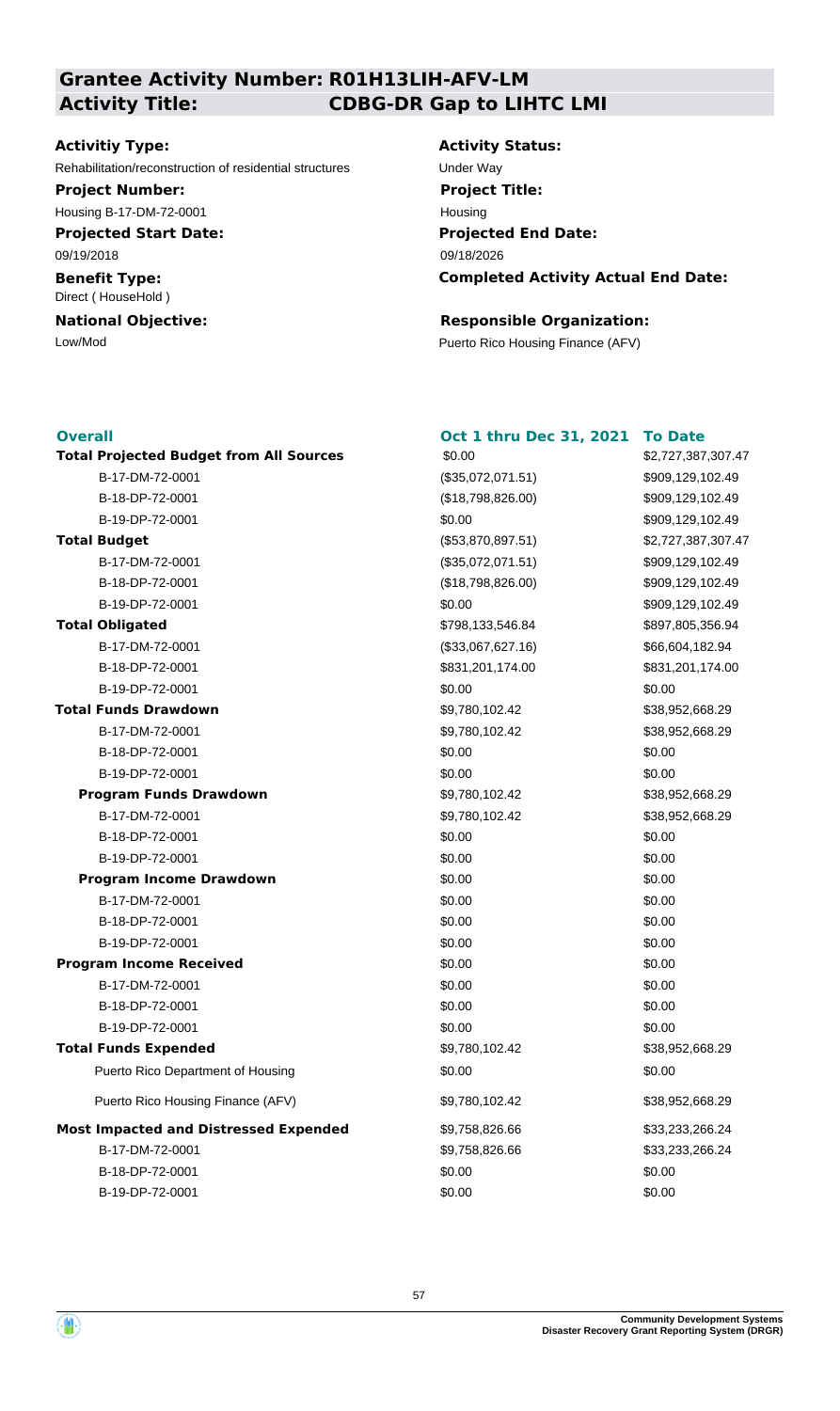## Grantee Activity Number: R01H13LIH-AFV-LM

## Activity Title: CDBG-DR Gap to LIHTC LMI

**Activitiy Type:**
Rehabilitation/reconstruction of residential structures

**Activity Status:**
Under Way

**Project Number:**
Housing B-17-DM-72-0001

**Project Title:**
Housing

**Projected Start Date:**
09/19/2018

**Projected End Date:**
09/18/2026

**Benefit Type:**
Direct ( HouseHold )

**Completed Activity Actual End Date:**

**National Objective:**
Low/Mod

**Responsible Organization:**
Puerto Rico Housing Finance (AFV)

| Overall | Oct 1 thru Dec 31, 2021 | To Date |
|---|---|---|
| **Total Projected Budget from All Sources** | $0.00 | $2,727,387,307.47 |
| B-17-DM-72-0001 | ($35,072,071.51) | $909,129,102.49 |
| B-18-DP-72-0001 | ($18,798,826.00) | $909,129,102.49 |
| B-19-DP-72-0001 | $0.00 | $909,129,102.49 |
| **Total Budget** | ($53,870,897.51) | $2,727,387,307.47 |
| B-17-DM-72-0001 | ($35,072,071.51) | $909,129,102.49 |
| B-18-DP-72-0001 | ($18,798,826.00) | $909,129,102.49 |
| B-19-DP-72-0001 | $0.00 | $909,129,102.49 |
| **Total Obligated** | $798,133,546.84 | $897,805,356.94 |
| B-17-DM-72-0001 | ($33,067,627.16) | $66,604,182.94 |
| B-18-DP-72-0001 | $831,201,174.00 | $831,201,174.00 |
| B-19-DP-72-0001 | $0.00 | $0.00 |
| **Total Funds Drawdown** | $9,780,102.42 | $38,952,668.29 |
| B-17-DM-72-0001 | $9,780,102.42 | $38,952,668.29 |
| B-18-DP-72-0001 | $0.00 | $0.00 |
| B-19-DP-72-0001 | $0.00 | $0.00 |
| **Program Funds Drawdown** | $9,780,102.42 | $38,952,668.29 |
| B-17-DM-72-0001 | $9,780,102.42 | $38,952,668.29 |
| B-18-DP-72-0001 | $0.00 | $0.00 |
| B-19-DP-72-0001 | $0.00 | $0.00 |
| **Program Income Drawdown** | $0.00 | $0.00 |
| B-17-DM-72-0001 | $0.00 | $0.00 |
| B-18-DP-72-0001 | $0.00 | $0.00 |
| B-19-DP-72-0001 | $0.00 | $0.00 |
| **Program Income Received** | $0.00 | $0.00 |
| B-17-DM-72-0001 | $0.00 | $0.00 |
| B-18-DP-72-0001 | $0.00 | $0.00 |
| B-19-DP-72-0001 | $0.00 | $0.00 |
| **Total Funds Expended** | $9,780,102.42 | $38,952,668.29 |
| Puerto Rico Department of Housing | $0.00 | $0.00 |
| Puerto Rico Housing Finance (AFV) | $9,780,102.42 | $38,952,668.29 |
| **Most Impacted and Distressed Expended** | $9,758,826.66 | $33,233,266.24 |
| B-17-DM-72-0001 | $9,758,826.66 | $33,233,266.24 |
| B-18-DP-72-0001 | $0.00 | $0.00 |
| B-19-DP-72-0001 | $0.00 | $0.00 |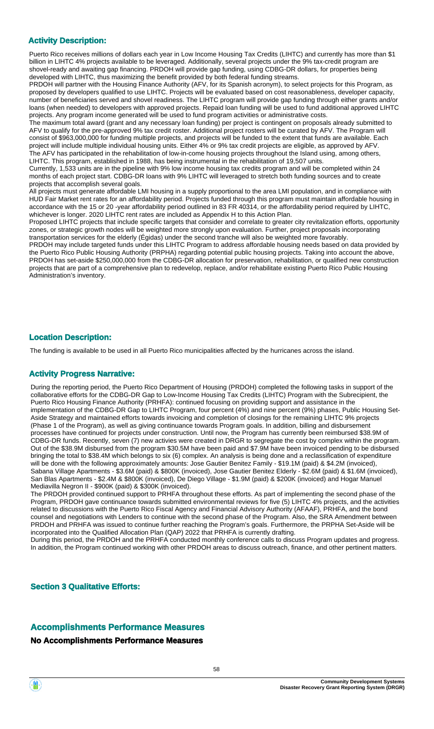## Activity Description:

Puerto Rico receives millions of dollars each year in Low Income Housing Tax Credits (LIHTC) and currently has more than $1 billion in LIHTC 4% projects available to be leveraged. Additionally, several projects under the 9% tax-credit program are shovel-ready and awaiting gap financing. PRDOH will provide gap funding, using CDBG-DR dollars, for properties being developed with LIHTC, thus maximizing the benefit provided by both federal funding streams.

PRDOH will partner with the Housing Finance Authority (AFV, for its Spanish acronym), to select projects for this Program, as proposed by developers qualified to use LIHTC. Projects will be evaluated based on cost reasonableness, developer capacity, number of beneficiaries served and shovel readiness. The LIHTC program will provide gap funding through either grants and/or loans (when needed) to developers with approved projects. Repaid loan funding will be used to fund additional approved LIHTC projects. Any program income generated will be used to fund program activities or administrative costs.

The maximum total award (grant and any necessary loan funding) per project is contingent on proposals already submitted to AFV to qualify for the pre-approved 9% tax credit roster. Additional project rosters will be curated by AFV. The Program will consist of $963,000,000 for funding multiple projects, and projects will be funded to the extent that funds are available. Each project will include multiple individual housing units. Either 4% or 9% tax credit projects are eligible, as approved by AFV.

The AFV has participated in the rehabilitation of low-in-come housing projects throughout the Island using, among others, LIHTC. This program, established in 1988, has being instrumental in the rehabilitation of 19,507 units.

Currently, 1,533 units are in the pipeline with 9% low income housing tax credits program and will be completed within 24 months of each project start. CDBG-DR loans with 9% LIHTC will leveraged to stretch both funding sources and to create projects that accomplish several goals.

All projects must generate affordable LMI housing in a supply proportional to the area LMI population, and in compliance with HUD Fair Market rent rates for an affordability period. Projects funded through this program must maintain affordable housing in accordance with the 15 or 20 -year affordability period outlined in 83 FR 40314, or the affordability period required by LIHTC, whichever is longer. 2020 LIHTC rent rates are included as Appendix H to this Action Plan.

Proposed LIHTC projects that include specific targets that consider and correlate to greater city revitalization efforts, opportunity zones, or strategic growth nodes will be weighted more strongly upon evaluation. Further, project proposals incorporating transportation services for the elderly (Égidas) under the second tranche will also be weighted more favorably.

PRDOH may include targeted funds under this LIHTC Program to address affordable housing needs based on data provided by the Puerto Rico Public Housing Authority (PRPHA) regarding potential public housing projects. Taking into account the above, PRDOH has set-aside $250,000,000 from the CDBG-DR allocation for preservation, rehabilitation, or qualified new construction projects that are part of a comprehensive plan to redevelop, replace, and/or rehabilitate existing Puerto Rico Public Housing Administration's inventory.

## Location Description:

The funding is available to be used in all Puerto Rico municipalities affected by the hurricanes across the island.

## Activity Progress Narrative:

During the reporting period, the Puerto Rico Department of Housing (PRDOH) completed the following tasks in support of the collaborative efforts for the CDBG-DR Gap to Low-Income Housing Tax Credits (LIHTC) Program with the Subrecipient, the Puerto Rico Housing Finance Authority (PRHFA): continued focusing on providing support and assistance in the implementation of the CDBG-DR Gap to LIHTC Program, four percent (4%) and nine percent (9%) phases, Public Housing Set-Aside Strategy and maintained efforts towards invoicing and completion of closings for the remaining LIHTC 9% projects (Phase 1 of the Program), as well as giving continuance towards Program goals. In addition, billing and disbursement processes have continued for projects under construction. Until now, the Program has currently been reimbursed $38.9M of CDBG-DR funds. Recently, seven (7) new activies were created in DRGR to segregate the cost by complex within the program. Out of the $38.9M disbursed from the program $30.5M have been paid and $7.9M have been invoiced pending to be disbursed bringing the total to $38.4M which belongs to six (6) complex. An analysis is being done and a reclassification of expenditure will be done with the following approximately amounts: Jose Gautier Benitez Family - $19.1M (paid) & $4.2M (invoiced), Sabana Village Apartments - $3.6M (paid) & $800K (invoiced), Jose Gautier Benitez Elderly - $2.6M (paid) & $1.6M (invoiced), San Blas Apartments - $2.4M & $800K (invoiced), De Diego Village - $1.9M (paid) & $200K (invoiced) and Hogar Manuel Mediavilla Negron II - $900K (paid) & $300K (invoiced).

The PRDOH provided continued support to PRHFA throughout these efforts. As part of implementing the second phase of the Program, PRDOH gave continuance towards submitted environmental reviews for five (5) LIHTC 4% projects, and the activities related to discussions with the Puerto Rico Fiscal Agency and Financial Advisory Authority (AFAAF), PRHFA, and the bond counsel and negotiations with Lenders to continue with the second phase of the Program. Also, the SRA Amendment between PRDOH and PRHFA was issued to continue further reaching the Program's goals. Furthermore, the PRPHA Set-Aside will be incorporated into the Qualified Allocation Plan (QAP) 2022 that PRHFA is currently drafting.

During this period, the PRDOH and the PRHFA conducted monthly conference calls to discuss Program updates and progress. In addition, the Program continued working with other PRDOH areas to discuss outreach, finance, and other pertinent matters.

## Section 3 Qualitative Efforts:

## Accomplishments Performance Measures

**No Accomplishments Performance Measures**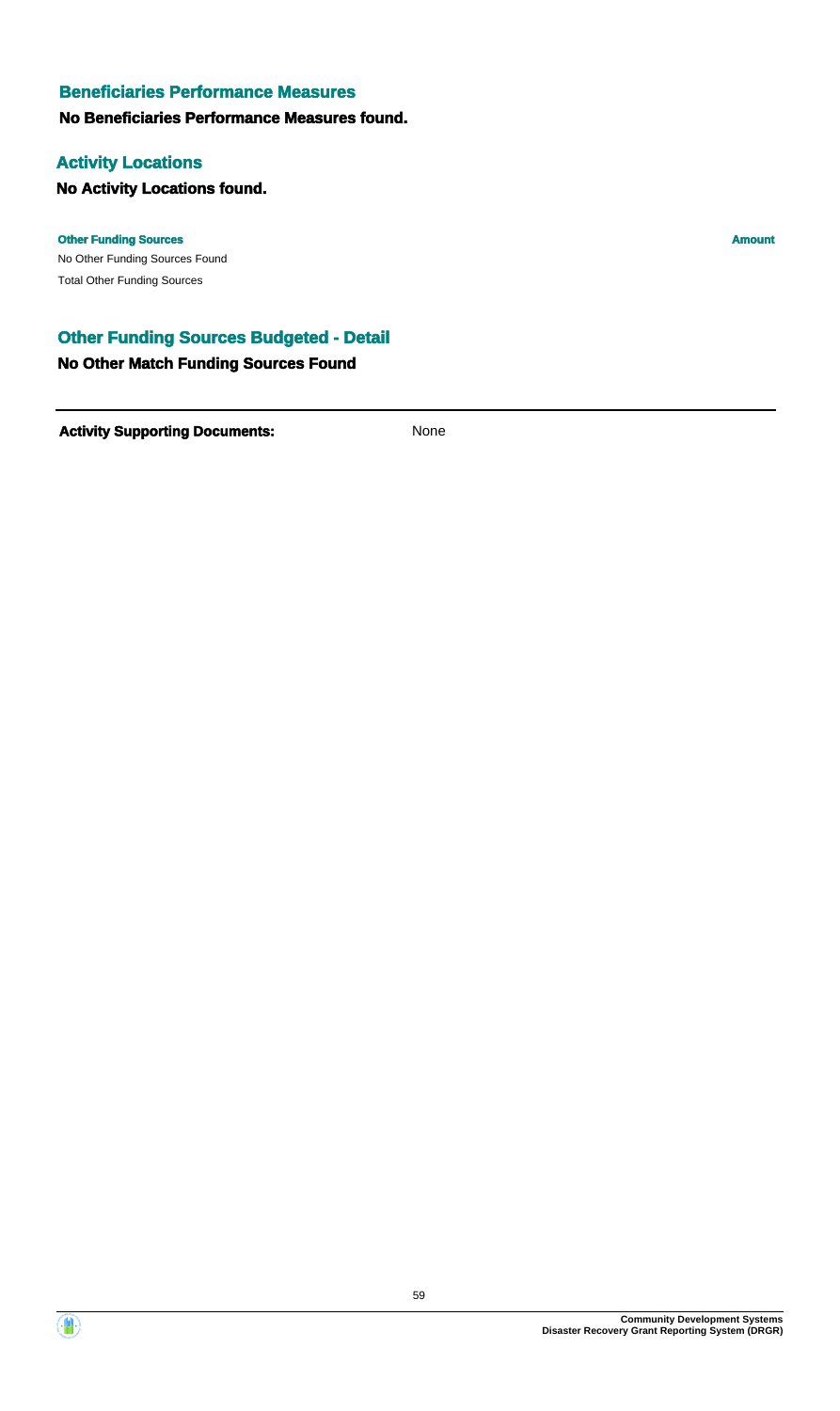## Beneficiaries Performance Measures

**No Beneficiaries Performance Measures found.**

## Activity Locations

**No Activity Locations found.**

| Other Funding Sources | Amount |
|---|---|
| No Other Funding Sources Found | |
| Total Other Funding Sources | |

## Other Funding Sources Budgeted - Detail

**No Other Match Funding Sources Found**

---

**Activity Supporting Documents:** None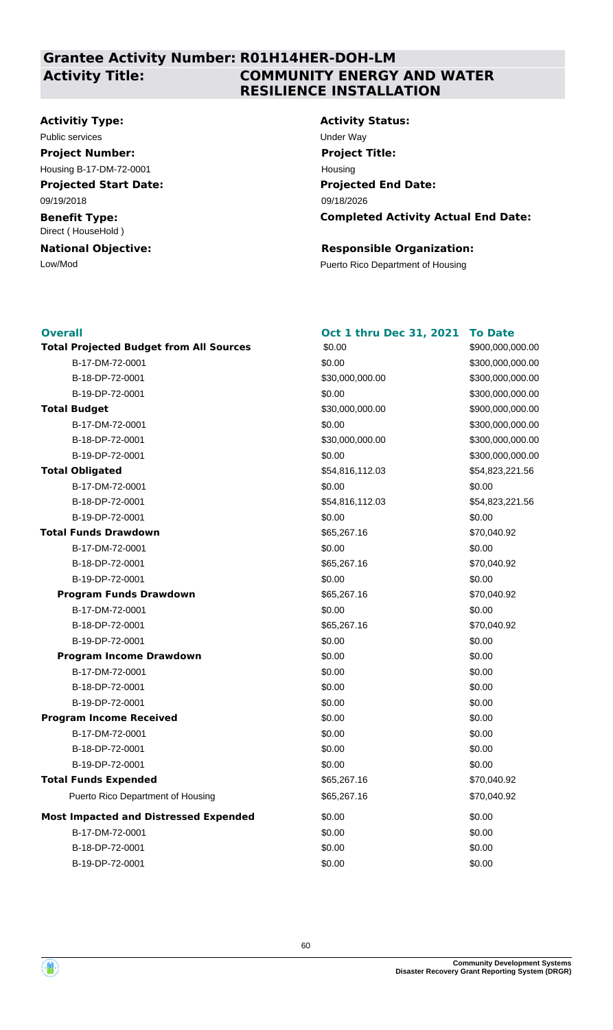## Grantee Activity Number: R01H14HER-DOH-LM
## Activity Title: COMMUNITY ENERGY AND WATER RESILIENCE INSTALLATION

**Activitiy Type:**
Public services

**Activity Status:**
Under Way

**Project Number:**
Housing B-17-DM-72-0001

**Project Title:**
Housing

**Projected Start Date:**
09/19/2018

**Projected End Date:**
09/18/2026

**Benefit Type:**
Direct ( HouseHold )

**Completed Activity Actual End Date:**

**National Objective:**
Low/Mod

**Responsible Organization:**
Puerto Rico Department of Housing

| Overall | Oct 1 thru Dec 31, 2021 | To Date |
|---|---|---|
| **Total Projected Budget from All Sources** | $0.00 | $900,000,000.00 |
| B-17-DM-72-0001 | $0.00 | $300,000,000.00 |
| B-18-DP-72-0001 | $30,000,000.00 | $300,000,000.00 |
| B-19-DP-72-0001 | $0.00 | $300,000,000.00 |
| **Total Budget** | $30,000,000.00 | $900,000,000.00 |
| B-17-DM-72-0001 | $0.00 | $300,000,000.00 |
| B-18-DP-72-0001 | $30,000,000.00 | $300,000,000.00 |
| B-19-DP-72-0001 | $0.00 | $300,000,000.00 |
| **Total Obligated** | $54,816,112.03 | $54,823,221.56 |
| B-17-DM-72-0001 | $0.00 | $0.00 |
| B-18-DP-72-0001 | $54,816,112.03 | $54,823,221.56 |
| B-19-DP-72-0001 | $0.00 | $0.00 |
| **Total Funds Drawdown** | $65,267.16 | $70,040.92 |
| B-17-DM-72-0001 | $0.00 | $0.00 |
| B-18-DP-72-0001 | $65,267.16 | $70,040.92 |
| B-19-DP-72-0001 | $0.00 | $0.00 |
| **Program Funds Drawdown** | $65,267.16 | $70,040.92 |
| B-17-DM-72-0001 | $0.00 | $0.00 |
| B-18-DP-72-0001 | $65,267.16 | $70,040.92 |
| B-19-DP-72-0001 | $0.00 | $0.00 |
| **Program Income Drawdown** | $0.00 | $0.00 |
| B-17-DM-72-0001 | $0.00 | $0.00 |
| B-18-DP-72-0001 | $0.00 | $0.00 |
| B-19-DP-72-0001 | $0.00 | $0.00 |
| **Program Income Received** | $0.00 | $0.00 |
| B-17-DM-72-0001 | $0.00 | $0.00 |
| B-18-DP-72-0001 | $0.00 | $0.00 |
| B-19-DP-72-0001 | $0.00 | $0.00 |
| **Total Funds Expended** | $65,267.16 | $70,040.92 |
| Puerto Rico Department of Housing | $65,267.16 | $70,040.92 |
| **Most Impacted and Distressed Expended** | $0.00 | $0.00 |
| B-17-DM-72-0001 | $0.00 | $0.00 |
| B-18-DP-72-0001 | $0.00 | $0.00 |
| B-19-DP-72-0001 | $0.00 | $0.00 |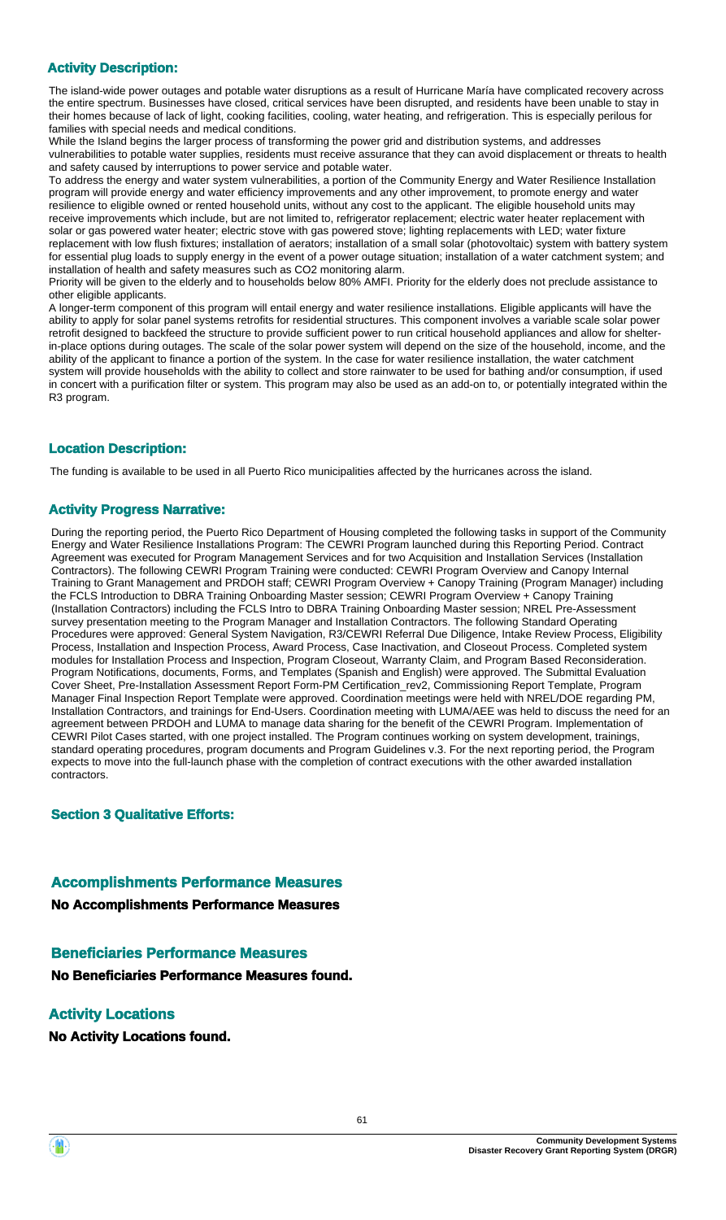## Activity Description:

The island-wide power outages and potable water disruptions as a result of Hurricane María have complicated recovery across the entire spectrum. Businesses have closed, critical services have been disrupted, and residents have been unable to stay in their homes because of lack of light, cooking facilities, cooling, water heating, and refrigeration. This is especially perilous for families with special needs and medical conditions.

While the Island begins the larger process of transforming the power grid and distribution systems, and addresses vulnerabilities to potable water supplies, residents must receive assurance that they can avoid displacement or threats to health and safety caused by interruptions to power service and potable water.

To address the energy and water system vulnerabilities, a portion of the Community Energy and Water Resilience Installation program will provide energy and water efficiency improvements and any other improvement, to promote energy and water resilience to eligible owned or rented household units, without any cost to the applicant. The eligible household units may receive improvements which include, but are not limited to, refrigerator replacement; electric water heater replacement with solar or gas powered water heater; electric stove with gas powered stove; lighting replacements with LED; water fixture replacement with low flush fixtures; installation of aerators; installation of a small solar (photovoltaic) system with battery system for essential plug loads to supply energy in the event of a power outage situation; installation of a water catchment system; and installation of health and safety measures such as CO2 monitoring alarm.

Priority will be given to the elderly and to households below 80% AMFI. Priority for the elderly does not preclude assistance to other eligible applicants.

A longer-term component of this program will entail energy and water resilience installations. Eligible applicants will have the ability to apply for solar panel systems retrofits for residential structures. This component involves a variable scale solar power retrofit designed to backfeed the structure to provide sufficient power to run critical household appliances and allow for shelter-in-place options during outages. The scale of the solar power system will depend on the size of the household, income, and the ability of the applicant to finance a portion of the system. In the case for water resilience installation, the water catchment system will provide households with the ability to collect and store rainwater to be used for bathing and/or consumption, if used in concert with a purification filter or system. This program may also be used as an add-on to, or potentially integrated within the R3 program.

## Location Description:

The funding is available to be used in all Puerto Rico municipalities affected by the hurricanes across the island.

## Activity Progress Narrative:

During the reporting period, the Puerto Rico Department of Housing completed the following tasks in support of the Community Energy and Water Resilience Installations Program: The CEWRI Program launched during this Reporting Period. Contract Agreement was executed for Program Management Services and for two Acquisition and Installation Services (Installation Contractors). The following CEWRI Program Training were conducted: CEWRI Program Overview and Canopy Internal Training to Grant Management and PRDOH staff; CEWRI Program Overview + Canopy Training (Program Manager) including the FCLS Introduction to DBRA Training Onboarding Master session; CEWRI Program Overview + Canopy Training (Installation Contractors) including the FCLS Intro to DBRA Training Onboarding Master session; NREL Pre-Assessment survey presentation meeting to the Program Manager and Installation Contractors. The following Standard Operating Procedures were approved: General System Navigation, R3/CEWRI Referral Due Diligence, Intake Review Process, Eligibility Process, Installation and Inspection Process, Award Process, Case Inactivation, and Closeout Process. Completed system modules for Installation Process and Inspection, Program Closeout, Warranty Claim, and Program Based Reconsideration. Program Notifications, documents, Forms, and Templates (Spanish and English) were approved. The Submittal Evaluation Cover Sheet, Pre-Installation Assessment Report Form-PM Certification_rev2, Commissioning Report Template, Program Manager Final Inspection Report Template were approved. Coordination meetings were held with NREL/DOE regarding PM, Installation Contractors, and trainings for End-Users. Coordination meeting with LUMA/AEE was held to discuss the need for an agreement between PRDOH and LUMA to manage data sharing for the benefit of the CEWRI Program. Implementation of CEWRI Pilot Cases started, with one project installed. The Program continues working on system development, trainings, standard operating procedures, program documents and Program Guidelines v.3. For the next reporting period, the Program expects to move into the full-launch phase with the completion of contract executions with the other awarded installation contractors.

## Section 3 Qualitative Efforts:

## Accomplishments Performance Measures

**No Accomplishments Performance Measures**

## Beneficiaries Performance Measures

**No Beneficiaries Performance Measures found.**

## Activity Locations

**No Activity Locations found.**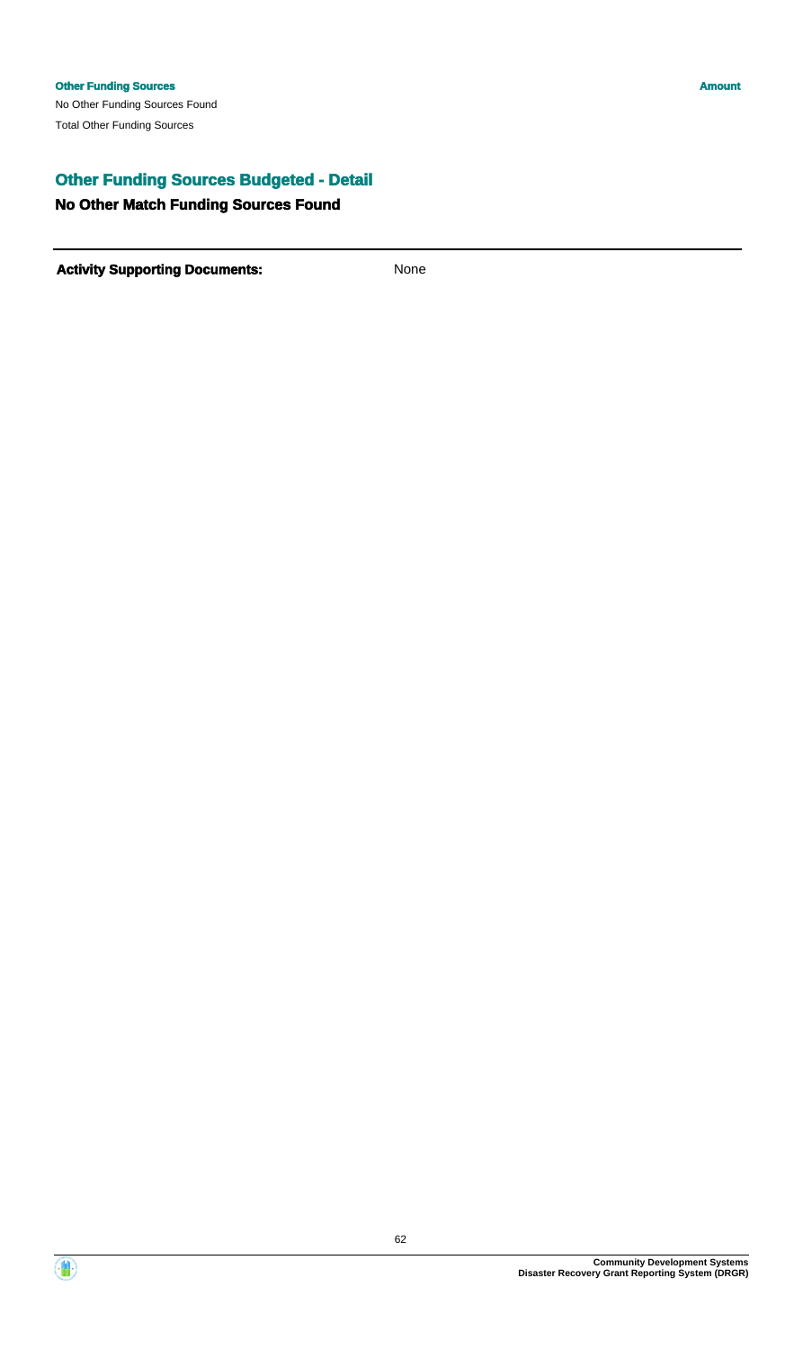| Other Funding Sources | Amount |
| --- | --- |
| No Other Funding Sources Found | |
| Total Other Funding Sources | |

## Other Funding Sources Budgeted - Detail

### No Other Match Funding Sources Found

**Activity Supporting Documents:** None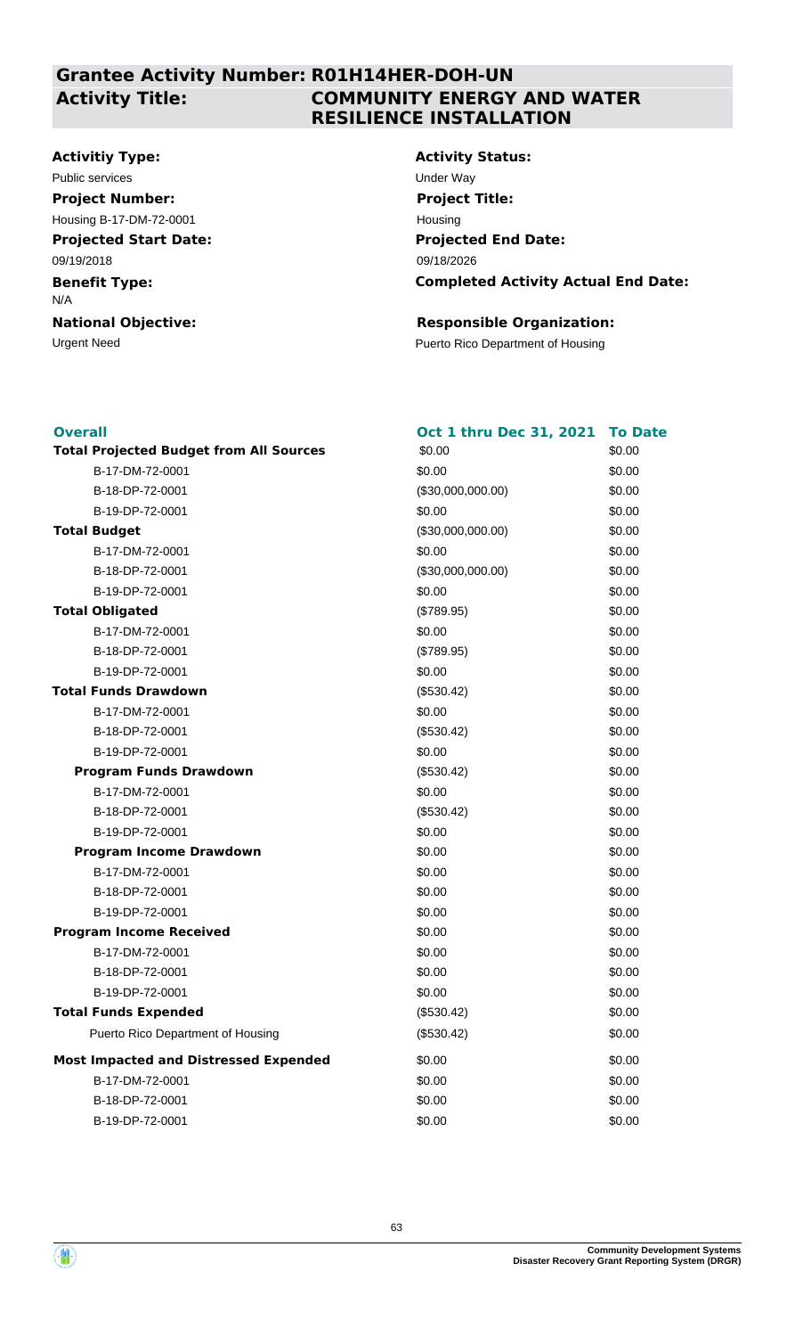## Grantee Activity Number: R01H14HER-DOH-UN

## Activity Title: COMMUNITY ENERGY AND WATER RESILIENCE INSTALLATION

**Activitiy Type:**
Public services

**Activity Status:**
Under Way

**Project Number:**
Housing B-17-DM-72-0001

**Project Title:**
Housing

**Projected Start Date:**
09/19/2018

**Projected End Date:**
09/18/2026

**Benefit Type:**
N/A

**Completed Activity Actual End Date:**

**National Objective:**
Urgent Need

**Responsible Organization:**
Puerto Rico Department of Housing

| Overall | Oct 1 thru Dec 31, 2021 | To Date |
|---|---|---|
| **Total Projected Budget from All Sources** | $0.00 | $0.00 |
| B-17-DM-72-0001 | $0.00 | $0.00 |
| B-18-DP-72-0001 | ($30,000,000.00) | $0.00 |
| B-19-DP-72-0001 | $0.00 | $0.00 |
| **Total Budget** | ($30,000,000.00) | $0.00 |
| B-17-DM-72-0001 | $0.00 | $0.00 |
| B-18-DP-72-0001 | ($30,000,000.00) | $0.00 |
| B-19-DP-72-0001 | $0.00 | $0.00 |
| **Total Obligated** | ($789.95) | $0.00 |
| B-17-DM-72-0001 | $0.00 | $0.00 |
| B-18-DP-72-0001 | ($789.95) | $0.00 |
| B-19-DP-72-0001 | $0.00 | $0.00 |
| **Total Funds Drawdown** | ($530.42) | $0.00 |
| B-17-DM-72-0001 | $0.00 | $0.00 |
| B-18-DP-72-0001 | ($530.42) | $0.00 |
| B-19-DP-72-0001 | $0.00 | $0.00 |
| **Program Funds Drawdown** | ($530.42) | $0.00 |
| B-17-DM-72-0001 | $0.00 | $0.00 |
| B-18-DP-72-0001 | ($530.42) | $0.00 |
| B-19-DP-72-0001 | $0.00 | $0.00 |
| **Program Income Drawdown** | $0.00 | $0.00 |
| B-17-DM-72-0001 | $0.00 | $0.00 |
| B-18-DP-72-0001 | $0.00 | $0.00 |
| B-19-DP-72-0001 | $0.00 | $0.00 |
| **Program Income Received** | $0.00 | $0.00 |
| B-17-DM-72-0001 | $0.00 | $0.00 |
| B-18-DP-72-0001 | $0.00 | $0.00 |
| B-19-DP-72-0001 | $0.00 | $0.00 |
| **Total Funds Expended** | ($530.42) | $0.00 |
| Puerto Rico Department of Housing | ($530.42) | $0.00 |
| **Most Impacted and Distressed Expended** | $0.00 | $0.00 |
| B-17-DM-72-0001 | $0.00 | $0.00 |
| B-18-DP-72-0001 | $0.00 | $0.00 |
| B-19-DP-72-0001 | $0.00 | $0.00 |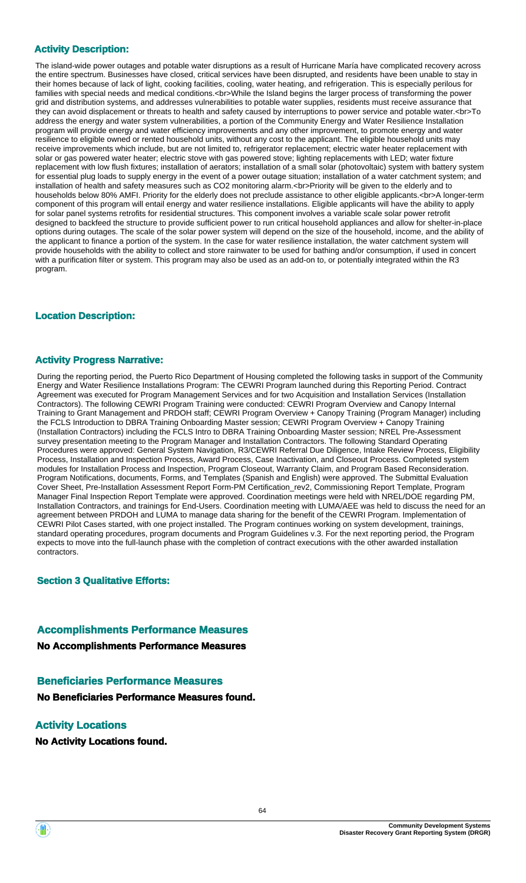### Activity Description:

The island-wide power outages and potable water disruptions as a result of Hurricane María have complicated recovery across the entire spectrum. Businesses have closed, critical services have been disrupted, and residents have been unable to stay in their homes because of lack of light, cooking facilities, cooling, water heating, and refrigeration. This is especially perilous for families with special needs and medical conditions.<br>While the Island begins the larger process of transforming the power grid and distribution systems, and addresses vulnerabilities to potable water supplies, residents must receive assurance that they can avoid displacement or threats to health and safety caused by interruptions to power service and potable water.<br>To address the energy and water system vulnerabilities, a portion of the Community Energy and Water Resilience Installation program will provide energy and water efficiency improvements and any other improvement, to promote energy and water resilience to eligible owned or rented household units, without any cost to the applicant. The eligible household units may receive improvements which include, but are not limited to, refrigerator replacement; electric water heater replacement with solar or gas powered water heater; electric stove with gas powered stove; lighting replacements with LED; water fixture replacement with low flush fixtures; installation of aerators; installation of a small solar (photovoltaic) system with battery system for essential plug loads to supply energy in the event of a power outage situation; installation of a water catchment system; and installation of health and safety measures such as CO2 monitoring alarm.<br>Priority will be given to the elderly and to households below 80% AMFI. Priority for the elderly does not preclude assistance to other eligible applicants.<br>A longer-term component of this program will entail energy and water resilience installations. Eligible applicants will have the ability to apply for solar panel systems retrofits for residential structures. This component involves a variable scale solar power retrofit designed to backfeed the structure to provide sufficient power to run critical household appliances and allow for shelter-in-place options during outages. The scale of the solar power system will depend on the size of the household, income, and the ability of the applicant to finance a portion of the system. In the case for water resilience installation, the water catchment system will provide households with the ability to collect and store rainwater to be used for bathing and/or consumption, if used in concert with a purification filter or system. This program may also be used as an add-on to, or potentially integrated within the R3 program.

### Location Description:

### Activity Progress Narrative:

During the reporting period, the Puerto Rico Department of Housing completed the following tasks in support of the Community Energy and Water Resilience Installations Program: The CEWRI Program launched during this Reporting Period. Contract Agreement was executed for Program Management Services and for two Acquisition and Installation Services (Installation Contractors). The following CEWRI Program Training were conducted: CEWRI Program Overview and Canopy Internal Training to Grant Management and PRDOH staff; CEWRI Program Overview + Canopy Training (Program Manager) including the FCLS Introduction to DBRA Training Onboarding Master session; CEWRI Program Overview + Canopy Training (Installation Contractors) including the FCLS Intro to DBRA Training Onboarding Master session; NREL Pre-Assessment survey presentation meeting to the Program Manager and Installation Contractors. The following Standard Operating Procedures were approved: General System Navigation, R3/CEWRI Referral Due Diligence, Intake Review Process, Eligibility Process, Installation and Inspection Process, Award Process, Case Inactivation, and Closeout Process. Completed system modules for Installation Process and Inspection, Program Closeout, Warranty Claim, and Program Based Reconsideration. Program Notifications, documents, Forms, and Templates (Spanish and English) were approved. The Submittal Evaluation Cover Sheet, Pre-Installation Assessment Report Form-PM Certification_rev2, Commissioning Report Template, Program Manager Final Inspection Report Template were approved. Coordination meetings were held with NREL/DOE regarding PM, Installation Contractors, and trainings for End-Users. Coordination meeting with LUMA/AEE was held to discuss the need for an agreement between PRDOH and LUMA to manage data sharing for the benefit of the CEWRI Program. Implementation of CEWRI Pilot Cases started, with one project installed. The Program continues working on system development, trainings, standard operating procedures, program documents and Program Guidelines v.3. For the next reporting period, the Program expects to move into the full-launch phase with the completion of contract executions with the other awarded installation contractors.

### Section 3 Qualitative Efforts:

### Accomplishments Performance Measures

**No Accomplishments Performance Measures**

### Beneficiaries Performance Measures

**No Beneficiaries Performance Measures found.**

### Activity Locations

**No Activity Locations found.**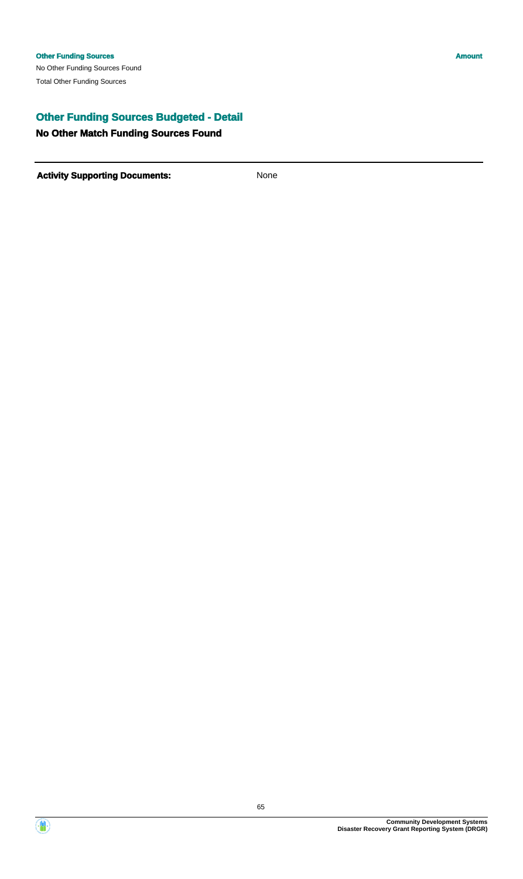| Other Funding Sources | Amount |
| --- | --- |
| No Other Funding Sources Found | |
| Total Other Funding Sources | |

## Other Funding Sources Budgeted - Detail

### No Other Match Funding Sources Found

**Activity Supporting Documents:** None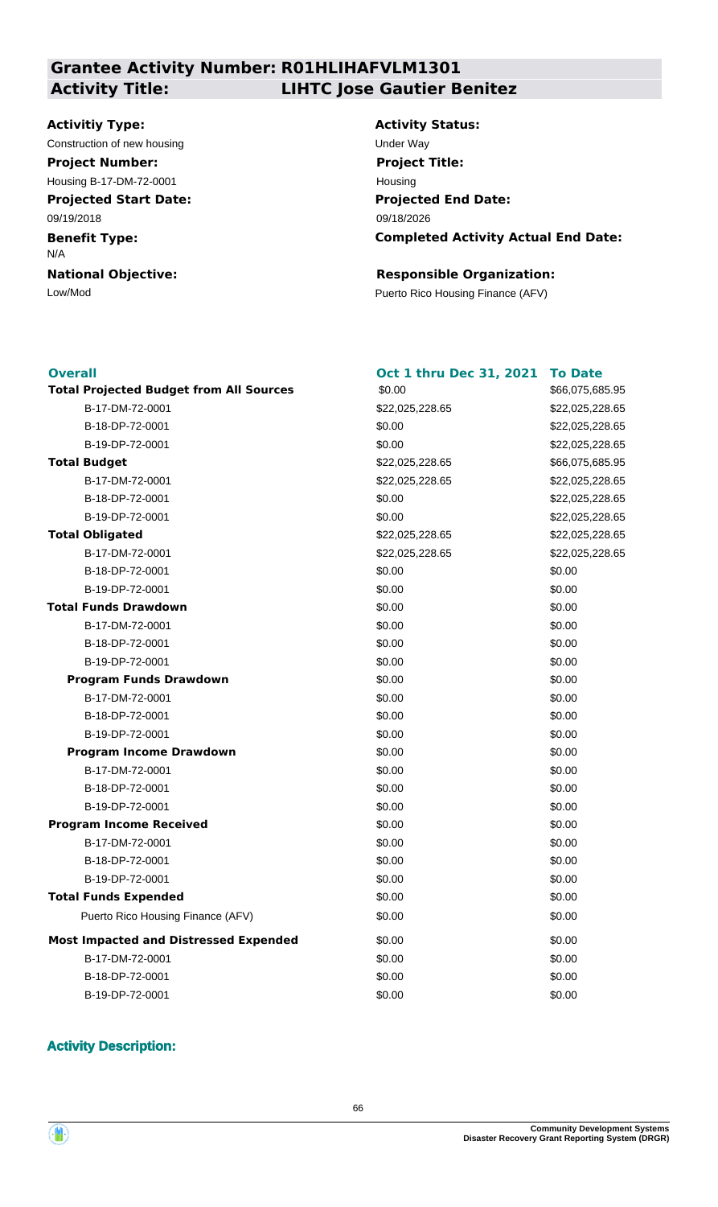## Grantee Activity Number: R01HLIHAFVLM1301

## Activity Title: LIHTC Jose Gautier Benitez

**Activitiy Type:**
Construction of new housing

**Activity Status:**
Under Way

**Project Number:**
Housing B-17-DM-72-0001

**Project Title:**
Housing

**Projected Start Date:**
09/19/2018

**Projected End Date:**
09/18/2026

**Benefit Type:**
N/A

**Completed Activity Actual End Date:**

**National Objective:**
Low/Mod

**Responsible Organization:**
Puerto Rico Housing Finance (AFV)

| Overall | Oct 1 thru Dec 31, 2021 | To Date |
|---|---|---|
| **Total Projected Budget from All Sources** | $0.00 | $66,075,685.95 |
| B-17-DM-72-0001 | $22,025,228.65 | $22,025,228.65 |
| B-18-DP-72-0001 | $0.00 | $22,025,228.65 |
| B-19-DP-72-0001 | $0.00 | $22,025,228.65 |
| **Total Budget** | $22,025,228.65 | $66,075,685.95 |
| B-17-DM-72-0001 | $22,025,228.65 | $22,025,228.65 |
| B-18-DP-72-0001 | $0.00 | $22,025,228.65 |
| B-19-DP-72-0001 | $0.00 | $22,025,228.65 |
| **Total Obligated** | $22,025,228.65 | $22,025,228.65 |
| B-17-DM-72-0001 | $22,025,228.65 | $22,025,228.65 |
| B-18-DP-72-0001 | $0.00 | $0.00 |
| B-19-DP-72-0001 | $0.00 | $0.00 |
| **Total Funds Drawdown** | $0.00 | $0.00 |
| B-17-DM-72-0001 | $0.00 | $0.00 |
| B-18-DP-72-0001 | $0.00 | $0.00 |
| B-19-DP-72-0001 | $0.00 | $0.00 |
| **Program Funds Drawdown** | $0.00 | $0.00 |
| B-17-DM-72-0001 | $0.00 | $0.00 |
| B-18-DP-72-0001 | $0.00 | $0.00 |
| B-19-DP-72-0001 | $0.00 | $0.00 |
| **Program Income Drawdown** | $0.00 | $0.00 |
| B-17-DM-72-0001 | $0.00 | $0.00 |
| B-18-DP-72-0001 | $0.00 | $0.00 |
| B-19-DP-72-0001 | $0.00 | $0.00 |
| **Program Income Received** | $0.00 | $0.00 |
| B-17-DM-72-0001 | $0.00 | $0.00 |
| B-18-DP-72-0001 | $0.00 | $0.00 |
| B-19-DP-72-0001 | $0.00 | $0.00 |
| **Total Funds Expended** | $0.00 | $0.00 |
| Puerto Rico Housing Finance (AFV) | $0.00 | $0.00 |
| **Most Impacted and Distressed Expended** | $0.00 | $0.00 |
| B-17-DM-72-0001 | $0.00 | $0.00 |
| B-18-DP-72-0001 | $0.00 | $0.00 |
| B-19-DP-72-0001 | $0.00 | $0.00 |

### Activity Description: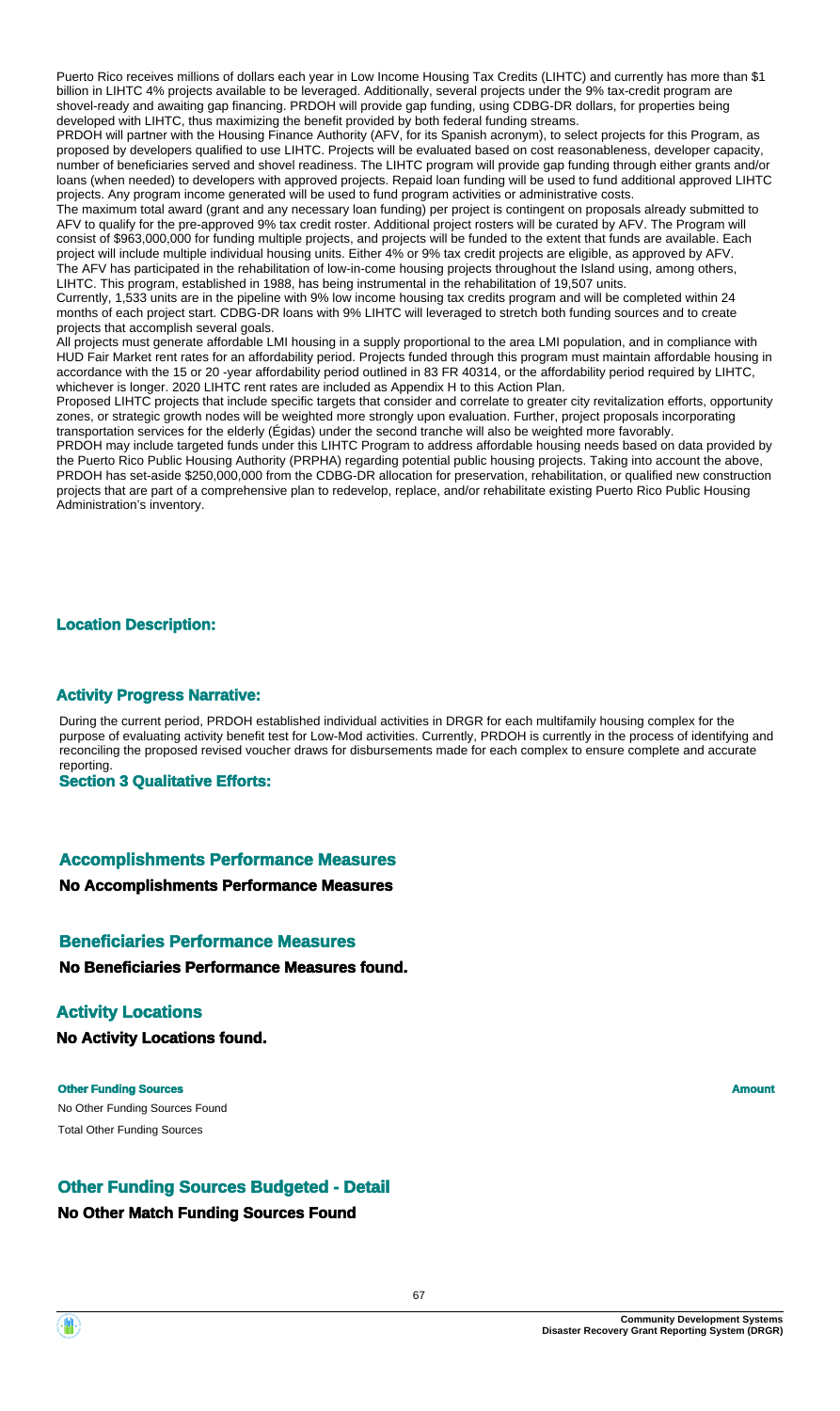Puerto Rico receives millions of dollars each year in Low Income Housing Tax Credits (LIHTC) and currently has more than $1 billion in LIHTC 4% projects available to be leveraged. Additionally, several projects under the 9% tax-credit program are shovel-ready and awaiting gap financing. PRDOH will provide gap funding, using CDBG-DR dollars, for properties being developed with LIHTC, thus maximizing the benefit provided by both federal funding streams.

PRDOH will partner with the Housing Finance Authority (AFV, for its Spanish acronym), to select projects for this Program, as proposed by developers qualified to use LIHTC. Projects will be evaluated based on cost reasonableness, developer capacity, number of beneficiaries served and shovel readiness. The LIHTC program will provide gap funding through either grants and/or loans (when needed) to developers with approved projects. Repaid loan funding will be used to fund additional approved LIHTC projects. Any program income generated will be used to fund program activities or administrative costs.

The maximum total award (grant and any necessary loan funding) per project is contingent on proposals already submitted to AFV to qualify for the pre-approved 9% tax credit roster. Additional project rosters will be curated by AFV. The Program will consist of $963,000,000 for funding multiple projects, and projects will be funded to the extent that funds are available. Each project will include multiple individual housing units. Either 4% or 9% tax credit projects are eligible, as approved by AFV.

The AFV has participated in the rehabilitation of low-in-come housing projects throughout the Island using, among others, LIHTC. This program, established in 1988, has being instrumental in the rehabilitation of 19,507 units.

Currently, 1,533 units are in the pipeline with 9% low income housing tax credits program and will be completed within 24 months of each project start. CDBG-DR loans with 9% LIHTC will leveraged to stretch both funding sources and to create projects that accomplish several goals.

All projects must generate affordable LMI housing in a supply proportional to the area LMI population, and in compliance with HUD Fair Market rent rates for an affordability period. Projects funded through this program must maintain affordable housing in accordance with the 15 or 20 -year affordability period outlined in 83 FR 40314, or the affordability period required by LIHTC, whichever is longer. 2020 LIHTC rent rates are included as Appendix H to this Action Plan.

Proposed LIHTC projects that include specific targets that consider and correlate to greater city revitalization efforts, opportunity zones, or strategic growth nodes will be weighted more strongly upon evaluation. Further, project proposals incorporating transportation services for the elderly (Égidas) under the second tranche will also be weighted more favorably.

PRDOH may include targeted funds under this LIHTC Program to address affordable housing needs based on data provided by the Puerto Rico Public Housing Authority (PRPHA) regarding potential public housing projects. Taking into account the above, PRDOH has set-aside $250,000,000 from the CDBG-DR allocation for preservation, rehabilitation, or qualified new construction projects that are part of a comprehensive plan to redevelop, replace, and/or rehabilitate existing Puerto Rico Public Housing Administration's inventory.

## Location Description:

## Activity Progress Narrative:

During the current period, PRDOH established individual activities in DRGR for each multifamily housing complex for the purpose of evaluating activity benefit test for Low-Mod activities. Currently, PRDOH is currently in the process of identifying and reconciling the proposed revised voucher draws for disbursements made for each complex to ensure complete and accurate reporting.

**Section 3 Qualitative Efforts:**

## Accomplishments Performance Measures

**No Accomplishments Performance Measures**

## Beneficiaries Performance Measures

**No Beneficiaries Performance Measures found.**

## Activity Locations

**No Activity Locations found.**

| Other Funding Sources | Amount |
|---|---|
| No Other Funding Sources Found | |
| Total Other Funding Sources | |

## Other Funding Sources Budgeted - Detail

**No Other Match Funding Sources Found**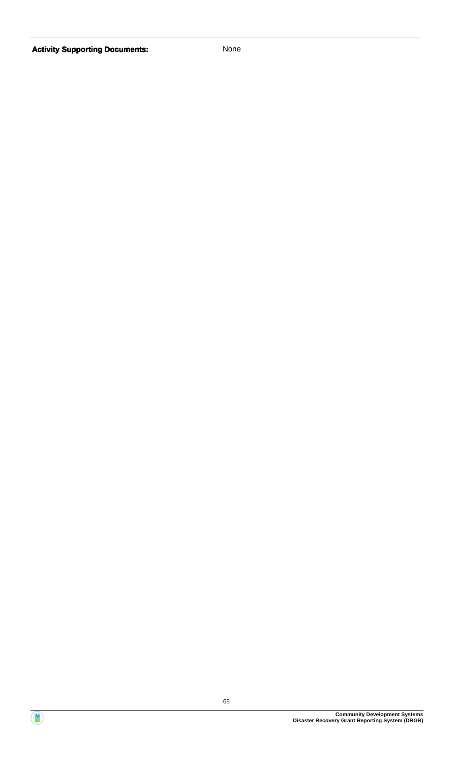| **Activity Supporting Documents:** | None |
| --- | --- |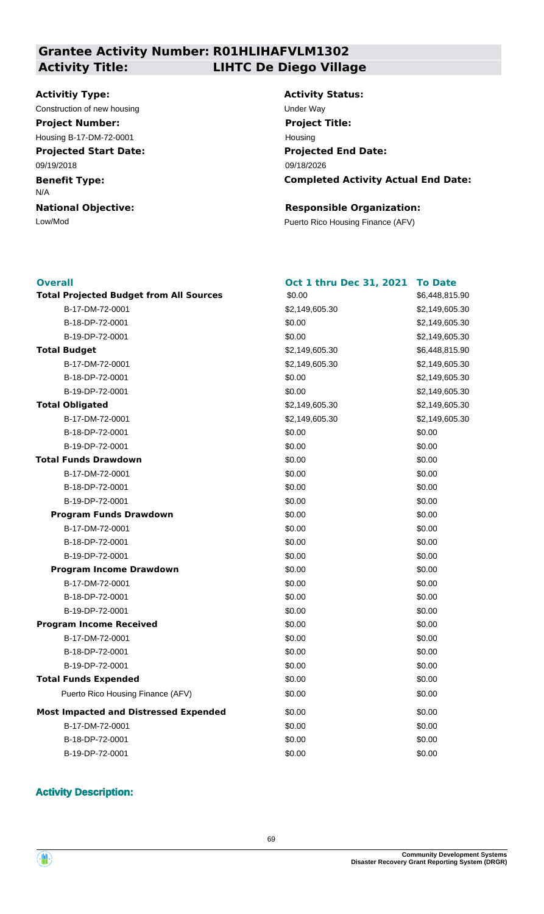## Grantee Activity Number: R01HLIHAFVLM1302
## Activity Title: LIHTC De Diego Village

**Activitiy Type:**
Construction of new housing

**Activity Status:**
Under Way

**Project Number:**
Housing B-17-DM-72-0001

**Project Title:**
Housing

**Projected Start Date:**
09/19/2018

**Projected End Date:**
09/18/2026

**Benefit Type:**
N/A

**Completed Activity Actual End Date:**

**National Objective:**
Low/Mod

**Responsible Organization:**
Puerto Rico Housing Finance (AFV)

| Overall | Oct 1 thru Dec 31, 2021 | To Date |
|---|---|---|
| **Total Projected Budget from All Sources** | $0.00 | $6,448,815.90 |
| B-17-DM-72-0001 | $2,149,605.30 | $2,149,605.30 |
| B-18-DP-72-0001 | $0.00 | $2,149,605.30 |
| B-19-DP-72-0001 | $0.00 | $2,149,605.30 |
| **Total Budget** | $2,149,605.30 | $6,448,815.90 |
| B-17-DM-72-0001 | $2,149,605.30 | $2,149,605.30 |
| B-18-DP-72-0001 | $0.00 | $2,149,605.30 |
| B-19-DP-72-0001 | $0.00 | $2,149,605.30 |
| **Total Obligated** | $2,149,605.30 | $2,149,605.30 |
| B-17-DM-72-0001 | $2,149,605.30 | $2,149,605.30 |
| B-18-DP-72-0001 | $0.00 | $0.00 |
| B-19-DP-72-0001 | $0.00 | $0.00 |
| **Total Funds Drawdown** | $0.00 | $0.00 |
| B-17-DM-72-0001 | $0.00 | $0.00 |
| B-18-DP-72-0001 | $0.00 | $0.00 |
| B-19-DP-72-0001 | $0.00 | $0.00 |
| **Program Funds Drawdown** | $0.00 | $0.00 |
| B-17-DM-72-0001 | $0.00 | $0.00 |
| B-18-DP-72-0001 | $0.00 | $0.00 |
| B-19-DP-72-0001 | $0.00 | $0.00 |
| **Program Income Drawdown** | $0.00 | $0.00 |
| B-17-DM-72-0001 | $0.00 | $0.00 |
| B-18-DP-72-0001 | $0.00 | $0.00 |
| B-19-DP-72-0001 | $0.00 | $0.00 |
| **Program Income Received** | $0.00 | $0.00 |
| B-17-DM-72-0001 | $0.00 | $0.00 |
| B-18-DP-72-0001 | $0.00 | $0.00 |
| B-19-DP-72-0001 | $0.00 | $0.00 |
| **Total Funds Expended** | $0.00 | $0.00 |
| Puerto Rico Housing Finance (AFV) | $0.00 | $0.00 |
| **Most Impacted and Distressed Expended** | $0.00 | $0.00 |
| B-17-DM-72-0001 | $0.00 | $0.00 |
| B-18-DP-72-0001 | $0.00 | $0.00 |
| B-19-DP-72-0001 | $0.00 | $0.00 |

### Activity Description: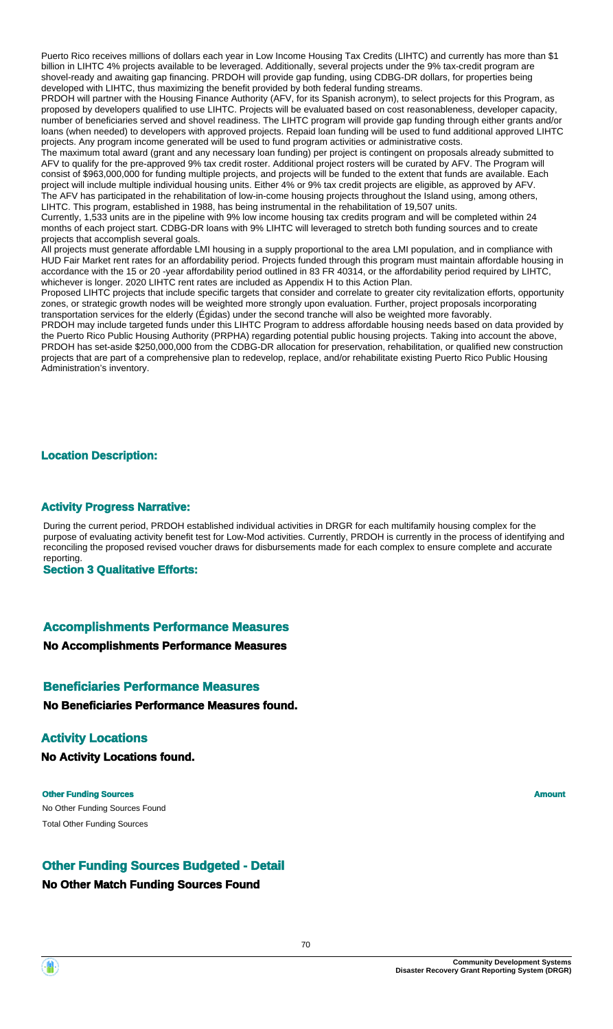Puerto Rico receives millions of dollars each year in Low Income Housing Tax Credits (LIHTC) and currently has more than $1 billion in LIHTC 4% projects available to be leveraged. Additionally, several projects under the 9% tax-credit program are shovel-ready and awaiting gap financing. PRDOH will provide gap funding, using CDBG-DR dollars, for properties being developed with LIHTC, thus maximizing the benefit provided by both federal funding streams.

PRDOH will partner with the Housing Finance Authority (AFV, for its Spanish acronym), to select projects for this Program, as proposed by developers qualified to use LIHTC. Projects will be evaluated based on cost reasonableness, developer capacity, number of beneficiaries served and shovel readiness. The LIHTC program will provide gap funding through either grants and/or loans (when needed) to developers with approved projects. Repaid loan funding will be used to fund additional approved LIHTC projects. Any program income generated will be used to fund program activities or administrative costs.

The maximum total award (grant and any necessary loan funding) per project is contingent on proposals already submitted to AFV to qualify for the pre-approved 9% tax credit roster. Additional project rosters will be curated by AFV. The Program will consist of $963,000,000 for funding multiple projects, and projects will be funded to the extent that funds are available. Each project will include multiple individual housing units. Either 4% or 9% tax credit projects are eligible, as approved by AFV.

The AFV has participated in the rehabilitation of low-in-come housing projects throughout the Island using, among others, LIHTC. This program, established in 1988, has being instrumental in the rehabilitation of 19,507 units.

Currently, 1,533 units are in the pipeline with 9% low income housing tax credits program and will be completed within 24 months of each project start. CDBG-DR loans with 9% LIHTC will leveraged to stretch both funding sources and to create projects that accomplish several goals.

All projects must generate affordable LMI housing in a supply proportional to the area LMI population, and in compliance with HUD Fair Market rent rates for an affordability period. Projects funded through this program must maintain affordable housing in accordance with the 15 or 20 -year affordability period outlined in 83 FR 40314, or the affordability period required by LIHTC, whichever is longer. 2020 LIHTC rent rates are included as Appendix H to this Action Plan.

Proposed LIHTC projects that include specific targets that consider and correlate to greater city revitalization efforts, opportunity zones, or strategic growth nodes will be weighted more strongly upon evaluation. Further, project proposals incorporating transportation services for the elderly (Égidas) under the second tranche will also be weighted more favorably.

PRDOH may include targeted funds under this LIHTC Program to address affordable housing needs based on data provided by the Puerto Rico Public Housing Authority (PRPHA) regarding potential public housing projects. Taking into account the above, PRDOH has set-aside $250,000,000 from the CDBG-DR allocation for preservation, rehabilitation, or qualified new construction projects that are part of a comprehensive plan to redevelop, replace, and/or rehabilitate existing Puerto Rico Public Housing Administration's inventory.

### Location Description:

### Activity Progress Narrative:

During the current period, PRDOH established individual activities in DRGR for each multifamily housing complex for the purpose of evaluating activity benefit test for Low-Mod activities. Currently, PRDOH is currently in the process of identifying and reconciling the proposed revised voucher draws for disbursements made for each complex to ensure complete and accurate reporting.

### Section 3 Qualitative Efforts:

## Accomplishments Performance Measures

**No Accomplishments Performance Measures**

## Beneficiaries Performance Measures

**No Beneficiaries Performance Measures found.**

## Activity Locations

**No Activity Locations found.**

| Other Funding Sources | Amount |
|---|---|
| No Other Funding Sources Found | |
| Total Other Funding Sources | |

## Other Funding Sources Budgeted - Detail

**No Other Match Funding Sources Found**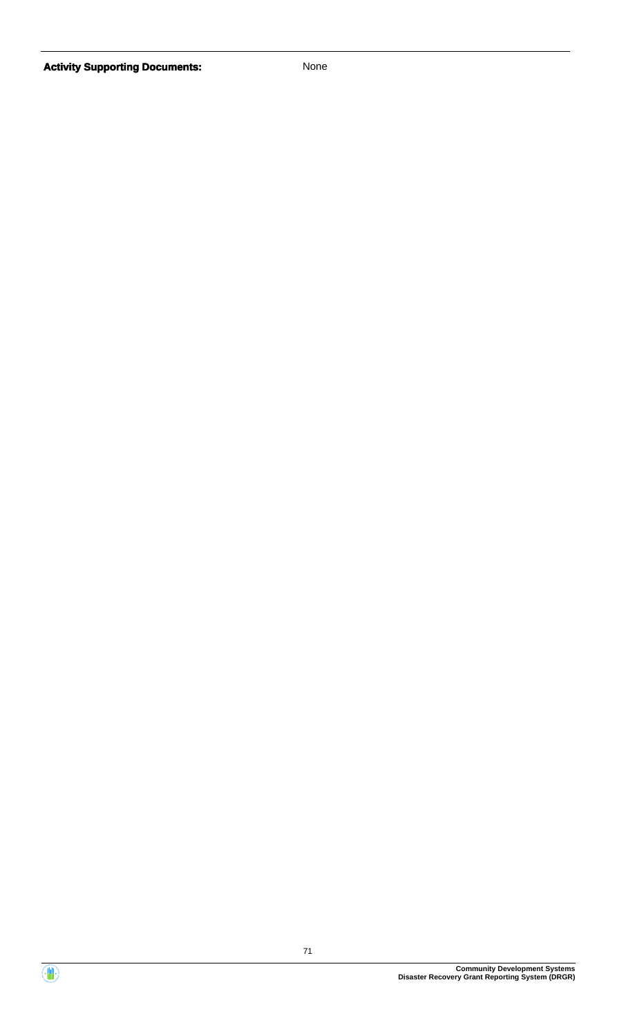**Activity Supporting Documents:** None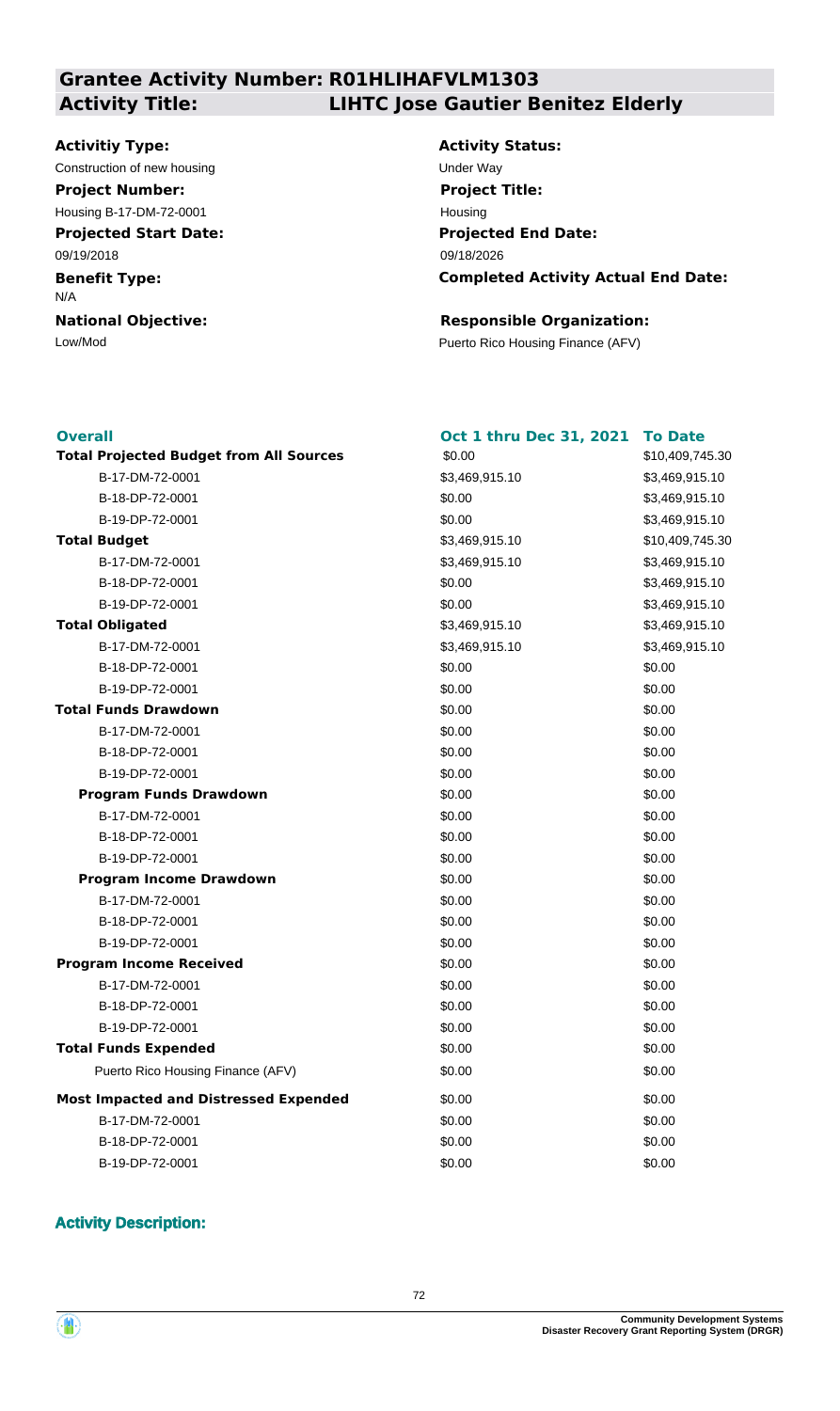## Grantee Activity Number: R01HLIHAFVLM1303
## Activity Title: LIHTC Jose Gautier Benitez Elderly

**Activitiy Type:**
Construction of new housing

**Activity Status:**
Under Way

**Project Number:**
Housing B-17-DM-72-0001

**Project Title:**
Housing

**Projected Start Date:**
09/19/2018

**Projected End Date:**
09/18/2026

**Benefit Type:**
N/A

**Completed Activity Actual End Date:**

**National Objective:**
Low/Mod

**Responsible Organization:**
Puerto Rico Housing Finance (AFV)

| Overall | Oct 1 thru Dec 31, 2021 | To Date |
|---|---|---|
| **Total Projected Budget from All Sources** | $0.00 | $10,409,745.30 |
| B-17-DM-72-0001 | $3,469,915.10 | $3,469,915.10 |
| B-18-DP-72-0001 | $0.00 | $3,469,915.10 |
| B-19-DP-72-0001 | $0.00 | $3,469,915.10 |
| **Total Budget** | $3,469,915.10 | $10,409,745.30 |
| B-17-DM-72-0001 | $3,469,915.10 | $3,469,915.10 |
| B-18-DP-72-0001 | $0.00 | $3,469,915.10 |
| B-19-DP-72-0001 | $0.00 | $3,469,915.10 |
| **Total Obligated** | $3,469,915.10 | $3,469,915.10 |
| B-17-DM-72-0001 | $3,469,915.10 | $3,469,915.10 |
| B-18-DP-72-0001 | $0.00 | $0.00 |
| B-19-DP-72-0001 | $0.00 | $0.00 |
| **Total Funds Drawdown** | $0.00 | $0.00 |
| B-17-DM-72-0001 | $0.00 | $0.00 |
| B-18-DP-72-0001 | $0.00 | $0.00 |
| B-19-DP-72-0001 | $0.00 | $0.00 |
| **Program Funds Drawdown** | $0.00 | $0.00 |
| B-17-DM-72-0001 | $0.00 | $0.00 |
| B-18-DP-72-0001 | $0.00 | $0.00 |
| B-19-DP-72-0001 | $0.00 | $0.00 |
| **Program Income Drawdown** | $0.00 | $0.00 |
| B-17-DM-72-0001 | $0.00 | $0.00 |
| B-18-DP-72-0001 | $0.00 | $0.00 |
| B-19-DP-72-0001 | $0.00 | $0.00 |
| **Program Income Received** | $0.00 | $0.00 |
| B-17-DM-72-0001 | $0.00 | $0.00 |
| B-18-DP-72-0001 | $0.00 | $0.00 |
| B-19-DP-72-0001 | $0.00 | $0.00 |
| **Total Funds Expended** | $0.00 | $0.00 |
| Puerto Rico Housing Finance (AFV) | $0.00 | $0.00 |
| **Most Impacted and Distressed Expended** | $0.00 | $0.00 |
| B-17-DM-72-0001 | $0.00 | $0.00 |
| B-18-DP-72-0001 | $0.00 | $0.00 |
| B-19-DP-72-0001 | $0.00 | $0.00 |

### Activity Description: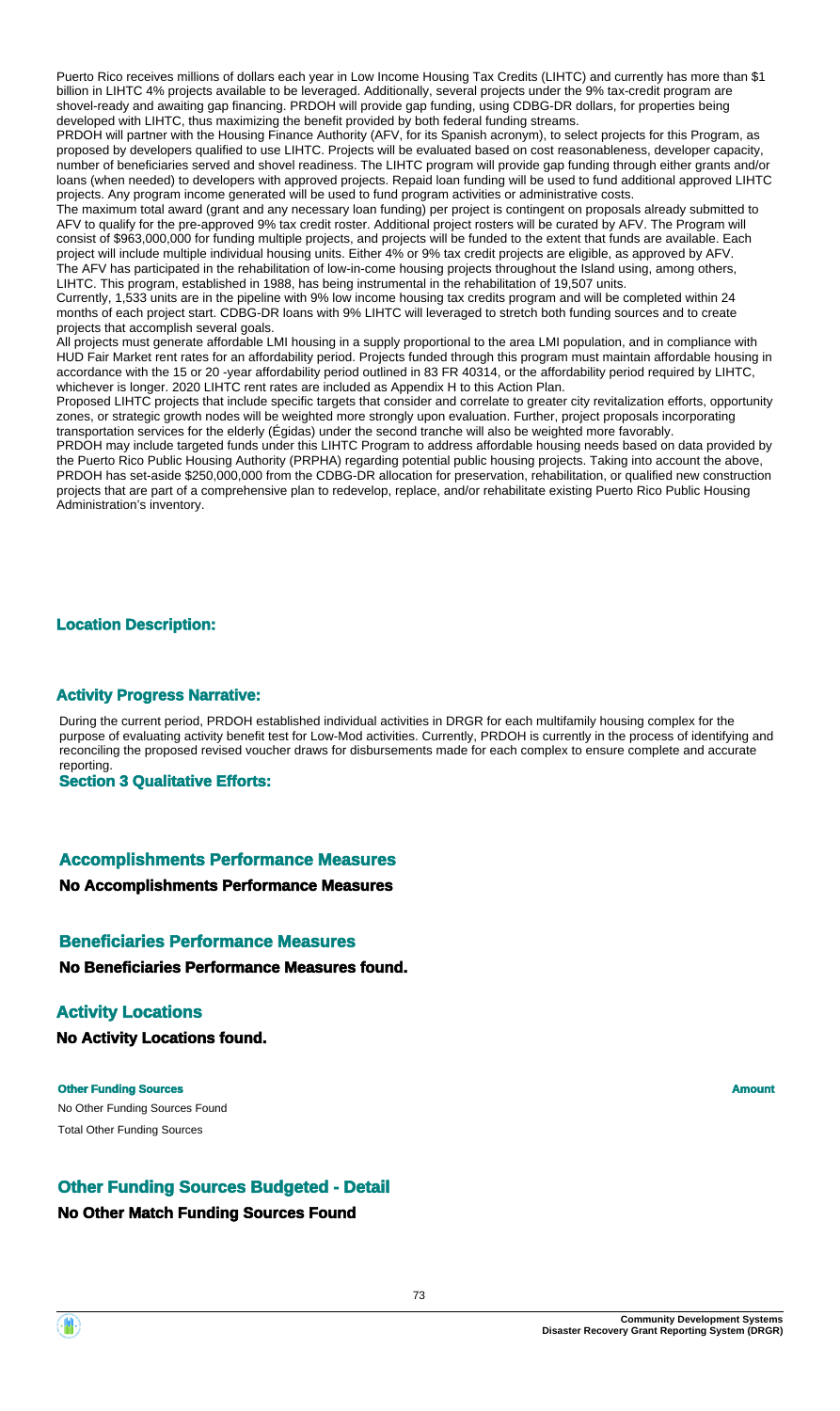Puerto Rico receives millions of dollars each year in Low Income Housing Tax Credits (LIHTC) and currently has more than $1 billion in LIHTC 4% projects available to be leveraged. Additionally, several projects under the 9% tax-credit program are shovel-ready and awaiting gap financing. PRDOH will provide gap funding, using CDBG-DR dollars, for properties being developed with LIHTC, thus maximizing the benefit provided by both federal funding streams.

PRDOH will partner with the Housing Finance Authority (AFV, for its Spanish acronym), to select projects for this Program, as proposed by developers qualified to use LIHTC. Projects will be evaluated based on cost reasonableness, developer capacity, number of beneficiaries served and shovel readiness. The LIHTC program will provide gap funding through either grants and/or loans (when needed) to developers with approved projects. Repaid loan funding will be used to fund additional approved LIHTC projects. Any program income generated will be used to fund program activities or administrative costs.

The maximum total award (grant and any necessary loan funding) per project is contingent on proposals already submitted to AFV to qualify for the pre-approved 9% tax credit roster. Additional project rosters will be curated by AFV. The Program will consist of $963,000,000 for funding multiple projects, and projects will be funded to the extent that funds are available. Each project will include multiple individual housing units. Either 4% or 9% tax credit projects are eligible, as approved by AFV.

The AFV has participated in the rehabilitation of low-in-come housing projects throughout the Island using, among others, LIHTC. This program, established in 1988, has being instrumental in the rehabilitation of 19,507 units.

Currently, 1,533 units are in the pipeline with 9% low income housing tax credits program and will be completed within 24 months of each project start. CDBG-DR loans with 9% LIHTC will leveraged to stretch both funding sources and to create projects that accomplish several goals.

All projects must generate affordable LMI housing in a supply proportional to the area LMI population, and in compliance with HUD Fair Market rent rates for an affordability period. Projects funded through this program must maintain affordable housing in accordance with the 15 or 20 -year affordability period outlined in 83 FR 40314, or the affordability period required by LIHTC, whichever is longer. 2020 LIHTC rent rates are included as Appendix H to this Action Plan.

Proposed LIHTC projects that include specific targets that consider and correlate to greater city revitalization efforts, opportunity zones, or strategic growth nodes will be weighted more strongly upon evaluation. Further, project proposals incorporating transportation services for the elderly (Égidas) under the second tranche will also be weighted more favorably.

PRDOH may include targeted funds under this LIHTC Program to address affordable housing needs based on data provided by the Puerto Rico Public Housing Authority (PRPHA) regarding potential public housing projects. Taking into account the above, PRDOH has set-aside $250,000,000 from the CDBG-DR allocation for preservation, rehabilitation, or qualified new construction projects that are part of a comprehensive plan to redevelop, replace, and/or rehabilitate existing Puerto Rico Public Housing Administration's inventory.

### Location Description:

### Activity Progress Narrative:

During the current period, PRDOH established individual activities in DRGR for each multifamily housing complex for the purpose of evaluating activity benefit test for Low-Mod activities. Currently, PRDOH is currently in the process of identifying and reconciling the proposed revised voucher draws for disbursements made for each complex to ensure complete and accurate reporting.

### Section 3 Qualitative Efforts:

### Accomplishments Performance Measures

**No Accomplishments Performance Measures**

### Beneficiaries Performance Measures

**No Beneficiaries Performance Measures found.**

### Activity Locations

**No Activity Locations found.**

| Other Funding Sources | Amount |
| --- | --- |
| No Other Funding Sources Found | |
| Total Other Funding Sources | |

### Other Funding Sources Budgeted - Detail

**No Other Match Funding Sources Found**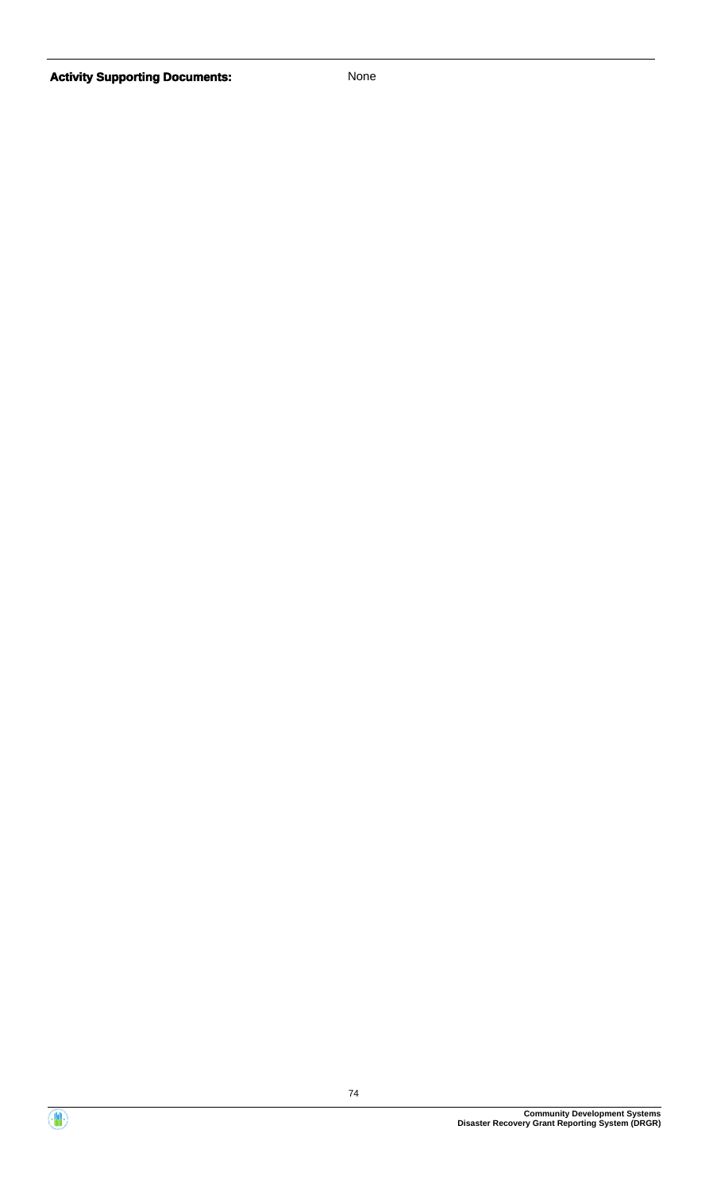**Activity Supporting Documents:** None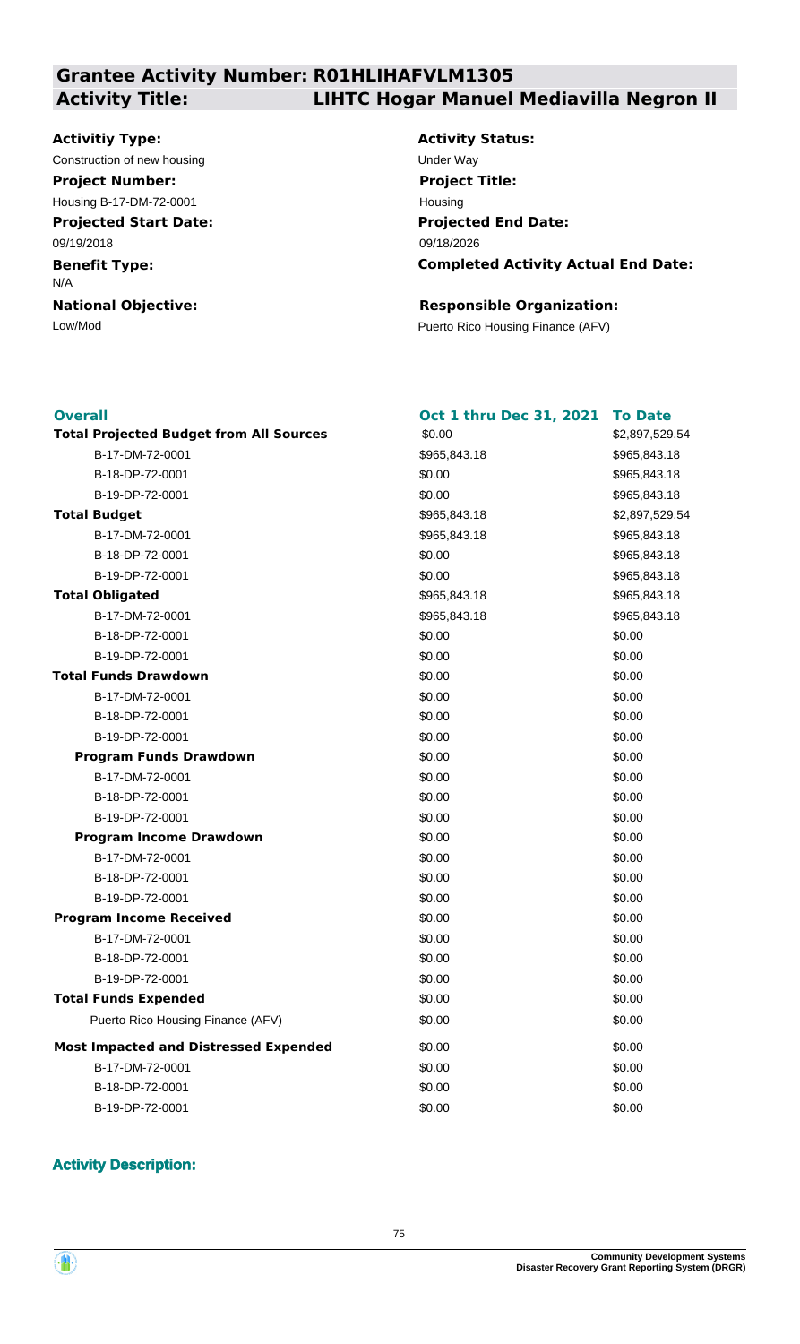## Grantee Activity Number: R01HLIHAFVLM1305

## Activity Title: LIHTC Hogar Manuel Mediavilla Negron II

**Activitiy Type:**
Construction of new housing

**Activity Status:**
Under Way

**Project Number:**
Housing B-17-DM-72-0001

**Project Title:**
Housing

**Projected Start Date:**
09/19/2018

**Projected End Date:**
09/18/2026

**Benefit Type:**
N/A

**Completed Activity Actual End Date:**

**National Objective:**
Low/Mod

**Responsible Organization:**
Puerto Rico Housing Finance (AFV)

| **Overall** | **Oct 1 thru Dec 31, 2021** | **To Date** |
|---|---|---|
| **Total Projected Budget from All Sources** | $0.00 | $2,897,529.54 |
| B-17-DM-72-0001 | $965,843.18 | $965,843.18 |
| B-18-DP-72-0001 | $0.00 | $965,843.18 |
| B-19-DP-72-0001 | $0.00 | $965,843.18 |
| **Total Budget** | $965,843.18 | $2,897,529.54 |
| B-17-DM-72-0001 | $965,843.18 | $965,843.18 |
| B-18-DP-72-0001 | $0.00 | $965,843.18 |
| B-19-DP-72-0001 | $0.00 | $965,843.18 |
| **Total Obligated** | $965,843.18 | $965,843.18 |
| B-17-DM-72-0001 | $965,843.18 | $965,843.18 |
| B-18-DP-72-0001 | $0.00 | $0.00 |
| B-19-DP-72-0001 | $0.00 | $0.00 |
| **Total Funds Drawdown** | $0.00 | $0.00 |
| B-17-DM-72-0001 | $0.00 | $0.00 |
| B-18-DP-72-0001 | $0.00 | $0.00 |
| B-19-DP-72-0001 | $0.00 | $0.00 |
| **Program Funds Drawdown** | $0.00 | $0.00 |
| B-17-DM-72-0001 | $0.00 | $0.00 |
| B-18-DP-72-0001 | $0.00 | $0.00 |
| B-19-DP-72-0001 | $0.00 | $0.00 |
| **Program Income Drawdown** | $0.00 | $0.00 |
| B-17-DM-72-0001 | $0.00 | $0.00 |
| B-18-DP-72-0001 | $0.00 | $0.00 |
| B-19-DP-72-0001 | $0.00 | $0.00 |
| **Program Income Received** | $0.00 | $0.00 |
| B-17-DM-72-0001 | $0.00 | $0.00 |
| B-18-DP-72-0001 | $0.00 | $0.00 |
| B-19-DP-72-0001 | $0.00 | $0.00 |
| **Total Funds Expended** | $0.00 | $0.00 |
| Puerto Rico Housing Finance (AFV) | $0.00 | $0.00 |
| **Most Impacted and Distressed Expended** | $0.00 | $0.00 |
| B-17-DM-72-0001 | $0.00 | $0.00 |
| B-18-DP-72-0001 | $0.00 | $0.00 |
| B-19-DP-72-0001 | $0.00 | $0.00 |

### Activity Description: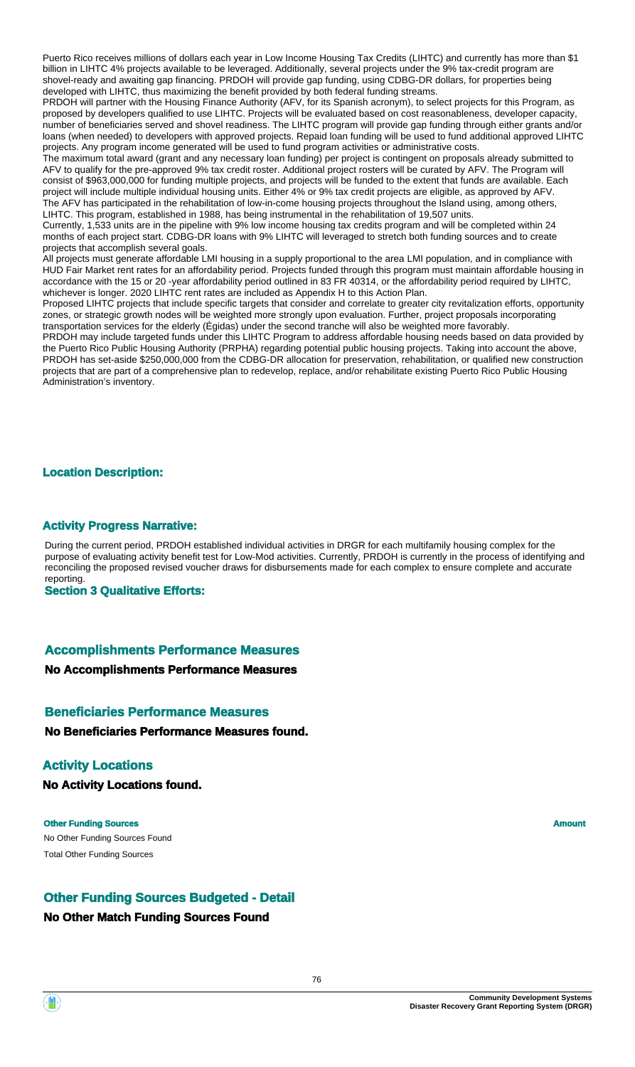Puerto Rico receives millions of dollars each year in Low Income Housing Tax Credits (LIHTC) and currently has more than $1 billion in LIHTC 4% projects available to be leveraged. Additionally, several projects under the 9% tax-credit program are shovel-ready and awaiting gap financing. PRDOH will provide gap funding, using CDBG-DR dollars, for properties being developed with LIHTC, thus maximizing the benefit provided by both federal funding streams.

PRDOH will partner with the Housing Finance Authority (AFV, for its Spanish acronym), to select projects for this Program, as proposed by developers qualified to use LIHTC. Projects will be evaluated based on cost reasonableness, developer capacity, number of beneficiaries served and shovel readiness. The LIHTC program will provide gap funding through either grants and/or loans (when needed) to developers with approved projects. Repaid loan funding will be used to fund additional approved LIHTC projects. Any program income generated will be used to fund program activities or administrative costs.

The maximum total award (grant and any necessary loan funding) per project is contingent on proposals already submitted to AFV to qualify for the pre-approved 9% tax credit roster. Additional project rosters will be curated by AFV. The Program will consist of $963,000,000 for funding multiple projects, and projects will be funded to the extent that funds are available. Each project will include multiple individual housing units. Either 4% or 9% tax credit projects are eligible, as approved by AFV.

The AFV has participated in the rehabilitation of low-in-come housing projects throughout the Island using, among others, LIHTC. This program, established in 1988, has being instrumental in the rehabilitation of 19,507 units.

Currently, 1,533 units are in the pipeline with 9% low income housing tax credits program and will be completed within 24 months of each project start. CDBG-DR loans with 9% LIHTC will leveraged to stretch both funding sources and to create projects that accomplish several goals.

All projects must generate affordable LMI housing in a supply proportional to the area LMI population, and in compliance with HUD Fair Market rent rates for an affordability period. Projects funded through this program must maintain affordable housing in accordance with the 15 or 20 -year affordability period outlined in 83 FR 40314, or the affordability period required by LIHTC, whichever is longer. 2020 LIHTC rent rates are included as Appendix H to this Action Plan.

Proposed LIHTC projects that include specific targets that consider and correlate to greater city revitalization efforts, opportunity zones, or strategic growth nodes will be weighted more strongly upon evaluation. Further, project proposals incorporating transportation services for the elderly (Égidas) under the second tranche will also be weighted more favorably.

PRDOH may include targeted funds under this LIHTC Program to address affordable housing needs based on data provided by the Puerto Rico Public Housing Authority (PRPHA) regarding potential public housing projects. Taking into account the above, PRDOH has set-aside $250,000,000 from the CDBG-DR allocation for preservation, rehabilitation, or qualified new construction projects that are part of a comprehensive plan to redevelop, replace, and/or rehabilitate existing Puerto Rico Public Housing Administration's inventory.

### Location Description:

### Activity Progress Narrative:

During the current period, PRDOH established individual activities in DRGR for each multifamily housing complex for the purpose of evaluating activity benefit test for Low-Mod activities. Currently, PRDOH is currently in the process of identifying and reconciling the proposed revised voucher draws for disbursements made for each complex to ensure complete and accurate reporting.

### Section 3 Qualitative Efforts:

## Accomplishments Performance Measures

**No Accomplishments Performance Measures**

## Beneficiaries Performance Measures

**No Beneficiaries Performance Measures found.**

## Activity Locations

**No Activity Locations found.**

| Other Funding Sources | Amount |
| --- | --- |
| No Other Funding Sources Found | |
| Total Other Funding Sources | |

## Other Funding Sources Budgeted - Detail

**No Other Match Funding Sources Found**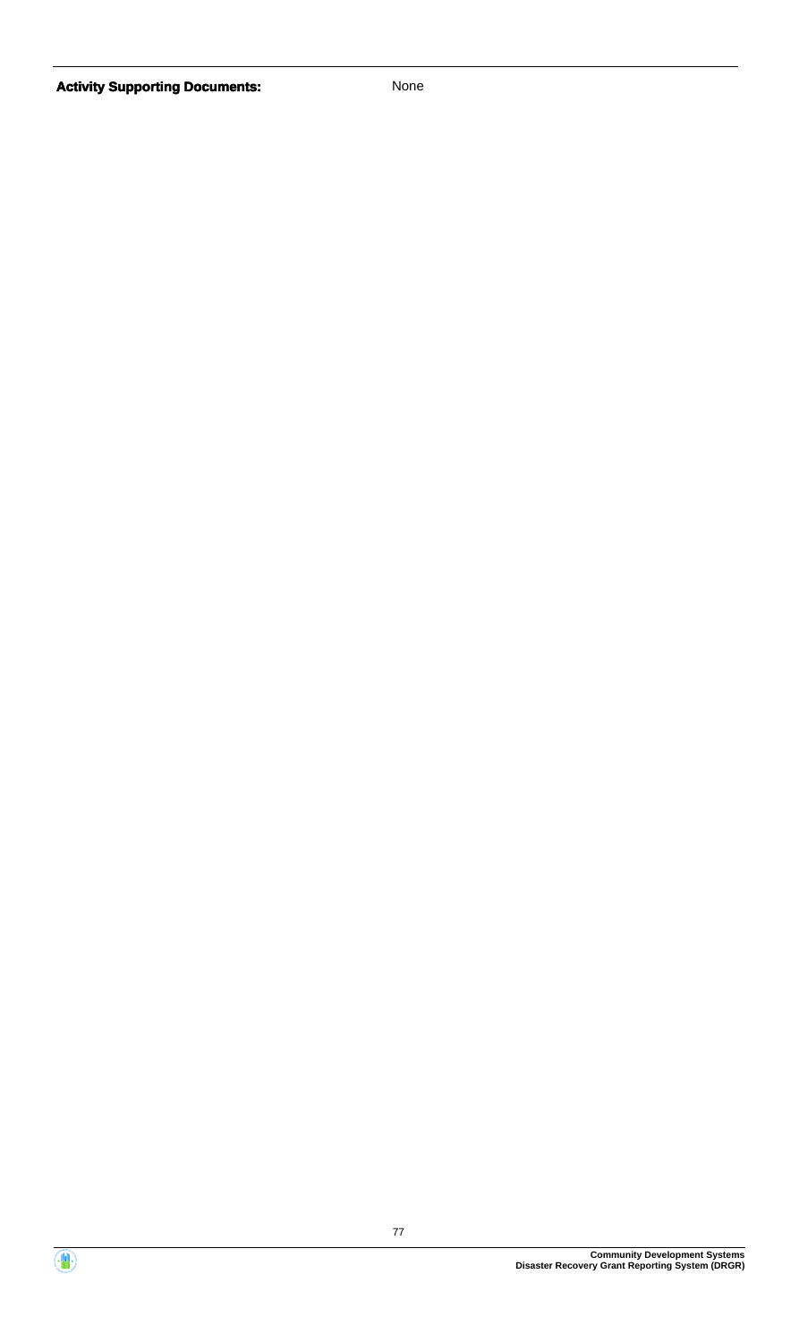**Activity Supporting Documents:** None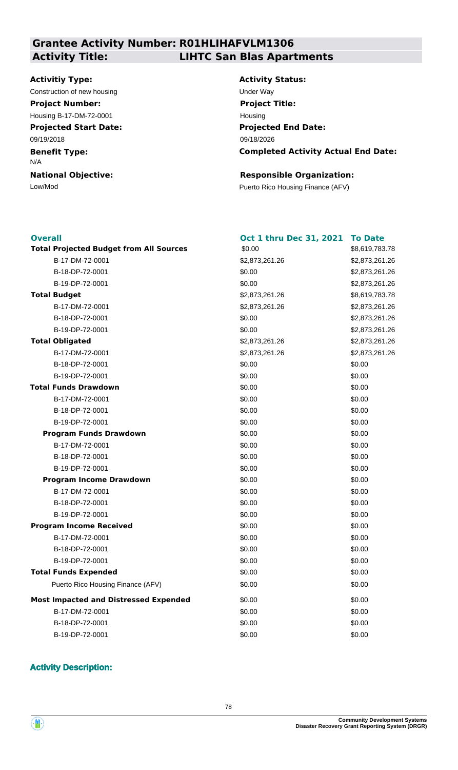# Grantee Activity Number: R01HLIHAFVLM1306

## Activity Title: LIHTC San Blas Apartments

**Activitiy Type:**
Construction of new housing

**Activity Status:**
Under Way

**Project Number:**
Housing B-17-DM-72-0001

**Project Title:**
Housing

**Projected Start Date:**
09/19/2018

**Projected End Date:**
09/18/2026

**Benefit Type:**
N/A

**Completed Activity Actual End Date:**

**National Objective:**
Low/Mod

**Responsible Organization:**
Puerto Rico Housing Finance (AFV)

| Overall | Oct 1 thru Dec 31, 2021 | To Date |
|---|---|---|
| **Total Projected Budget from All Sources** | $0.00 | $8,619,783.78 |
| B-17-DM-72-0001 | $2,873,261.26 | $2,873,261.26 |
| B-18-DP-72-0001 | $0.00 | $2,873,261.26 |
| B-19-DP-72-0001 | $0.00 | $2,873,261.26 |
| **Total Budget** | $2,873,261.26 | $8,619,783.78 |
| B-17-DM-72-0001 | $2,873,261.26 | $2,873,261.26 |
| B-18-DP-72-0001 | $0.00 | $2,873,261.26 |
| B-19-DP-72-0001 | $0.00 | $2,873,261.26 |
| **Total Obligated** | $2,873,261.26 | $2,873,261.26 |
| B-17-DM-72-0001 | $2,873,261.26 | $2,873,261.26 |
| B-18-DP-72-0001 | $0.00 | $0.00 |
| B-19-DP-72-0001 | $0.00 | $0.00 |
| **Total Funds Drawdown** | $0.00 | $0.00 |
| B-17-DM-72-0001 | $0.00 | $0.00 |
| B-18-DP-72-0001 | $0.00 | $0.00 |
| B-19-DP-72-0001 | $0.00 | $0.00 |
| **Program Funds Drawdown** | $0.00 | $0.00 |
| B-17-DM-72-0001 | $0.00 | $0.00 |
| B-18-DP-72-0001 | $0.00 | $0.00 |
| B-19-DP-72-0001 | $0.00 | $0.00 |
| **Program Income Drawdown** | $0.00 | $0.00 |
| B-17-DM-72-0001 | $0.00 | $0.00 |
| B-18-DP-72-0001 | $0.00 | $0.00 |
| B-19-DP-72-0001 | $0.00 | $0.00 |
| **Program Income Received** | $0.00 | $0.00 |
| B-17-DM-72-0001 | $0.00 | $0.00 |
| B-18-DP-72-0001 | $0.00 | $0.00 |
| B-19-DP-72-0001 | $0.00 | $0.00 |
| **Total Funds Expended** | $0.00 | $0.00 |
| Puerto Rico Housing Finance (AFV) | $0.00 | $0.00 |
| **Most Impacted and Distressed Expended** | $0.00 | $0.00 |
| B-17-DM-72-0001 | $0.00 | $0.00 |
| B-18-DP-72-0001 | $0.00 | $0.00 |
| B-19-DP-72-0001 | $0.00 | $0.00 |

### Activity Description: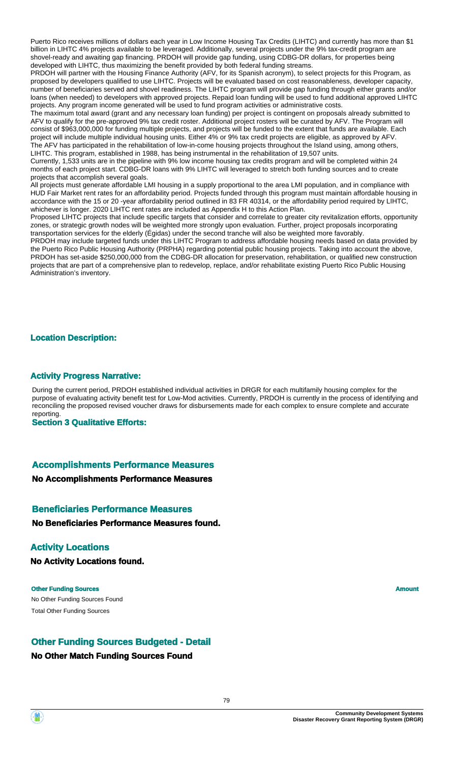Puerto Rico receives millions of dollars each year in Low Income Housing Tax Credits (LIHTC) and currently has more than $1 billion in LIHTC 4% projects available to be leveraged. Additionally, several projects under the 9% tax-credit program are shovel-ready and awaiting gap financing. PRDOH will provide gap funding, using CDBG-DR dollars, for properties being developed with LIHTC, thus maximizing the benefit provided by both federal funding streams.
PRDOH will partner with the Housing Finance Authority (AFV, for its Spanish acronym), to select projects for this Program, as proposed by developers qualified to use LIHTC. Projects will be evaluated based on cost reasonableness, developer capacity, number of beneficiaries served and shovel readiness. The LIHTC program will provide gap funding through either grants and/or loans (when needed) to developers with approved projects. Repaid loan funding will be used to fund additional approved LIHTC projects. Any program income generated will be used to fund program activities or administrative costs.
The maximum total award (grant and any necessary loan funding) per project is contingent on proposals already submitted to AFV to qualify for the pre-approved 9% tax credit roster. Additional project rosters will be curated by AFV. The Program will consist of $963,000,000 for funding multiple projects, and projects will be funded to the extent that funds are available. Each project will include multiple individual housing units. Either 4% or 9% tax credit projects are eligible, as approved by AFV.
The AFV has participated in the rehabilitation of low-in-come housing projects throughout the Island using, among others, LIHTC. This program, established in 1988, has being instrumental in the rehabilitation of 19,507 units.
Currently, 1,533 units are in the pipeline with 9% low income housing tax credits program and will be completed within 24 months of each project start. CDBG-DR loans with 9% LIHTC will leveraged to stretch both funding sources and to create projects that accomplish several goals.
All projects must generate affordable LMI housing in a supply proportional to the area LMI population, and in compliance with HUD Fair Market rent rates for an affordability period. Projects funded through this program must maintain affordable housing in accordance with the 15 or 20 -year affordability period outlined in 83 FR 40314, or the affordability period required by LIHTC, whichever is longer. 2020 LIHTC rent rates are included as Appendix H to this Action Plan.
Proposed LIHTC projects that include specific targets that consider and correlate to greater city revitalization efforts, opportunity zones, or strategic growth nodes will be weighted more strongly upon evaluation. Further, project proposals incorporating transportation services for the elderly (Égidas) under the second tranche will also be weighted more favorably.
PRDOH may include targeted funds under this LIHTC Program to address affordable housing needs based on data provided by the Puerto Rico Public Housing Authority (PRPHA) regarding potential public housing projects. Taking into account the above, PRDOH has set-aside $250,000,000 from the CDBG-DR allocation for preservation, rehabilitation, or qualified new construction projects that are part of a comprehensive plan to redevelop, replace, and/or rehabilitate existing Puerto Rico Public Housing Administration's inventory.

### Location Description:

### Activity Progress Narrative:

During the current period, PRDOH established individual activities in DRGR for each multifamily housing complex for the purpose of evaluating activity benefit test for Low-Mod activities. Currently, PRDOH is currently in the process of identifying and reconciling the proposed revised voucher draws for disbursements made for each complex to ensure complete and accurate reporting.

### Section 3 Qualitative Efforts:

## Accomplishments Performance Measures

**No Accomplishments Performance Measures**

## Beneficiaries Performance Measures

**No Beneficiaries Performance Measures found.**

## Activity Locations

**No Activity Locations found.**

| Other Funding Sources | Amount |
|---|---|
| No Other Funding Sources Found | |
| Total Other Funding Sources | |

## Other Funding Sources Budgeted - Detail

**No Other Match Funding Sources Found**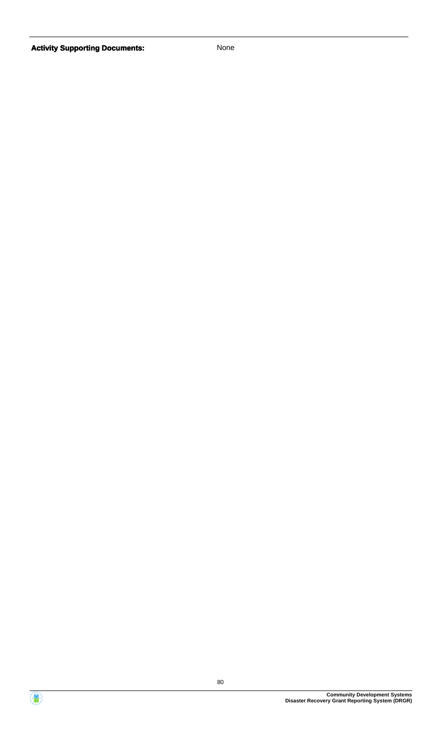| **Activity Supporting Documents:** | None |
| --- | --- |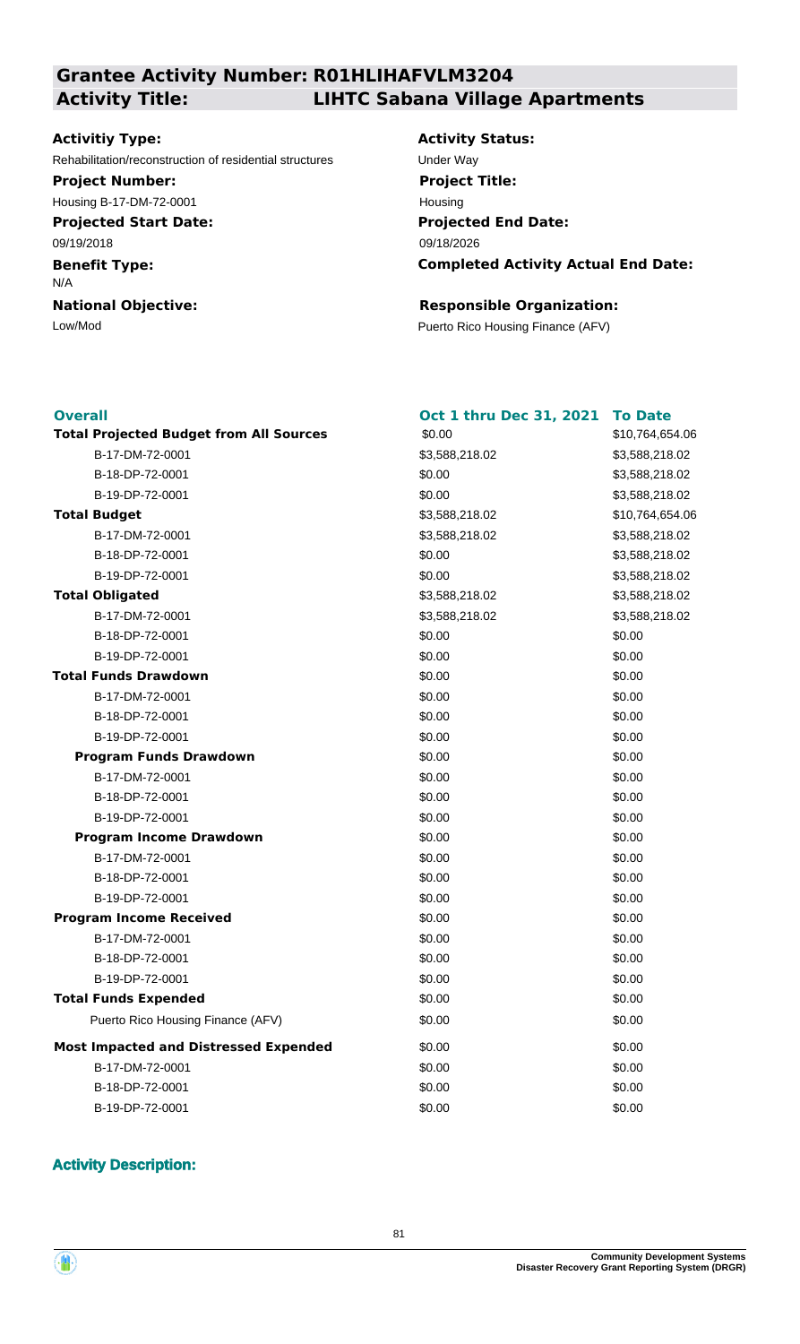## Grantee Activity Number: R01HLIHAFVLM3204
## Activity Title: LIHTC Sabana Village Apartments

**Activitiy Type:**
Rehabilitation/reconstruction of residential structures

**Activity Status:**
Under Way

**Project Number:**
Housing B-17-DM-72-0001

**Project Title:**
Housing

**Projected Start Date:**
09/19/2018

**Projected End Date:**
09/18/2026

**Benefit Type:**
N/A

**Completed Activity Actual End Date:**

**National Objective:**
Low/Mod

**Responsible Organization:**
Puerto Rico Housing Finance (AFV)

| Overall | Oct 1 thru Dec 31, 2021 | To Date |
|---|---|---|
| **Total Projected Budget from All Sources** | $0.00 | $10,764,654.06 |
| B-17-DM-72-0001 | $3,588,218.02 | $3,588,218.02 |
| B-18-DP-72-0001 | $0.00 | $3,588,218.02 |
| B-19-DP-72-0001 | $0.00 | $3,588,218.02 |
| **Total Budget** | $3,588,218.02 | $10,764,654.06 |
| B-17-DM-72-0001 | $3,588,218.02 | $3,588,218.02 |
| B-18-DP-72-0001 | $0.00 | $3,588,218.02 |
| B-19-DP-72-0001 | $0.00 | $3,588,218.02 |
| **Total Obligated** | $3,588,218.02 | $3,588,218.02 |
| B-17-DM-72-0001 | $3,588,218.02 | $3,588,218.02 |
| B-18-DP-72-0001 | $0.00 | $0.00 |
| B-19-DP-72-0001 | $0.00 | $0.00 |
| **Total Funds Drawdown** | $0.00 | $0.00 |
| B-17-DM-72-0001 | $0.00 | $0.00 |
| B-18-DP-72-0001 | $0.00 | $0.00 |
| B-19-DP-72-0001 | $0.00 | $0.00 |
| **Program Funds Drawdown** | $0.00 | $0.00 |
| B-17-DM-72-0001 | $0.00 | $0.00 |
| B-18-DP-72-0001 | $0.00 | $0.00 |
| B-19-DP-72-0001 | $0.00 | $0.00 |
| **Program Income Drawdown** | $0.00 | $0.00 |
| B-17-DM-72-0001 | $0.00 | $0.00 |
| B-18-DP-72-0001 | $0.00 | $0.00 |
| B-19-DP-72-0001 | $0.00 | $0.00 |
| **Program Income Received** | $0.00 | $0.00 |
| B-17-DM-72-0001 | $0.00 | $0.00 |
| B-18-DP-72-0001 | $0.00 | $0.00 |
| B-19-DP-72-0001 | $0.00 | $0.00 |
| **Total Funds Expended** | $0.00 | $0.00 |
| Puerto Rico Housing Finance (AFV) | $0.00 | $0.00 |
| **Most Impacted and Distressed Expended** | $0.00 | $0.00 |
| B-17-DM-72-0001 | $0.00 | $0.00 |
| B-18-DP-72-0001 | $0.00 | $0.00 |
| B-19-DP-72-0001 | $0.00 | $0.00 |

### Activity Description: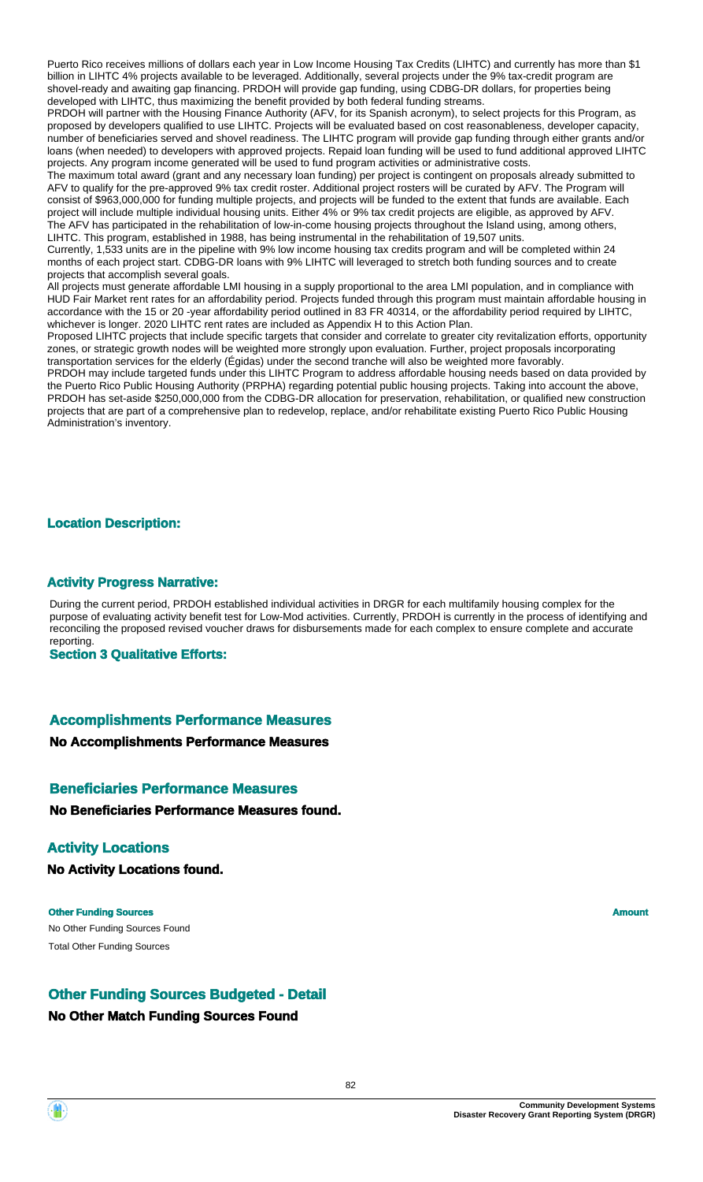Puerto Rico receives millions of dollars each year in Low Income Housing Tax Credits (LIHTC) and currently has more than $1 billion in LIHTC 4% projects available to be leveraged. Additionally, several projects under the 9% tax-credit program are shovel-ready and awaiting gap financing. PRDOH will provide gap funding, using CDBG-DR dollars, for properties being developed with LIHTC, thus maximizing the benefit provided by both federal funding streams.

PRDOH will partner with the Housing Finance Authority (AFV, for its Spanish acronym), to select projects for this Program, as proposed by developers qualified to use LIHTC. Projects will be evaluated based on cost reasonableness, developer capacity, number of beneficiaries served and shovel readiness. The LIHTC program will provide gap funding through either grants and/or loans (when needed) to developers with approved projects. Repaid loan funding will be used to fund additional approved LIHTC projects. Any program income generated will be used to fund program activities or administrative costs.

The maximum total award (grant and any necessary loan funding) per project is contingent on proposals already submitted to AFV to qualify for the pre-approved 9% tax credit roster. Additional project rosters will be curated by AFV. The Program will consist of $963,000,000 for funding multiple projects, and projects will be funded to the extent that funds are available. Each project will include multiple individual housing units. Either 4% or 9% tax credit projects are eligible, as approved by AFV.

The AFV has participated in the rehabilitation of low-in-come housing projects throughout the Island using, among others, LIHTC. This program, established in 1988, has being instrumental in the rehabilitation of 19,507 units.

Currently, 1,533 units are in the pipeline with 9% low income housing tax credits program and will be completed within 24 months of each project start. CDBG-DR loans with 9% LIHTC will leveraged to stretch both funding sources and to create projects that accomplish several goals.

All projects must generate affordable LMI housing in a supply proportional to the area LMI population, and in compliance with HUD Fair Market rent rates for an affordability period. Projects funded through this program must maintain affordable housing in accordance with the 15 or 20 -year affordability period outlined in 83 FR 40314, or the affordability period required by LIHTC, whichever is longer. 2020 LIHTC rent rates are included as Appendix H to this Action Plan.

Proposed LIHTC projects that include specific targets that consider and correlate to greater city revitalization efforts, opportunity zones, or strategic growth nodes will be weighted more strongly upon evaluation. Further, project proposals incorporating transportation services for the elderly (Égidas) under the second tranche will also be weighted more favorably.

PRDOH may include targeted funds under this LIHTC Program to address affordable housing needs based on data provided by the Puerto Rico Public Housing Authority (PRPHA) regarding potential public housing projects. Taking into account the above, PRDOH has set-aside $250,000,000 from the CDBG-DR allocation for preservation, rehabilitation, or qualified new construction projects that are part of a comprehensive plan to redevelop, replace, and/or rehabilitate existing Puerto Rico Public Housing Administration's inventory.

### Location Description:

### Activity Progress Narrative:

During the current period, PRDOH established individual activities in DRGR for each multifamily housing complex for the purpose of evaluating activity benefit test for Low-Mod activities. Currently, PRDOH is currently in the process of identifying and reconciling the proposed revised voucher draws for disbursements made for each complex to ensure complete and accurate reporting.

### Section 3 Qualitative Efforts:

## Accomplishments Performance Measures

**No Accomplishments Performance Measures**

## Beneficiaries Performance Measures

**No Beneficiaries Performance Measures found.**

## Activity Locations

**No Activity Locations found.**

| Other Funding Sources | Amount |
|---|---|
| No Other Funding Sources Found | |
| Total Other Funding Sources | |

## Other Funding Sources Budgeted - Detail

**No Other Match Funding Sources Found**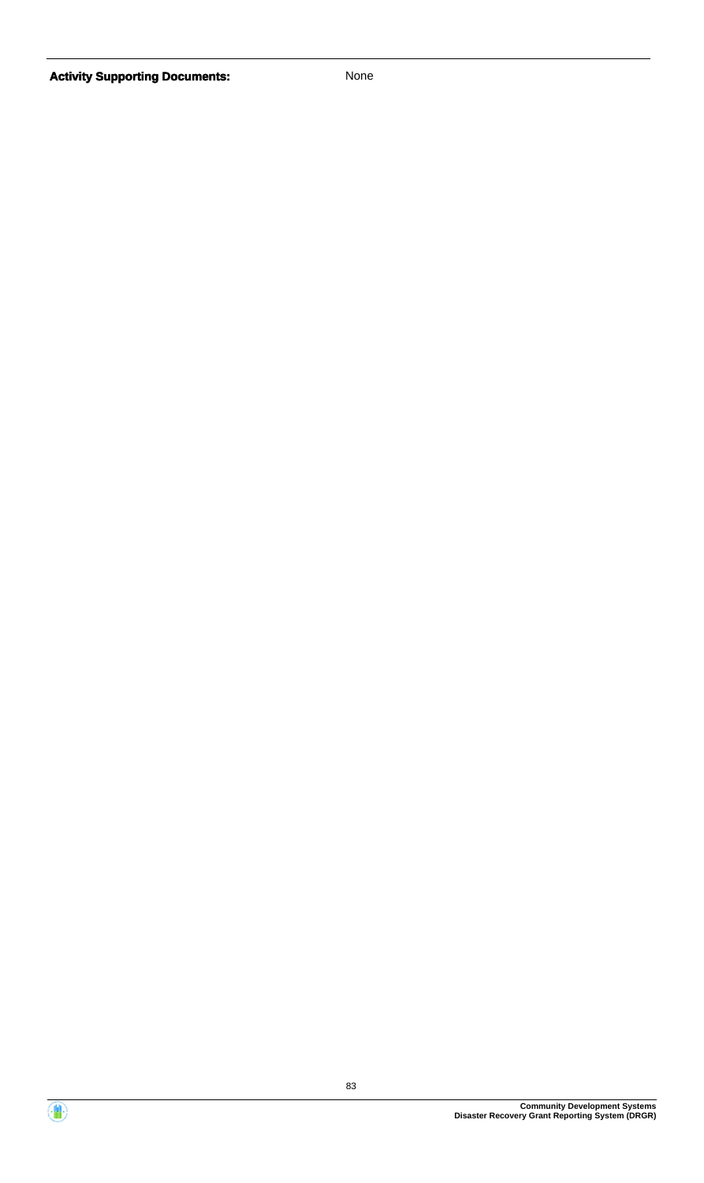**Activity Supporting Documents:** None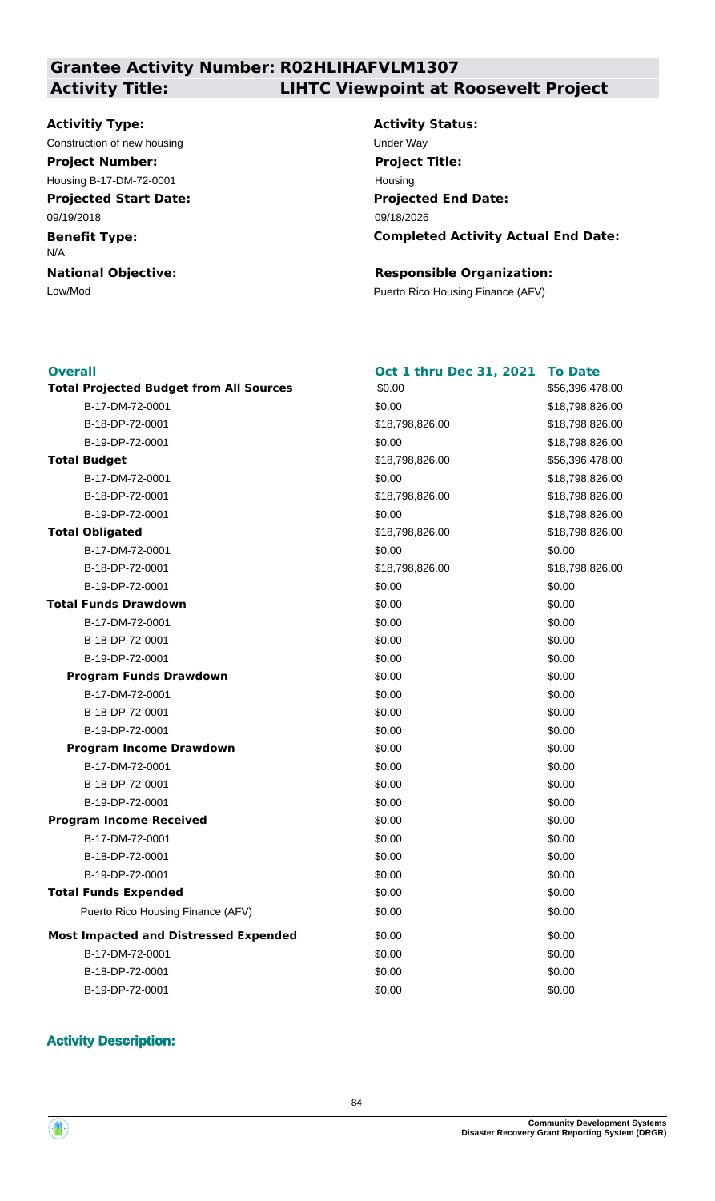## Grantee Activity Number: R02HLIHAFVLM1307
## Activity Title: LIHTC Viewpoint at Roosevelt Project

**Activitiy Type:**
Construction of new housing

**Activity Status:**
Under Way

**Project Number:**
Housing B-17-DM-72-0001

**Project Title:**
Housing

**Projected Start Date:**
09/19/2018

**Projected End Date:**
09/18/2026

**Benefit Type:**
N/A

**Completed Activity Actual End Date:**

**National Objective:**
Low/Mod

**Responsible Organization:**
Puerto Rico Housing Finance (AFV)

| Overall | Oct 1 thru Dec 31, 2021 | To Date |
|---|---|---|
| **Total Projected Budget from All Sources** | $0.00 | $56,396,478.00 |
| B-17-DM-72-0001 | $0.00 | $18,798,826.00 |
| B-18-DP-72-0001 | $18,798,826.00 | $18,798,826.00 |
| B-19-DP-72-0001 | $0.00 | $18,798,826.00 |
| **Total Budget** | $18,798,826.00 | $56,396,478.00 |
| B-17-DM-72-0001 | $0.00 | $18,798,826.00 |
| B-18-DP-72-0001 | $18,798,826.00 | $18,798,826.00 |
| B-19-DP-72-0001 | $0.00 | $18,798,826.00 |
| **Total Obligated** | $18,798,826.00 | $18,798,826.00 |
| B-17-DM-72-0001 | $0.00 | $0.00 |
| B-18-DP-72-0001 | $18,798,826.00 | $18,798,826.00 |
| B-19-DP-72-0001 | $0.00 | $0.00 |
| **Total Funds Drawdown** | $0.00 | $0.00 |
| B-17-DM-72-0001 | $0.00 | $0.00 |
| B-18-DP-72-0001 | $0.00 | $0.00 |
| B-19-DP-72-0001 | $0.00 | $0.00 |
| **Program Funds Drawdown** | $0.00 | $0.00 |
| B-17-DM-72-0001 | $0.00 | $0.00 |
| B-18-DP-72-0001 | $0.00 | $0.00 |
| B-19-DP-72-0001 | $0.00 | $0.00 |
| **Program Income Drawdown** | $0.00 | $0.00 |
| B-17-DM-72-0001 | $0.00 | $0.00 |
| B-18-DP-72-0001 | $0.00 | $0.00 |
| B-19-DP-72-0001 | $0.00 | $0.00 |
| **Program Income Received** | $0.00 | $0.00 |
| B-17-DM-72-0001 | $0.00 | $0.00 |
| B-18-DP-72-0001 | $0.00 | $0.00 |
| B-19-DP-72-0001 | $0.00 | $0.00 |
| **Total Funds Expended** | $0.00 | $0.00 |
| Puerto Rico Housing Finance (AFV) | $0.00 | $0.00 |
| **Most Impacted and Distressed Expended** | $0.00 | $0.00 |
| B-17-DM-72-0001 | $0.00 | $0.00 |
| B-18-DP-72-0001 | $0.00 | $0.00 |
| B-19-DP-72-0001 | $0.00 | $0.00 |

### Activity Description: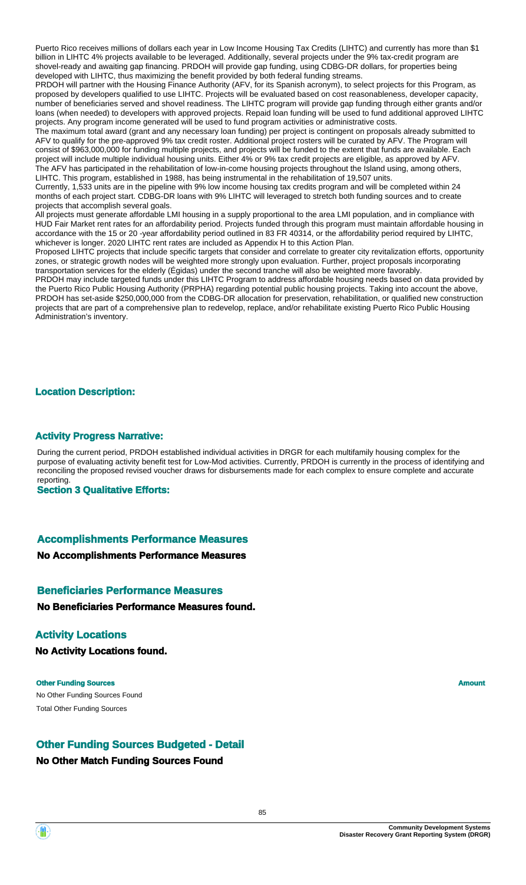Puerto Rico receives millions of dollars each year in Low Income Housing Tax Credits (LIHTC) and currently has more than $1 billion in LIHTC 4% projects available to be leveraged. Additionally, several projects under the 9% tax-credit program are shovel-ready and awaiting gap financing. PRDOH will provide gap funding, using CDBG-DR dollars, for properties being developed with LIHTC, thus maximizing the benefit provided by both federal funding streams.

PRDOH will partner with the Housing Finance Authority (AFV, for its Spanish acronym), to select projects for this Program, as proposed by developers qualified to use LIHTC. Projects will be evaluated based on cost reasonableness, developer capacity, number of beneficiaries served and shovel readiness. The LIHTC program will provide gap funding through either grants and/or loans (when needed) to developers with approved projects. Repaid loan funding will be used to fund additional approved LIHTC projects. Any program income generated will be used to fund program activities or administrative costs.

The maximum total award (grant and any necessary loan funding) per project is contingent on proposals already submitted to AFV to qualify for the pre-approved 9% tax credit roster. Additional project rosters will be curated by AFV. The Program will consist of $963,000,000 for funding multiple projects, and projects will be funded to the extent that funds are available. Each project will include multiple individual housing units. Either 4% or 9% tax credit projects are eligible, as approved by AFV.

The AFV has participated in the rehabilitation of low-in-come housing projects throughout the Island using, among others, LIHTC. This program, established in 1988, has being instrumental in the rehabilitation of 19,507 units.

Currently, 1,533 units are in the pipeline with 9% low income housing tax credits program and will be completed within 24 months of each project start. CDBG-DR loans with 9% LIHTC will leveraged to stretch both funding sources and to create projects that accomplish several goals.

All projects must generate affordable LMI housing in a supply proportional to the area LMI population, and in compliance with HUD Fair Market rent rates for an affordability period. Projects funded through this program must maintain affordable housing in accordance with the 15 or 20 -year affordability period outlined in 83 FR 40314, or the affordability period required by LIHTC, whichever is longer. 2020 LIHTC rent rates are included as Appendix H to this Action Plan.

Proposed LIHTC projects that include specific targets that consider and correlate to greater city revitalization efforts, opportunity zones, or strategic growth nodes will be weighted more strongly upon evaluation. Further, project proposals incorporating transportation services for the elderly (Égidas) under the second tranche will also be weighted more favorably.

PRDOH may include targeted funds under this LIHTC Program to address affordable housing needs based on data provided by the Puerto Rico Public Housing Authority (PRPHA) regarding potential public housing projects. Taking into account the above, PRDOH has set-aside $250,000,000 from the CDBG-DR allocation for preservation, rehabilitation, or qualified new construction projects that are part of a comprehensive plan to redevelop, replace, and/or rehabilitate existing Puerto Rico Public Housing Administration's inventory.

### Location Description:

### Activity Progress Narrative:

During the current period, PRDOH established individual activities in DRGR for each multifamily housing complex for the purpose of evaluating activity benefit test for Low-Mod activities. Currently, PRDOH is currently in the process of identifying and reconciling the proposed revised voucher draws for disbursements made for each complex to ensure complete and accurate reporting.

### Section 3 Qualitative Efforts:

## Accomplishments Performance Measures

**No Accomplishments Performance Measures**

## Beneficiaries Performance Measures

**No Beneficiaries Performance Measures found.**

## Activity Locations

**No Activity Locations found.**

| Other Funding Sources | Amount |
|---|---|
| No Other Funding Sources Found | |
| Total Other Funding Sources | |

## Other Funding Sources Budgeted - Detail

**No Other Match Funding Sources Found**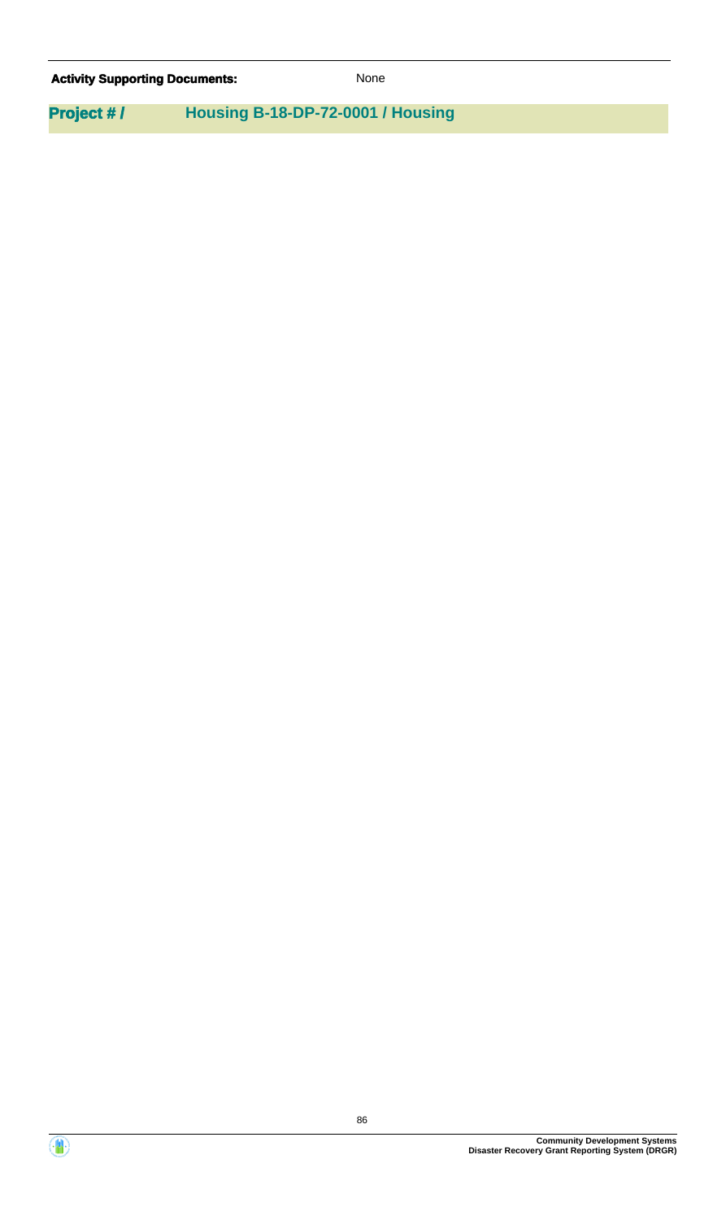| **Activity Supporting Documents:** | None |
| --- | --- |

## Project # / Housing B-18-DP-72-0001 / Housing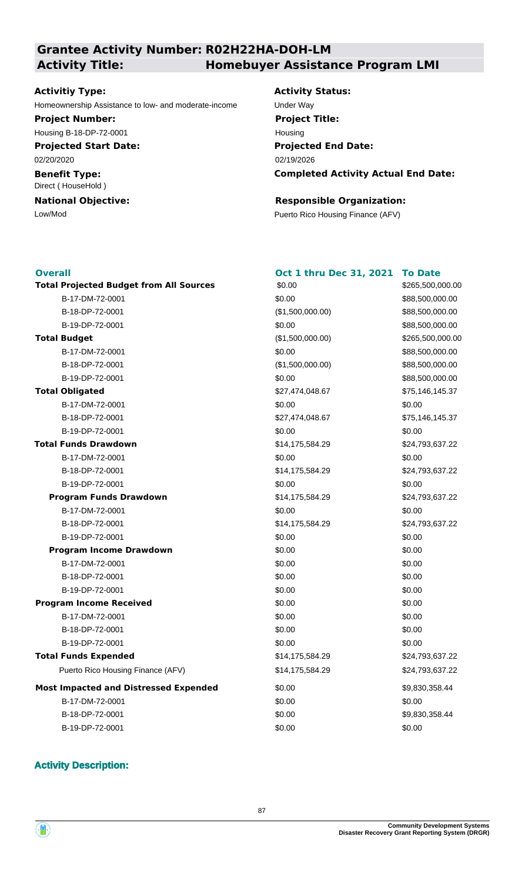## Grantee Activity Number: R02H22HA-DOH-LM
## Activity Title: Homebuyer Assistance Program LMI

**Activitiy Type:**
Homeownership Assistance to low- and moderate-income

**Activity Status:**
Under Way

**Project Number:**
Housing B-18-DP-72-0001

**Project Title:**
Housing

**Projected Start Date:**
02/20/2020

**Projected End Date:**
02/19/2026

**Benefit Type:**
Direct ( HouseHold )

**Completed Activity Actual End Date:**

**National Objective:**
Low/Mod

**Responsible Organization:**
Puerto Rico Housing Finance (AFV)

| Overall | Oct 1 thru Dec 31, 2021 | To Date |
|---|---|---|
| **Total Projected Budget from All Sources** | $0.00 | $265,500,000.00 |
| B-17-DM-72-0001 | $0.00 | $88,500,000.00 |
| B-18-DP-72-0001 | ($1,500,000.00) | $88,500,000.00 |
| B-19-DP-72-0001 | $0.00 | $88,500,000.00 |
| **Total Budget** | ($1,500,000.00) | $265,500,000.00 |
| B-17-DM-72-0001 | $0.00 | $88,500,000.00 |
| B-18-DP-72-0001 | ($1,500,000.00) | $88,500,000.00 |
| B-19-DP-72-0001 | $0.00 | $88,500,000.00 |
| **Total Obligated** | $27,474,048.67 | $75,146,145.37 |
| B-17-DM-72-0001 | $0.00 | $0.00 |
| B-18-DP-72-0001 | $27,474,048.67 | $75,146,145.37 |
| B-19-DP-72-0001 | $0.00 | $0.00 |
| **Total Funds Drawdown** | $14,175,584.29 | $24,793,637.22 |
| B-17-DM-72-0001 | $0.00 | $0.00 |
| B-18-DP-72-0001 | $14,175,584.29 | $24,793,637.22 |
| B-19-DP-72-0001 | $0.00 | $0.00 |
| **Program Funds Drawdown** | $14,175,584.29 | $24,793,637.22 |
| B-17-DM-72-0001 | $0.00 | $0.00 |
| B-18-DP-72-0001 | $14,175,584.29 | $24,793,637.22 |
| B-19-DP-72-0001 | $0.00 | $0.00 |
| **Program Income Drawdown** | $0.00 | $0.00 |
| B-17-DM-72-0001 | $0.00 | $0.00 |
| B-18-DP-72-0001 | $0.00 | $0.00 |
| B-19-DP-72-0001 | $0.00 | $0.00 |
| **Program Income Received** | $0.00 | $0.00 |
| B-17-DM-72-0001 | $0.00 | $0.00 |
| B-18-DP-72-0001 | $0.00 | $0.00 |
| B-19-DP-72-0001 | $0.00 | $0.00 |
| **Total Funds Expended** | $14,175,584.29 | $24,793,637.22 |
| Puerto Rico Housing Finance (AFV) | $14,175,584.29 | $24,793,637.22 |
| **Most Impacted and Distressed Expended** | $0.00 | $9,830,358.44 |
| B-17-DM-72-0001 | $0.00 | $0.00 |
| B-18-DP-72-0001 | $0.00 | $9,830,358.44 |
| B-19-DP-72-0001 | $0.00 | $0.00 |

### Activity Description: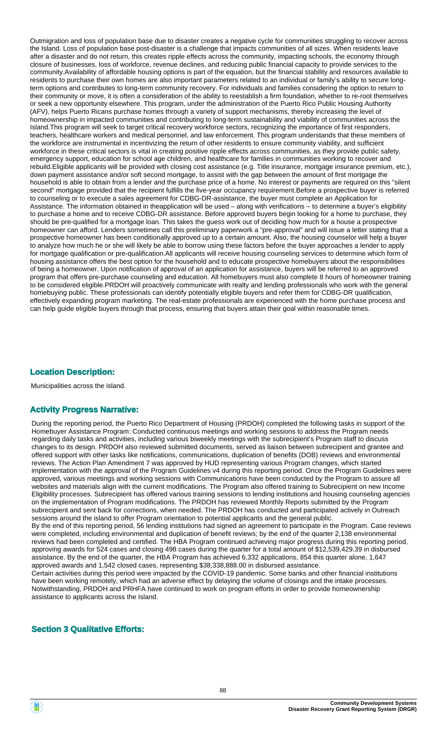Outmigration and loss of population base due to disaster creates a negative cycle for communities struggling to recover across the Island. Loss of population base post-disaster is a challenge that impacts communities of all sizes. When residents leave after a disaster and do not return, this creates ripple effects across the community, impacting schools, the economy through closure of businesses, loss of workforce, revenue declines, and reducing public financial capacity to provide services to the community.Availability of affordable housing options is part of the equation, but the financial stability and resources available to residents to purchase their own homes are also important parameters related to an individual or family's ability to secure long-term options and contributes to long-term community recovery. For individuals and families considering the option to return to their community or move, it is often a consideration of the ability to reestablish a firm foundation, whether to re-root themselves or seek a new opportunity elsewhere. This program, under the administration of the Puerto Rico Public Housing Authority (AFV), helps Puerto Ricans purchase homes through a variety of support mechanisms, thereby increasing the level of homeownership in impacted communities and contributing to long-term sustainability and viability of communities across the Island.This program will seek to target critical recovery workforce sectors, recognizing the importance of first responders, teachers, healthcare workers and medical personnel, and law enforcement. This program understands that these members of the workforce are instrumental in incentivizing the return of other residents to ensure community viability, and sufficient workforce in these critical sectors is vital in creating positive ripple effects across communities, as they provide public safety, emergency support, education for school age children, and healthcare for families in communities working to recover and rebuild.Eligible applicants will be provided with closing cost assistance (e.g. Title insurance, mortgage insurance premium, etc.), down payment assistance and/or soft second mortgage, to assist with the gap between the amount of first mortgage the household is able to obtain from a lender and the purchase price of a home. No interest or payments are required on this "silent second" mortgage provided that the recipient fulfills the five-year occupancy requirement.Before a prospective buyer is referred to counseling or to execute a sales agreement for CDBG-DR-assistance, the buyer must complete an Application for Assistance. The information obtained in theapplication will be used – along with verifications – to determine a buyer's eligibility to purchase a home and to receive CDBG-DR assistance. Before approved buyers begin looking for a home to purchase, they should be pre-qualified for a mortgage loan. This takes the guess work out of deciding how much for a house a prospective homeowner can afford. Lenders sometimes call this preliminary paperwork a "pre-approval" and will issue a letter stating that a prospective homeowner has been conditionally approved up to a certain amount. Also, the housing counselor will help a buyer to analyze how much he or she will likely be able to borrow using these factors before the buyer approaches a lender to apply for mortgage qualification or pre-qualification.All applicants will receive housing counseling services to determine which form of housing assistance offers the best option for the household and to educate prospective homebuyers about the responsibilities of being a homeowner. Upon notification of approval of an application for assistance, buyers will be referred to an approved program that offers pre-purchase counseling and education. All homebuyers must also complete 8 hours of homeowner training to be considered eligible.PRDOH will proactively communicate with realty and lending professionals who work with the general homebuying public. These professionals can identify potentially eligible buyers and refer them for CDBG-DR qualification, effectively expanding program marketing. The real-estate professionals are experienced with the home purchase process and can help guide eligible buyers through that process, ensuring that buyers attain their goal within reasonable times.

## Location Description:

Municipalities across the island.

## Activity Progress Narrative:

During the reporting period, the Puerto Rico Department of Housing (PRDOH) completed the following tasks in support of the Homebuyer Assistance Program: Conducted continuous meetings and working sessions to address the Program needs regarding daily tasks and activities, including various biweekly meetings with the subrecipient's Program staff to discuss changes to its design. PRDOH also reviewed submitted documents, served as liaison between subrecipient and grantee and offered support with other tasks like notifications, communications, duplication of benefits (DOB) reviews and environmental reviews. The Action Plan Amendment 7 was approved by HUD representing various Program changes, which started implementation with the approval of the Program Guidelines v4 during this reporting period. Once the Program Guidelines were approved, various meetings and working sessions with Communications have been conducted by the Program to assure all websites and materials align with the current modifications. The Program also offered training to Subrecipient on new Income Eligibility processes. Subrecipient has offered various training sessions to lending institutions and housing counseling agencies on the implementation of Program modifications. The PRDOH has reviewed Monthly Reports submitted by the Program subrecipient and sent back for corrections, when needed. The PRDOH has conducted and participated actively in Outreach sessions around the island to offer Program orientation to potential applicants and the general public.

By the end of this reporting period, 56 lending institutions had signed an agreement to participate in the Program. Case reviews were completed, including environmental and duplication of benefit reviews; by the end of the quarter 2,138 environmental reviews had been completed and certified. The HBA Program continued achieving major progress during this reporting period, approving awards for 524 cases and closing 498 cases during the quarter for a total amount of $12,539,429.39 in disbursed assistance. By the end of the quarter, the HBA Program has achieved 6,332 applications, 854 this quarter alone, 1,647 approved awards and 1,542 closed cases, representing $38,338,888.00 in disbursed assistance.

Certain activities during this period were impacted by the COVID-19 pandemic. Some banks and other financial institutions have been working remotely, which had an adverse effect by delaying the volume of closings and the intake processes. Notwithstanding, PRDOH and PRHFA have continued to work on program efforts in order to provide homeownership assistance to applicants across the Island.

## Section 3 Qualitative Efforts: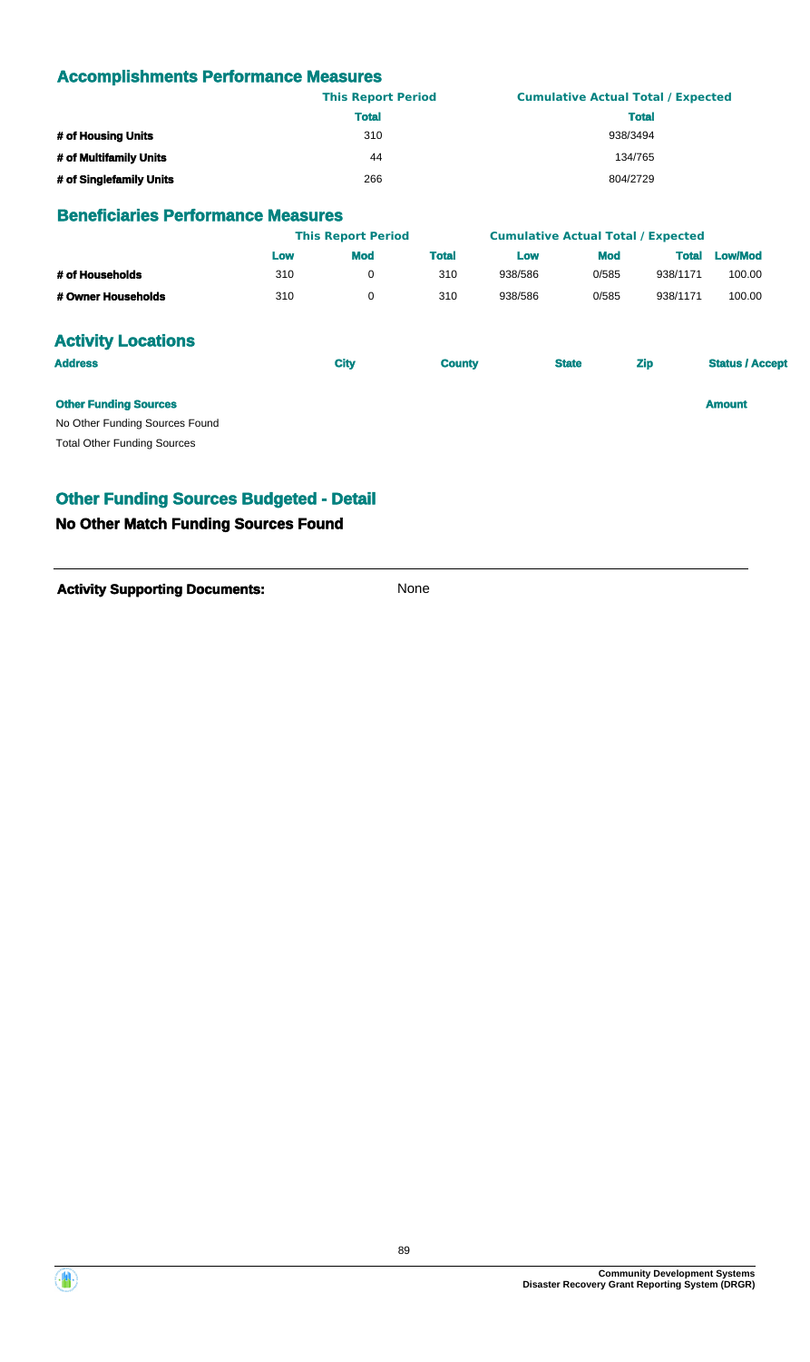## Accomplishments Performance Measures

| | This Report Period | Cumulative Actual Total / Expected |
|---|---|---|
| | Total | Total |
| # of Housing Units | 310 | 938/3494 |
| # of Multifamily Units | 44 | 134/765 |
| # of Singlefamily Units | 266 | 804/2729 |

## Beneficiaries Performance Measures

| | This Report Period | | | Cumulative Actual Total / Expected | | | |
|---|---|---|---|---|---|---|---|
| | Low | Mod | Total | Low | Mod | Total | Low/Mod |
| # of Households | 310 | 0 | 310 | 938/586 | 0/585 | 938/1171 | 100.00 |
| # Owner Households | 310 | 0 | 310 | 938/586 | 0/585 | 938/1171 | 100.00 |

## Activity Locations

| Address | City | County | State | Zip | Status / Accept |
|---|---|---|---|---|---|

| Other Funding Sources | Amount |
|---|---|
| No Other Funding Sources Found | |
| Total Other Funding Sources | |

## Other Funding Sources Budgeted - Detail

### No Other Match Funding Sources Found

**Activity Supporting Documents:** None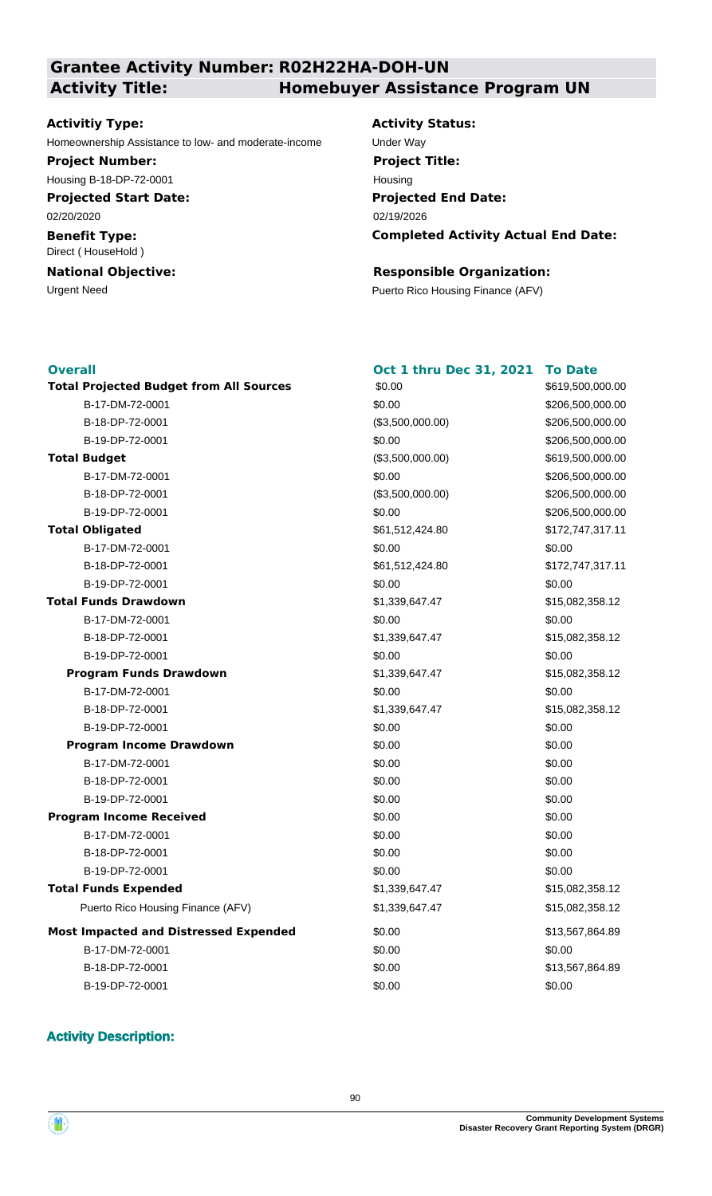## Grantee Activity Number: R02H22HA-DOH-UN
## Activity Title: Homebuyer Assistance Program UN

**Activitiy Type:**
Homeownership Assistance to low- and moderate-income

**Activity Status:**
Under Way

**Project Number:**
Housing B-18-DP-72-0001

**Project Title:**
Housing

**Projected Start Date:**
02/20/2020

**Projected End Date:**
02/19/2026

**Benefit Type:**
Direct ( HouseHold )

**Completed Activity Actual End Date:**

**National Objective:**
Urgent Need

**Responsible Organization:**
Puerto Rico Housing Finance (AFV)

| Overall | Oct 1 thru Dec 31, 2021 | To Date |
|---|---|---|
| **Total Projected Budget from All Sources** | $0.00 | $619,500,000.00 |
| B-17-DM-72-0001 | $0.00 | $206,500,000.00 |
| B-18-DP-72-0001 | ($3,500,000.00) | $206,500,000.00 |
| B-19-DP-72-0001 | $0.00 | $206,500,000.00 |
| **Total Budget** | ($3,500,000.00) | $619,500,000.00 |
| B-17-DM-72-0001 | $0.00 | $206,500,000.00 |
| B-18-DP-72-0001 | ($3,500,000.00) | $206,500,000.00 |
| B-19-DP-72-0001 | $0.00 | $206,500,000.00 |
| **Total Obligated** | $61,512,424.80 | $172,747,317.11 |
| B-17-DM-72-0001 | $0.00 | $0.00 |
| B-18-DP-72-0001 | $61,512,424.80 | $172,747,317.11 |
| B-19-DP-72-0001 | $0.00 | $0.00 |
| **Total Funds Drawdown** | $1,339,647.47 | $15,082,358.12 |
| B-17-DM-72-0001 | $0.00 | $0.00 |
| B-18-DP-72-0001 | $1,339,647.47 | $15,082,358.12 |
| B-19-DP-72-0001 | $0.00 | $0.00 |
| **Program Funds Drawdown** | $1,339,647.47 | $15,082,358.12 |
| B-17-DM-72-0001 | $0.00 | $0.00 |
| B-18-DP-72-0001 | $1,339,647.47 | $15,082,358.12 |
| B-19-DP-72-0001 | $0.00 | $0.00 |
| **Program Income Drawdown** | $0.00 | $0.00 |
| B-17-DM-72-0001 | $0.00 | $0.00 |
| B-18-DP-72-0001 | $0.00 | $0.00 |
| B-19-DP-72-0001 | $0.00 | $0.00 |
| **Program Income Received** | $0.00 | $0.00 |
| B-17-DM-72-0001 | $0.00 | $0.00 |
| B-18-DP-72-0001 | $0.00 | $0.00 |
| B-19-DP-72-0001 | $0.00 | $0.00 |
| **Total Funds Expended** | $1,339,647.47 | $15,082,358.12 |
| Puerto Rico Housing Finance (AFV) | $1,339,647.47 | $15,082,358.12 |
| **Most Impacted and Distressed Expended** | $0.00 | $13,567,864.89 |
| B-17-DM-72-0001 | $0.00 | $0.00 |
| B-18-DP-72-0001 | $0.00 | $13,567,864.89 |
| B-19-DP-72-0001 | $0.00 | $0.00 |

### Activity Description: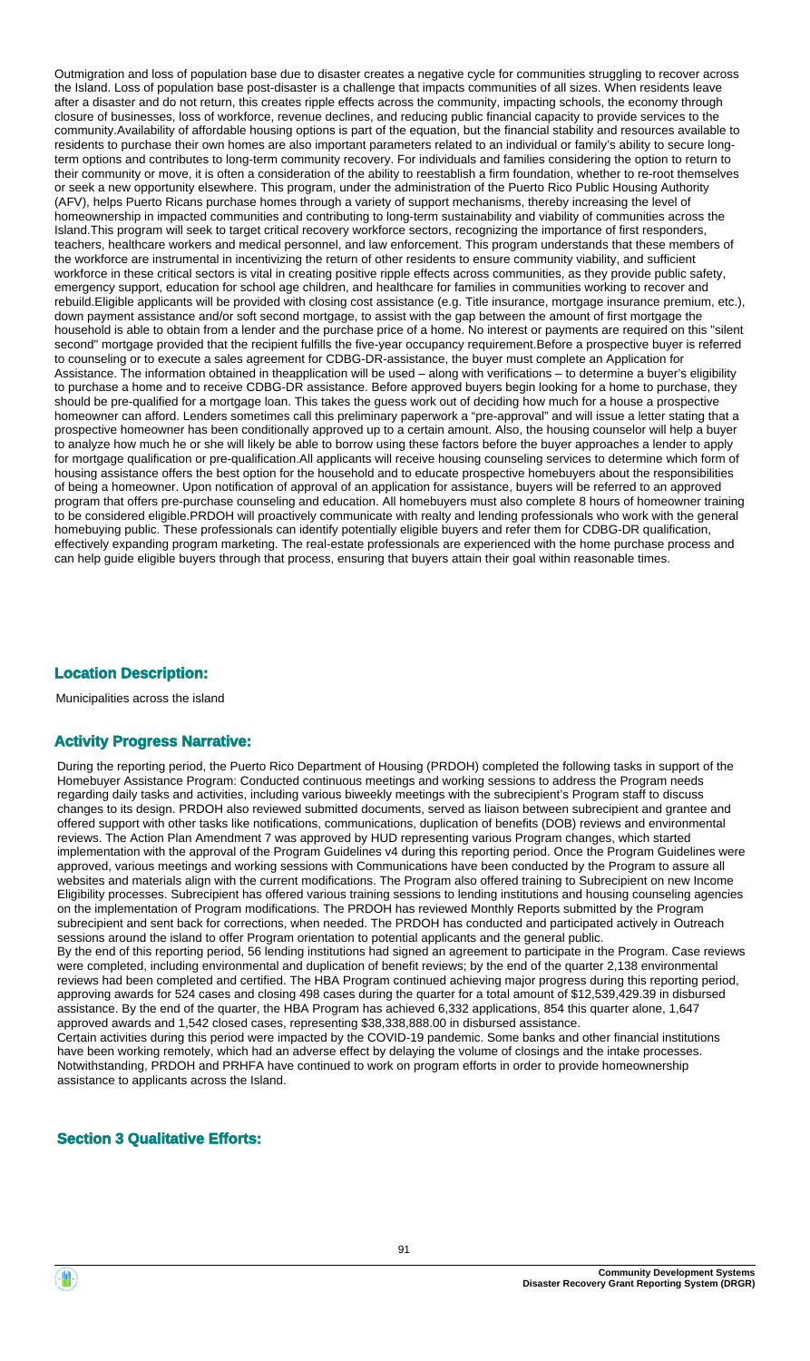Outmigration and loss of population base due to disaster creates a negative cycle for communities struggling to recover across the Island. Loss of population base post-disaster is a challenge that impacts communities of all sizes. When residents leave after a disaster and do not return, this creates ripple effects across the community, impacting schools, the economy through closure of businesses, loss of workforce, revenue declines, and reducing public financial capacity to provide services to the community.Availability of affordable housing options is part of the equation, but the financial stability and resources available to residents to purchase their own homes are also important parameters related to an individual or family's ability to secure long-term options and contributes to long-term community recovery. For individuals and families considering the option to return to their community or move, it is often a consideration of the ability to reestablish a firm foundation, whether to re-root themselves or seek a new opportunity elsewhere. This program, under the administration of the Puerto Rico Public Housing Authority (AFV), helps Puerto Ricans purchase homes through a variety of support mechanisms, thereby increasing the level of homeownership in impacted communities and contributing to long-term sustainability and viability of communities across the Island.This program will seek to target critical recovery workforce sectors, recognizing the importance of first responders, teachers, healthcare workers and medical personnel, and law enforcement. This program understands that these members of the workforce are instrumental in incentivizing the return of other residents to ensure community viability, and sufficient workforce in these critical sectors is vital in creating positive ripple effects across communities, as they provide public safety, emergency support, education for school age children, and healthcare for families in communities working to recover and rebuild.Eligible applicants will be provided with closing cost assistance (e.g. Title insurance, mortgage insurance premium, etc.), down payment assistance and/or soft second mortgage, to assist with the gap between the amount of first mortgage the household is able to obtain from a lender and the purchase price of a home. No interest or payments are required on this "silent second" mortgage provided that the recipient fulfills the five-year occupancy requirement.Before a prospective buyer is referred to counseling or to execute a sales agreement for CDBG-DR-assistance, the buyer must complete an Application for Assistance. The information obtained in theapplication will be used – along with verifications – to determine a buyer's eligibility to purchase a home and to receive CDBG-DR assistance. Before approved buyers begin looking for a home to purchase, they should be pre-qualified for a mortgage loan. This takes the guess work out of deciding how much for a house a prospective homeowner can afford. Lenders sometimes call this preliminary paperwork a "pre-approval" and will issue a letter stating that a prospective homeowner has been conditionally approved up to a certain amount. Also, the housing counselor will help a buyer to analyze how much he or she will likely be able to borrow using these factors before the buyer approaches a lender to apply for mortgage qualification or pre-qualification.All applicants will receive housing counseling services to determine which form of housing assistance offers the best option for the household and to educate prospective homebuyers about the responsibilities of being a homeowner. Upon notification of approval of an application for assistance, buyers will be referred to an approved program that offers pre-purchase counseling and education. All homebuyers must also complete 8 hours of homeowner training to be considered eligible.PRDOH will proactively communicate with realty and lending professionals who work with the general homebuying public. These professionals can identify potentially eligible buyers and refer them for CDBG-DR qualification, effectively expanding program marketing. The real-estate professionals are experienced with the home purchase process and can help guide eligible buyers through that process, ensuring that buyers attain their goal within reasonable times.

## Location Description:

Municipalities across the island

## Activity Progress Narrative:

During the reporting period, the Puerto Rico Department of Housing (PRDOH) completed the following tasks in support of the Homebuyer Assistance Program: Conducted continuous meetings and working sessions to address the Program needs regarding daily tasks and activities, including various biweekly meetings with the subrecipient's Program staff to discuss changes to its design. PRDOH also reviewed submitted documents, served as liaison between subrecipient and grantee and offered support with other tasks like notifications, communications, duplication of benefits (DOB) reviews and environmental reviews. The Action Plan Amendment 7 was approved by HUD representing various Program changes, which started implementation with the approval of the Program Guidelines v4 during this reporting period. Once the Program Guidelines were approved, various meetings and working sessions with Communications have been conducted by the Program to assure all websites and materials align with the current modifications. The Program also offered training to Subrecipient on new Income Eligibility processes. Subrecipient has offered various training sessions to lending institutions and housing counseling agencies on the implementation of Program modifications. The PRDOH has reviewed Monthly Reports submitted by the Program subrecipient and sent back for corrections, when needed. The PRDOH has conducted and participated actively in Outreach sessions around the island to offer Program orientation to potential applicants and the general public.

By the end of this reporting period, 56 lending institutions had signed an agreement to participate in the Program. Case reviews were completed, including environmental and duplication of benefit reviews; by the end of the quarter 2,138 environmental reviews had been completed and certified. The HBA Program continued achieving major progress during this reporting period, approving awards for 524 cases and closing 498 cases during the quarter for a total amount of $12,539,429.39 in disbursed assistance. By the end of the quarter, the HBA Program has achieved 6,332 applications, 854 this quarter alone, 1,647 approved awards and 1,542 closed cases, representing $38,338,888.00 in disbursed assistance.

Certain activities during this period were impacted by the COVID-19 pandemic. Some banks and other financial institutions have been working remotely, which had an adverse effect by delaying the volume of closings and the intake processes. Notwithstanding, PRDOH and PRHFA have continued to work on program efforts in order to provide homeownership assistance to applicants across the Island.

## Section 3 Qualitative Efforts: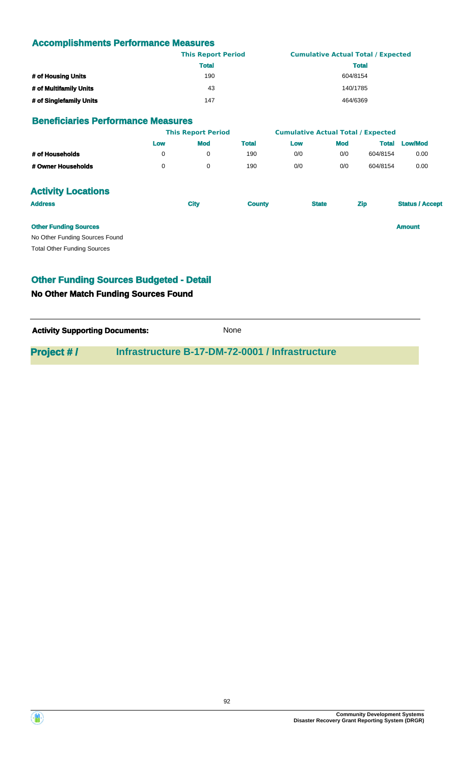## Accomplishments Performance Measures

| | This Report Period | Cumulative Actual Total / Expected |
|---|---|---|
| | Total | Total |
| # of Housing Units | 190 | 604/8154 |
| # of Multifamily Units | 43 | 140/1785 |
| # of Singlefamily Units | 147 | 464/6369 |

## Beneficiaries Performance Measures

| | This Report Period | | | Cumulative Actual Total / Expected | | | |
|---|---|---|---|---|---|---|---|
| | Low | Mod | Total | Low | Mod | Total | Low/Mod |
| # of Households | 0 | 0 | 190 | 0/0 | 0/0 | 604/8154 | 0.00 |
| # Owner Households | 0 | 0 | 190 | 0/0 | 0/0 | 604/8154 | 0.00 |

## Activity Locations

| Address | City | County | State | Zip | Status / Accept |
|---|---|---|---|---|---|

| Other Funding Sources | Amount |
|---|---|
| No Other Funding Sources Found | |
| Total Other Funding Sources | |

## Other Funding Sources Budgeted - Detail

### No Other Match Funding Sources Found

**Activity Supporting Documents:** None

## Project # / Infrastructure B-17-DM-72-0001 / Infrastructure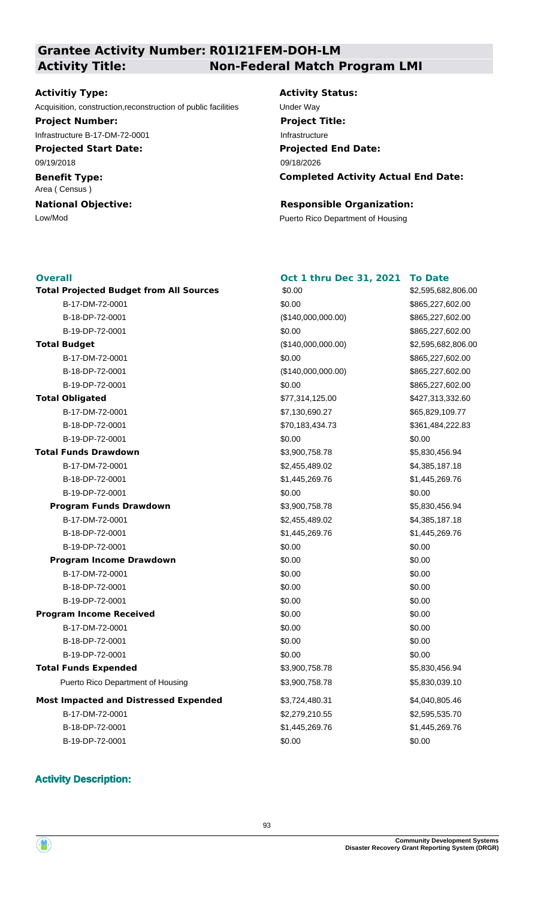## Grantee Activity Number: R01I21FEM-DOH-LM
## Activity Title: Non-Federal Match Program LMI

**Activitiy Type:**
Acquisition, construction,reconstruction of public facilities

**Activity Status:**
Under Way

**Project Number:**
Infrastructure B-17-DM-72-0001

**Project Title:**
Infrastructure

**Projected Start Date:**
09/19/2018

**Projected End Date:**
09/18/2026

**Benefit Type:**
Area ( Census )

**Completed Activity Actual End Date:**

**National Objective:**
Low/Mod

**Responsible Organization:**
Puerto Rico Department of Housing

| Overall | Oct 1 thru Dec 31, 2021 | To Date |
|---|---|---|
| **Total Projected Budget from All Sources** | $0.00 | $2,595,682,806.00 |
| B-17-DM-72-0001 | $0.00 | $865,227,602.00 |
| B-18-DP-72-0001 | ($140,000,000.00) | $865,227,602.00 |
| B-19-DP-72-0001 | $0.00 | $865,227,602.00 |
| **Total Budget** | ($140,000,000.00) | $2,595,682,806.00 |
| B-17-DM-72-0001 | $0.00 | $865,227,602.00 |
| B-18-DP-72-0001 | ($140,000,000.00) | $865,227,602.00 |
| B-19-DP-72-0001 | $0.00 | $865,227,602.00 |
| **Total Obligated** | $77,314,125.00 | $427,313,332.60 |
| B-17-DM-72-0001 | $7,130,690.27 | $65,829,109.77 |
| B-18-DP-72-0001 | $70,183,434.73 | $361,484,222.83 |
| B-19-DP-72-0001 | $0.00 | $0.00 |
| **Total Funds Drawdown** | $3,900,758.78 | $5,830,456.94 |
| B-17-DM-72-0001 | $2,455,489.02 | $4,385,187.18 |
| B-18-DP-72-0001 | $1,445,269.76 | $1,445,269.76 |
| B-19-DP-72-0001 | $0.00 | $0.00 |
| **Program Funds Drawdown** | $3,900,758.78 | $5,830,456.94 |
| B-17-DM-72-0001 | $2,455,489.02 | $4,385,187.18 |
| B-18-DP-72-0001 | $1,445,269.76 | $1,445,269.76 |
| B-19-DP-72-0001 | $0.00 | $0.00 |
| **Program Income Drawdown** | $0.00 | $0.00 |
| B-17-DM-72-0001 | $0.00 | $0.00 |
| B-18-DP-72-0001 | $0.00 | $0.00 |
| B-19-DP-72-0001 | $0.00 | $0.00 |
| **Program Income Received** | $0.00 | $0.00 |
| B-17-DM-72-0001 | $0.00 | $0.00 |
| B-18-DP-72-0001 | $0.00 | $0.00 |
| B-19-DP-72-0001 | $0.00 | $0.00 |
| **Total Funds Expended** | $3,900,758.78 | $5,830,456.94 |
| Puerto Rico Department of Housing | $3,900,758.78 | $5,830,039.10 |
| **Most Impacted and Distressed Expended** | $3,724,480.31 | $4,040,805.46 |
| B-17-DM-72-0001 | $2,279,210.55 | $2,595,535.70 |
| B-18-DP-72-0001 | $1,445,269.76 | $1,445,269.76 |
| B-19-DP-72-0001 | $0.00 | $0.00 |

### Activity Description: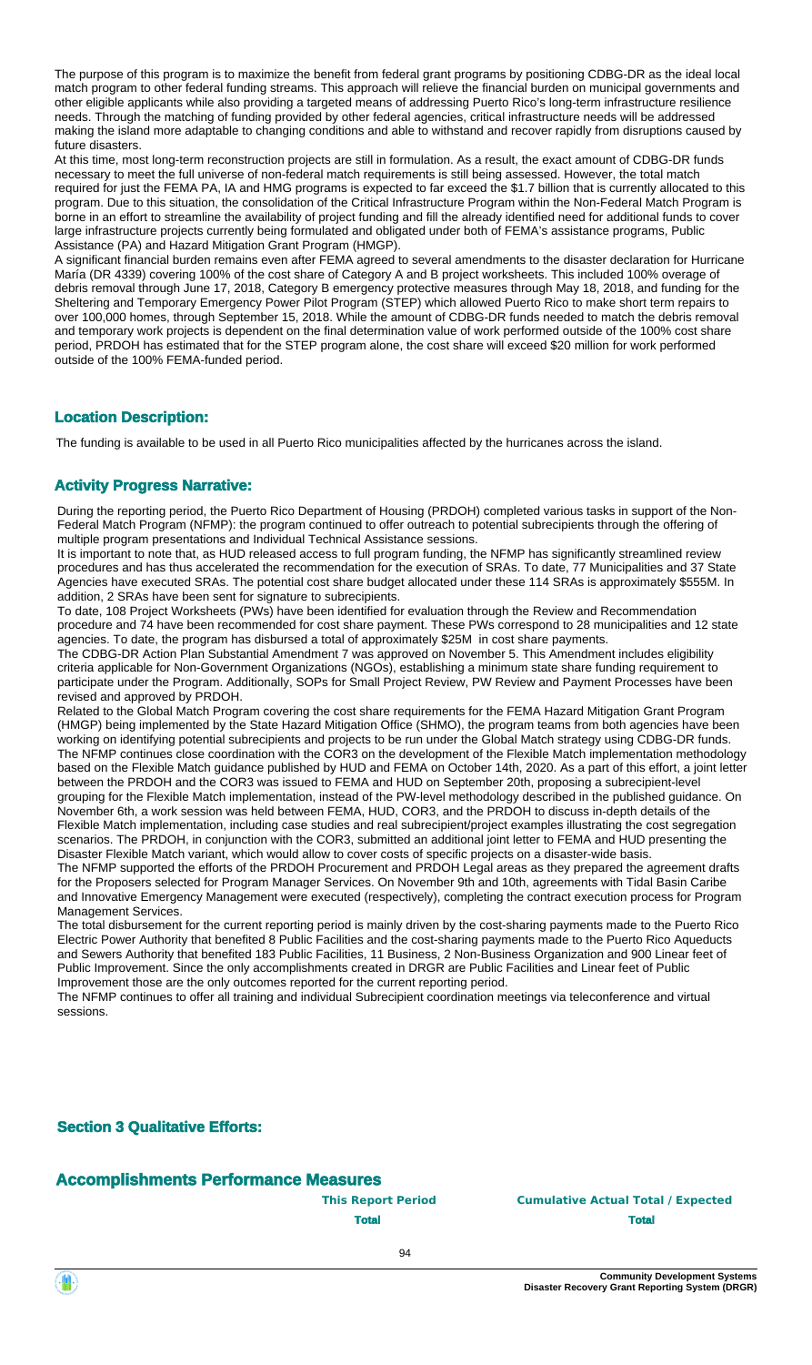The purpose of this program is to maximize the benefit from federal grant programs by positioning CDBG-DR as the ideal local match program to other federal funding streams. This approach will relieve the financial burden on municipal governments and other eligible applicants while also providing a targeted means of addressing Puerto Rico's long-term infrastructure resilience needs. Through the matching of funding provided by other federal agencies, critical infrastructure needs will be addressed making the island more adaptable to changing conditions and able to withstand and recover rapidly from disruptions caused by future disasters.

At this time, most long-term reconstruction projects are still in formulation. As a result, the exact amount of CDBG-DR funds necessary to meet the full universe of non-federal match requirements is still being assessed. However, the total match required for just the FEMA PA, IA and HMG programs is expected to far exceed the $1.7 billion that is currently allocated to this program. Due to this situation, the consolidation of the Critical Infrastructure Program within the Non-Federal Match Program is borne in an effort to streamline the availability of project funding and fill the already identified need for additional funds to cover large infrastructure projects currently being formulated and obligated under both of FEMA's assistance programs, Public Assistance (PA) and Hazard Mitigation Grant Program (HMGP).

A significant financial burden remains even after FEMA agreed to several amendments to the disaster declaration for Hurricane María (DR 4339) covering 100% of the cost share of Category A and B project worksheets. This included 100% overage of debris removal through June 17, 2018, Category B emergency protective measures through May 18, 2018, and funding for the Sheltering and Temporary Emergency Power Pilot Program (STEP) which allowed Puerto Rico to make short term repairs to over 100,000 homes, through September 15, 2018. While the amount of CDBG-DR funds needed to match the debris removal and temporary work projects is dependent on the final determination value of work performed outside of the 100% cost share period, PRDOH has estimated that for the STEP program alone, the cost share will exceed $20 million for work performed outside of the 100% FEMA-funded period.

## Location Description:

The funding is available to be used in all Puerto Rico municipalities affected by the hurricanes across the island.

## Activity Progress Narrative:

During the reporting period, the Puerto Rico Department of Housing (PRDOH) completed various tasks in support of the Non-Federal Match Program (NFMP): the program continued to offer outreach to potential subrecipients through the offering of multiple program presentations and Individual Technical Assistance sessions.

It is important to note that, as HUD released access to full program funding, the NFMP has significantly streamlined review procedures and has thus accelerated the recommendation for the execution of SRAs. To date, 77 Municipalities and 37 State Agencies have executed SRAs. The potential cost share budget allocated under these 114 SRAs is approximately $555M. In addition, 2 SRAs have been sent for signature to subrecipients.

To date, 108 Project Worksheets (PWs) have been identified for evaluation through the Review and Recommendation procedure and 74 have been recommended for cost share payment. These PWs correspond to 28 municipalities and 12 state agencies. To date, the program has disbursed a total of approximately $25M  in cost share payments.

The CDBG-DR Action Plan Substantial Amendment 7 was approved on November 5. This Amendment includes eligibility criteria applicable for Non-Government Organizations (NGOs), establishing a minimum state share funding requirement to participate under the Program. Additionally, SOPs for Small Project Review, PW Review and Payment Processes have been revised and approved by PRDOH.

Related to the Global Match Program covering the cost share requirements for the FEMA Hazard Mitigation Grant Program (HMGP) being implemented by the State Hazard Mitigation Office (SHMO), the program teams from both agencies have been working on identifying potential subrecipients and projects to be run under the Global Match strategy using CDBG-DR funds.

The NFMP continues close coordination with the COR3 on the development of the Flexible Match implementation methodology based on the Flexible Match guidance published by HUD and FEMA on October 14th, 2020. As a part of this effort, a joint letter between the PRDOH and the COR3 was issued to FEMA and HUD on September 20th, proposing a subrecipient-level grouping for the Flexible Match implementation, instead of the PW-level methodology described in the published guidance. On November 6th, a work session was held between FEMA, HUD, COR3, and the PRDOH to discuss in-depth details of the Flexible Match implementation, including case studies and real subrecipient/project examples illustrating the cost segregation scenarios. The PRDOH, in conjunction with the COR3, submitted an additional joint letter to FEMA and HUD presenting the Disaster Flexible Match variant, which would allow to cover costs of specific projects on a disaster-wide basis.

The NFMP supported the efforts of the PRDOH Procurement and PRDOH Legal areas as they prepared the agreement drafts for the Proposers selected for Program Manager Services. On November 9th and 10th, agreements with Tidal Basin Caribe and Innovative Emergency Management were executed (respectively), completing the contract execution process for Program Management Services.

The total disbursement for the current reporting period is mainly driven by the cost-sharing payments made to the Puerto Rico Electric Power Authority that benefited 8 Public Facilities and the cost-sharing payments made to the Puerto Rico Aqueducts and Sewers Authority that benefited 183 Public Facilities, 11 Business, 2 Non-Business Organization and 900 Linear feet of Public Improvement. Since the only accomplishments created in DRGR are Public Facilities and Linear feet of Public Improvement those are the only outcomes reported for the current reporting period.

The NFMP continues to offer all training and individual Subrecipient coordination meetings via teleconference and virtual sessions.

## Section 3 Qualitative Efforts:

## Accomplishments Performance Measures

| | This Report Period | Cumulative Actual Total / Expected |
|---|---|---|
| | Total | Total |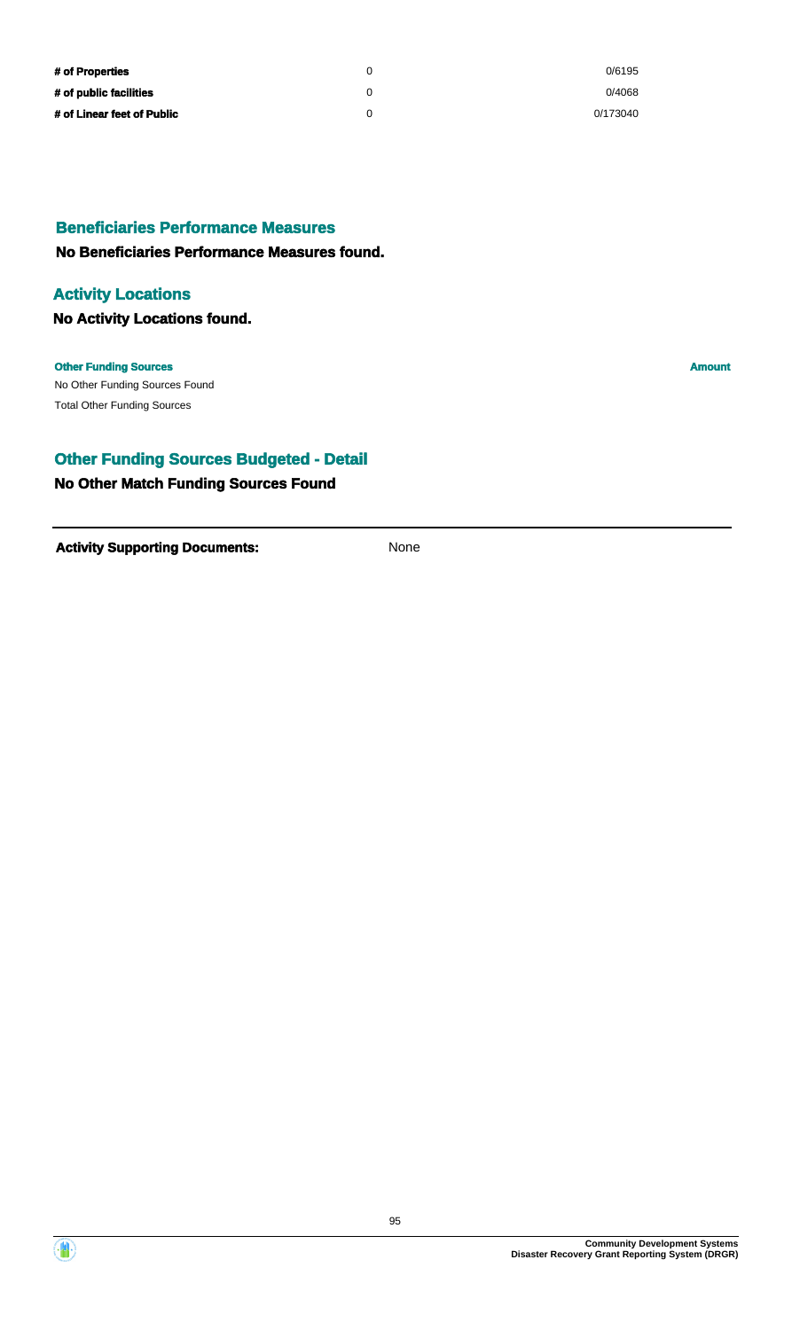| | | |
|---|---|---|
| **# of Properties** | 0 | 0/6195 |
| **# of public facilities** | 0 | 0/4068 |
| **# of Linear feet of Public** | 0 | 0/173040 |

## Beneficiaries Performance Measures

**No Beneficiaries Performance Measures found.**

## Activity Locations

**No Activity Locations found.**

| **Other Funding Sources** | **Amount** |
|---|---|
| No Other Funding Sources Found | |
| Total Other Funding Sources | |

## Other Funding Sources Budgeted - Detail

**No Other Match Funding Sources Found**

**Activity Supporting Documents:** None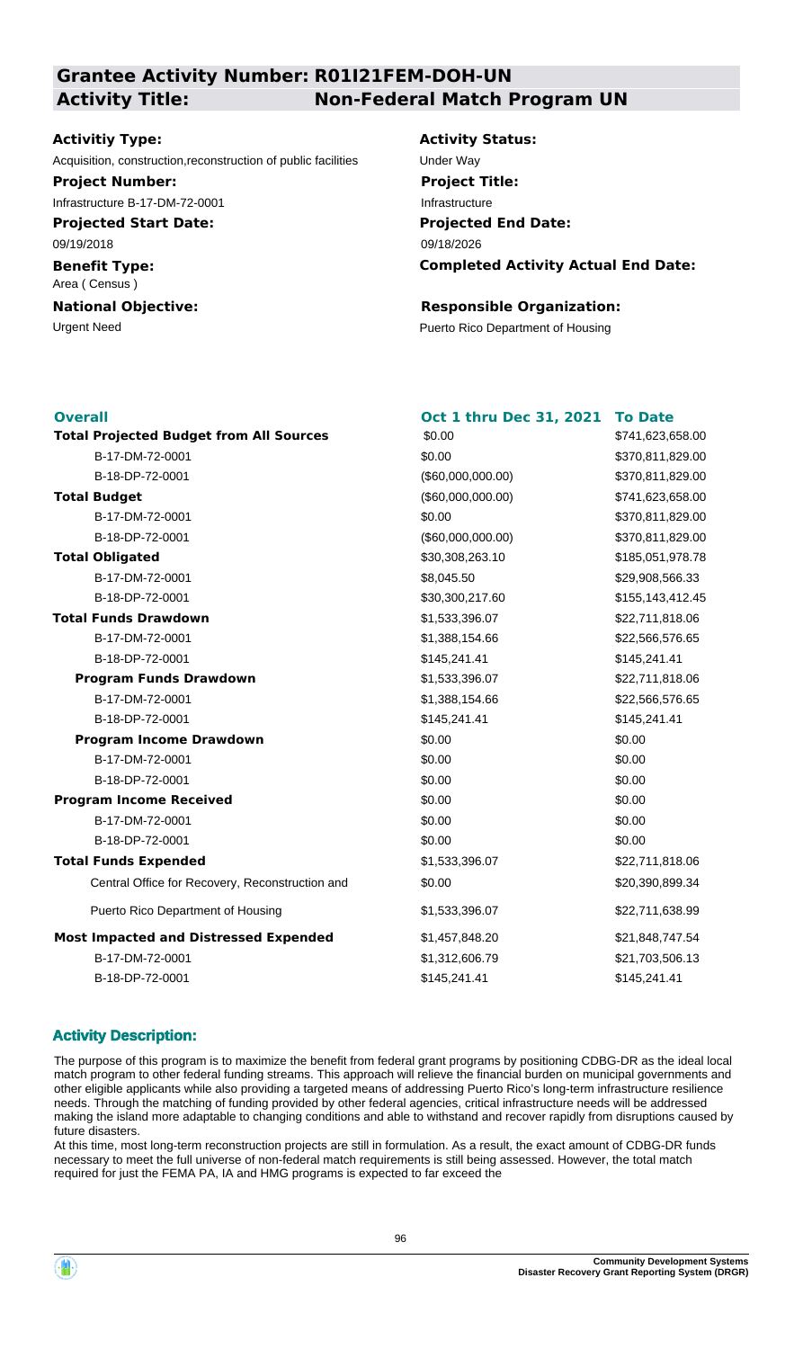## Grantee Activity Number: R01I21FEM-DOH-UN

## Activity Title: Non-Federal Match Program UN

**Activitiy Type:**
Acquisition, construction,reconstruction of public facilities

**Activity Status:**
Under Way

**Project Number:**
Infrastructure B-17-DM-72-0001

**Project Title:**
Infrastructure

**Projected Start Date:**
09/19/2018

**Projected End Date:**
09/18/2026

**Benefit Type:**
Area ( Census )

**Completed Activity Actual End Date:**

**National Objective:**
Urgent Need

**Responsible Organization:**
Puerto Rico Department of Housing

| Overall | Oct 1 thru Dec 31, 2021 | To Date |
|---|---|---|
| **Total Projected Budget from All Sources** | $0.00 | $741,623,658.00 |
| B-17-DM-72-0001 | $0.00 | $370,811,829.00 |
| B-18-DP-72-0001 | ($60,000,000.00) | $370,811,829.00 |
| **Total Budget** | ($60,000,000.00) | $741,623,658.00 |
| B-17-DM-72-0001 | $0.00 | $370,811,829.00 |
| B-18-DP-72-0001 | ($60,000,000.00) | $370,811,829.00 |
| **Total Obligated** | $30,308,263.10 | $185,051,978.78 |
| B-17-DM-72-0001 | $8,045.50 | $29,908,566.33 |
| B-18-DP-72-0001 | $30,300,217.60 | $155,143,412.45 |
| **Total Funds Drawdown** | $1,533,396.07 | $22,711,818.06 |
| B-17-DM-72-0001 | $1,388,154.66 | $22,566,576.65 |
| B-18-DP-72-0001 | $145,241.41 | $145,241.41 |
| **Program Funds Drawdown** | $1,533,396.07 | $22,711,818.06 |
| B-17-DM-72-0001 | $1,388,154.66 | $22,566,576.65 |
| B-18-DP-72-0001 | $145,241.41 | $145,241.41 |
| **Program Income Drawdown** | $0.00 | $0.00 |
| B-17-DM-72-0001 | $0.00 | $0.00 |
| B-18-DP-72-0001 | $0.00 | $0.00 |
| **Program Income Received** | $0.00 | $0.00 |
| B-17-DM-72-0001 | $0.00 | $0.00 |
| B-18-DP-72-0001 | $0.00 | $0.00 |
| **Total Funds Expended** | $1,533,396.07 | $22,711,818.06 |
| Central Office for Recovery, Reconstruction and | $0.00 | $20,390,899.34 |
| Puerto Rico Department of Housing | $1,533,396.07 | $22,711,638.99 |
| **Most Impacted and Distressed Expended** | $1,457,848.20 | $21,848,747.54 |
| B-17-DM-72-0001 | $1,312,606.79 | $21,703,506.13 |
| B-18-DP-72-0001 | $145,241.41 | $145,241.41 |

### Activity Description:

The purpose of this program is to maximize the benefit from federal grant programs by positioning CDBG-DR as the ideal local match program to other federal funding streams. This approach will relieve the financial burden on municipal governments and other eligible applicants while also providing a targeted means of addressing Puerto Rico's long-term infrastructure resilience needs. Through the matching of funding provided by other federal agencies, critical infrastructure needs will be addressed making the island more adaptable to changing conditions and able to withstand and recover rapidly from disruptions caused by future disasters.

At this time, most long-term reconstruction projects are still in formulation. As a result, the exact amount of CDBG-DR funds necessary to meet the full universe of non-federal match requirements is still being assessed. However, the total match required for just the FEMA PA, IA and HMG programs is expected to far exceed the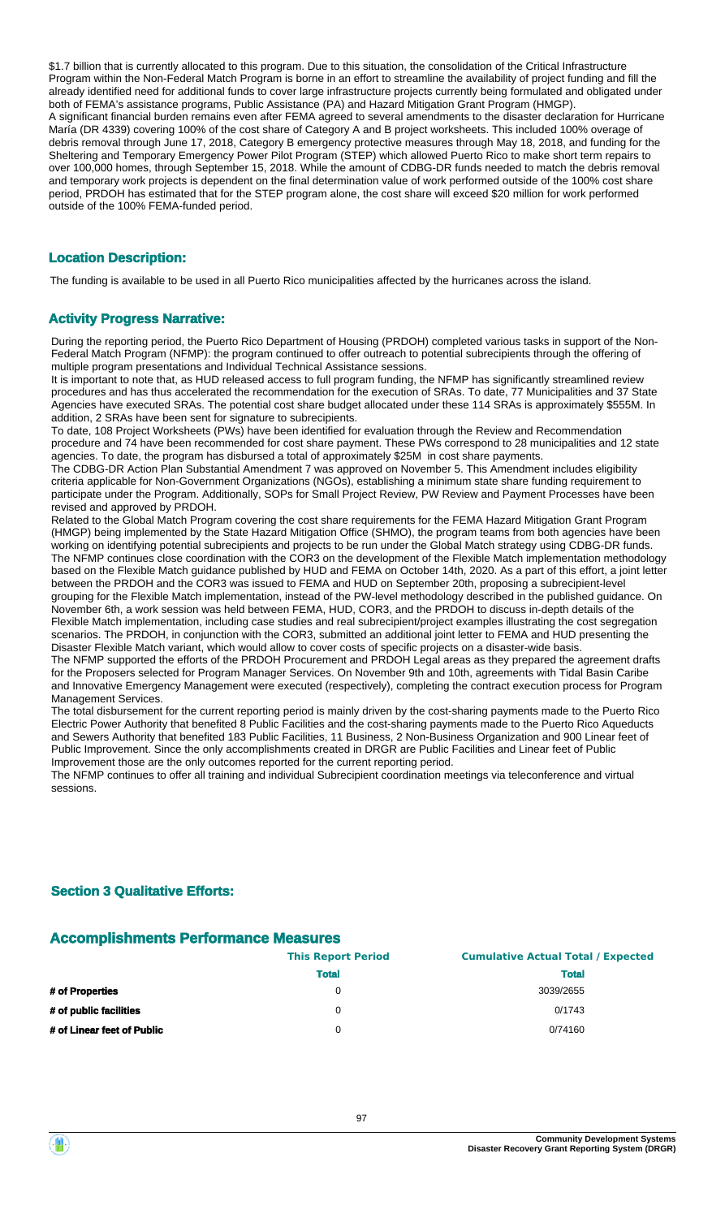$1.7 billion that is currently allocated to this program. Due to this situation, the consolidation of the Critical Infrastructure Program within the Non-Federal Match Program is borne in an effort to streamline the availability of project funding and fill the already identified need for additional funds to cover large infrastructure projects currently being formulated and obligated under both of FEMA's assistance programs, Public Assistance (PA) and Hazard Mitigation Grant Program (HMGP).
A significant financial burden remains even after FEMA agreed to several amendments to the disaster declaration for Hurricane María (DR 4339) covering 100% of the cost share of Category A and B project worksheets. This included 100% overage of debris removal through June 17, 2018, Category B emergency protective measures through May 18, 2018, and funding for the Sheltering and Temporary Emergency Power Pilot Program (STEP) which allowed Puerto Rico to make short term repairs to over 100,000 homes, through September 15, 2018. While the amount of CDBG-DR funds needed to match the debris removal and temporary work projects is dependent on the final determination value of work performed outside of the 100% cost share period, PRDOH has estimated that for the STEP program alone, the cost share will exceed $20 million for work performed outside of the 100% FEMA-funded period.

## Location Description:

The funding is available to be used in all Puerto Rico municipalities affected by the hurricanes across the island.

## Activity Progress Narrative:

During the reporting period, the Puerto Rico Department of Housing (PRDOH) completed various tasks in support of the Non-Federal Match Program (NFMP): the program continued to offer outreach to potential subrecipients through the offering of multiple program presentations and Individual Technical Assistance sessions.
It is important to note that, as HUD released access to full program funding, the NFMP has significantly streamlined review procedures and has thus accelerated the recommendation for the execution of SRAs. To date, 77 Municipalities and 37 State Agencies have executed SRAs. The potential cost share budget allocated under these 114 SRAs is approximately $555M. In addition, 2 SRAs have been sent for signature to subrecipients.
To date, 108 Project Worksheets (PWs) have been identified for evaluation through the Review and Recommendation procedure and 74 have been recommended for cost share payment. These PWs correspond to 28 municipalities and 12 state agencies. To date, the program has disbursed a total of approximately $25M in cost share payments.
The CDBG-DR Action Plan Substantial Amendment 7 was approved on November 5. This Amendment includes eligibility criteria applicable for Non-Government Organizations (NGOs), establishing a minimum state share funding requirement to participate under the Program. Additionally, SOPs for Small Project Review, PW Review and Payment Processes have been revised and approved by PRDOH.
Related to the Global Match Program covering the cost share requirements for the FEMA Hazard Mitigation Grant Program (HMGP) being implemented by the State Hazard Mitigation Office (SHMO), the program teams from both agencies have been working on identifying potential subrecipients and projects to be run under the Global Match strategy using CDBG-DR funds.
The NFMP continues close coordination with the COR3 on the development of the Flexible Match implementation methodology based on the Flexible Match guidance published by HUD and FEMA on October 14th, 2020. As a part of this effort, a joint letter between the PRDOH and the COR3 was issued to FEMA and HUD on September 20th, proposing a subrecipient-level grouping for the Flexible Match implementation, instead of the PW-level methodology described in the published guidance. On November 6th, a work session was held between FEMA, HUD, COR3, and the PRDOH to discuss in-depth details of the Flexible Match implementation, including case studies and real subrecipient/project examples illustrating the cost segregation scenarios. The PRDOH, in conjunction with the COR3, submitted an additional joint letter to FEMA and HUD presenting the Disaster Flexible Match variant, which would allow to cover costs of specific projects on a disaster-wide basis.
The NFMP supported the efforts of the PRDOH Procurement and PRDOH Legal areas as they prepared the agreement drafts for the Proposers selected for Program Manager Services. On November 9th and 10th, agreements with Tidal Basin Caribe and Innovative Emergency Management were executed (respectively), completing the contract execution process for Program Management Services.
The total disbursement for the current reporting period is mainly driven by the cost-sharing payments made to the Puerto Rico Electric Power Authority that benefited 8 Public Facilities and the cost-sharing payments made to the Puerto Rico Aqueducts and Sewers Authority that benefited 183 Public Facilities, 11 Business, 2 Non-Business Organization and 900 Linear feet of Public Improvement. Since the only accomplishments created in DRGR are Public Facilities and Linear feet of Public Improvement those are the only outcomes reported for the current reporting period.
The NFMP continues to offer all training and individual Subrecipient coordination meetings via teleconference and virtual sessions.

## Section 3 Qualitative Efforts:

## Accomplishments Performance Measures

| | This Report Period | Cumulative Actual Total / Expected |
|---|---|---|
| | **Total** | **Total** |
| **# of Properties** | 0 | 3039/2655 |
| **# of public facilities** | 0 | 0/1743 |
| **# of Linear feet of Public** | 0 | 0/74160 |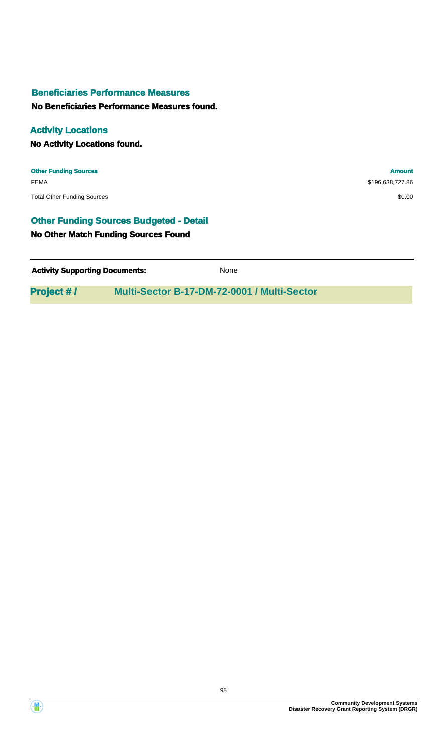### Beneficiaries Performance Measures

**No Beneficiaries Performance Measures found.**

### Activity Locations

**No Activity Locations found.**

| **Other Funding Sources** | **Amount** |
| --- | --- |
| FEMA | $196,638,727.86 |
| Total Other Funding Sources | $0.00 |

### Other Funding Sources Budgeted - Detail

**No Other Match Funding Sources Found**

**Activity Supporting Documents:** None

## Project # / Multi-Sector B-17-DM-72-0001 / Multi-Sector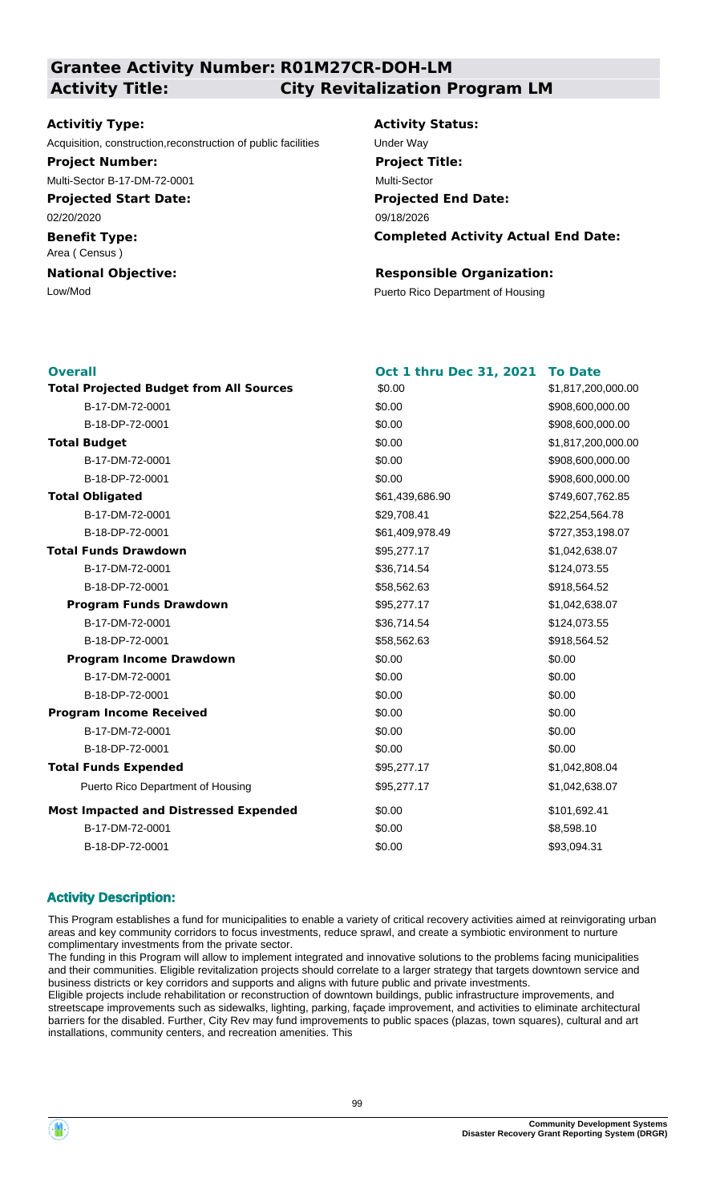# Grantee Activity Number: R01M27CR-DOH-LM
## Activity Title: City Revitalization Program LM

**Activitiy Type:**
Acquisition, construction,reconstruction of public facilities

**Activity Status:**
Under Way

**Project Number:**
Multi-Sector B-17-DM-72-0001

**Project Title:**
Multi-Sector

**Projected Start Date:**
02/20/2020

**Projected End Date:**
09/18/2026

**Benefit Type:**
Area ( Census )

**Completed Activity Actual End Date:**

**National Objective:**
Low/Mod

**Responsible Organization:**
Puerto Rico Department of Housing

| **Overall** | **Oct 1 thru Dec 31, 2021** | **To Date** |
|---|---|---|
| **Total Projected Budget from All Sources** | $0.00 | $1,817,200,000.00 |
| B-17-DM-72-0001 | $0.00 | $908,600,000.00 |
| B-18-DP-72-0001 | $0.00 | $908,600,000.00 |
| **Total Budget** | $0.00 | $1,817,200,000.00 |
| B-17-DM-72-0001 | $0.00 | $908,600,000.00 |
| B-18-DP-72-0001 | $0.00 | $908,600,000.00 |
| **Total Obligated** | $61,439,686.90 | $749,607,762.85 |
| B-17-DM-72-0001 | $29,708.41 | $22,254,564.78 |
| B-18-DP-72-0001 | $61,409,978.49 | $727,353,198.07 |
| **Total Funds Drawdown** | $95,277.17 | $1,042,638.07 |
| B-17-DM-72-0001 | $36,714.54 | $124,073.55 |
| B-18-DP-72-0001 | $58,562.63 | $918,564.52 |
| **Program Funds Drawdown** | $95,277.17 | $1,042,638.07 |
| B-17-DM-72-0001 | $36,714.54 | $124,073.55 |
| B-18-DP-72-0001 | $58,562.63 | $918,564.52 |
| **Program Income Drawdown** | $0.00 | $0.00 |
| B-17-DM-72-0001 | $0.00 | $0.00 |
| B-18-DP-72-0001 | $0.00 | $0.00 |
| **Program Income Received** | $0.00 | $0.00 |
| B-17-DM-72-0001 | $0.00 | $0.00 |
| B-18-DP-72-0001 | $0.00 | $0.00 |
| **Total Funds Expended** | $95,277.17 | $1,042,808.04 |
| Puerto Rico Department of Housing | $95,277.17 | $1,042,638.07 |
| **Most Impacted and Distressed Expended** | $0.00 | $101,692.41 |
| B-17-DM-72-0001 | $0.00 | $8,598.10 |
| B-18-DP-72-0001 | $0.00 | $93,094.31 |

### Activity Description:

This Program establishes a fund for municipalities to enable a variety of critical recovery activities aimed at reinvigorating urban areas and key community corridors to focus investments, reduce sprawl, and create a symbiotic environment to nurture complimentary investments from the private sector.

The funding in this Program will allow to implement integrated and innovative solutions to the problems facing municipalities and their communities. Eligible revitalization projects should correlate to a larger strategy that targets downtown service and business districts or key corridors and supports and aligns with future public and private investments.

Eligible projects include rehabilitation or reconstruction of downtown buildings, public infrastructure improvements, and streetscape improvements such as sidewalks, lighting, parking, façade improvement, and activities to eliminate architectural barriers for the disabled. Further, City Rev may fund improvements to public spaces (plazas, town squares), cultural and art installations, community centers, and recreation amenities. This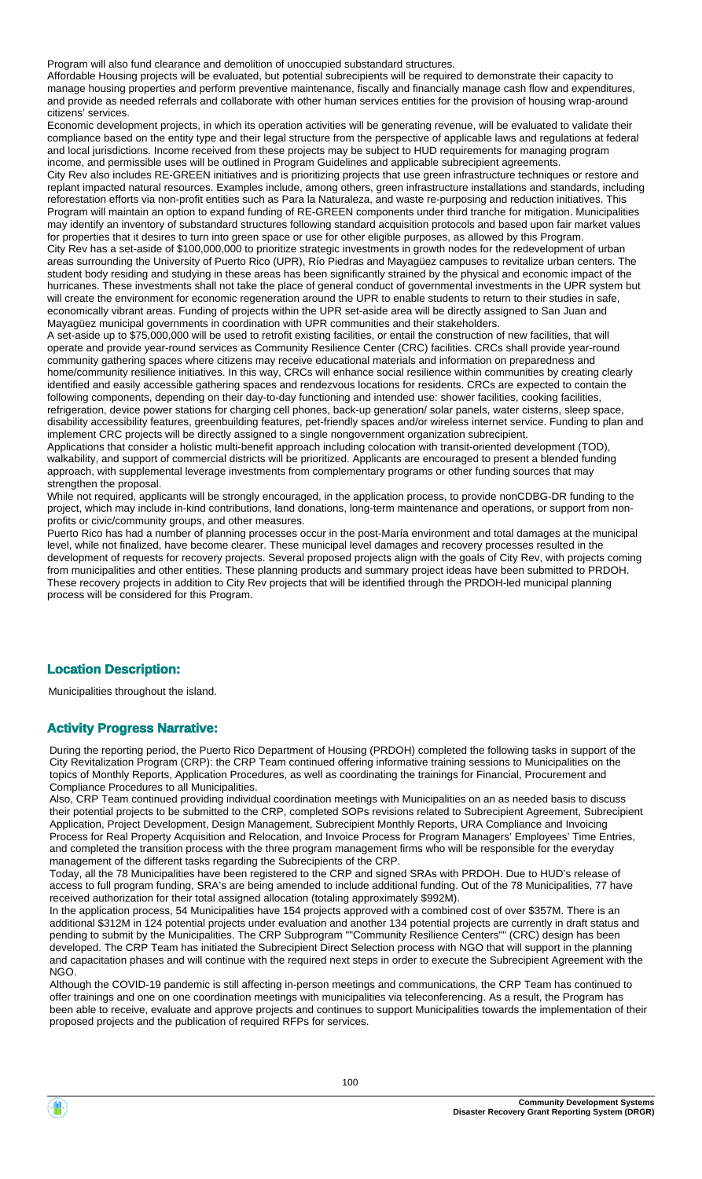Program will also fund clearance and demolition of unoccupied substandard structures.

Affordable Housing projects will be evaluated, but potential subrecipients will be required to demonstrate their capacity to manage housing properties and perform preventive maintenance, fiscally and financially manage cash flow and expenditures, and provide as needed referrals and collaborate with other human services entities for the provision of housing wrap-around citizens' services.

Economic development projects, in which its operation activities will be generating revenue, will be evaluated to validate their compliance based on the entity type and their legal structure from the perspective of applicable laws and regulations at federal and local jurisdictions. Income received from these projects may be subject to HUD requirements for managing program income, and permissible uses will be outlined in Program Guidelines and applicable subrecipient agreements.

City Rev also includes RE-GREEN initiatives and is prioritizing projects that use green infrastructure techniques or restore and replant impacted natural resources. Examples include, among others, green infrastructure installations and standards, including reforestation efforts via non-profit entities such as Para la Naturaleza, and waste re-purposing and reduction initiatives. This Program will maintain an option to expand funding of RE-GREEN components under third tranche for mitigation. Municipalities may identify an inventory of substandard structures following standard acquisition protocols and based upon fair market values for properties that it desires to turn into green space or use for other eligible purposes, as allowed by this Program.

City Rev has a set-aside of $100,000,000 to prioritize strategic investments in growth nodes for the redevelopment of urban areas surrounding the University of Puerto Rico (UPR), Río Piedras and Mayagüez campuses to revitalize urban centers. The student body residing and studying in these areas has been significantly strained by the physical and economic impact of the hurricanes. These investments shall not take the place of general conduct of governmental investments in the UPR system but will create the environment for economic regeneration around the UPR to enable students to return to their studies in safe, economically vibrant areas. Funding of projects within the UPR set-aside area will be directly assigned to San Juan and Mayagüez municipal governments in coordination with UPR communities and their stakeholders.

A set-aside up to $75,000,000 will be used to retrofit existing facilities, or entail the construction of new facilities, that will operate and provide year-round services as Community Resilience Center (CRC) facilities. CRCs shall provide year-round community gathering spaces where citizens may receive educational materials and information on preparedness and home/community resilience initiatives. In this way, CRCs will enhance social resilience within communities by creating clearly identified and easily accessible gathering spaces and rendezvous locations for residents. CRCs are expected to contain the following components, depending on their day-to-day functioning and intended use: shower facilities, cooking facilities, refrigeration, device power stations for charging cell phones, back-up generation/ solar panels, water cisterns, sleep space, disability accessibility features, greenbuilding features, pet-friendly spaces and/or wireless internet service. Funding to plan and implement CRC projects will be directly assigned to a single nongovernment organization subrecipient.

Applications that consider a holistic multi-benefit approach including colocation with transit-oriented development (TOD), walkability, and support of commercial districts will be prioritized. Applicants are encouraged to present a blended funding approach, with supplemental leverage investments from complementary programs or other funding sources that may strengthen the proposal.

While not required, applicants will be strongly encouraged, in the application process, to provide nonCDBG-DR funding to the project, which may include in-kind contributions, land donations, long-term maintenance and operations, or support from non-profits or civic/community groups, and other measures.

Puerto Rico has had a number of planning processes occur in the post-María environment and total damages at the municipal level, while not finalized, have become clearer. These municipal level damages and recovery processes resulted in the development of requests for recovery projects. Several proposed projects align with the goals of City Rev, with projects coming from municipalities and other entities. These planning products and summary project ideas have been submitted to PRDOH. These recovery projects in addition to City Rev projects that will be identified through the PRDOH-led municipal planning process will be considered for this Program.

## Location Description:

Municipalities throughout the island.

## Activity Progress Narrative:

During the reporting period, the Puerto Rico Department of Housing (PRDOH) completed the following tasks in support of the City Revitalization Program (CRP): the CRP Team continued offering informative training sessions to Municipalities on the topics of Monthly Reports, Application Procedures, as well as coordinating the trainings for Financial, Procurement and Compliance Procedures to all Municipalities.

Also, CRP Team continued providing individual coordination meetings with Municipalities on an as needed basis to discuss their potential projects to be submitted to the CRP, completed SOPs revisions related to Subrecipient Agreement, Subrecipient Application, Project Development, Design Management, Subrecipient Monthly Reports, URA Compliance and Invoicing Process for Real Property Acquisition and Relocation, and Invoice Process for Program Managers' Employees' Time Entries, and completed the transition process with the three program management firms who will be responsible for the everyday management of the different tasks regarding the Subrecipients of the CRP.

Today, all the 78 Municipalities have been registered to the CRP and signed SRAs with PRDOH. Due to HUD's release of access to full program funding, SRA's are being amended to include additional funding. Out of the 78 Municipalities, 77 have received authorization for their total assigned allocation (totaling approximately $992M).

In the application process, 54 Municipalities have 154 projects approved with a combined cost of over $357M. There is an additional $312M in 124 potential projects under evaluation and another 134 potential projects are currently in draft status and pending to submit by the Municipalities. The CRP Subprogram ""Community Resilience Centers"" (CRC) design has been developed. The CRP Team has initiated the Subrecipient Direct Selection process with NGO that will support in the planning and capacitation phases and will continue with the required next steps in order to execute the Subrecipient Agreement with the NGO.

Although the COVID-19 pandemic is still affecting in-person meetings and communications, the CRP Team has continued to offer trainings and one on one coordination meetings with municipalities via teleconferencing. As a result, the Program has been able to receive, evaluate and approve projects and continues to support Municipalities towards the implementation of their proposed projects and the publication of required RFPs for services.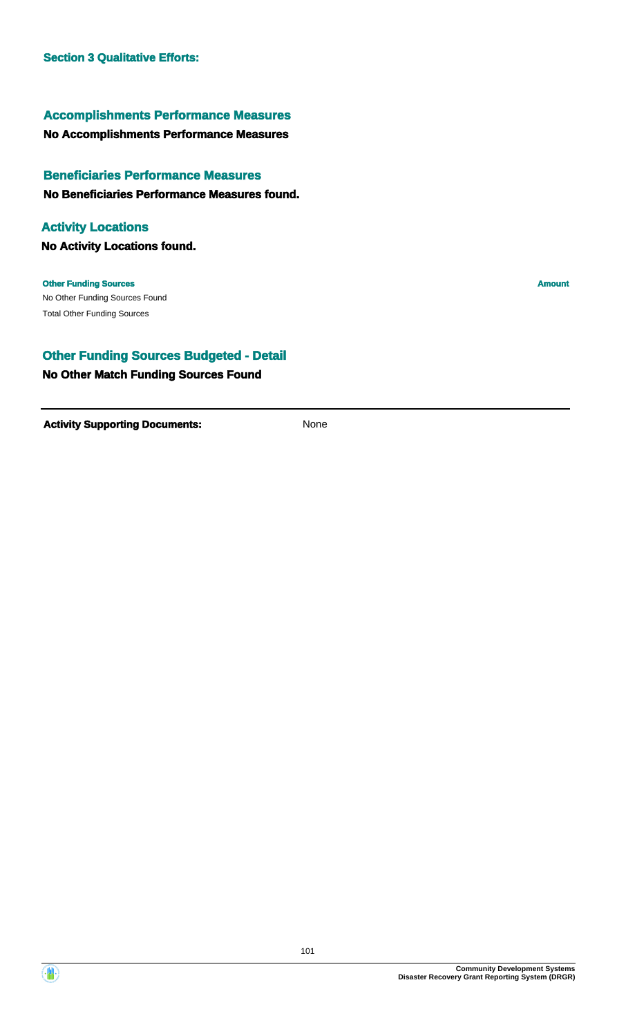**Section 3 Qualitative Efforts:**

### Accomplishments Performance Measures

**No Accomplishments Performance Measures**

### Beneficiaries Performance Measures

**No Beneficiaries Performance Measures found.**

### Activity Locations

**No Activity Locations found.**

| Other Funding Sources | Amount |
| --- | --- |
| No Other Funding Sources Found | |
| Total Other Funding Sources | |

### Other Funding Sources Budgeted - Detail

**No Other Match Funding Sources Found**

---

**Activity Supporting Documents:** None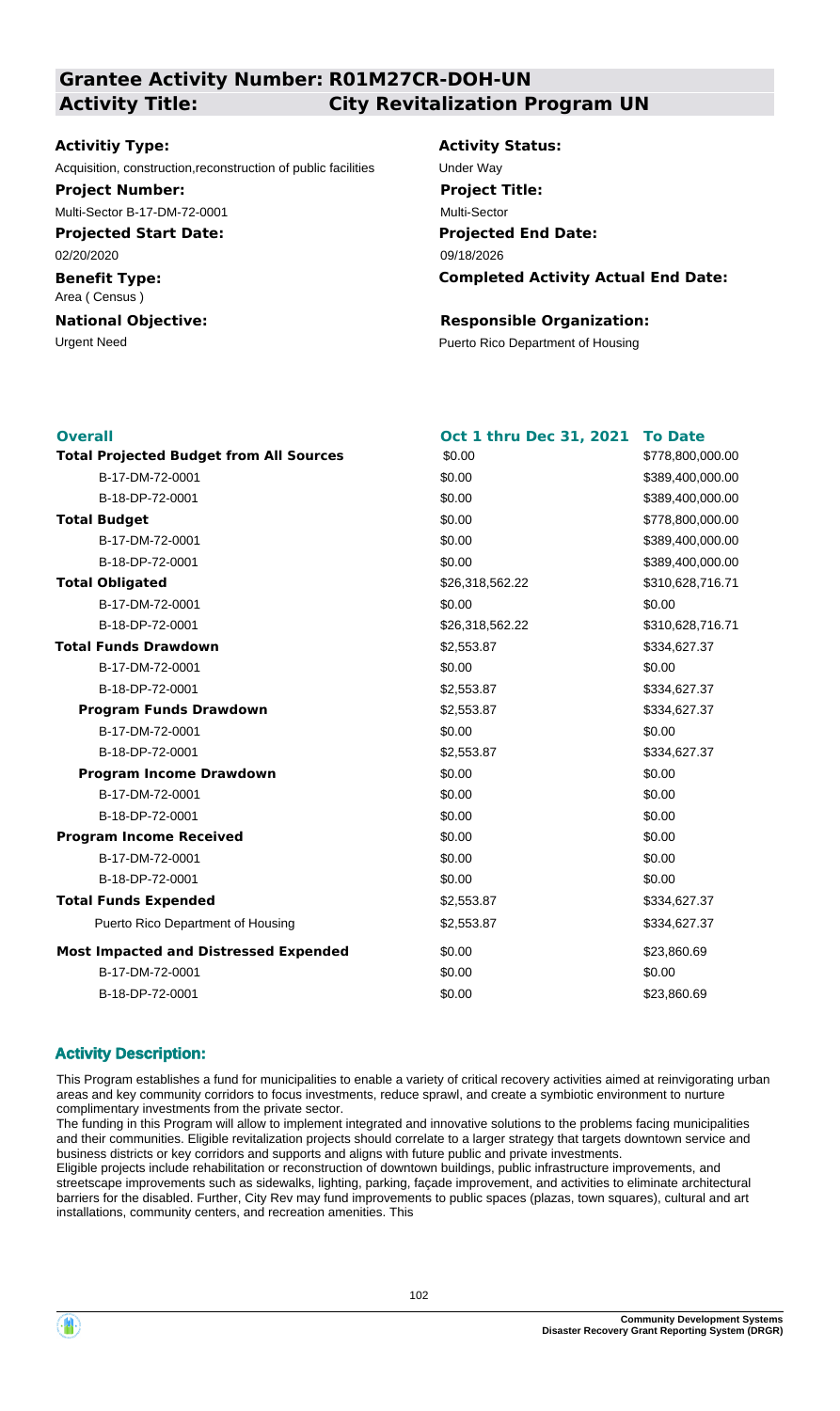## Grantee Activity Number: R01M27CR-DOH-UN

## Activity Title: City Revitalization Program UN

**Activitiy Type:**
Acquisition, construction,reconstruction of public facilities

**Activity Status:**
Under Way

**Project Number:**
Multi-Sector B-17-DM-72-0001

**Project Title:**
Multi-Sector

**Projected Start Date:**
02/20/2020

**Projected End Date:**
09/18/2026

**Benefit Type:**
Area ( Census )

**Completed Activity Actual End Date:**

**National Objective:**
Urgent Need

**Responsible Organization:**
Puerto Rico Department of Housing

| Overall | Oct 1 thru Dec 31, 2021 | To Date |
|---|---|---|
| **Total Projected Budget from All Sources** | $0.00 | $778,800,000.00 |
| B-17-DM-72-0001 | $0.00 | $389,400,000.00 |
| B-18-DP-72-0001 | $0.00 | $389,400,000.00 |
| **Total Budget** | $0.00 | $778,800,000.00 |
| B-17-DM-72-0001 | $0.00 | $389,400,000.00 |
| B-18-DP-72-0001 | $0.00 | $389,400,000.00 |
| **Total Obligated** | $26,318,562.22 | $310,628,716.71 |
| B-17-DM-72-0001 | $0.00 | $0.00 |
| B-18-DP-72-0001 | $26,318,562.22 | $310,628,716.71 |
| **Total Funds Drawdown** | $2,553.87 | $334,627.37 |
| B-17-DM-72-0001 | $0.00 | $0.00 |
| B-18-DP-72-0001 | $2,553.87 | $334,627.37 |
| **Program Funds Drawdown** | $2,553.87 | $334,627.37 |
| B-17-DM-72-0001 | $0.00 | $0.00 |
| B-18-DP-72-0001 | $2,553.87 | $334,627.37 |
| **Program Income Drawdown** | $0.00 | $0.00 |
| B-17-DM-72-0001 | $0.00 | $0.00 |
| B-18-DP-72-0001 | $0.00 | $0.00 |
| **Program Income Received** | $0.00 | $0.00 |
| B-17-DM-72-0001 | $0.00 | $0.00 |
| B-18-DP-72-0001 | $0.00 | $0.00 |
| **Total Funds Expended** | $2,553.87 | $334,627.37 |
| Puerto Rico Department of Housing | $2,553.87 | $334,627.37 |
| **Most Impacted and Distressed Expended** | $0.00 | $23,860.69 |
| B-17-DM-72-0001 | $0.00 | $0.00 |
| B-18-DP-72-0001 | $0.00 | $23,860.69 |

### Activity Description:

This Program establishes a fund for municipalities to enable a variety of critical recovery activities aimed at reinvigorating urban areas and key community corridors to focus investments, reduce sprawl, and create a symbiotic environment to nurture complimentary investments from the private sector.

The funding in this Program will allow to implement integrated and innovative solutions to the problems facing municipalities and their communities. Eligible revitalization projects should correlate to a larger strategy that targets downtown service and business districts or key corridors and supports and aligns with future public and private investments.

Eligible projects include rehabilitation or reconstruction of downtown buildings, public infrastructure improvements, and streetscape improvements such as sidewalks, lighting, parking, façade improvement, and activities to eliminate architectural barriers for the disabled. Further, City Rev may fund improvements to public spaces (plazas, town squares), cultural and art installations, community centers, and recreation amenities. This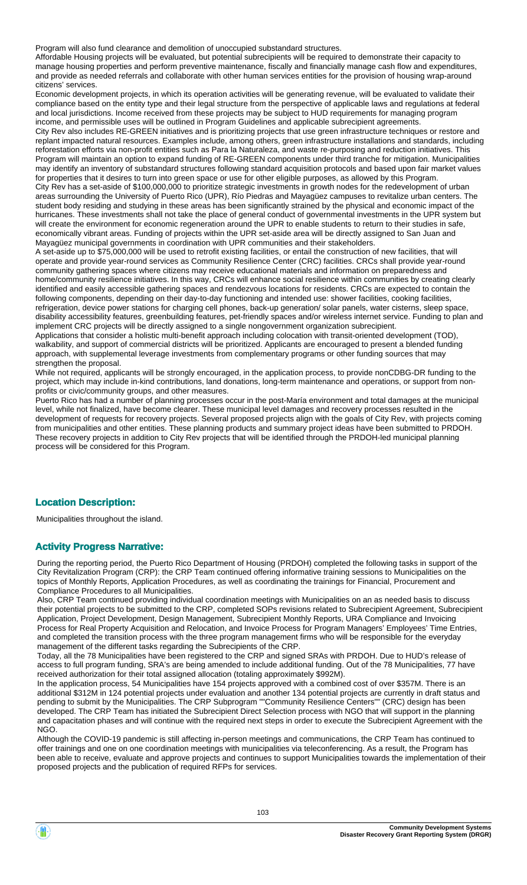Program will also fund clearance and demolition of unoccupied substandard structures.

Affordable Housing projects will be evaluated, but potential subrecipients will be required to demonstrate their capacity to manage housing properties and perform preventive maintenance, fiscally and financially manage cash flow and expenditures, and provide as needed referrals and collaborate with other human services entities for the provision of housing wrap-around citizens' services.

Economic development projects, in which its operation activities will be generating revenue, will be evaluated to validate their compliance based on the entity type and their legal structure from the perspective of applicable laws and regulations at federal and local jurisdictions. Income received from these projects may be subject to HUD requirements for managing program income, and permissible uses will be outlined in Program Guidelines and applicable subrecipient agreements.

City Rev also includes RE-GREEN initiatives and is prioritizing projects that use green infrastructure techniques or restore and replant impacted natural resources. Examples include, among others, green infrastructure installations and standards, including reforestation efforts via non-profit entities such as Para la Naturaleza, and waste re-purposing and reduction initiatives. This Program will maintain an option to expand funding of RE-GREEN components under third tranche for mitigation. Municipalities may identify an inventory of substandard structures following standard acquisition protocols and based upon fair market values for properties that it desires to turn into green space or use for other eligible purposes, as allowed by this Program.

City Rev has a set-aside of $100,000,000 to prioritize strategic investments in growth nodes for the redevelopment of urban areas surrounding the University of Puerto Rico (UPR), Río Piedras and Mayagüez campuses to revitalize urban centers. The student body residing and studying in these areas has been significantly strained by the physical and economic impact of the hurricanes. These investments shall not take the place of general conduct of governmental investments in the UPR system but will create the environment for economic regeneration around the UPR to enable students to return to their studies in safe, economically vibrant areas. Funding of projects within the UPR set-aside area will be directly assigned to San Juan and Mayagüez municipal governments in coordination with UPR communities and their stakeholders.

A set-aside up to $75,000,000 will be used to retrofit existing facilities, or entail the construction of new facilities, that will operate and provide year-round services as Community Resilience Center (CRC) facilities. CRCs shall provide year-round community gathering spaces where citizens may receive educational materials and information on preparedness and home/community resilience initiatives. In this way, CRCs will enhance social resilience within communities by creating clearly identified and easily accessible gathering spaces and rendezvous locations for residents. CRCs are expected to contain the following components, depending on their day-to-day functioning and intended use: shower facilities, cooking facilities, refrigeration, device power stations for charging cell phones, back-up generation/ solar panels, water cisterns, sleep space, disability accessibility features, greenbuilding features, pet-friendly spaces and/or wireless internet service. Funding to plan and implement CRC projects will be directly assigned to a single nongovernment organization subrecipient.

Applications that consider a holistic multi-benefit approach including colocation with transit-oriented development (TOD), walkability, and support of commercial districts will be prioritized. Applicants are encouraged to present a blended funding approach, with supplemental leverage investments from complementary programs or other funding sources that may strengthen the proposal.

While not required, applicants will be strongly encouraged, in the application process, to provide nonCDBG-DR funding to the project, which may include in-kind contributions, land donations, long-term maintenance and operations, or support from non-profits or civic/community groups, and other measures.

Puerto Rico has had a number of planning processes occur in the post-María environment and total damages at the municipal level, while not finalized, have become clearer. These municipal level damages and recovery processes resulted in the development of requests for recovery projects. Several proposed projects align with the goals of City Rev, with projects coming from municipalities and other entities. These planning products and summary project ideas have been submitted to PRDOH. These recovery projects in addition to City Rev projects that will be identified through the PRDOH-led municipal planning process will be considered for this Program.

## Location Description:

Municipalities throughout the island.

## Activity Progress Narrative:

During the reporting period, the Puerto Rico Department of Housing (PRDOH) completed the following tasks in support of the City Revitalization Program (CRP): the CRP Team continued offering informative training sessions to Municipalities on the topics of Monthly Reports, Application Procedures, as well as coordinating the trainings for Financial, Procurement and Compliance Procedures to all Municipalities.

Also, CRP Team continued providing individual coordination meetings with Municipalities on an as needed basis to discuss their potential projects to be submitted to the CRP, completed SOPs revisions related to Subrecipient Agreement, Subrecipient Application, Project Development, Design Management, Subrecipient Monthly Reports, URA Compliance and Invoicing Process for Real Property Acquisition and Relocation, and Invoice Process for Program Managers' Employees' Time Entries, and completed the transition process with the three program management firms who will be responsible for the everyday management of the different tasks regarding the Subrecipients of the CRP.

Today, all the 78 Municipalities have been registered to the CRP and signed SRAs with PRDOH. Due to HUD's release of access to full program funding, SRA's are being amended to include additional funding. Out of the 78 Municipalities, 77 have received authorization for their total assigned allocation (totaling approximately $992M).

In the application process, 54 Municipalities have 154 projects approved with a combined cost of over $357M. There is an additional $312M in 124 potential projects under evaluation and another 134 potential projects are currently in draft status and pending to submit by the Municipalities. The CRP Subprogram ""Community Resilience Centers"" (CRC) design has been developed. The CRP Team has initiated the Subrecipient Direct Selection process with NGO that will support in the planning and capacitation phases and will continue with the required next steps in order to execute the Subrecipient Agreement with the NGO.

Although the COVID-19 pandemic is still affecting in-person meetings and communications, the CRP Team has continued to offer trainings and one on one coordination meetings with municipalities via teleconferencing. As a result, the Program has been able to receive, evaluate and approve projects and continues to support Municipalities towards the implementation of their proposed projects and the publication of required RFPs for services.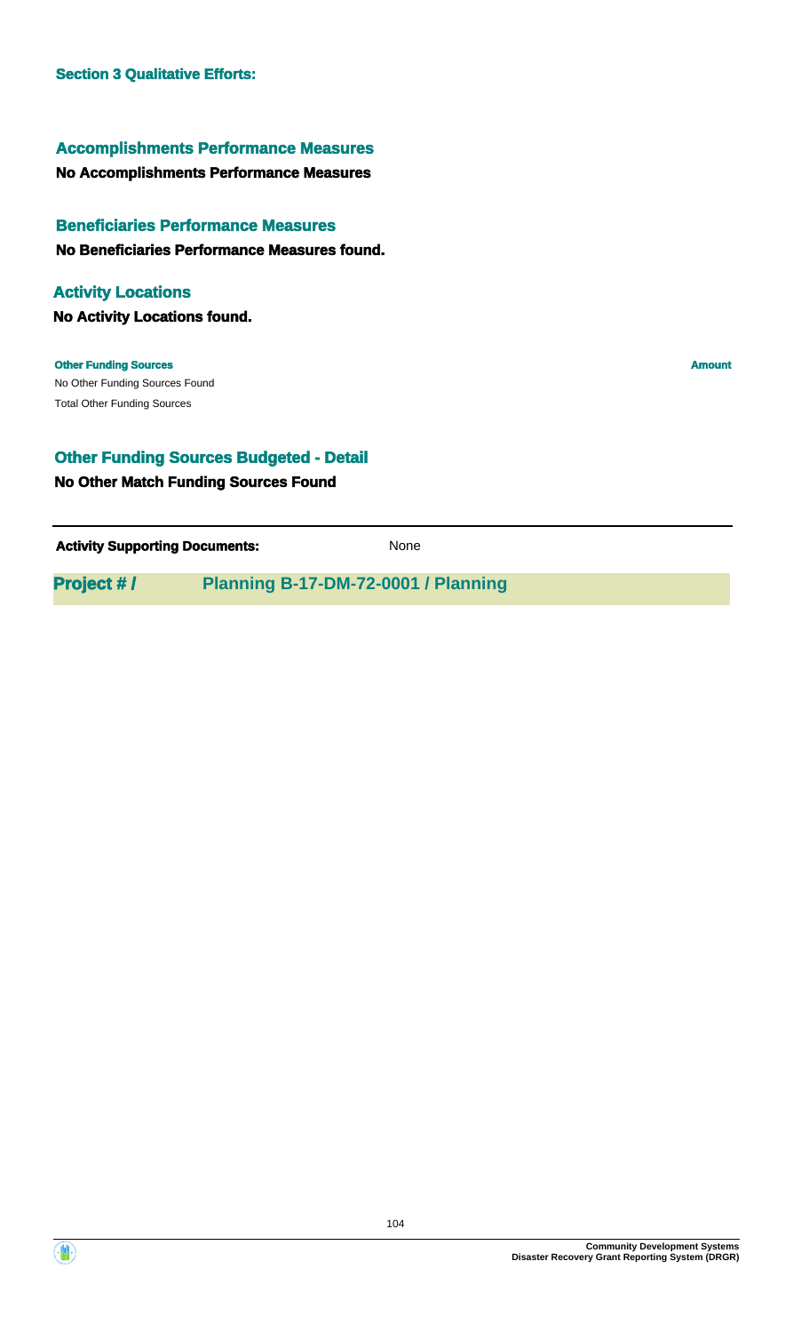**Section 3 Qualitative Efforts:**

### Accomplishments Performance Measures

**No Accomplishments Performance Measures**

### Beneficiaries Performance Measures

**No Beneficiaries Performance Measures found.**

### Activity Locations

**No Activity Locations found.**

| Other Funding Sources | Amount |
| --- | --- |
| No Other Funding Sources Found | |
| Total Other Funding Sources | |

### Other Funding Sources Budgeted - Detail

**No Other Match Funding Sources Found**

**Activity Supporting Documents:** None

**Project # / Planning B-17-DM-72-0001 / Planning**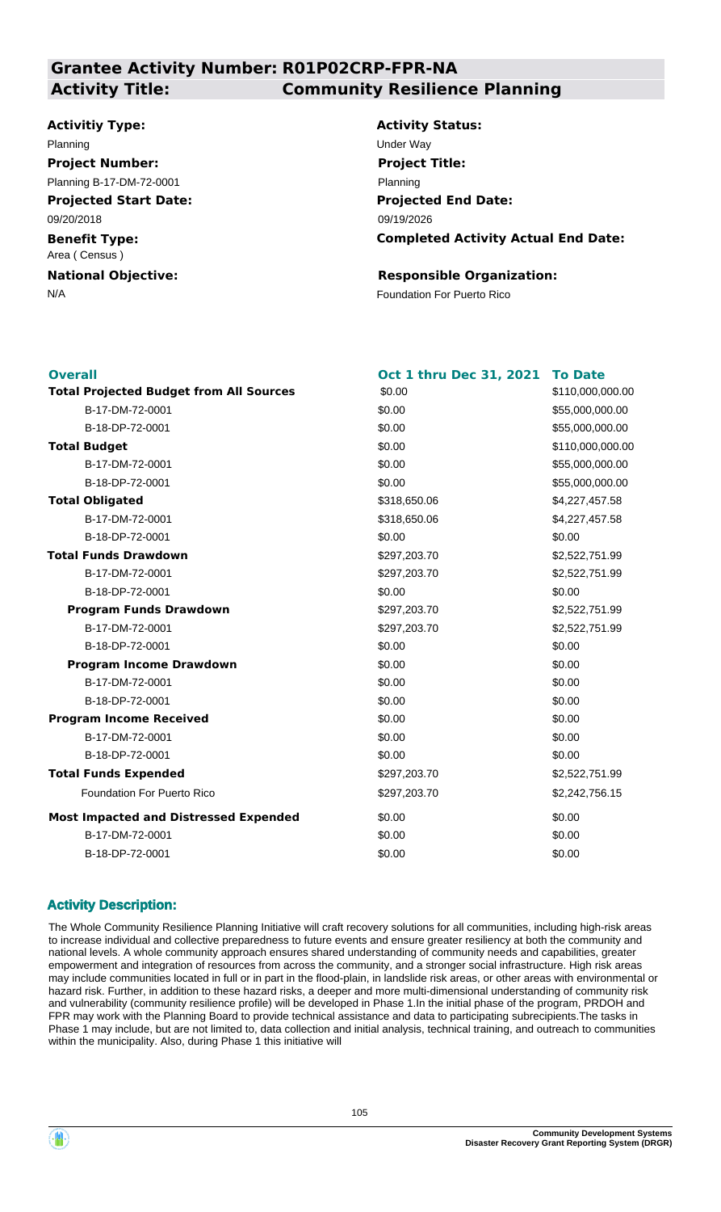# Grantee Activity Number: R01P02CRP-FPR-NA

## Activity Title: Community Resilience Planning

**Activitiy Type:**
Planning

**Activity Status:**
Under Way

**Project Number:**
Planning B-17-DM-72-0001

**Project Title:**
Planning

**Projected Start Date:**
09/20/2018

**Projected End Date:**
09/19/2026

**Benefit Type:**
Area ( Census )

**Completed Activity Actual End Date:**

**National Objective:**
N/A

**Responsible Organization:**
Foundation For Puerto Rico

| Overall | Oct 1 thru Dec 31, 2021 | To Date |
| --- | --- | --- |
| **Total Projected Budget from All Sources** | $0.00 | $110,000,000.00 |
| B-17-DM-72-0001 | $0.00 | $55,000,000.00 |
| B-18-DP-72-0001 | $0.00 | $55,000,000.00 |
| **Total Budget** | $0.00 | $110,000,000.00 |
| B-17-DM-72-0001 | $0.00 | $55,000,000.00 |
| B-18-DP-72-0001 | $0.00 | $55,000,000.00 |
| **Total Obligated** | $318,650.06 | $4,227,457.58 |
| B-17-DM-72-0001 | $318,650.06 | $4,227,457.58 |
| B-18-DP-72-0001 | $0.00 | $0.00 |
| **Total Funds Drawdown** | $297,203.70 | $2,522,751.99 |
| B-17-DM-72-0001 | $297,203.70 | $2,522,751.99 |
| B-18-DP-72-0001 | $0.00 | $0.00 |
| **Program Funds Drawdown** | $297,203.70 | $2,522,751.99 |
| B-17-DM-72-0001 | $297,203.70 | $2,522,751.99 |
| B-18-DP-72-0001 | $0.00 | $0.00 |
| **Program Income Drawdown** | $0.00 | $0.00 |
| B-17-DM-72-0001 | $0.00 | $0.00 |
| B-18-DP-72-0001 | $0.00 | $0.00 |
| **Program Income Received** | $0.00 | $0.00 |
| B-17-DM-72-0001 | $0.00 | $0.00 |
| B-18-DP-72-0001 | $0.00 | $0.00 |
| **Total Funds Expended** | $297,203.70 | $2,522,751.99 |
| Foundation For Puerto Rico | $297,203.70 | $2,242,756.15 |
| **Most Impacted and Distressed Expended** | $0.00 | $0.00 |
| B-17-DM-72-0001 | $0.00 | $0.00 |
| B-18-DP-72-0001 | $0.00 | $0.00 |

### Activity Description:

The Whole Community Resilience Planning Initiative will craft recovery solutions for all communities, including high-risk areas to increase individual and collective preparedness to future events and ensure greater resiliency at both the community and national levels. A whole community approach ensures shared understanding of community needs and capabilities, greater empowerment and integration of resources from across the community, and a stronger social infrastructure. High risk areas may include communities located in full or in part in the flood-plain, in landslide risk areas, or other areas with environmental or hazard risk. Further, in addition to these hazard risks, a deeper and more multi-dimensional understanding of community risk and vulnerability (community resilience profile) will be developed in Phase 1.In the initial phase of the program, PRDOH and FPR may work with the Planning Board to provide technical assistance and data to participating subrecipients.The tasks in Phase 1 may include, but are not limited to, data collection and initial analysis, technical training, and outreach to communities within the municipality. Also, during Phase 1 this initiative will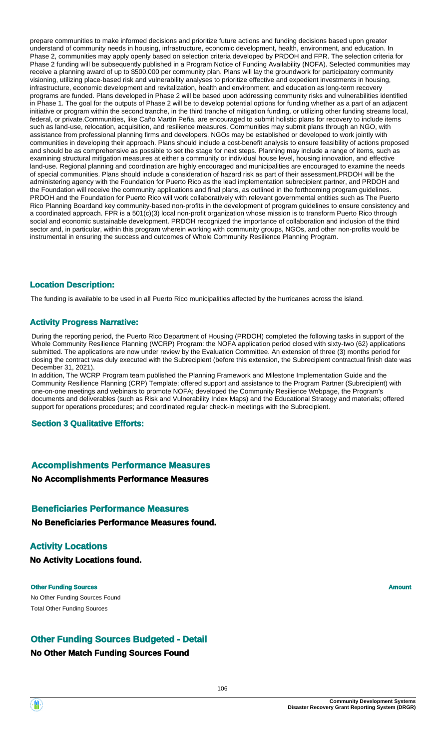prepare communities to make informed decisions and prioritize future actions and funding decisions based upon greater understand of community needs in housing, infrastructure, economic development, health, environment, and education. In Phase 2, communities may apply openly based on selection criteria developed by PRDOH and FPR. The selection criteria for Phase 2 funding will be subsequently published in a Program Notice of Funding Availability (NOFA). Selected communities may receive a planning award of up to $500,000 per community plan. Plans will lay the groundwork for participatory community visioning, utilizing place-based risk and vulnerability analyses to prioritize effective and expedient investments in housing, infrastructure, economic development and revitalization, health and environment, and education as long-term recovery programs are funded. Plans developed in Phase 2 will be based upon addressing community risks and vulnerabilities identified in Phase 1. The goal for the outputs of Phase 2 will be to develop potential options for funding whether as a part of an adjacent initiative or program within the second tranche, in the third tranche of mitigation funding, or utilizing other funding streams local, federal, or private.Communities, like Caño Martín Peña, are encouraged to submit holistic plans for recovery to include items such as land-use, relocation, acquisition, and resilience measures. Communities may submit plans through an NGO, with assistance from professional planning firms and developers. NGOs may be established or developed to work jointly with communities in developing their approach. Plans should include a cost-benefit analysis to ensure feasibility of actions proposed and should be as comprehensive as possible to set the stage for next steps. Planning may include a range of items, such as examining structural mitigation measures at either a community or individual house level, housing innovation, and effective land-use. Regional planning and coordination are highly encouraged and municipalities are encouraged to examine the needs of special communities. Plans should include a consideration of hazard risk as part of their assessment.PRDOH will be the administering agency with the Foundation for Puerto Rico as the lead implementation subrecipient partner, and PRDOH and the Foundation will receive the community applications and final plans, as outlined in the forthcoming program guidelines. PRDOH and the Foundation for Puerto Rico will work collaboratively with relevant governmental entities such as The Puerto Rico Planning Boardand key community-based non-profits in the development of program guidelines to ensure consistency and a coordinated approach. FPR is a 501(c)(3) local non-profit organization whose mission is to transform Puerto Rico through social and economic sustainable development. PRDOH recognized the importance of collaboration and inclusion of the third sector and, in particular, within this program wherein working with community groups, NGOs, and other non-profits would be instrumental in ensuring the success and outcomes of Whole Community Resilience Planning Program.

### Location Description:

The funding is available to be used in all Puerto Rico municipalities affected by the hurricanes across the island.

### Activity Progress Narrative:

During the reporting period, the Puerto Rico Department of Housing (PRDOH) completed the following tasks in support of the Whole Community Resilience Planning (WCRP) Program: the NOFA application period closed with sixty-two (62) applications submitted. The applications are now under review by the Evaluation Committee. An extension of three (3) months period for closing the contract was duly executed with the Subrecipient (before this extension, the Subrecipient contractual finish date was December 31, 2021).

In addition, The WCRP Program team published the Planning Framework and Milestone Implementation Guide and the Community Resilience Planning (CRP) Template; offered support and assistance to the Program Partner (Subrecipient) with one-on-one meetings and webinars to promote NOFA; developed the Community Resilience Webpage, the Program's documents and deliverables (such as Risk and Vulnerability Index Maps) and the Educational Strategy and materials; offered support for operations procedures; and coordinated regular check-in meetings with the Subrecipient.

### Section 3 Qualitative Efforts:

## Accomplishments Performance Measures

**No Accomplishments Performance Measures**

## Beneficiaries Performance Measures

**No Beneficiaries Performance Measures found.**

## Activity Locations

**No Activity Locations found.**

| Other Funding Sources | Amount |
|---|---|
| No Other Funding Sources Found | |
| Total Other Funding Sources | |

## Other Funding Sources Budgeted - Detail

**No Other Match Funding Sources Found**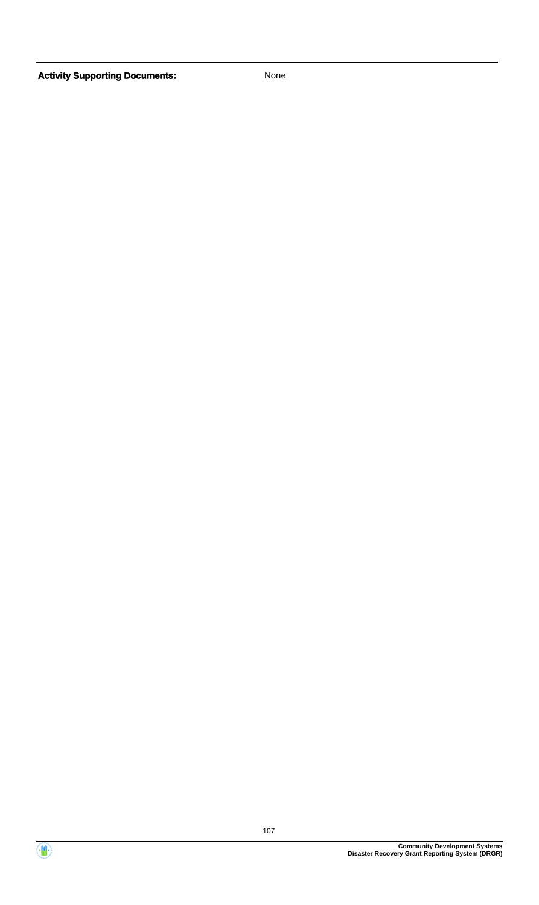**Activity Supporting Documents:** None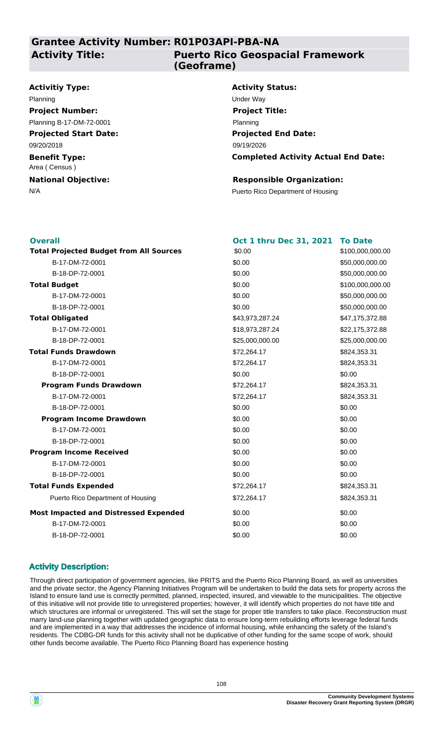## Grantee Activity Number: R01P03API-PBA-NA

**Activity Title:** Puerto Rico Geospacial Framework (Geoframe)

**Activitiy Type:**
Planning

**Activity Status:**
Under Way

**Project Number:**
Planning B-17-DM-72-0001

**Project Title:**
Planning

**Projected Start Date:**
09/20/2018

**Projected End Date:**
09/19/2026

**Benefit Type:**
Area ( Census )

**Completed Activity Actual End Date:**

**National Objective:**
N/A

**Responsible Organization:**
Puerto Rico Department of Housing

| Overall | Oct 1 thru Dec 31, 2021 | To Date |
|---|---|---|
| **Total Projected Budget from All Sources** | $0.00 | $100,000,000.00 |
| B-17-DM-72-0001 | $0.00 | $50,000,000.00 |
| B-18-DP-72-0001 | $0.00 | $50,000,000.00 |
| **Total Budget** | $0.00 | $100,000,000.00 |
| B-17-DM-72-0001 | $0.00 | $50,000,000.00 |
| B-18-DP-72-0001 | $0.00 | $50,000,000.00 |
| **Total Obligated** | $43,973,287.24 | $47,175,372.88 |
| B-17-DM-72-0001 | $18,973,287.24 | $22,175,372.88 |
| B-18-DP-72-0001 | $25,000,000.00 | $25,000,000.00 |
| **Total Funds Drawdown** | $72,264.17 | $824,353.31 |
| B-17-DM-72-0001 | $72,264.17 | $824,353.31 |
| B-18-DP-72-0001 | $0.00 | $0.00 |
| **Program Funds Drawdown** | $72,264.17 | $824,353.31 |
| B-17-DM-72-0001 | $72,264.17 | $824,353.31 |
| B-18-DP-72-0001 | $0.00 | $0.00 |
| **Program Income Drawdown** | $0.00 | $0.00 |
| B-17-DM-72-0001 | $0.00 | $0.00 |
| B-18-DP-72-0001 | $0.00 | $0.00 |
| **Program Income Received** | $0.00 | $0.00 |
| B-17-DM-72-0001 | $0.00 | $0.00 |
| B-18-DP-72-0001 | $0.00 | $0.00 |
| **Total Funds Expended** | $72,264.17 | $824,353.31 |
| Puerto Rico Department of Housing | $72,264.17 | $824,353.31 |
| **Most Impacted and Distressed Expended** | $0.00 | $0.00 |
| B-17-DM-72-0001 | $0.00 | $0.00 |
| B-18-DP-72-0001 | $0.00 | $0.00 |

### Activity Description:

Through direct participation of government agencies, like PRITS and the Puerto Rico Planning Board, as well as universities and the private sector, the Agency Planning Initiatives Program will be undertaken to build the data sets for property across the Island to ensure land use is correctly permitted, planned, inspected, insured, and viewable to the municipalities. The objective of this initiative will not provide title to unregistered properties; however, it will identify which properties do not have title and which structures are informal or unregistered. This will set the stage for proper title transfers to take place. Reconstruction must marry land-use planning together with updated geographic data to ensure long-term rebuilding efforts leverage federal funds and are implemented in a way that addresses the incidence of informal housing, while enhancing the safety of the Island's residents. The CDBG-DR funds for this activity shall not be duplicative of other funding for the same scope of work, should other funds become available. The Puerto Rico Planning Board has experience hosting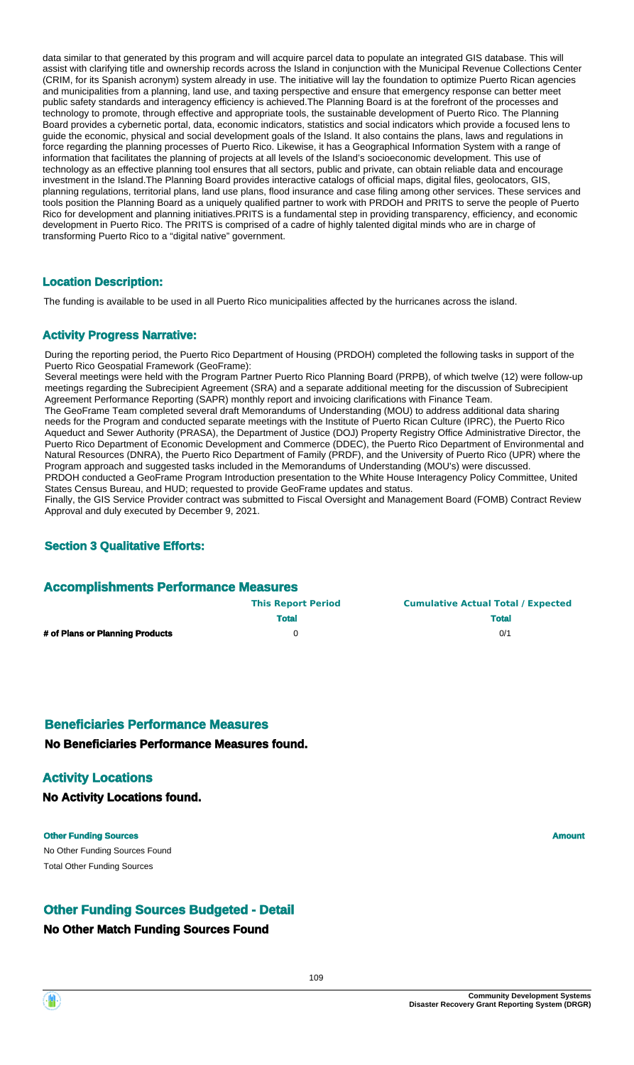data similar to that generated by this program and will acquire parcel data to populate an integrated GIS database. This will assist with clarifying title and ownership records across the Island in conjunction with the Municipal Revenue Collections Center (CRIM, for its Spanish acronym) system already in use. The initiative will lay the foundation to optimize Puerto Rican agencies and municipalities from a planning, land use, and taxing perspective and ensure that emergency response can better meet public safety standards and interagency efficiency is achieved.The Planning Board is at the forefront of the processes and technology to promote, through effective and appropriate tools, the sustainable development of Puerto Rico. The Planning Board provides a cybernetic portal, data, economic indicators, statistics and social indicators which provide a focused lens to guide the economic, physical and social development goals of the Island. It also contains the plans, laws and regulations in force regarding the planning processes of Puerto Rico. Likewise, it has a Geographical Information System with a range of information that facilitates the planning of projects at all levels of the Island's socioeconomic development. This use of technology as an effective planning tool ensures that all sectors, public and private, can obtain reliable data and encourage investment in the Island.The Planning Board provides interactive catalogs of official maps, digital files, geolocators, GIS, planning regulations, territorial plans, land use plans, flood insurance and case filing among other services. These services and tools position the Planning Board as a uniquely qualified partner to work with PRDOH and PRITS to serve the people of Puerto Rico for development and planning initiatives.PRITS is a fundamental step in providing transparency, efficiency, and economic development in Puerto Rico. The PRITS is comprised of a cadre of highly talented digital minds who are in charge of transforming Puerto Rico to a "digital native" government.

## Location Description:

The funding is available to be used in all Puerto Rico municipalities affected by the hurricanes across the island.

## Activity Progress Narrative:

During the reporting period, the Puerto Rico Department of Housing (PRDOH) completed the following tasks in support of the Puerto Rico Geospatial Framework (GeoFrame):

Several meetings were held with the Program Partner Puerto Rico Planning Board (PRPB), of which twelve (12) were follow-up meetings regarding the Subrecipient Agreement (SRA) and a separate additional meeting for the discussion of Subrecipient Agreement Performance Reporting (SAPR) monthly report and invoicing clarifications with Finance Team.

The GeoFrame Team completed several draft Memorandums of Understanding (MOU) to address additional data sharing needs for the Program and conducted separate meetings with the Institute of Puerto Rican Culture (IPRC), the Puerto Rico Aqueduct and Sewer Authority (PRASA), the Department of Justice (DOJ) Property Registry Office Administrative Director, the Puerto Rico Department of Economic Development and Commerce (DDEC), the Puerto Rico Department of Environmental and Natural Resources (DNRA), the Puerto Rico Department of Family (PRDF), and the University of Puerto Rico (UPR) where the Program approach and suggested tasks included in the Memorandums of Understanding (MOU's) were discussed.

PRDOH conducted a GeoFrame Program Introduction presentation to the White House Interagency Policy Committee, United States Census Bureau, and HUD; requested to provide GeoFrame updates and status.

Finally, the GIS Service Provider contract was submitted to Fiscal Oversight and Management Board (FOMB) Contract Review Approval and duly executed by December 9, 2021.

## Section 3 Qualitative Efforts:

## Accomplishments Performance Measures

| | This Report Period | Cumulative Actual Total / Expected |
|---|---|---|
| | Total | Total |
| # of Plans or Planning Products | 0 | 0/1 |

## Beneficiaries Performance Measures

**No Beneficiaries Performance Measures found.**

## Activity Locations

**No Activity Locations found.**

| Other Funding Sources | Amount |
|---|---|
| No Other Funding Sources Found | |
| Total Other Funding Sources | |

## Other Funding Sources Budgeted - Detail

**No Other Match Funding Sources Found**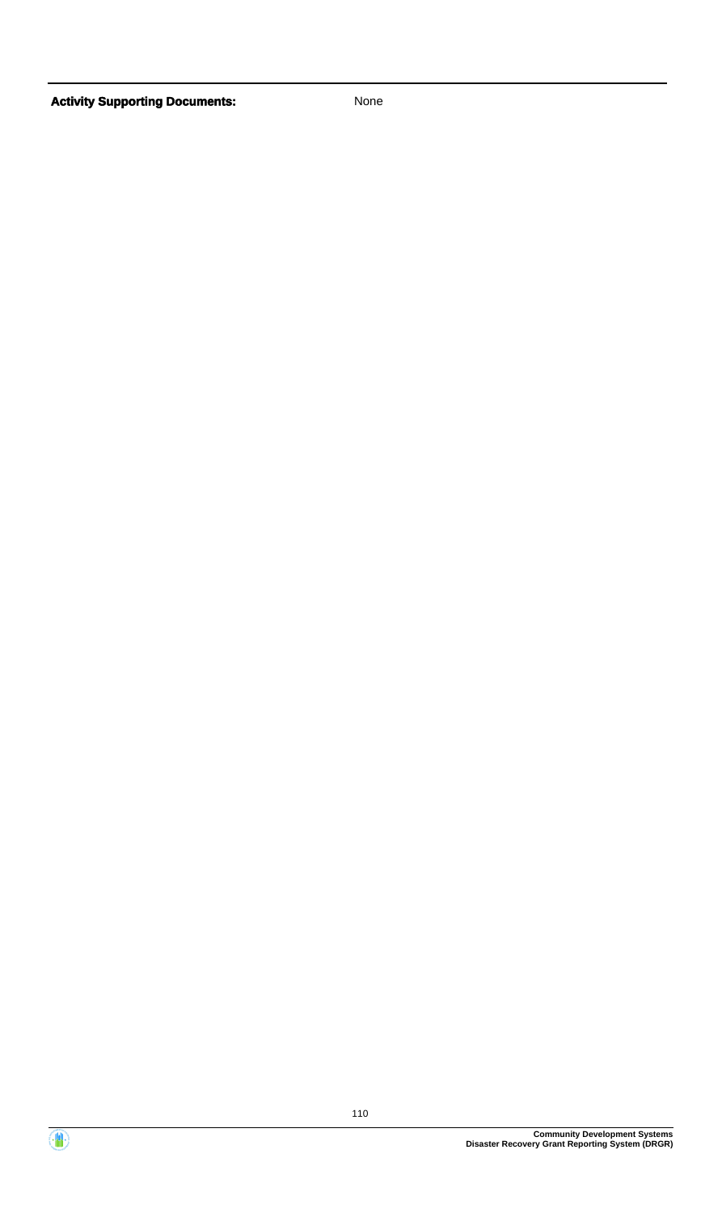| **Activity Supporting Documents:** | None |
| --- | --- |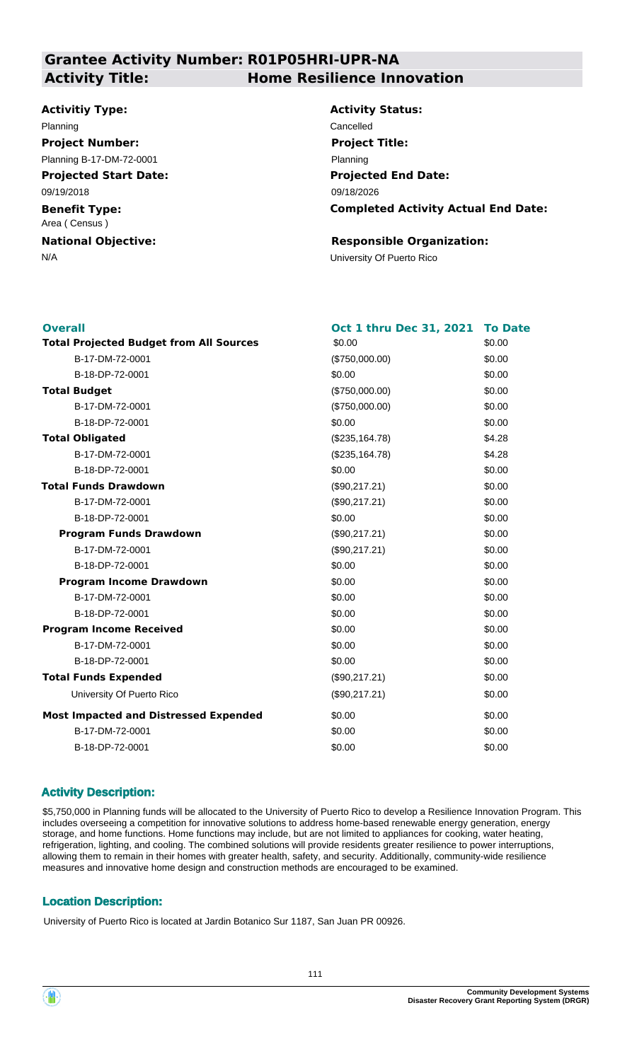## Grantee Activity Number: R01P05HRI-UPR-NA
## Activity Title: Home Resilience Innovation

**Activitiy Type:**
Planning

**Activity Status:**
Cancelled

**Project Number:**
Planning B-17-DM-72-0001

**Project Title:**
Planning

**Projected Start Date:**
09/19/2018

**Projected End Date:**
09/18/2026

**Benefit Type:**
Area ( Census )

**Completed Activity Actual End Date:**

**National Objective:**
N/A

**Responsible Organization:**
University Of Puerto Rico

| Overall | Oct 1 thru Dec 31, 2021 | To Date |
|---|---|---|
| **Total Projected Budget from All Sources** | $0.00 | $0.00 |
| B-17-DM-72-0001 | ($750,000.00) | $0.00 |
| B-18-DP-72-0001 | $0.00 | $0.00 |
| **Total Budget** | ($750,000.00) | $0.00 |
| B-17-DM-72-0001 | ($750,000.00) | $0.00 |
| B-18-DP-72-0001 | $0.00 | $0.00 |
| **Total Obligated** | ($235,164.78) | $4.28 |
| B-17-DM-72-0001 | ($235,164.78) | $4.28 |
| B-18-DP-72-0001 | $0.00 | $0.00 |
| **Total Funds Drawdown** | ($90,217.21) | $0.00 |
| B-17-DM-72-0001 | ($90,217.21) | $0.00 |
| B-18-DP-72-0001 | $0.00 | $0.00 |
| **Program Funds Drawdown** | ($90,217.21) | $0.00 |
| B-17-DM-72-0001 | ($90,217.21) | $0.00 |
| B-18-DP-72-0001 | $0.00 | $0.00 |
| **Program Income Drawdown** | $0.00 | $0.00 |
| B-17-DM-72-0001 | $0.00 | $0.00 |
| B-18-DP-72-0001 | $0.00 | $0.00 |
| **Program Income Received** | $0.00 | $0.00 |
| B-17-DM-72-0001 | $0.00 | $0.00 |
| B-18-DP-72-0001 | $0.00 | $0.00 |
| **Total Funds Expended** | ($90,217.21) | $0.00 |
| University Of Puerto Rico | ($90,217.21) | $0.00 |
| **Most Impacted and Distressed Expended** | $0.00 | $0.00 |
| B-17-DM-72-0001 | $0.00 | $0.00 |
| B-18-DP-72-0001 | $0.00 | $0.00 |

### Activity Description:

$5,750,000 in Planning funds will be allocated to the University of Puerto Rico to develop a Resilience Innovation Program. This includes overseeing a competition for innovative solutions to address home-based renewable energy generation, energy storage, and home functions. Home functions may include, but are not limited to appliances for cooking, water heating, refrigeration, lighting, and cooling. The combined solutions will provide residents greater resilience to power interruptions, allowing them to remain in their homes with greater health, safety, and security. Additionally, community-wide resilience measures and innovative home design and construction methods are encouraged to be examined.

### Location Description:

University of Puerto Rico is located at Jardin Botanico Sur 1187, San Juan PR 00926.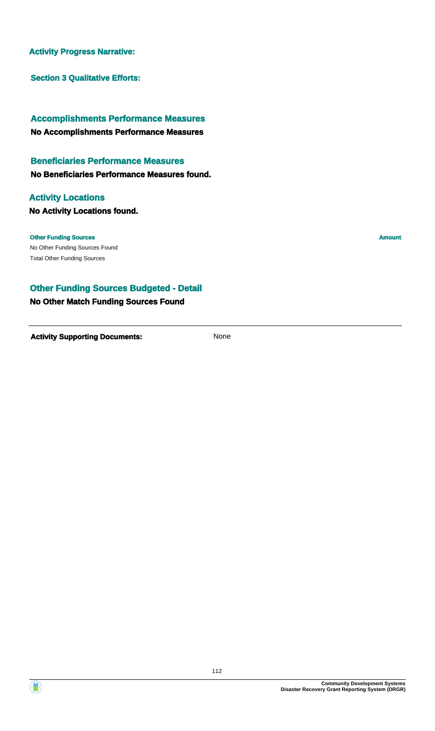**Activity Progress Narrative:**

**Section 3 Qualitative Efforts:**

### Accomplishments Performance Measures

**No Accomplishments Performance Measures**

### Beneficiaries Performance Measures

**No Beneficiaries Performance Measures found.**

### Activity Locations

**No Activity Locations found.**

| **Other Funding Sources** | **Amount** |
| --- | --- |
| No Other Funding Sources Found | |
| Total Other Funding Sources | |

### Other Funding Sources Budgeted - Detail

**No Other Match Funding Sources Found**

---

**Activity Supporting Documents:** None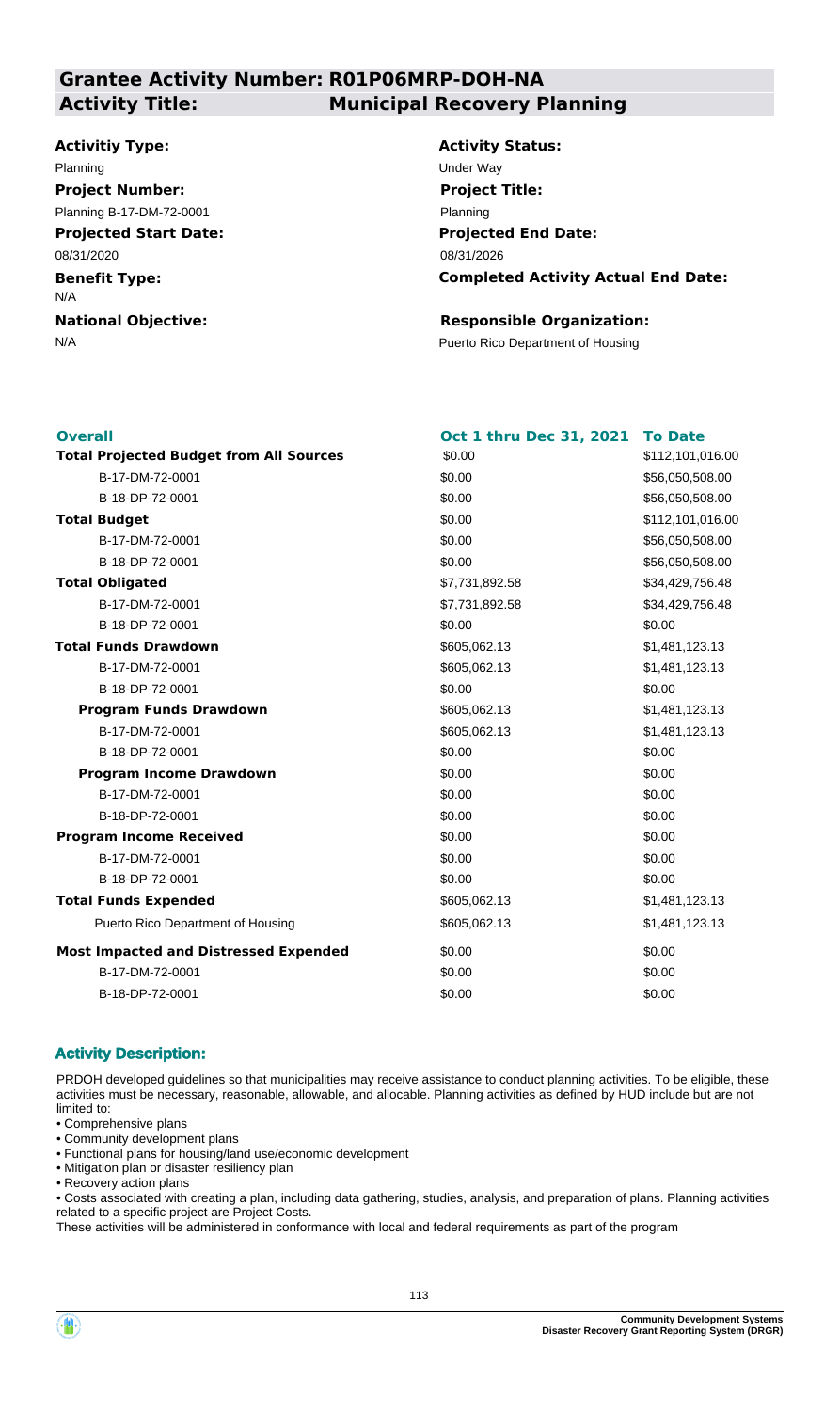## Grantee Activity Number: R01P06MRP-DOH-NA
## Activity Title: Municipal Recovery Planning

**Activitiy Type:**
Planning

**Activity Status:**
Under Way

**Project Number:**
Planning B-17-DM-72-0001

**Project Title:**
Planning

**Projected Start Date:**
08/31/2020

**Projected End Date:**
08/31/2026

**Benefit Type:**
N/A

**Completed Activity Actual End Date:**

**National Objective:**
N/A

**Responsible Organization:**
Puerto Rico Department of Housing

| Overall | Oct 1 thru Dec 31, 2021 | To Date |
|---|---|---|
| **Total Projected Budget from All Sources** | $0.00 | $112,101,016.00 |
| B-17-DM-72-0001 | $0.00 | $56,050,508.00 |
| B-18-DP-72-0001 | $0.00 | $56,050,508.00 |
| **Total Budget** | $0.00 | $112,101,016.00 |
| B-17-DM-72-0001 | $0.00 | $56,050,508.00 |
| B-18-DP-72-0001 | $0.00 | $56,050,508.00 |
| **Total Obligated** | $7,731,892.58 | $34,429,756.48 |
| B-17-DM-72-0001 | $7,731,892.58 | $34,429,756.48 |
| B-18-DP-72-0001 | $0.00 | $0.00 |
| **Total Funds Drawdown** | $605,062.13 | $1,481,123.13 |
| B-17-DM-72-0001 | $605,062.13 | $1,481,123.13 |
| B-18-DP-72-0001 | $0.00 | $0.00 |
| **Program Funds Drawdown** | $605,062.13 | $1,481,123.13 |
| B-17-DM-72-0001 | $605,062.13 | $1,481,123.13 |
| B-18-DP-72-0001 | $0.00 | $0.00 |
| **Program Income Drawdown** | $0.00 | $0.00 |
| B-17-DM-72-0001 | $0.00 | $0.00 |
| B-18-DP-72-0001 | $0.00 | $0.00 |
| **Program Income Received** | $0.00 | $0.00 |
| B-17-DM-72-0001 | $0.00 | $0.00 |
| B-18-DP-72-0001 | $0.00 | $0.00 |
| **Total Funds Expended** | $605,062.13 | $1,481,123.13 |
| Puerto Rico Department of Housing | $605,062.13 | $1,481,123.13 |
| **Most Impacted and Distressed Expended** | $0.00 | $0.00 |
| B-17-DM-72-0001 | $0.00 | $0.00 |
| B-18-DP-72-0001 | $0.00 | $0.00 |

### Activity Description:

PRDOH developed guidelines so that municipalities may receive assistance to conduct planning activities. To be eligible, these activities must be necessary, reasonable, allowable, and allocable. Planning activities as defined by HUD include but are not limited to:

- Comprehensive plans
- Community development plans
- Functional plans for housing/land use/economic development
- Mitigation plan or disaster resiliency plan
- Recovery action plans
- Costs associated with creating a plan, including data gathering, studies, analysis, and preparation of plans. Planning activities related to a specific project are Project Costs.

These activities will be administered in conformance with local and federal requirements as part of the program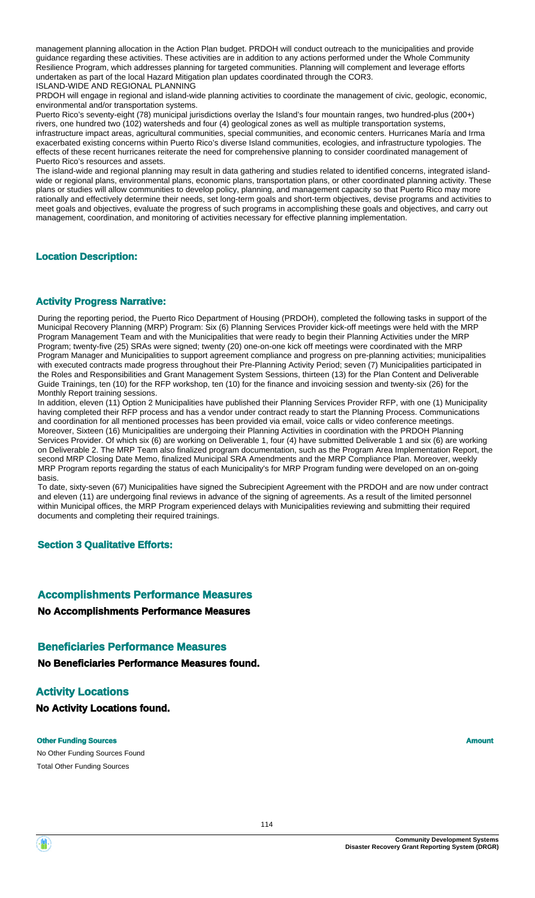management planning allocation in the Action Plan budget. PRDOH will conduct outreach to the municipalities and provide guidance regarding these activities. These activities are in addition to any actions performed under the Whole Community Resilience Program, which addresses planning for targeted communities. Planning will complement and leverage efforts undertaken as part of the local Hazard Mitigation plan updates coordinated through the COR3.
ISLAND-WIDE AND REGIONAL PLANNING
PRDOH will engage in regional and island-wide planning activities to coordinate the management of civic, geologic, economic, environmental and/or transportation systems.
Puerto Rico's seventy-eight (78) municipal jurisdictions overlay the Island's four mountain ranges, two hundred-plus (200+) rivers, one hundred two (102) watersheds and four (4) geological zones as well as multiple transportation systems, infrastructure impact areas, agricultural communities, special communities, and economic centers. Hurricanes María and Irma exacerbated existing concerns within Puerto Rico's diverse Island communities, ecologies, and infrastructure typologies. The effects of these recent hurricanes reiterate the need for comprehensive planning to consider coordinated management of Puerto Rico's resources and assets.
The island-wide and regional planning may result in data gathering and studies related to identified concerns, integrated island-wide or regional plans, environmental plans, economic plans, transportation plans, or other coordinated planning activity. These plans or studies will allow communities to develop policy, planning, and management capacity so that Puerto Rico may more rationally and effectively determine their needs, set long-term goals and short-term objectives, devise programs and activities to meet goals and objectives, evaluate the progress of such programs in accomplishing these goals and objectives, and carry out management, coordination, and monitoring of activities necessary for effective planning implementation.

### Location Description:

### Activity Progress Narrative:

During the reporting period, the Puerto Rico Department of Housing (PRDOH), completed the following tasks in support of the Municipal Recovery Planning (MRP) Program: Six (6) Planning Services Provider kick-off meetings were held with the MRP Program Management Team and with the Municipalities that were ready to begin their Planning Activities under the MRP Program; twenty-five (25) SRAs were signed; twenty (20) one-on-one kick off meetings were coordinated with the MRP Program Manager and Municipalities to support agreement compliance and progress on pre-planning activities; municipalities with executed contracts made progress throughout their Pre-Planning Activity Period; seven (7) Municipalities participated in the Roles and Responsibilities and Grant Management System Sessions, thirteen (13) for the Plan Content and Deliverable Guide Trainings, ten (10) for the RFP workshop, ten (10) for the finance and invoicing session and twenty-six (26) for the Monthly Report training sessions.
In addition, eleven (11) Option 2 Municipalities have published their Planning Services Provider RFP, with one (1) Municipality having completed their RFP process and has a vendor under contract ready to start the Planning Process. Communications and coordination for all mentioned processes has been provided via email, voice calls or video conference meetings.
Moreover, Sixteen (16) Municipalities are undergoing their Planning Activities in coordination with the PRDOH Planning Services Provider. Of which six (6) are working on Deliverable 1, four (4) have submitted Deliverable 1 and six (6) are working on Deliverable 2. The MRP Team also finalized program documentation, such as the Program Area Implementation Report, the second MRP Closing Date Memo, finalized Municipal SRA Amendments and the MRP Compliance Plan. Moreover, weekly MRP Program reports regarding the status of each Municipality's for MRP Program funding were developed on an on-going basis.
To date, sixty-seven (67) Municipalities have signed the Subrecipient Agreement with the PRDOH and are now under contract and eleven (11) are undergoing final reviews in advance of the signing of agreements. As a result of the limited personnel within Municipal offices, the MRP Program experienced delays with Municipalities reviewing and submitting their required documents and completing their required trainings.

### Section 3 Qualitative Efforts:

## Accomplishments Performance Measures

**No Accomplishments Performance Measures**

## Beneficiaries Performance Measures

**No Beneficiaries Performance Measures found.**

## Activity Locations

**No Activity Locations found.**

| Other Funding Sources | Amount |
|---|---|
| No Other Funding Sources Found | |
| Total Other Funding Sources | |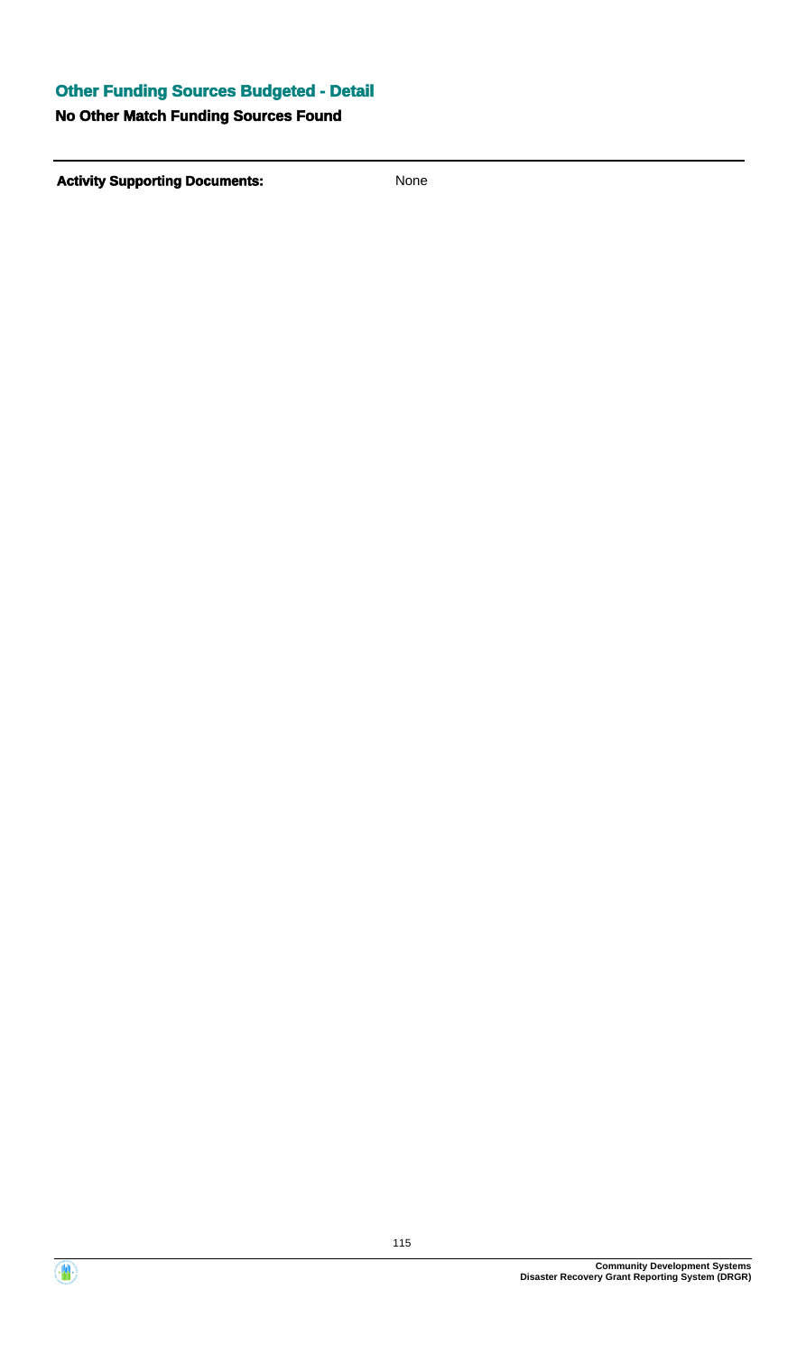## Other Funding Sources Budgeted - Detail

**No Other Match Funding Sources Found**

---

**Activity Supporting Documents:** None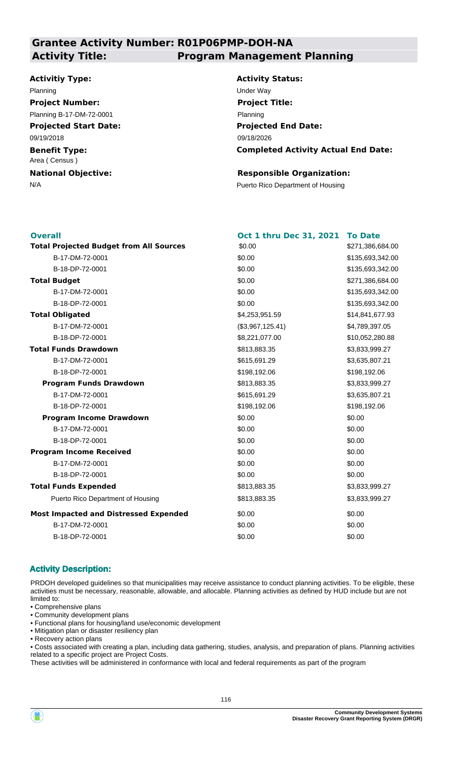## Grantee Activity Number: R01P06PMP-DOH-NA

## Activity Title: Program Management Planning

**Activitiy Type:**
Planning

**Activity Status:**
Under Way

**Project Number:**
Planning B-17-DM-72-0001

**Project Title:**
Planning

**Projected Start Date:**
09/19/2018

**Projected End Date:**
09/18/2026

**Benefit Type:**
Area ( Census )

**Completed Activity Actual End Date:**

**National Objective:**
N/A

**Responsible Organization:**
Puerto Rico Department of Housing

| Overall | Oct 1 thru Dec 31, 2021 | To Date |
|---|---|---|
| **Total Projected Budget from All Sources** | $0.00 | $271,386,684.00 |
| B-17-DM-72-0001 | $0.00 | $135,693,342.00 |
| B-18-DP-72-0001 | $0.00 | $135,693,342.00 |
| **Total Budget** | $0.00 | $271,386,684.00 |
| B-17-DM-72-0001 | $0.00 | $135,693,342.00 |
| B-18-DP-72-0001 | $0.00 | $135,693,342.00 |
| **Total Obligated** | $4,253,951.59 | $14,841,677.93 |
| B-17-DM-72-0001 | ($3,967,125.41) | $4,789,397.05 |
| B-18-DP-72-0001 | $8,221,077.00 | $10,052,280.88 |
| **Total Funds Drawdown** | $813,883.35 | $3,833,999.27 |
| B-17-DM-72-0001 | $615,691.29 | $3,635,807.21 |
| B-18-DP-72-0001 | $198,192.06 | $198,192.06 |
| **Program Funds Drawdown** | $813,883.35 | $3,833,999.27 |
| B-17-DM-72-0001 | $615,691.29 | $3,635,807.21 |
| B-18-DP-72-0001 | $198,192.06 | $198,192.06 |
| **Program Income Drawdown** | $0.00 | $0.00 |
| B-17-DM-72-0001 | $0.00 | $0.00 |
| B-18-DP-72-0001 | $0.00 | $0.00 |
| **Program Income Received** | $0.00 | $0.00 |
| B-17-DM-72-0001 | $0.00 | $0.00 |
| B-18-DP-72-0001 | $0.00 | $0.00 |
| **Total Funds Expended** | $813,883.35 | $3,833,999.27 |
| Puerto Rico Department of Housing | $813,883.35 | $3,833,999.27 |
| **Most Impacted and Distressed Expended** | $0.00 | $0.00 |
| B-17-DM-72-0001 | $0.00 | $0.00 |
| B-18-DP-72-0001 | $0.00 | $0.00 |

### Activity Description:

PRDOH developed guidelines so that municipalities may receive assistance to conduct planning activities. To be eligible, these activities must be necessary, reasonable, allowable, and allocable. Planning activities as defined by HUD include but are not limited to:

- Comprehensive plans
- Community development plans
- Functional plans for housing/land use/economic development
- Mitigation plan or disaster resiliency plan
- Recovery action plans
- Costs associated with creating a plan, including data gathering, studies, analysis, and preparation of plans. Planning activities related to a specific project are Project Costs.

These activities will be administered in conformance with local and federal requirements as part of the program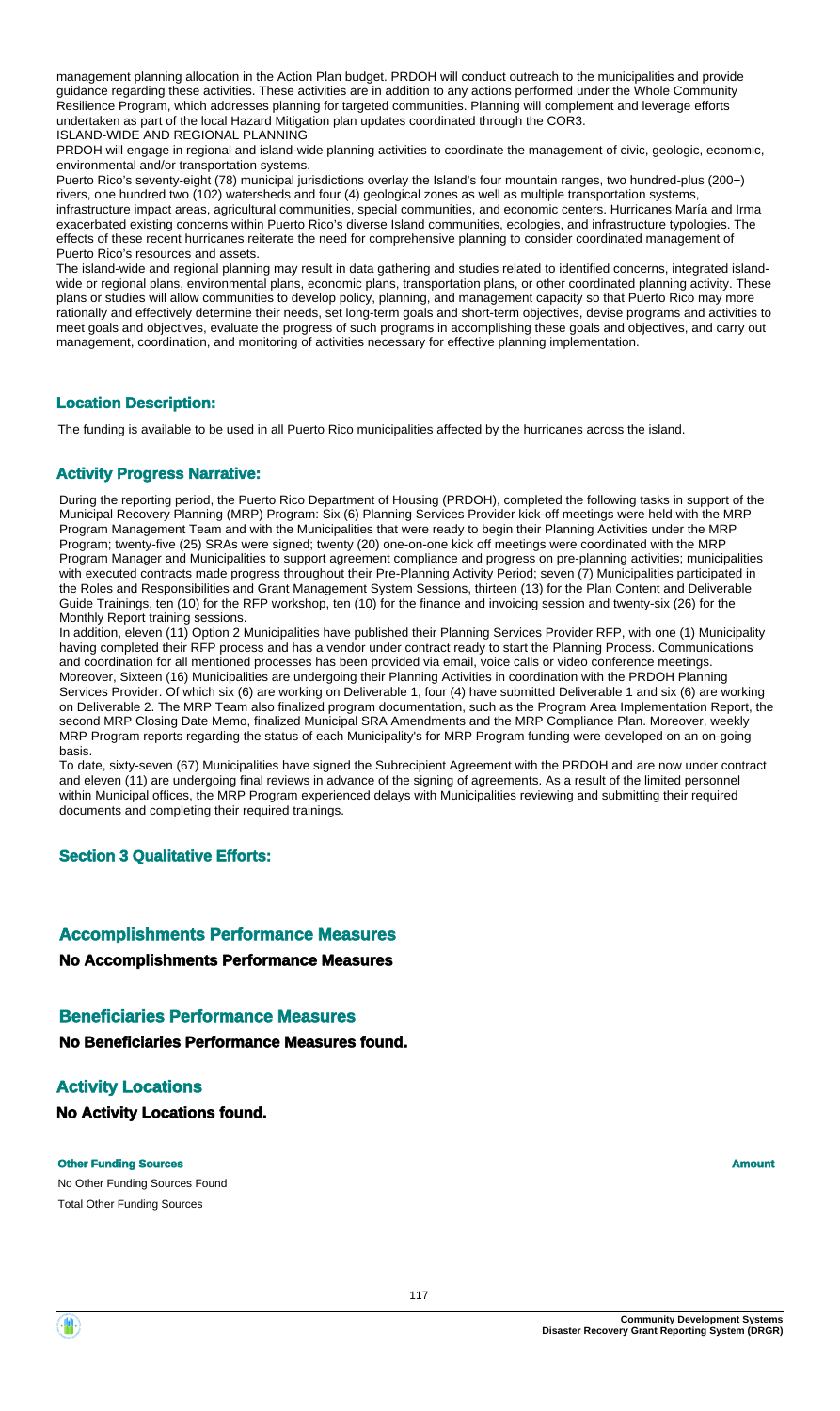management planning allocation in the Action Plan budget. PRDOH will conduct outreach to the municipalities and provide guidance regarding these activities. These activities are in addition to any actions performed under the Whole Community Resilience Program, which addresses planning for targeted communities. Planning will complement and leverage efforts undertaken as part of the local Hazard Mitigation plan updates coordinated through the COR3.
ISLAND-WIDE AND REGIONAL PLANNING
PRDOH will engage in regional and island-wide planning activities to coordinate the management of civic, geologic, economic, environmental and/or transportation systems.
Puerto Rico's seventy-eight (78) municipal jurisdictions overlay the Island's four mountain ranges, two hundred-plus (200+) rivers, one hundred two (102) watersheds and four (4) geological zones as well as multiple transportation systems, infrastructure impact areas, agricultural communities, special communities, and economic centers. Hurricanes María and Irma exacerbated existing concerns within Puerto Rico's diverse Island communities, ecologies, and infrastructure typologies. The effects of these recent hurricanes reiterate the need for comprehensive planning to consider coordinated management of Puerto Rico's resources and assets.
The island-wide and regional planning may result in data gathering and studies related to identified concerns, integrated island-wide or regional plans, environmental plans, economic plans, transportation plans, or other coordinated planning activity. These plans or studies will allow communities to develop policy, planning, and management capacity so that Puerto Rico may more rationally and effectively determine their needs, set long-term goals and short-term objectives, devise programs and activities to meet goals and objectives, evaluate the progress of such programs in accomplishing these goals and objectives, and carry out management, coordination, and monitoring of activities necessary for effective planning implementation.

### Location Description:

The funding is available to be used in all Puerto Rico municipalities affected by the hurricanes across the island.

### Activity Progress Narrative:

During the reporting period, the Puerto Rico Department of Housing (PRDOH), completed the following tasks in support of the Municipal Recovery Planning (MRP) Program: Six (6) Planning Services Provider kick-off meetings were held with the MRP Program Management Team and with the Municipalities that were ready to begin their Planning Activities under the MRP Program; twenty-five (25) SRAs were signed; twenty (20) one-on-one kick off meetings were coordinated with the MRP Program Manager and Municipalities to support agreement compliance and progress on pre-planning activities; municipalities with executed contracts made progress throughout their Pre-Planning Activity Period; seven (7) Municipalities participated in the Roles and Responsibilities and Grant Management System Sessions, thirteen (13) for the Plan Content and Deliverable Guide Trainings, ten (10) for the RFP workshop, ten (10) for the finance and invoicing session and twenty-six (26) for the Monthly Report training sessions.
In addition, eleven (11) Option 2 Municipalities have published their Planning Services Provider RFP, with one (1) Municipality having completed their RFP process and has a vendor under contract ready to start the Planning Process. Communications and coordination for all mentioned processes has been provided via email, voice calls or video conference meetings.
Moreover, Sixteen (16) Municipalities are undergoing their Planning Activities in coordination with the PRDOH Planning Services Provider. Of which six (6) are working on Deliverable 1, four (4) have submitted Deliverable 1 and six (6) are working on Deliverable 2. The MRP Team also finalized program documentation, such as the Program Area Implementation Report, the second MRP Closing Date Memo, finalized Municipal SRA Amendments and the MRP Compliance Plan. Moreover, weekly MRP Program reports regarding the status of each Municipality's for MRP Program funding were developed on an on-going basis.
To date, sixty-seven (67) Municipalities have signed the Subrecipient Agreement with the PRDOH and are now under contract and eleven (11) are undergoing final reviews in advance of the signing of agreements. As a result of the limited personnel within Municipal offices, the MRP Program experienced delays with Municipalities reviewing and submitting their required documents and completing their required trainings.

### Section 3 Qualitative Efforts:

## Accomplishments Performance Measures

**No Accomplishments Performance Measures**

## Beneficiaries Performance Measures

**No Beneficiaries Performance Measures found.**

## Activity Locations

**No Activity Locations found.**

| Other Funding Sources | Amount |
|---|---|
| No Other Funding Sources Found | |
| Total Other Funding Sources | |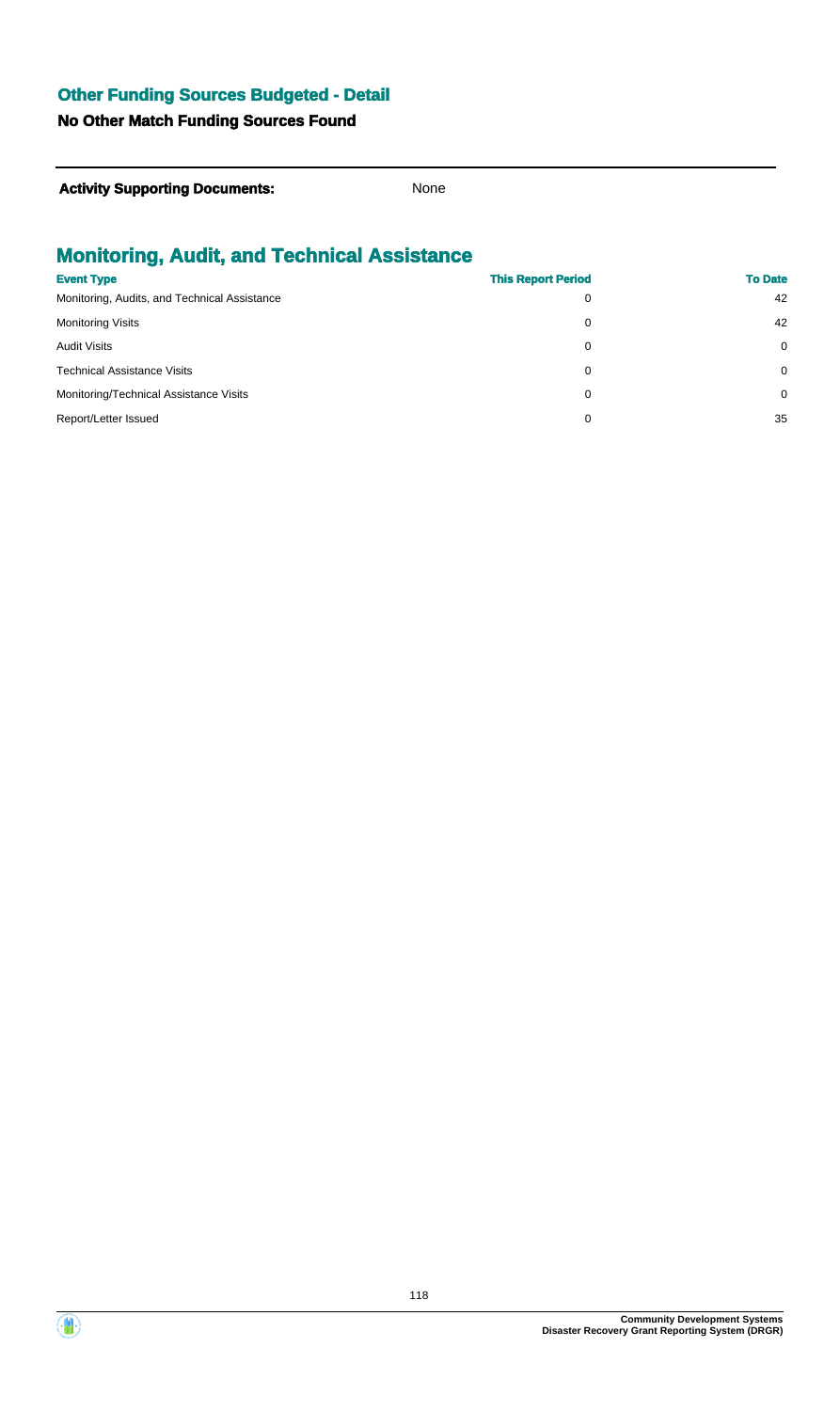### Other Funding Sources Budgeted - Detail

**No Other Match Funding Sources Found**

| | |
|---|---|
| **Activity Supporting Documents:** | None |

## Monitoring, Audit, and Technical Assistance

| Event Type | This Report Period | To Date |
|---|---|---|
| Monitoring, Audits, and Technical Assistance | 0 | 42 |
| Monitoring Visits | 0 | 42 |
| Audit Visits | 0 | 0 |
| Technical Assistance Visits | 0 | 0 |
| Monitoring/Technical Assistance Visits | 0 | 0 |
| Report/Letter Issued | 0 | 35 |